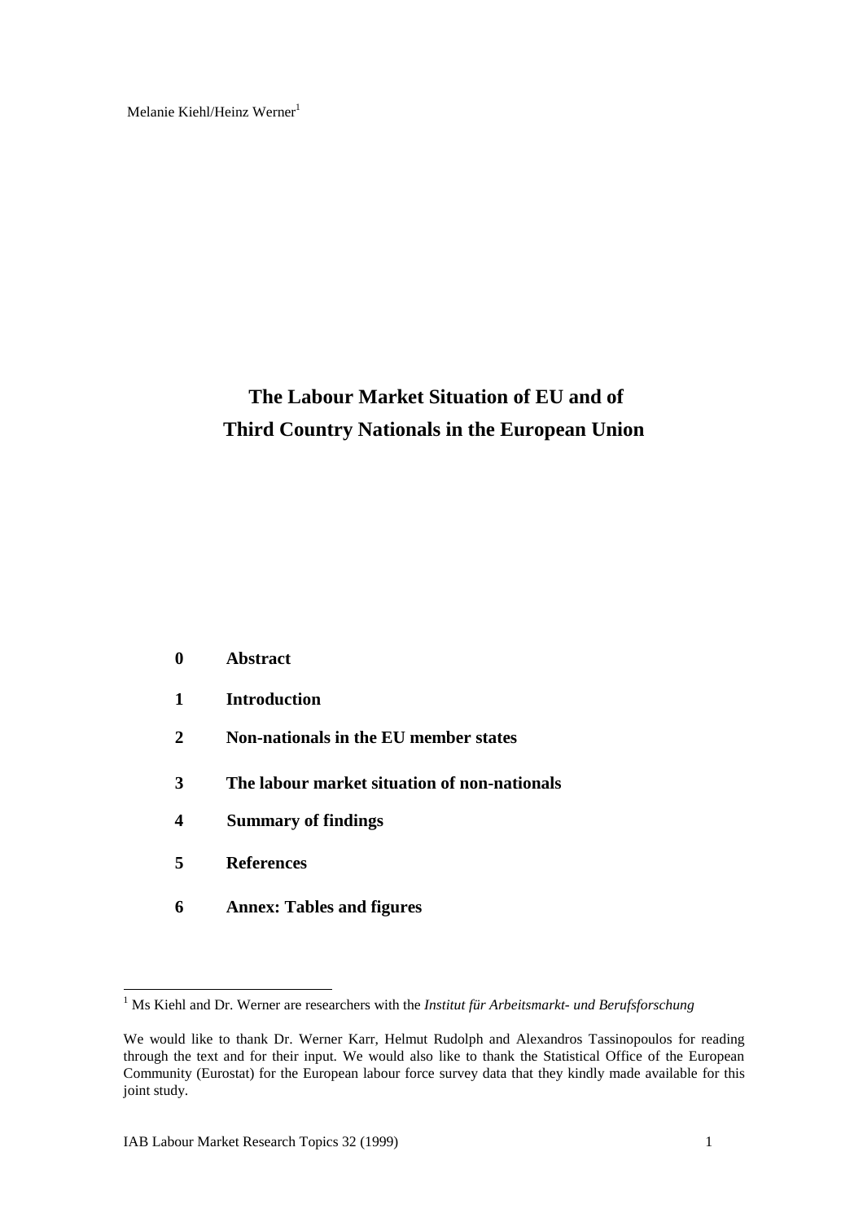Melanie Kiehl/Heinz Werner[1]

# The Labour Market Situation of EU and of Third Country Nationals in the European Union

**0 Abstract**

**1 Introduction**

**2 Non-nationals in the EU member states**

**3 The labour market situation of non-nationals**

**4 Summary of findings**

**5 References**

**6 Annex: Tables and figures**

---

[1] Ms Kiehl and Dr. Werner are researchers with the *Institut für Arbeitsmarkt- und Berufsforschung*

We would like to thank Dr. Werner Karr, Helmut Rudolph and Alexandros Tassinopoulos for reading through the text and for their input. We would also like to thank the Statistical Office of the European Community (Eurostat) for the European labour force survey data that they kindly made available for this joint study.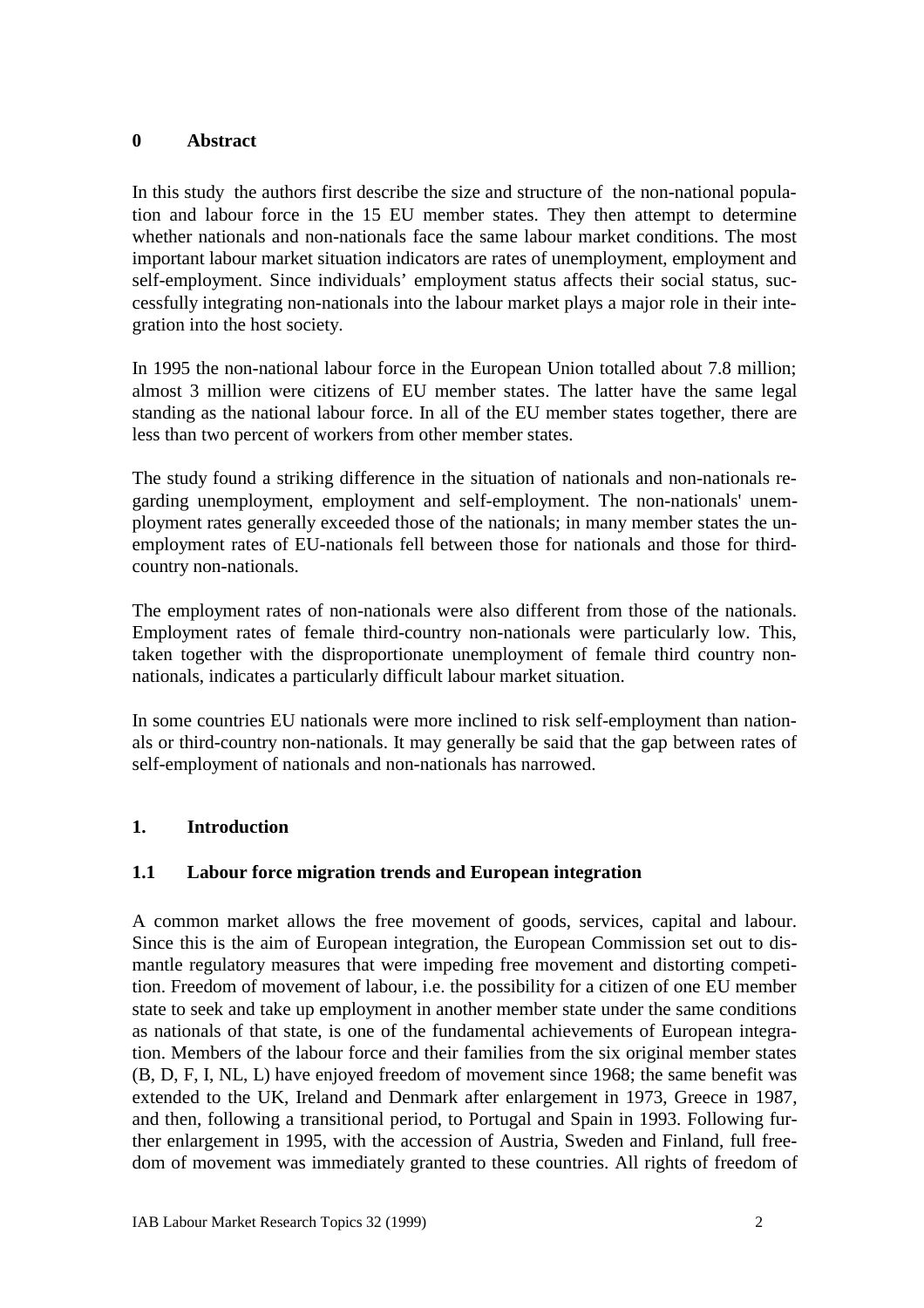## 0 Abstract

In this study the authors first describe the size and structure of the non-national population and labour force in the 15 EU member states. They then attempt to determine whether nationals and non-nationals face the same labour market conditions. The most important labour market situation indicators are rates of unemployment, employment and self-employment. Since individuals' employment status affects their social status, successfully integrating non-nationals into the labour market plays a major role in their integration into the host society.

In 1995 the non-national labour force in the European Union totalled about 7.8 million; almost 3 million were citizens of EU member states. The latter have the same legal standing as the national labour force. In all of the EU member states together, there are less than two percent of workers from other member states.

The study found a striking difference in the situation of nationals and non-nationals regarding unemployment, employment and self-employment. The non-nationals' unemployment rates generally exceeded those of the nationals; in many member states the unemployment rates of EU-nationals fell between those for nationals and those for third-country non-nationals.

The employment rates of non-nationals were also different from those of the nationals. Employment rates of female third-country non-nationals were particularly low. This, taken together with the disproportionate unemployment of female third country non-nationals, indicates a particularly difficult labour market situation.

In some countries EU nationals were more inclined to risk self-employment than nationals or third-country non-nationals. It may generally be said that the gap between rates of self-employment of nationals and non-nationals has narrowed.

## 1. Introduction

### 1.1 Labour force migration trends and European integration

A common market allows the free movement of goods, services, capital and labour. Since this is the aim of European integration, the European Commission set out to dismantle regulatory measures that were impeding free movement and distorting competition. Freedom of movement of labour, i.e. the possibility for a citizen of one EU member state to seek and take up employment in another member state under the same conditions as nationals of that state, is one of the fundamental achievements of European integration. Members of the labour force and their families from the six original member states (B, D, F, I, NL, L) have enjoyed freedom of movement since 1968; the same benefit was extended to the UK, Ireland and Denmark after enlargement in 1973, Greece in 1987, and then, following a transitional period, to Portugal and Spain in 1993. Following further enlargement in 1995, with the accession of Austria, Sweden and Finland, full freedom of movement was immediately granted to these countries. All rights of freedom of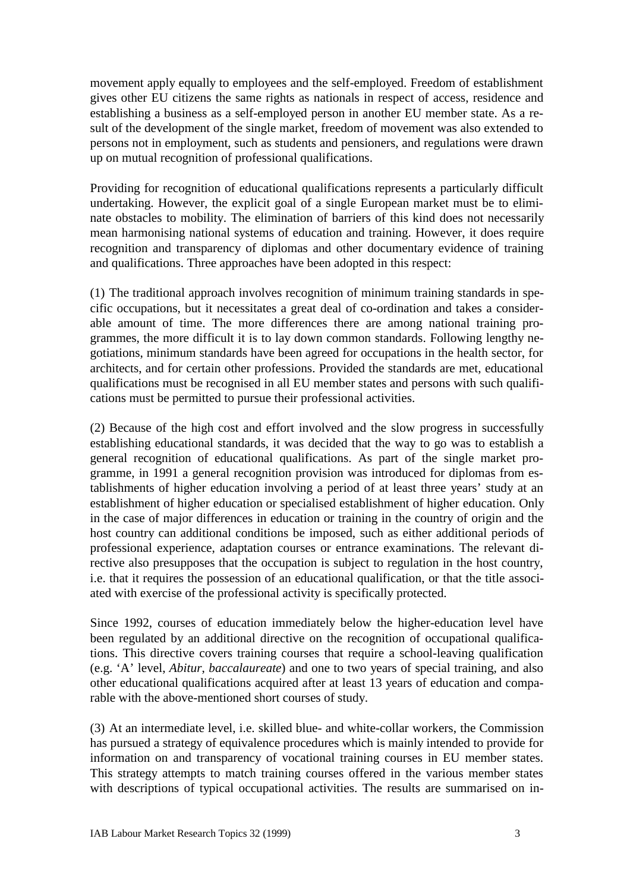movement apply equally to employees and the self-employed. Freedom of establishment gives other EU citizens the same rights as nationals in respect of access, residence and establishing a business as a self-employed person in another EU member state. As a result of the development of the single market, freedom of movement was also extended to persons not in employment, such as students and pensioners, and regulations were drawn up on mutual recognition of professional qualifications.

Providing for recognition of educational qualifications represents a particularly difficult undertaking. However, the explicit goal of a single European market must be to eliminate obstacles to mobility. The elimination of barriers of this kind does not necessarily mean harmonising national systems of education and training. However, it does require recognition and transparency of diplomas and other documentary evidence of training and qualifications. Three approaches have been adopted in this respect:

(1) The traditional approach involves recognition of minimum training standards in specific occupations, but it necessitates a great deal of co-ordination and takes a considerable amount of time. The more differences there are among national training programmes, the more difficult it is to lay down common standards. Following lengthy negotiations, minimum standards have been agreed for occupations in the health sector, for architects, and for certain other professions. Provided the standards are met, educational qualifications must be recognised in all EU member states and persons with such qualifications must be permitted to pursue their professional activities.

(2) Because of the high cost and effort involved and the slow progress in successfully establishing educational standards, it was decided that the way to go was to establish a general recognition of educational qualifications. As part of the single market programme, in 1991 a general recognition provision was introduced for diplomas from establishments of higher education involving a period of at least three years' study at an establishment of higher education or specialised establishment of higher education. Only in the case of major differences in education or training in the country of origin and the host country can additional conditions be imposed, such as either additional periods of professional experience, adaptation courses or entrance examinations. The relevant directive also presupposes that the occupation is subject to regulation in the host country, i.e. that it requires the possession of an educational qualification, or that the title associated with exercise of the professional activity is specifically protected.

Since 1992, courses of education immediately below the higher-education level have been regulated by an additional directive on the recognition of occupational qualifications. This directive covers training courses that require a school-leaving qualification (e.g. 'A' level, *Abitur*, *baccalaureate*) and one to two years of special training, and also other educational qualifications acquired after at least 13 years of education and comparable with the above-mentioned short courses of study.

(3) At an intermediate level, i.e. skilled blue- and white-collar workers, the Commission has pursued a strategy of equivalence procedures which is mainly intended to provide for information on and transparency of vocational training courses in EU member states. This strategy attempts to match training courses offered in the various member states with descriptions of typical occupational activities. The results are summarised on in-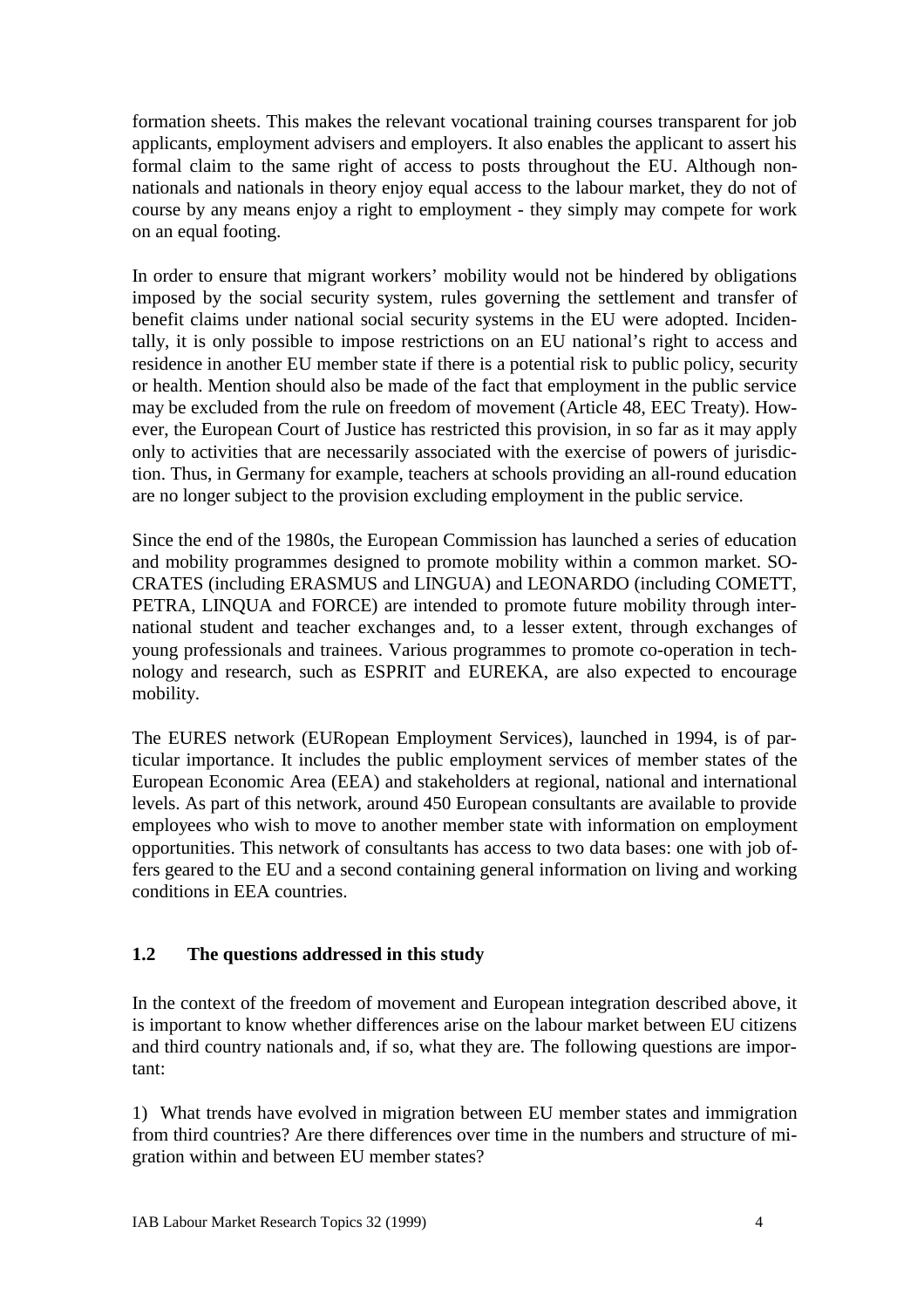formation sheets. This makes the relevant vocational training courses transparent for job applicants, employment advisers and employers. It also enables the applicant to assert his formal claim to the same right of access to posts throughout the EU. Although non-nationals and nationals in theory enjoy equal access to the labour market, they do not of course by any means enjoy a right to employment - they simply may compete for work on an equal footing.

In order to ensure that migrant workers' mobility would not be hindered by obligations imposed by the social security system, rules governing the settlement and transfer of benefit claims under national social security systems in the EU were adopted. Incidentally, it is only possible to impose restrictions on an EU national's right to access and residence in another EU member state if there is a potential risk to public policy, security or health. Mention should also be made of the fact that employment in the public service may be excluded from the rule on freedom of movement (Article 48, EEC Treaty). However, the European Court of Justice has restricted this provision, in so far as it may apply only to activities that are necessarily associated with the exercise of powers of jurisdiction. Thus, in Germany for example, teachers at schools providing an all-round education are no longer subject to the provision excluding employment in the public service.

Since the end of the 1980s, the European Commission has launched a series of education and mobility programmes designed to promote mobility within a common market. SOCRATES (including ERASMUS and LINGUA) and LEONARDO (including COMETT, PETRA, LINQUA and FORCE) are intended to promote future mobility through international student and teacher exchanges and, to a lesser extent, through exchanges of young professionals and trainees. Various programmes to promote co-operation in technology and research, such as ESPRIT and EUREKA, are also expected to encourage mobility.

The EURES network (EURopean Employment Services), launched in 1994, is of particular importance. It includes the public employment services of member states of the European Economic Area (EEA) and stakeholders at regional, national and international levels. As part of this network, around 450 European consultants are available to provide employees who wish to move to another member state with information on employment opportunities. This network of consultants has access to two data bases: one with job offers geared to the EU and a second containing general information on living and working conditions in EEA countries.

### 1.2 The questions addressed in this study

In the context of the freedom of movement and European integration described above, it is important to know whether differences arise on the labour market between EU citizens and third country nationals and, if so, what they are. The following questions are important:

1) What trends have evolved in migration between EU member states and immigration from third countries? Are there differences over time in the numbers and structure of migration within and between EU member states?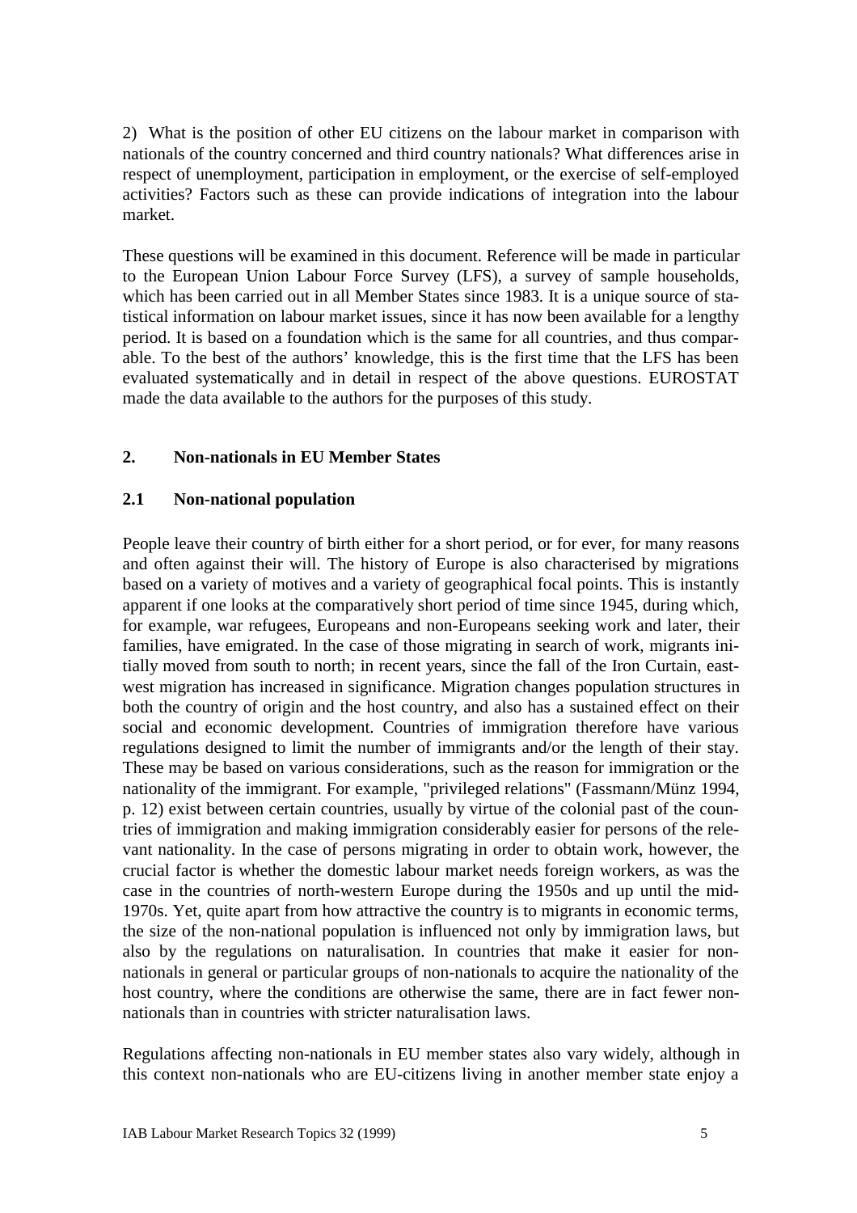2) What is the position of other EU citizens on the labour market in comparison with nationals of the country concerned and third country nationals? What differences arise in respect of unemployment, participation in employment, or the exercise of self-employed activities? Factors such as these can provide indications of integration into the labour market.

These questions will be examined in this document. Reference will be made in particular to the European Union Labour Force Survey (LFS), a survey of sample households, which has been carried out in all Member States since 1983. It is a unique source of statistical information on labour market issues, since it has now been available for a lengthy period. It is based on a foundation which is the same for all countries, and thus comparable. To the best of the authors' knowledge, this is the first time that the LFS has been evaluated systematically and in detail in respect of the above questions. EUROSTAT made the data available to the authors for the purposes of this study.

## 2. Non-nationals in EU Member States

### 2.1 Non-national population

People leave their country of birth either for a short period, or for ever, for many reasons and often against their will. The history of Europe is also characterised by migrations based on a variety of motives and a variety of geographical focal points. This is instantly apparent if one looks at the comparatively short period of time since 1945, during which, for example, war refugees, Europeans and non-Europeans seeking work and later, their families, have emigrated. In the case of those migrating in search of work, migrants initially moved from south to north; in recent years, since the fall of the Iron Curtain, east-west migration has increased in significance. Migration changes population structures in both the country of origin and the host country, and also has a sustained effect on their social and economic development. Countries of immigration therefore have various regulations designed to limit the number of immigrants and/or the length of their stay. These may be based on various considerations, such as the reason for immigration or the nationality of the immigrant. For example, "privileged relations" (Fassmann/Münz 1994, p. 12) exist between certain countries, usually by virtue of the colonial past of the countries of immigration and making immigration considerably easier for persons of the relevant nationality. In the case of persons migrating in order to obtain work, however, the crucial factor is whether the domestic labour market needs foreign workers, as was the case in the countries of north-western Europe during the 1950s and up until the mid-1970s. Yet, quite apart from how attractive the country is to migrants in economic terms, the size of the non-national population is influenced not only by immigration laws, but also by the regulations on naturalisation. In countries that make it easier for non-nationals in general or particular groups of non-nationals to acquire the nationality of the host country, where the conditions are otherwise the same, there are in fact fewer non-nationals than in countries with stricter naturalisation laws.

Regulations affecting non-nationals in EU member states also vary widely, although in this context non-nationals who are EU-citizens living in another member state enjoy a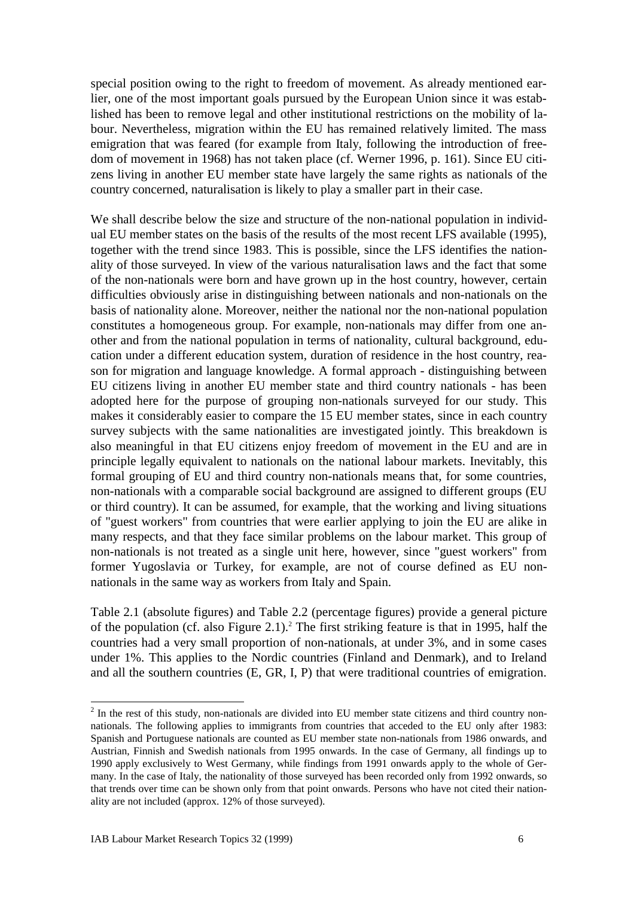special position owing to the right to freedom of movement. As already mentioned earlier, one of the most important goals pursued by the European Union since it was established has been to remove legal and other institutional restrictions on the mobility of labour. Nevertheless, migration within the EU has remained relatively limited. The mass emigration that was feared (for example from Italy, following the introduction of freedom of movement in 1968) has not taken place (cf. Werner 1996, p. 161). Since EU citizens living in another EU member state have largely the same rights as nationals of the country concerned, naturalisation is likely to play a smaller part in their case.

We shall describe below the size and structure of the non-national population in individual EU member states on the basis of the results of the most recent LFS available (1995), together with the trend since 1983. This is possible, since the LFS identifies the nationality of those surveyed. In view of the various naturalisation laws and the fact that some of the non-nationals were born and have grown up in the host country, however, certain difficulties obviously arise in distinguishing between nationals and non-nationals on the basis of nationality alone. Moreover, neither the national nor the non-national population constitutes a homogeneous group. For example, non-nationals may differ from one another and from the national population in terms of nationality, cultural background, education under a different education system, duration of residence in the host country, reason for migration and language knowledge. A formal approach - distinguishing between EU citizens living in another EU member state and third country nationals - has been adopted here for the purpose of grouping non-nationals surveyed for our study. This makes it considerably easier to compare the 15 EU member states, since in each country survey subjects with the same nationalities are investigated jointly. This breakdown is also meaningful in that EU citizens enjoy freedom of movement in the EU and are in principle legally equivalent to nationals on the national labour markets. Inevitably, this formal grouping of EU and third country non-nationals means that, for some countries, non-nationals with a comparable social background are assigned to different groups (EU or third country). It can be assumed, for example, that the working and living situations of "guest workers" from countries that were earlier applying to join the EU are alike in many respects, and that they face similar problems on the labour market. This group of non-nationals is not treated as a single unit here, however, since "guest workers" from former Yugoslavia or Turkey, for example, are not of course defined as EU non-nationals in the same way as workers from Italy and Spain.

Table 2.1 (absolute figures) and Table 2.2 (percentage figures) provide a general picture of the population (cf. also Figure 2.1).[2] The first striking feature is that in 1995, half the countries had a very small proportion of non-nationals, at under 3%, and in some cases under 1%. This applies to the Nordic countries (Finland and Denmark), and to Ireland and all the southern countries (E, GR, I, P) that were traditional countries of emigration.

---

[2] In the rest of this study, non-nationals are divided into EU member state citizens and third country non-nationals. The following applies to immigrants from countries that acceded to the EU only after 1983: Spanish and Portuguese nationals are counted as EU member state non-nationals from 1986 onwards, and Austrian, Finnish and Swedish nationals from 1995 onwards. In the case of Germany, all findings up to 1990 apply exclusively to West Germany, while findings from 1991 onwards apply to the whole of Germany. In the case of Italy, the nationality of those surveyed has been recorded only from 1992 onwards, so that trends over time can be shown only from that point onwards. Persons who have not cited their nationality are not included (approx. 12% of those surveyed).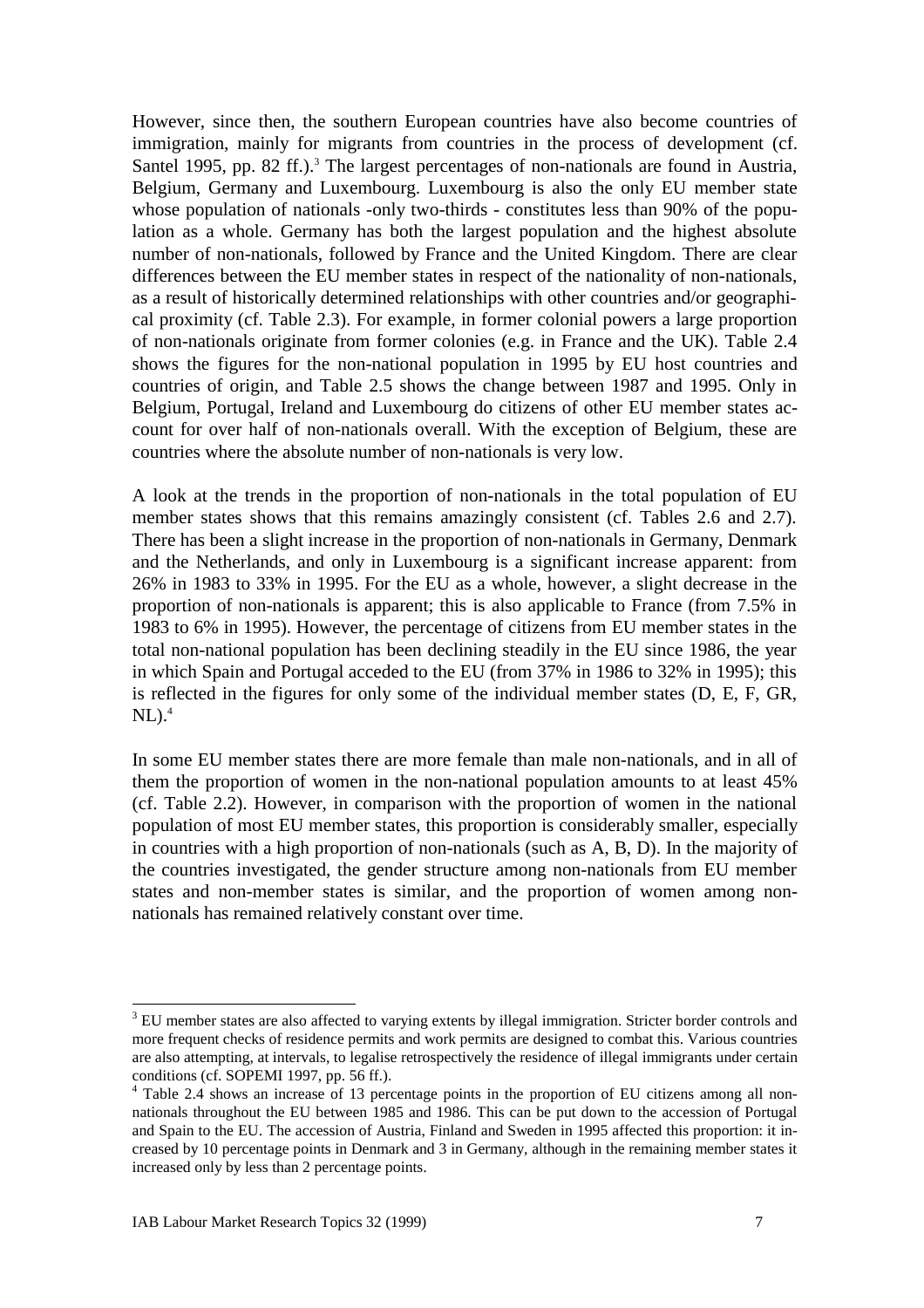However, since then, the southern European countries have also become countries of immigration, mainly for migrants from countries in the process of development (cf. Santel 1995, pp. 82 ff.).[3] The largest percentages of non-nationals are found in Austria, Belgium, Germany and Luxembourg. Luxembourg is also the only EU member state whose population of nationals -only two-thirds - constitutes less than 90% of the population as a whole. Germany has both the largest population and the highest absolute number of non-nationals, followed by France and the United Kingdom. There are clear differences between the EU member states in respect of the nationality of non-nationals, as a result of historically determined relationships with other countries and/or geographical proximity (cf. Table 2.3). For example, in former colonial powers a large proportion of non-nationals originate from former colonies (e.g. in France and the UK). Table 2.4 shows the figures for the non-national population in 1995 by EU host countries and countries of origin, and Table 2.5 shows the change between 1987 and 1995. Only in Belgium, Portugal, Ireland and Luxembourg do citizens of other EU member states account for over half of non-nationals overall. With the exception of Belgium, these are countries where the absolute number of non-nationals is very low.

A look at the trends in the proportion of non-nationals in the total population of EU member states shows that this remains amazingly consistent (cf. Tables 2.6 and 2.7). There has been a slight increase in the proportion of non-nationals in Germany, Denmark and the Netherlands, and only in Luxembourg is a significant increase apparent: from 26% in 1983 to 33% in 1995. For the EU as a whole, however, a slight decrease in the proportion of non-nationals is apparent; this is also applicable to France (from 7.5% in 1983 to 6% in 1995). However, the percentage of citizens from EU member states in the total non-national population has been declining steadily in the EU since 1986, the year in which Spain and Portugal acceded to the EU (from 37% in 1986 to 32% in 1995); this is reflected in the figures for only some of the individual member states (D, E, F, GR, NL).[4]

In some EU member states there are more female than male non-nationals, and in all of them the proportion of women in the non-national population amounts to at least 45% (cf. Table 2.2). However, in comparison with the proportion of women in the national population of most EU member states, this proportion is considerably smaller, especially in countries with a high proportion of non-nationals (such as A, B, D). In the majority of the countries investigated, the gender structure among non-nationals from EU member states and non-member states is similar, and the proportion of women among non-nationals has remained relatively constant over time.

---

[3] EU member states are also affected to varying extents by illegal immigration. Stricter border controls and more frequent checks of residence permits and work permits are designed to combat this. Various countries are also attempting, at intervals, to legalise retrospectively the residence of illegal immigrants under certain conditions (cf. SOPEMI 1997, pp. 56 ff.).

[4] Table 2.4 shows an increase of 13 percentage points in the proportion of EU citizens among all non-nationals throughout the EU between 1985 and 1986. This can be put down to the accession of Portugal and Spain to the EU. The accession of Austria, Finland and Sweden in 1995 affected this proportion: it increased by 10 percentage points in Denmark and 3 in Germany, although in the remaining member states it increased only by less than 2 percentage points.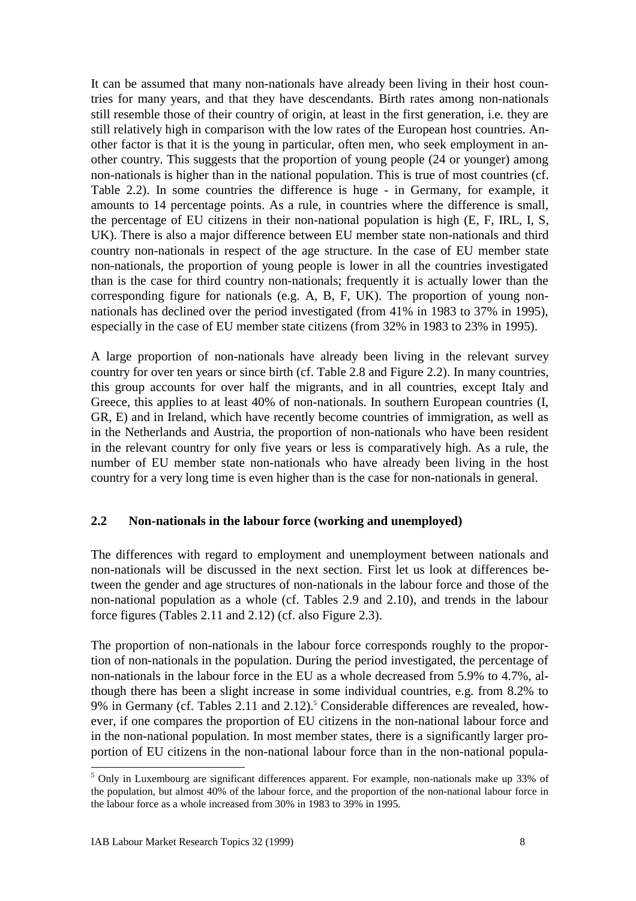It can be assumed that many non-nationals have already been living in their host countries for many years, and that they have descendants. Birth rates among non-nationals still resemble those of their country of origin, at least in the first generation, i.e. they are still relatively high in comparison with the low rates of the European host countries. Another factor is that it is the young in particular, often men, who seek employment in another country. This suggests that the proportion of young people (24 or younger) among non-nationals is higher than in the national population. This is true of most countries (cf. Table 2.2). In some countries the difference is huge - in Germany, for example, it amounts to 14 percentage points. As a rule, in countries where the difference is small, the percentage of EU citizens in their non-national population is high (E, F, IRL, I, S, UK). There is also a major difference between EU member state non-nationals and third country non-nationals in respect of the age structure. In the case of EU member state non-nationals, the proportion of young people is lower in all the countries investigated than is the case for third country non-nationals; frequently it is actually lower than the corresponding figure for nationals (e.g. A, B, F, UK). The proportion of young non-nationals has declined over the period investigated (from 41% in 1983 to 37% in 1995), especially in the case of EU member state citizens (from 32% in 1983 to 23% in 1995).

A large proportion of non-nationals have already been living in the relevant survey country for over ten years or since birth (cf. Table 2.8 and Figure 2.2). In many countries, this group accounts for over half the migrants, and in all countries, except Italy and Greece, this applies to at least 40% of non-nationals. In southern European countries (I, GR, E) and in Ireland, which have recently become countries of immigration, as well as in the Netherlands and Austria, the proportion of non-nationals who have been resident in the relevant country for only five years or less is comparatively high. As a rule, the number of EU member state non-nationals who have already been living in the host country for a very long time is even higher than is the case for non-nationals in general.

## 2.2 Non-nationals in the labour force (working and unemployed)

The differences with regard to employment and unemployment between nationals and non-nationals will be discussed in the next section. First let us look at differences between the gender and age structures of non-nationals in the labour force and those of the non-national population as a whole (cf. Tables 2.9 and 2.10), and trends in the labour force figures (Tables 2.11 and 2.12) (cf. also Figure 2.3).

The proportion of non-nationals in the labour force corresponds roughly to the proportion of non-nationals in the population. During the period investigated, the percentage of non-nationals in the labour force in the EU as a whole decreased from 5.9% to 4.7%, although there has been a slight increase in some individual countries, e.g. from 8.2% to 9% in Germany (cf. Tables 2.11 and 2.12).[5] Considerable differences are revealed, however, if one compares the proportion of EU citizens in the non-national labour force and in the non-national population. In most member states, there is a significantly larger proportion of EU citizens in the non-national labour force than in the non-national popula-

[5] Only in Luxembourg are significant differences apparent. For example, non-nationals make up 33% of the population, but almost 40% of the labour force, and the proportion of the non-national labour force in the labour force as a whole increased from 30% in 1983 to 39% in 1995.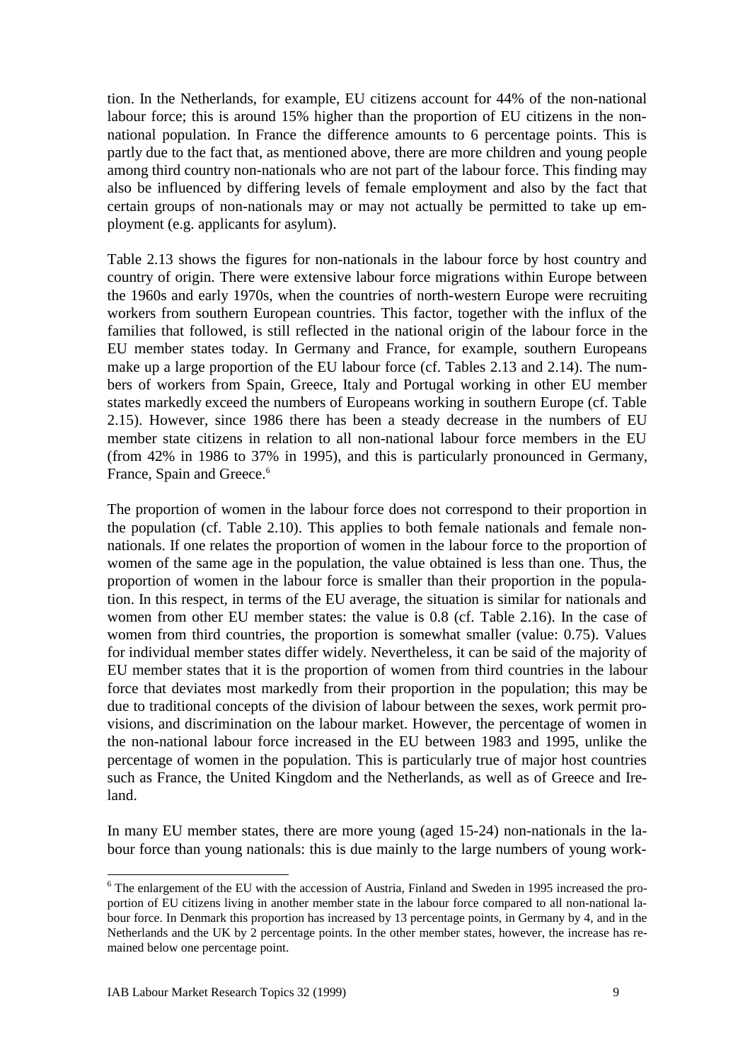tion. In the Netherlands, for example, EU citizens account for 44% of the non-national labour force; this is around 15% higher than the proportion of EU citizens in the non-national population. In France the difference amounts to 6 percentage points. This is partly due to the fact that, as mentioned above, there are more children and young people among third country non-nationals who are not part of the labour force. This finding may also be influenced by differing levels of female employment and also by the fact that certain groups of non-nationals may or may not actually be permitted to take up employment (e.g. applicants for asylum).

Table 2.13 shows the figures for non-nationals in the labour force by host country and country of origin. There were extensive labour force migrations within Europe between the 1960s and early 1970s, when the countries of north-western Europe were recruiting workers from southern European countries. This factor, together with the influx of the families that followed, is still reflected in the national origin of the labour force in the EU member states today. In Germany and France, for example, southern Europeans make up a large proportion of the EU labour force (cf. Tables 2.13 and 2.14). The numbers of workers from Spain, Greece, Italy and Portugal working in other EU member states markedly exceed the numbers of Europeans working in southern Europe (cf. Table 2.15). However, since 1986 there has been a steady decrease in the numbers of EU member state citizens in relation to all non-national labour force members in the EU (from 42% in 1986 to 37% in 1995), and this is particularly pronounced in Germany, France, Spain and Greece.[6]

The proportion of women in the labour force does not correspond to their proportion in the population (cf. Table 2.10). This applies to both female nationals and female non-nationals. If one relates the proportion of women in the labour force to the proportion of women of the same age in the population, the value obtained is less than one. Thus, the proportion of women in the labour force is smaller than their proportion in the population. In this respect, in terms of the EU average, the situation is similar for nationals and women from other EU member states: the value is 0.8 (cf. Table 2.16). In the case of women from third countries, the proportion is somewhat smaller (value: 0.75). Values for individual member states differ widely. Nevertheless, it can be said of the majority of EU member states that it is the proportion of women from third countries in the labour force that deviates most markedly from their proportion in the population; this may be due to traditional concepts of the division of labour between the sexes, work permit provisions, and discrimination on the labour market. However, the percentage of women in the non-national labour force increased in the EU between 1983 and 1995, unlike the percentage of women in the population. This is particularly true of major host countries such as France, the United Kingdom and the Netherlands, as well as of Greece and Ireland.

In many EU member states, there are more young (aged 15-24) non-nationals in the labour force than young nationals: this is due mainly to the large numbers of young work-

[6] The enlargement of the EU with the accession of Austria, Finland and Sweden in 1995 increased the proportion of EU citizens living in another member state in the labour force compared to all non-national labour force. In Denmark this proportion has increased by 13 percentage points, in Germany by 4, and in the Netherlands and the UK by 2 percentage points. In the other member states, however, the increase has remained below one percentage point.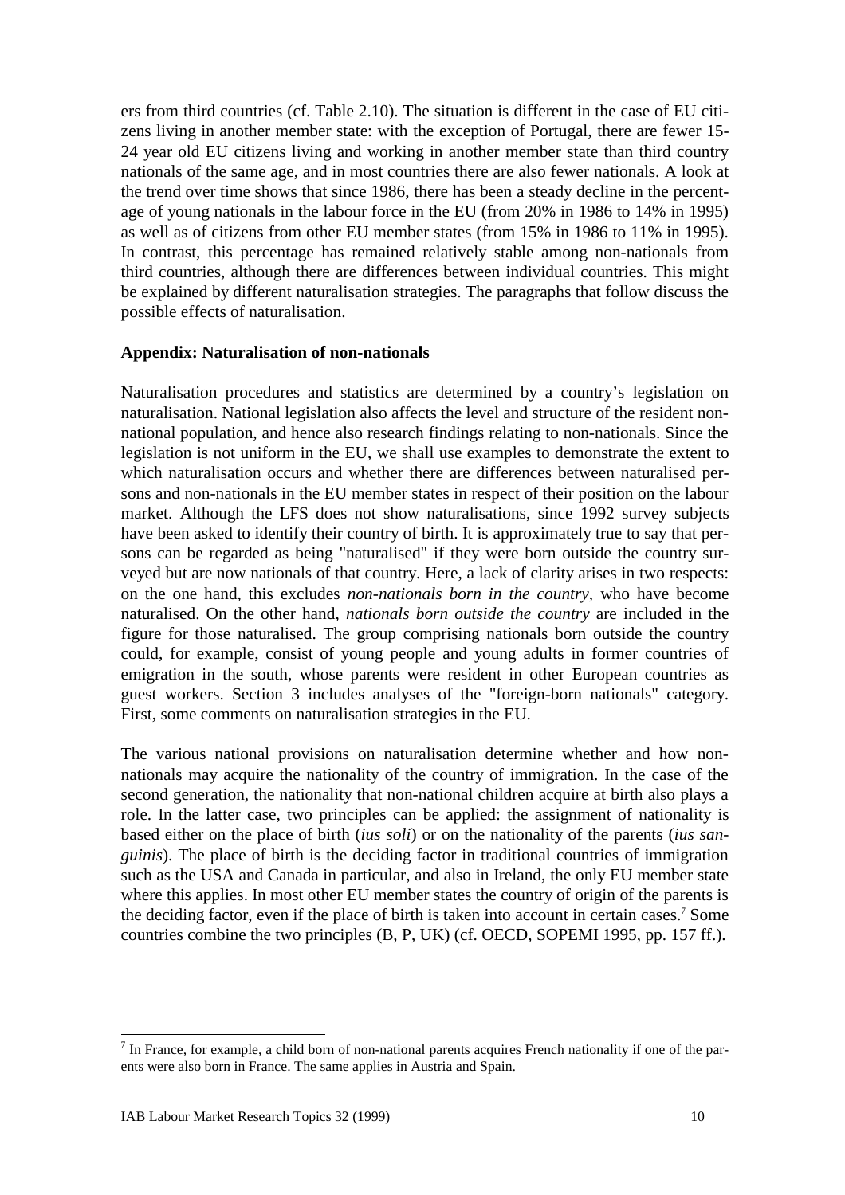ers from third countries (cf. Table 2.10). The situation is different in the case of EU citizens living in another member state: with the exception of Portugal, there are fewer 15-24 year old EU citizens living and working in another member state than third country nationals of the same age, and in most countries there are also fewer nationals. A look at the trend over time shows that since 1986, there has been a steady decline in the percentage of young nationals in the labour force in the EU (from 20% in 1986 to 14% in 1995) as well as of citizens from other EU member states (from 15% in 1986 to 11% in 1995). In contrast, this percentage has remained relatively stable among non-nationals from third countries, although there are differences between individual countries. This might be explained by different naturalisation strategies. The paragraphs that follow discuss the possible effects of naturalisation.

**Appendix: Naturalisation of non-nationals**

Naturalisation procedures and statistics are determined by a country's legislation on naturalisation. National legislation also affects the level and structure of the resident non-national population, and hence also research findings relating to non-nationals. Since the legislation is not uniform in the EU, we shall use examples to demonstrate the extent to which naturalisation occurs and whether there are differences between naturalised persons and non-nationals in the EU member states in respect of their position on the labour market. Although the LFS does not show naturalisations, since 1992 survey subjects have been asked to identify their country of birth. It is approximately true to say that persons can be regarded as being "naturalised" if they were born outside the country surveyed but are now nationals of that country. Here, a lack of clarity arises in two respects: on the one hand, this excludes *non-nationals born in the country*, who have become naturalised. On the other hand, *nationals born outside the country* are included in the figure for those naturalised. The group comprising nationals born outside the country could, for example, consist of young people and young adults in former countries of emigration in the south, whose parents were resident in other European countries as guest workers. Section 3 includes analyses of the "foreign-born nationals" category. First, some comments on naturalisation strategies in the EU.

The various national provisions on naturalisation determine whether and how non-nationals may acquire the nationality of the country of immigration. In the case of the second generation, the nationality that non-national children acquire at birth also plays a role. In the latter case, two principles can be applied: the assignment of nationality is based either on the place of birth (*ius soli*) or on the nationality of the parents (*ius sanguinis*). The place of birth is the deciding factor in traditional countries of immigration such as the USA and Canada in particular, and also in Ireland, the only EU member state where this applies. In most other EU member states the country of origin of the parents is the deciding factor, even if the place of birth is taken into account in certain cases.[7] Some countries combine the two principles (B, P, UK) (cf. OECD, SOPEMI 1995, pp. 157 ff.).

[7] In France, for example, a child born of non-national parents acquires French nationality if one of the parents were also born in France. The same applies in Austria and Spain.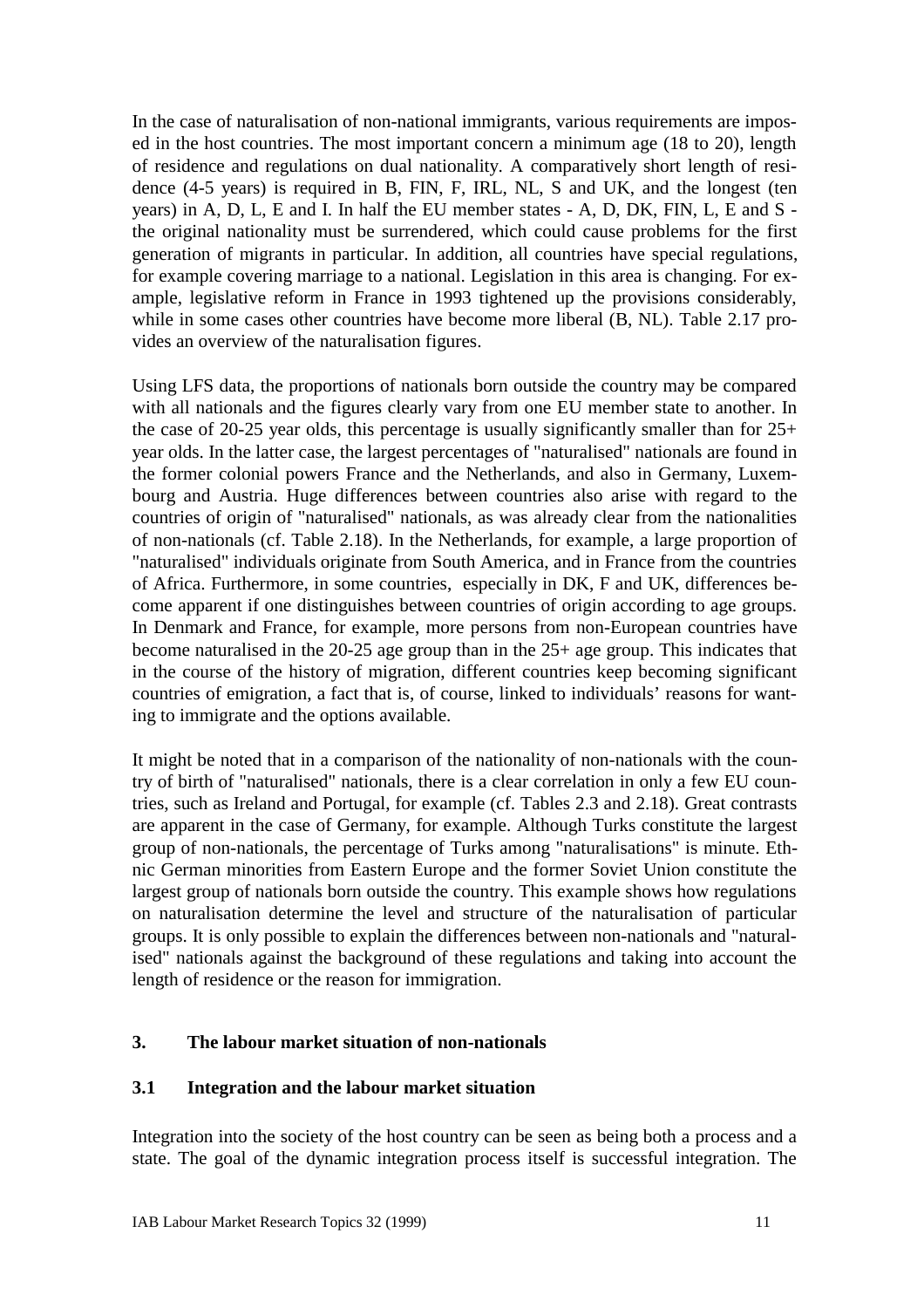In the case of naturalisation of non-national immigrants, various requirements are imposed in the host countries. The most important concern a minimum age (18 to 20), length of residence and regulations on dual nationality. A comparatively short length of residence (4-5 years) is required in B, FIN, F, IRL, NL, S and UK, and the longest (ten years) in A, D, L, E and I. In half the EU member states - A, D, DK, FIN, L, E and S - the original nationality must be surrendered, which could cause problems for the first generation of migrants in particular. In addition, all countries have special regulations, for example covering marriage to a national. Legislation in this area is changing. For example, legislative reform in France in 1993 tightened up the provisions considerably, while in some cases other countries have become more liberal (B, NL). Table 2.17 provides an overview of the naturalisation figures.

Using LFS data, the proportions of nationals born outside the country may be compared with all nationals and the figures clearly vary from one EU member state to another. In the case of 20-25 year olds, this percentage is usually significantly smaller than for 25+ year olds. In the latter case, the largest percentages of "naturalised" nationals are found in the former colonial powers France and the Netherlands, and also in Germany, Luxembourg and Austria. Huge differences between countries also arise with regard to the countries of origin of "naturalised" nationals, as was already clear from the nationalities of non-nationals (cf. Table 2.18). In the Netherlands, for example, a large proportion of "naturalised" individuals originate from South America, and in France from the countries of Africa. Furthermore, in some countries, especially in DK, F and UK, differences become apparent if one distinguishes between countries of origin according to age groups. In Denmark and France, for example, more persons from non-European countries have become naturalised in the 20-25 age group than in the 25+ age group. This indicates that in the course of the history of migration, different countries keep becoming significant countries of emigration, a fact that is, of course, linked to individuals' reasons for wanting to immigrate and the options available.

It might be noted that in a comparison of the nationality of non-nationals with the country of birth of "naturalised" nationals, there is a clear correlation in only a few EU countries, such as Ireland and Portugal, for example (cf. Tables 2.3 and 2.18). Great contrasts are apparent in the case of Germany, for example. Although Turks constitute the largest group of non-nationals, the percentage of Turks among "naturalisations" is minute. Ethnic German minorities from Eastern Europe and the former Soviet Union constitute the largest group of nationals born outside the country. This example shows how regulations on naturalisation determine the level and structure of the naturalisation of particular groups. It is only possible to explain the differences between non-nationals and "naturalised" nationals against the background of these regulations and taking into account the length of residence or the reason for immigration.

## 3. The labour market situation of non-nationals

### 3.1 Integration and the labour market situation

Integration into the society of the host country can be seen as being both a process and a state. The goal of the dynamic integration process itself is successful integration. The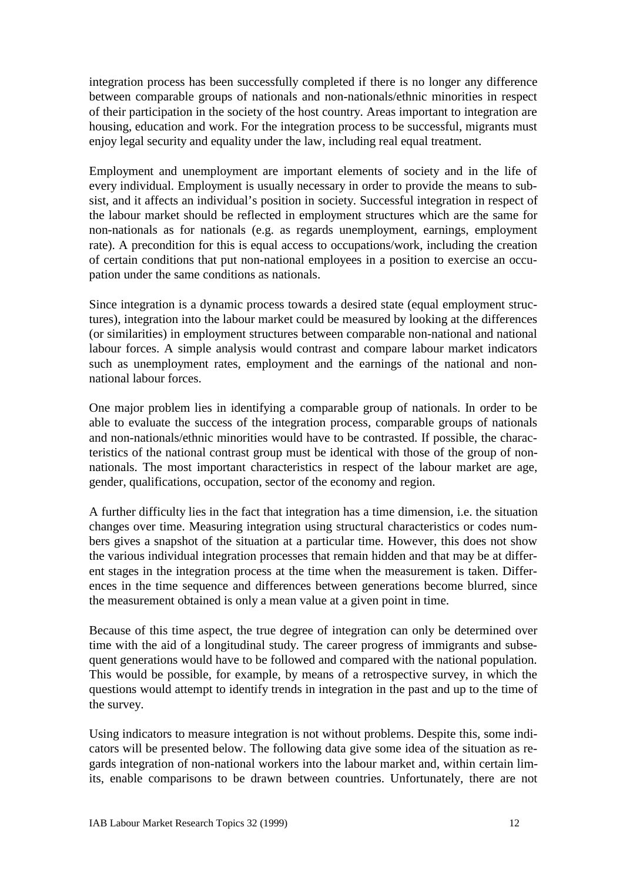integration process has been successfully completed if there is no longer any difference between comparable groups of nationals and non-nationals/ethnic minorities in respect of their participation in the society of the host country. Areas important to integration are housing, education and work. For the integration process to be successful, migrants must enjoy legal security and equality under the law, including real equal treatment.

Employment and unemployment are important elements of society and in the life of every individual. Employment is usually necessary in order to provide the means to subsist, and it affects an individual's position in society. Successful integration in respect of the labour market should be reflected in employment structures which are the same for non-nationals as for nationals (e.g. as regards unemployment, earnings, employment rate). A precondition for this is equal access to occupations/work, including the creation of certain conditions that put non-national employees in a position to exercise an occupation under the same conditions as nationals.

Since integration is a dynamic process towards a desired state (equal employment structures), integration into the labour market could be measured by looking at the differences (or similarities) in employment structures between comparable non-national and national labour forces. A simple analysis would contrast and compare labour market indicators such as unemployment rates, employment and the earnings of the national and non-national labour forces.

One major problem lies in identifying a comparable group of nationals. In order to be able to evaluate the success of the integration process, comparable groups of nationals and non-nationals/ethnic minorities would have to be contrasted. If possible, the characteristics of the national contrast group must be identical with those of the group of non-nationals. The most important characteristics in respect of the labour market are age, gender, qualifications, occupation, sector of the economy and region.

A further difficulty lies in the fact that integration has a time dimension, i.e. the situation changes over time. Measuring integration using structural characteristics or codes numbers gives a snapshot of the situation at a particular time. However, this does not show the various individual integration processes that remain hidden and that may be at different stages in the integration process at the time when the measurement is taken. Differences in the time sequence and differences between generations become blurred, since the measurement obtained is only a mean value at a given point in time.

Because of this time aspect, the true degree of integration can only be determined over time with the aid of a longitudinal study. The career progress of immigrants and subsequent generations would have to be followed and compared with the national population. This would be possible, for example, by means of a retrospective survey, in which the questions would attempt to identify trends in integration in the past and up to the time of the survey.

Using indicators to measure integration is not without problems. Despite this, some indicators will be presented below. The following data give some idea of the situation as regards integration of non-national workers into the labour market and, within certain limits, enable comparisons to be drawn between countries. Unfortunately, there are not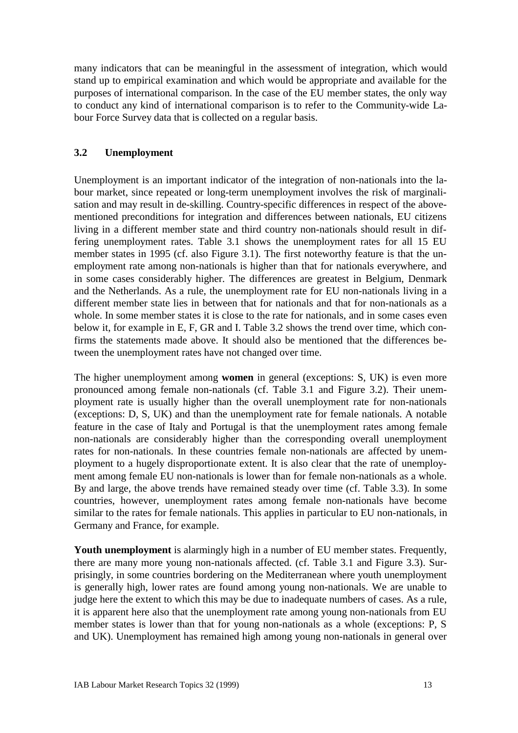many indicators that can be meaningful in the assessment of integration, which would stand up to empirical examination and which would be appropriate and available for the purposes of international comparison. In the case of the EU member states, the only way to conduct any kind of international comparison is to refer to the Community-wide Labour Force Survey data that is collected on a regular basis.

### 3.2 Unemployment

Unemployment is an important indicator of the integration of non-nationals into the labour market, since repeated or long-term unemployment involves the risk of marginalisation and may result in de-skilling. Country-specific differences in respect of the above-mentioned preconditions for integration and differences between nationals, EU citizens living in a different member state and third country non-nationals should result in differing unemployment rates. Table 3.1 shows the unemployment rates for all 15 EU member states in 1995 (cf. also Figure 3.1). The first noteworthy feature is that the unemployment rate among non-nationals is higher than that for nationals everywhere, and in some cases considerably higher. The differences are greatest in Belgium, Denmark and the Netherlands. As a rule, the unemployment rate for EU non-nationals living in a different member state lies in between that for nationals and that for non-nationals as a whole. In some member states it is close to the rate for nationals, and in some cases even below it, for example in E, F, GR and I. Table 3.2 shows the trend over time, which confirms the statements made above. It should also be mentioned that the differences between the unemployment rates have not changed over time.

The higher unemployment among **women** in general (exceptions: S, UK) is even more pronounced among female non-nationals (cf. Table 3.1 and Figure 3.2). Their unemployment rate is usually higher than the overall unemployment rate for non-nationals (exceptions: D, S, UK) and than the unemployment rate for female nationals. A notable feature in the case of Italy and Portugal is that the unemployment rates among female non-nationals are considerably higher than the corresponding overall unemployment rates for non-nationals. In these countries female non-nationals are affected by unemployment to a hugely disproportionate extent. It is also clear that the rate of unemployment among female EU non-nationals is lower than for female non-nationals as a whole. By and large, the above trends have remained steady over time (cf. Table 3.3). In some countries, however, unemployment rates among female non-nationals have become similar to the rates for female nationals. This applies in particular to EU non-nationals, in Germany and France, for example.

**Youth unemployment** is alarmingly high in a number of EU member states. Frequently, there are many more young non-nationals affected. (cf. Table 3.1 and Figure 3.3). Surprisingly, in some countries bordering on the Mediterranean where youth unemployment is generally high, lower rates are found among young non-nationals. We are unable to judge here the extent to which this may be due to inadequate numbers of cases. As a rule, it is apparent here also that the unemployment rate among young non-nationals from EU member states is lower than that for young non-nationals as a whole (exceptions: P, S and UK). Unemployment has remained high among young non-nationals in general over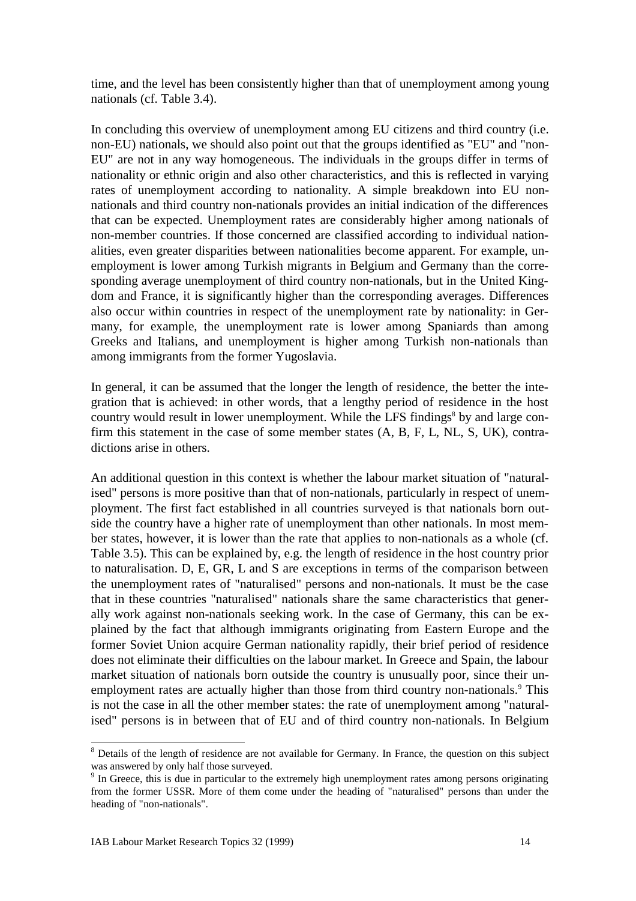time, and the level has been consistently higher than that of unemployment among young nationals (cf. Table 3.4).

In concluding this overview of unemployment among EU citizens and third country (i.e. non-EU) nationals, we should also point out that the groups identified as "EU" and "non-EU" are not in any way homogeneous. The individuals in the groups differ in terms of nationality or ethnic origin and also other characteristics, and this is reflected in varying rates of unemployment according to nationality. A simple breakdown into EU non-nationals and third country non-nationals provides an initial indication of the differences that can be expected. Unemployment rates are considerably higher among nationals of non-member countries. If those concerned are classified according to individual nationalities, even greater disparities between nationalities become apparent. For example, unemployment is lower among Turkish migrants in Belgium and Germany than the corresponding average unemployment of third country non-nationals, but in the United Kingdom and France, it is significantly higher than the corresponding averages. Differences also occur within countries in respect of the unemployment rate by nationality: in Germany, for example, the unemployment rate is lower among Spaniards than among Greeks and Italians, and unemployment is higher among Turkish non-nationals than among immigrants from the former Yugoslavia.

In general, it can be assumed that the longer the length of residence, the better the integration that is achieved: in other words, that a lengthy period of residence in the host country would result in lower unemployment. While the LFS findings[8] by and large confirm this statement in the case of some member states (A, B, F, L, NL, S, UK), contradictions arise in others.

An additional question in this context is whether the labour market situation of "naturalised" persons is more positive than that of non-nationals, particularly in respect of unemployment. The first fact established in all countries surveyed is that nationals born outside the country have a higher rate of unemployment than other nationals. In most member states, however, it is lower than the rate that applies to non-nationals as a whole (cf. Table 3.5). This can be explained by, e.g. the length of residence in the host country prior to naturalisation. D, E, GR, L and S are exceptions in terms of the comparison between the unemployment rates of "naturalised" persons and non-nationals. It must be the case that in these countries "naturalised" nationals share the same characteristics that generally work against non-nationals seeking work. In the case of Germany, this can be explained by the fact that although immigrants originating from Eastern Europe and the former Soviet Union acquire German nationality rapidly, their brief period of residence does not eliminate their difficulties on the labour market. In Greece and Spain, the labour market situation of nationals born outside the country is unusually poor, since their unemployment rates are actually higher than those from third country non-nationals.[9] This is not the case in all the other member states: the rate of unemployment among "naturalised" persons is in between that of EU and of third country non-nationals. In Belgium

---

[8] Details of the length of residence are not available for Germany. In France, the question on this subject was answered by only half those surveyed.

[9] In Greece, this is due in particular to the extremely high unemployment rates among persons originating from the former USSR. More of them come under the heading of "naturalised" persons than under the heading of "non-nationals".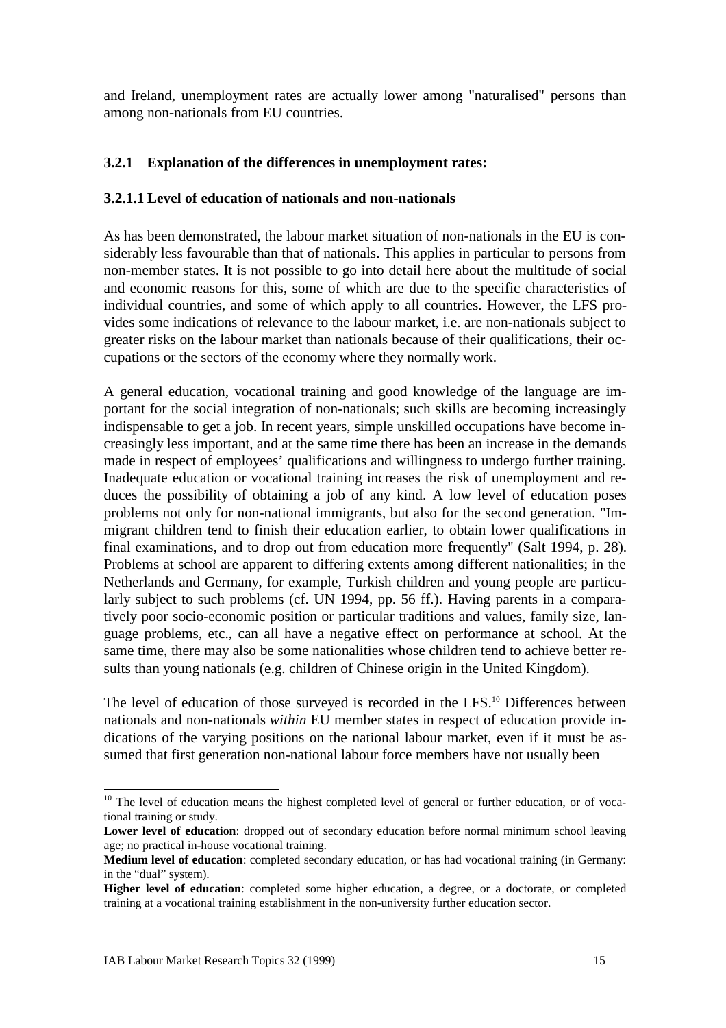and Ireland, unemployment rates are actually lower among "naturalised" persons than among non-nationals from EU countries.

### 3.2.1 Explanation of the differences in unemployment rates:

#### 3.2.1.1 Level of education of nationals and non-nationals

As has been demonstrated, the labour market situation of non-nationals in the EU is considerably less favourable than that of nationals. This applies in particular to persons from non-member states. It is not possible to go into detail here about the multitude of social and economic reasons for this, some of which are due to the specific characteristics of individual countries, and some of which apply to all countries. However, the LFS provides some indications of relevance to the labour market, i.e. are non-nationals subject to greater risks on the labour market than nationals because of their qualifications, their occupations or the sectors of the economy where they normally work.

A general education, vocational training and good knowledge of the language are important for the social integration of non-nationals; such skills are becoming increasingly indispensable to get a job. In recent years, simple unskilled occupations have become increasingly less important, and at the same time there has been an increase in the demands made in respect of employees' qualifications and willingness to undergo further training. Inadequate education or vocational training increases the risk of unemployment and reduces the possibility of obtaining a job of any kind. A low level of education poses problems not only for non-national immigrants, but also for the second generation. "Immigrant children tend to finish their education earlier, to obtain lower qualifications in final examinations, and to drop out from education more frequently" (Salt 1994, p. 28). Problems at school are apparent to differing extents among different nationalities; in the Netherlands and Germany, for example, Turkish children and young people are particularly subject to such problems (cf. UN 1994, pp. 56 ff.). Having parents in a comparatively poor socio-economic position or particular traditions and values, family size, language problems, etc., can all have a negative effect on performance at school. At the same time, there may also be some nationalities whose children tend to achieve better results than young nationals (e.g. children of Chinese origin in the United Kingdom).

The level of education of those surveyed is recorded in the LFS.[10] Differences between nationals and non-nationals *within* EU member states in respect of education provide indications of the varying positions on the national labour market, even if it must be assumed that first generation non-national labour force members have not usually been

---

[10] The level of education means the highest completed level of general or further education, or of vocational training or study.

**Lower level of education**: dropped out of secondary education before normal minimum school leaving age; no practical in-house vocational training.

**Medium level of education**: completed secondary education, or has had vocational training (in Germany: in the "dual" system).

**Higher level of education**: completed some higher education, a degree, or a doctorate, or completed training at a vocational training establishment in the non-university further education sector.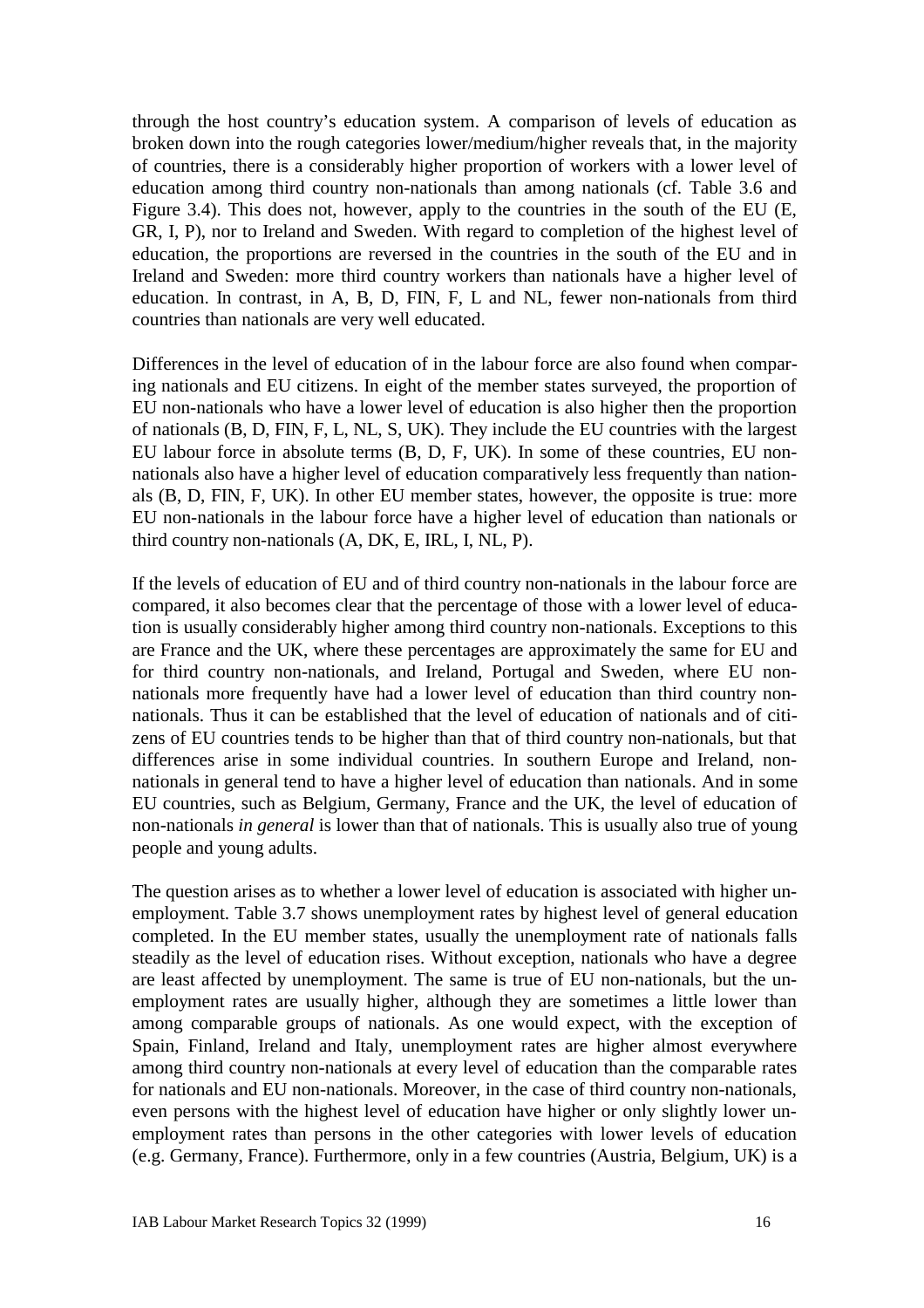through the host country's education system. A comparison of levels of education as broken down into the rough categories lower/medium/higher reveals that, in the majority of countries, there is a considerably higher proportion of workers with a lower level of education among third country non-nationals than among nationals (cf. Table 3.6 and Figure 3.4). This does not, however, apply to the countries in the south of the EU (E, GR, I, P), nor to Ireland and Sweden. With regard to completion of the highest level of education, the proportions are reversed in the countries in the south of the EU and in Ireland and Sweden: more third country workers than nationals have a higher level of education. In contrast, in A, B, D, FIN, F, L and NL, fewer non-nationals from third countries than nationals are very well educated.

Differences in the level of education of in the labour force are also found when comparing nationals and EU citizens. In eight of the member states surveyed, the proportion of EU non-nationals who have a lower level of education is also higher then the proportion of nationals (B, D, FIN, F, L, NL, S, UK). They include the EU countries with the largest EU labour force in absolute terms (B, D, F, UK). In some of these countries, EU non-nationals also have a higher level of education comparatively less frequently than nationals (B, D, FIN, F, UK). In other EU member states, however, the opposite is true: more EU non-nationals in the labour force have a higher level of education than nationals or third country non-nationals (A, DK, E, IRL, I, NL, P).

If the levels of education of EU and of third country non-nationals in the labour force are compared, it also becomes clear that the percentage of those with a lower level of education is usually considerably higher among third country non-nationals. Exceptions to this are France and the UK, where these percentages are approximately the same for EU and for third country non-nationals, and Ireland, Portugal and Sweden, where EU non-nationals more frequently have had a lower level of education than third country non-nationals. Thus it can be established that the level of education of nationals and of citizens of EU countries tends to be higher than that of third country non-nationals, but that differences arise in some individual countries. In southern Europe and Ireland, non-nationals in general tend to have a higher level of education than nationals. And in some EU countries, such as Belgium, Germany, France and the UK, the level of education of non-nationals *in general* is lower than that of nationals. This is usually also true of young people and young adults.

The question arises as to whether a lower level of education is associated with higher unemployment. Table 3.7 shows unemployment rates by highest level of general education completed. In the EU member states, usually the unemployment rate of nationals falls steadily as the level of education rises. Without exception, nationals who have a degree are least affected by unemployment. The same is true of EU non-nationals, but the unemployment rates are usually higher, although they are sometimes a little lower than among comparable groups of nationals. As one would expect, with the exception of Spain, Finland, Ireland and Italy, unemployment rates are higher almost everywhere among third country non-nationals at every level of education than the comparable rates for nationals and EU non-nationals. Moreover, in the case of third country non-nationals, even persons with the highest level of education have higher or only slightly lower unemployment rates than persons in the other categories with lower levels of education (e.g. Germany, France). Furthermore, only in a few countries (Austria, Belgium, UK) is a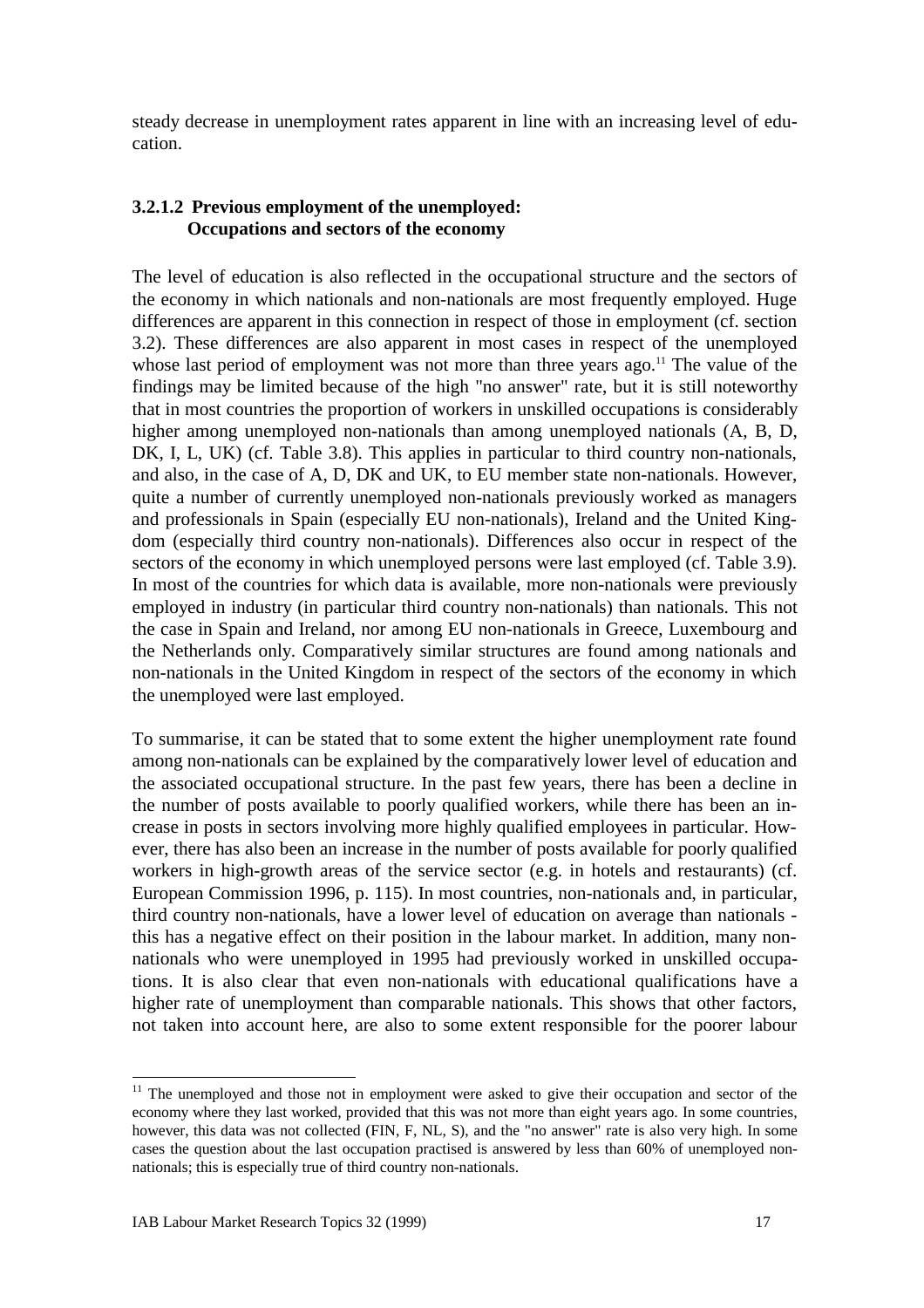steady decrease in unemployment rates apparent in line with an increasing level of education.

#### 3.2.1.2 Previous employment of the unemployed: Occupations and sectors of the economy

The level of education is also reflected in the occupational structure and the sectors of the economy in which nationals and non-nationals are most frequently employed. Huge differences are apparent in this connection in respect of those in employment (cf. section 3.2). These differences are also apparent in most cases in respect of the unemployed whose last period of employment was not more than three years ago.[11] The value of the findings may be limited because of the high "no answer" rate, but it is still noteworthy that in most countries the proportion of workers in unskilled occupations is considerably higher among unemployed non-nationals than among unemployed nationals (A, B, D, DK, I, L, UK) (cf. Table 3.8). This applies in particular to third country non-nationals, and also, in the case of A, D, DK and UK, to EU member state non-nationals. However, quite a number of currently unemployed non-nationals previously worked as managers and professionals in Spain (especially EU non-nationals), Ireland and the United Kingdom (especially third country non-nationals). Differences also occur in respect of the sectors of the economy in which unemployed persons were last employed (cf. Table 3.9). In most of the countries for which data is available, more non-nationals were previously employed in industry (in particular third country non-nationals) than nationals. This not the case in Spain and Ireland, nor among EU non-nationals in Greece, Luxembourg and the Netherlands only. Comparatively similar structures are found among nationals and non-nationals in the United Kingdom in respect of the sectors of the economy in which the unemployed were last employed.

To summarise, it can be stated that to some extent the higher unemployment rate found among non-nationals can be explained by the comparatively lower level of education and the associated occupational structure. In the past few years, there has been a decline in the number of posts available to poorly qualified workers, while there has been an increase in posts in sectors involving more highly qualified employees in particular. However, there has also been an increase in the number of posts available for poorly qualified workers in high-growth areas of the service sector (e.g. in hotels and restaurants) (cf. European Commission 1996, p. 115). In most countries, non-nationals and, in particular, third country non-nationals, have a lower level of education on average than nationals - this has a negative effect on their position in the labour market. In addition, many non-nationals who were unemployed in 1995 had previously worked in unskilled occupations. It is also clear that even non-nationals with educational qualifications have a higher rate of unemployment than comparable nationals. This shows that other factors, not taken into account here, are also to some extent responsible for the poorer labour

---

[11] The unemployed and those not in employment were asked to give their occupation and sector of the economy where they last worked, provided that this was not more than eight years ago. In some countries, however, this data was not collected (FIN, F, NL, S), and the "no answer" rate is also very high. In some cases the question about the last occupation practised is answered by less than 60% of unemployed non-nationals; this is especially true of third country non-nationals.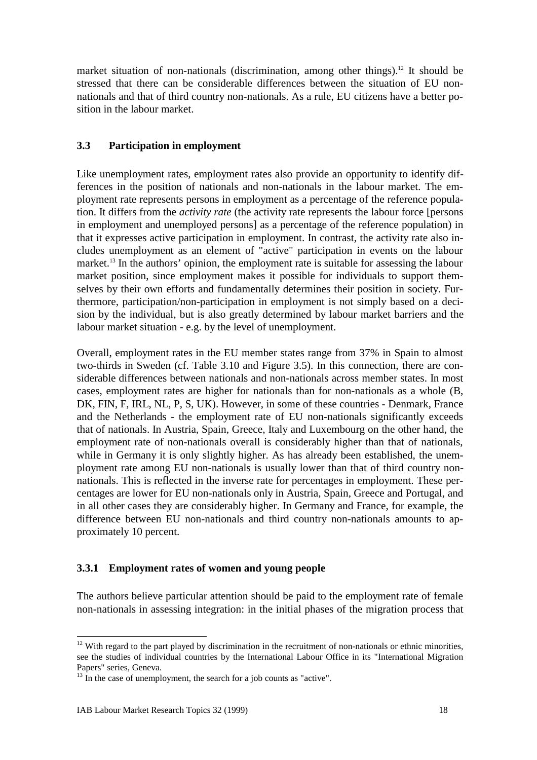market situation of non-nationals (discrimination, among other things).[12] It should be stressed that there can be considerable differences between the situation of EU non-nationals and that of third country non-nationals. As a rule, EU citizens have a better position in the labour market.

### 3.3 Participation in employment

Like unemployment rates, employment rates also provide an opportunity to identify differences in the position of nationals and non-nationals in the labour market. The employment rate represents persons in employment as a percentage of the reference population. It differs from the *activity rate* (the activity rate represents the labour force [persons in employment and unemployed persons] as a percentage of the reference population) in that it expresses active participation in employment. In contrast, the activity rate also includes unemployment as an element of "active" participation in events on the labour market.[13] In the authors' opinion, the employment rate is suitable for assessing the labour market position, since employment makes it possible for individuals to support themselves by their own efforts and fundamentally determines their position in society. Furthermore, participation/non-participation in employment is not simply based on a decision by the individual, but is also greatly determined by labour market barriers and the labour market situation - e.g. by the level of unemployment.

Overall, employment rates in the EU member states range from 37% in Spain to almost two-thirds in Sweden (cf. Table 3.10 and Figure 3.5). In this connection, there are considerable differences between nationals and non-nationals across member states. In most cases, employment rates are higher for nationals than for non-nationals as a whole (B, DK, FIN, F, IRL, NL, P, S, UK). However, in some of these countries - Denmark, France and the Netherlands - the employment rate of EU non-nationals significantly exceeds that of nationals. In Austria, Spain, Greece, Italy and Luxembourg on the other hand, the employment rate of non-nationals overall is considerably higher than that of nationals, while in Germany it is only slightly higher. As has already been established, the unemployment rate among EU non-nationals is usually lower than that of third country non-nationals. This is reflected in the inverse rate for percentages in employment. These percentages are lower for EU non-nationals only in Austria, Spain, Greece and Portugal, and in all other cases they are considerably higher. In Germany and France, for example, the difference between EU non-nationals and third country non-nationals amounts to approximately 10 percent.

#### 3.3.1 Employment rates of women and young people

The authors believe particular attention should be paid to the employment rate of female non-nationals in assessing integration: in the initial phases of the migration process that

[12] With regard to the part played by discrimination in the recruitment of non-nationals or ethnic minorities, see the studies of individual countries by the International Labour Office in its "International Migration Papers" series, Geneva.

[13] In the case of unemployment, the search for a job counts as "active".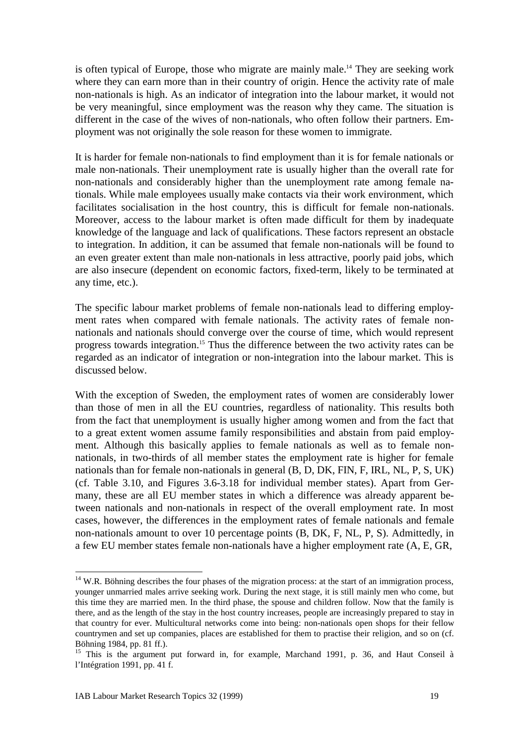is often typical of Europe, those who migrate are mainly male.[14] They are seeking work where they can earn more than in their country of origin. Hence the activity rate of male non-nationals is high. As an indicator of integration into the labour market, it would not be very meaningful, since employment was the reason why they came. The situation is different in the case of the wives of non-nationals, who often follow their partners. Employment was not originally the sole reason for these women to immigrate.

It is harder for female non-nationals to find employment than it is for female nationals or male non-nationals. Their unemployment rate is usually higher than the overall rate for non-nationals and considerably higher than the unemployment rate among female nationals. While male employees usually make contacts via their work environment, which facilitates socialisation in the host country, this is difficult for female non-nationals. Moreover, access to the labour market is often made difficult for them by inadequate knowledge of the language and lack of qualifications. These factors represent an obstacle to integration. In addition, it can be assumed that female non-nationals will be found to an even greater extent than male non-nationals in less attractive, poorly paid jobs, which are also insecure (dependent on economic factors, fixed-term, likely to be terminated at any time, etc.).

The specific labour market problems of female non-nationals lead to differing employment rates when compared with female nationals. The activity rates of female non-nationals and nationals should converge over the course of time, which would represent progress towards integration.[15] Thus the difference between the two activity rates can be regarded as an indicator of integration or non-integration into the labour market. This is discussed below.

With the exception of Sweden, the employment rates of women are considerably lower than those of men in all the EU countries, regardless of nationality. This results both from the fact that unemployment is usually higher among women and from the fact that to a great extent women assume family responsibilities and abstain from paid employment. Although this basically applies to female nationals as well as to female non-nationals, in two-thirds of all member states the employment rate is higher for female nationals than for female non-nationals in general (B, D, DK, FIN, F, IRL, NL, P, S, UK) (cf. Table 3.10, and Figures 3.6-3.18 for individual member states). Apart from Germany, these are all EU member states in which a difference was already apparent between nationals and non-nationals in respect of the overall employment rate. In most cases, however, the differences in the employment rates of female nationals and female non-nationals amount to over 10 percentage points (B, DK, F, NL, P, S). Admittedly, in a few EU member states female non-nationals have a higher employment rate (A, E, GR,

---

[14] W.R. Böhning describes the four phases of the migration process: at the start of an immigration process, younger unmarried males arrive seeking work. During the next stage, it is still mainly men who come, but this time they are married men. In the third phase, the spouse and children follow. Now that the family is there, and as the length of the stay in the host country increases, people are increasingly prepared to stay in that country for ever. Multicultural networks come into being: non-nationals open shops for their fellow countrymen and set up companies, places are established for them to practise their religion, and so on (cf. Böhning 1984, pp. 81 ff.).

[15] This is the argument put forward in, for example, Marchand 1991, p. 36, and Haut Conseil à l'Intégration 1991, pp. 41 f.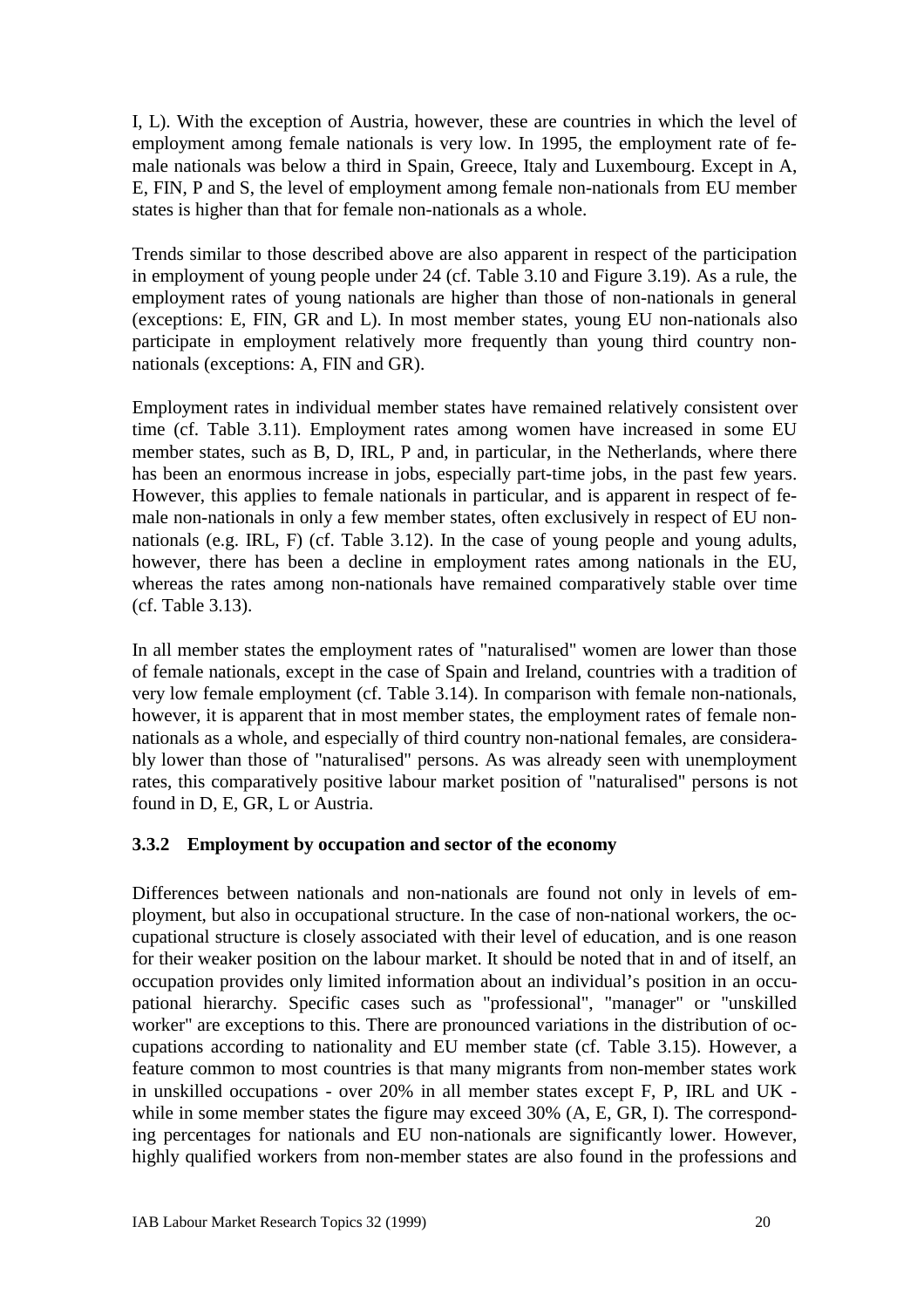I, L). With the exception of Austria, however, these are countries in which the level of employment among female nationals is very low. In 1995, the employment rate of female nationals was below a third in Spain, Greece, Italy and Luxembourg. Except in A, E, FIN, P and S, the level of employment among female non-nationals from EU member states is higher than that for female non-nationals as a whole.

Trends similar to those described above are also apparent in respect of the participation in employment of young people under 24 (cf. Table 3.10 and Figure 3.19). As a rule, the employment rates of young nationals are higher than those of non-nationals in general (exceptions: E, FIN, GR and L). In most member states, young EU non-nationals also participate in employment relatively more frequently than young third country non-nationals (exceptions: A, FIN and GR).

Employment rates in individual member states have remained relatively consistent over time (cf. Table 3.11). Employment rates among women have increased in some EU member states, such as B, D, IRL, P and, in particular, in the Netherlands, where there has been an enormous increase in jobs, especially part-time jobs, in the past few years. However, this applies to female nationals in particular, and is apparent in respect of female non-nationals in only a few member states, often exclusively in respect of EU non-nationals (e.g. IRL, F) (cf. Table 3.12). In the case of young people and young adults, however, there has been a decline in employment rates among nationals in the EU, whereas the rates among non-nationals have remained comparatively stable over time (cf. Table 3.13).

In all member states the employment rates of "naturalised" women are lower than those of female nationals, except in the case of Spain and Ireland, countries with a tradition of very low female employment (cf. Table 3.14). In comparison with female non-nationals, however, it is apparent that in most member states, the employment rates of female non-nationals as a whole, and especially of third country non-national females, are considerably lower than those of "naturalised" persons. As was already seen with unemployment rates, this comparatively positive labour market position of "naturalised" persons is not found in D, E, GR, L or Austria.

### 3.3.2 Employment by occupation and sector of the economy

Differences between nationals and non-nationals are found not only in levels of employment, but also in occupational structure. In the case of non-national workers, the occupational structure is closely associated with their level of education, and is one reason for their weaker position on the labour market. It should be noted that in and of itself, an occupation provides only limited information about an individual's position in an occupational hierarchy. Specific cases such as "professional", "manager" or "unskilled worker" are exceptions to this. There are pronounced variations in the distribution of occupations according to nationality and EU member state (cf. Table 3.15). However, a feature common to most countries is that many migrants from non-member states work in unskilled occupations - over 20% in all member states except F, P, IRL and UK - while in some member states the figure may exceed 30% (A, E, GR, I). The corresponding percentages for nationals and EU non-nationals are significantly lower. However, highly qualified workers from non-member states are also found in the professions and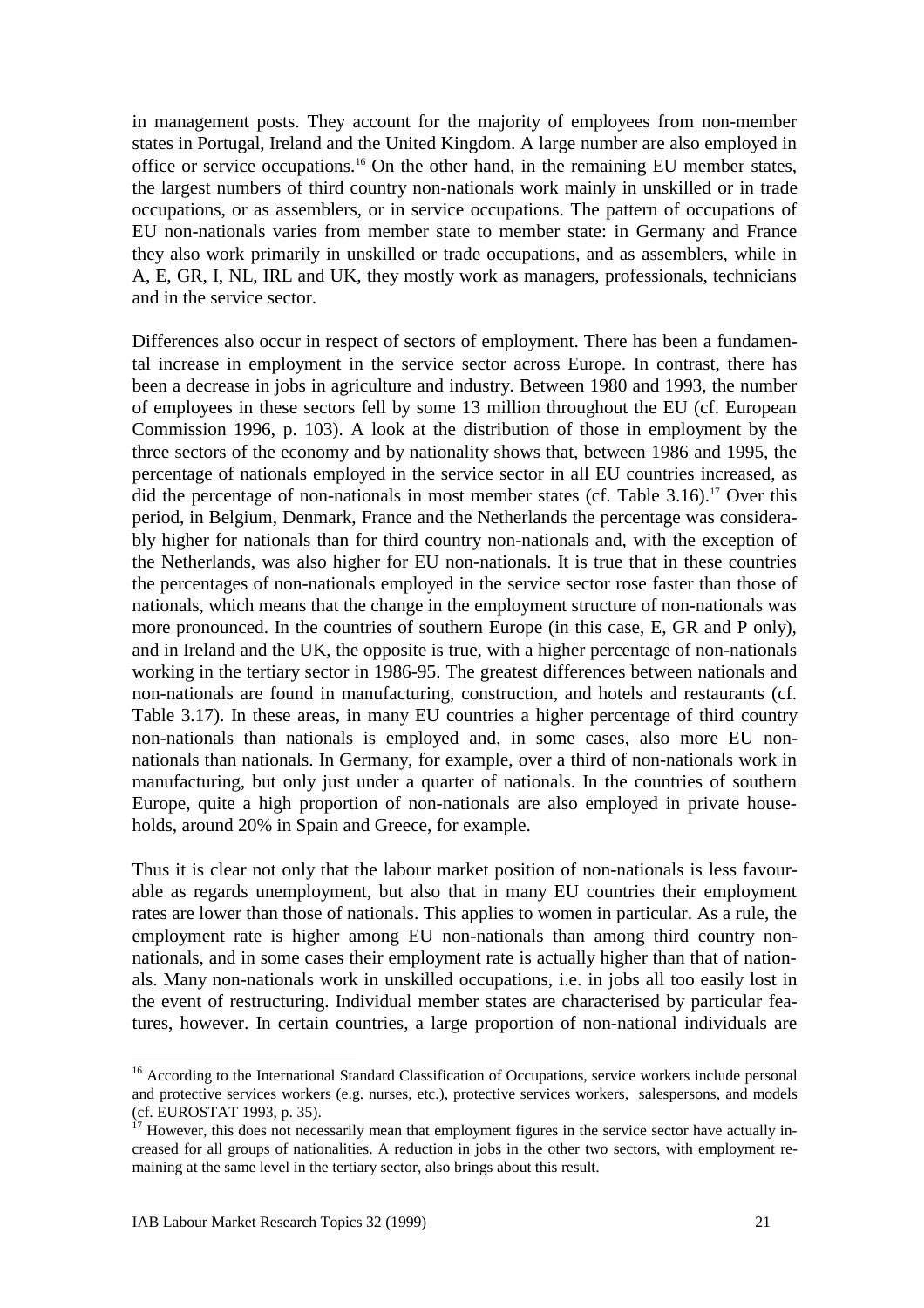in management posts. They account for the majority of employees from non-member states in Portugal, Ireland and the United Kingdom. A large number are also employed in office or service occupations.[16] On the other hand, in the remaining EU member states, the largest numbers of third country non-nationals work mainly in unskilled or in trade occupations, or as assemblers, or in service occupations. The pattern of occupations of EU non-nationals varies from member state to member state: in Germany and France they also work primarily in unskilled or trade occupations, and as assemblers, while in A, E, GR, I, NL, IRL and UK, they mostly work as managers, professionals, technicians and in the service sector.

Differences also occur in respect of sectors of employment. There has been a fundamental increase in employment in the service sector across Europe. In contrast, there has been a decrease in jobs in agriculture and industry. Between 1980 and 1993, the number of employees in these sectors fell by some 13 million throughout the EU (cf. European Commission 1996, p. 103). A look at the distribution of those in employment by the three sectors of the economy and by nationality shows that, between 1986 and 1995, the percentage of nationals employed in the service sector in all EU countries increased, as did the percentage of non-nationals in most member states (cf. Table 3.16).[17] Over this period, in Belgium, Denmark, France and the Netherlands the percentage was considerably higher for nationals than for third country non-nationals and, with the exception of the Netherlands, was also higher for EU non-nationals. It is true that in these countries the percentages of non-nationals employed in the service sector rose faster than those of nationals, which means that the change in the employment structure of non-nationals was more pronounced. In the countries of southern Europe (in this case, E, GR and P only), and in Ireland and the UK, the opposite is true, with a higher percentage of non-nationals working in the tertiary sector in 1986-95. The greatest differences between nationals and non-nationals are found in manufacturing, construction, and hotels and restaurants (cf. Table 3.17). In these areas, in many EU countries a higher percentage of third country non-nationals than nationals is employed and, in some cases, also more EU non-nationals than nationals. In Germany, for example, over a third of non-nationals work in manufacturing, but only just under a quarter of nationals. In the countries of southern Europe, quite a high proportion of non-nationals are also employed in private households, around 20% in Spain and Greece, for example.

Thus it is clear not only that the labour market position of non-nationals is less favourable as regards unemployment, but also that in many EU countries their employment rates are lower than those of nationals. This applies to women in particular. As a rule, the employment rate is higher among EU non-nationals than among third country non-nationals, and in some cases their employment rate is actually higher than that of nationals. Many non-nationals work in unskilled occupations, i.e. in jobs all too easily lost in the event of restructuring. Individual member states are characterised by particular features, however. In certain countries, a large proportion of non-national individuals are

---

[16] According to the International Standard Classification of Occupations, service workers include personal and protective services workers (e.g. nurses, etc.), protective services workers, salespersons, and models (cf. EUROSTAT 1993, p. 35).

[17] However, this does not necessarily mean that employment figures in the service sector have actually increased for all groups of nationalities. A reduction in jobs in the other two sectors, with employment remaining at the same level in the tertiary sector, also brings about this result.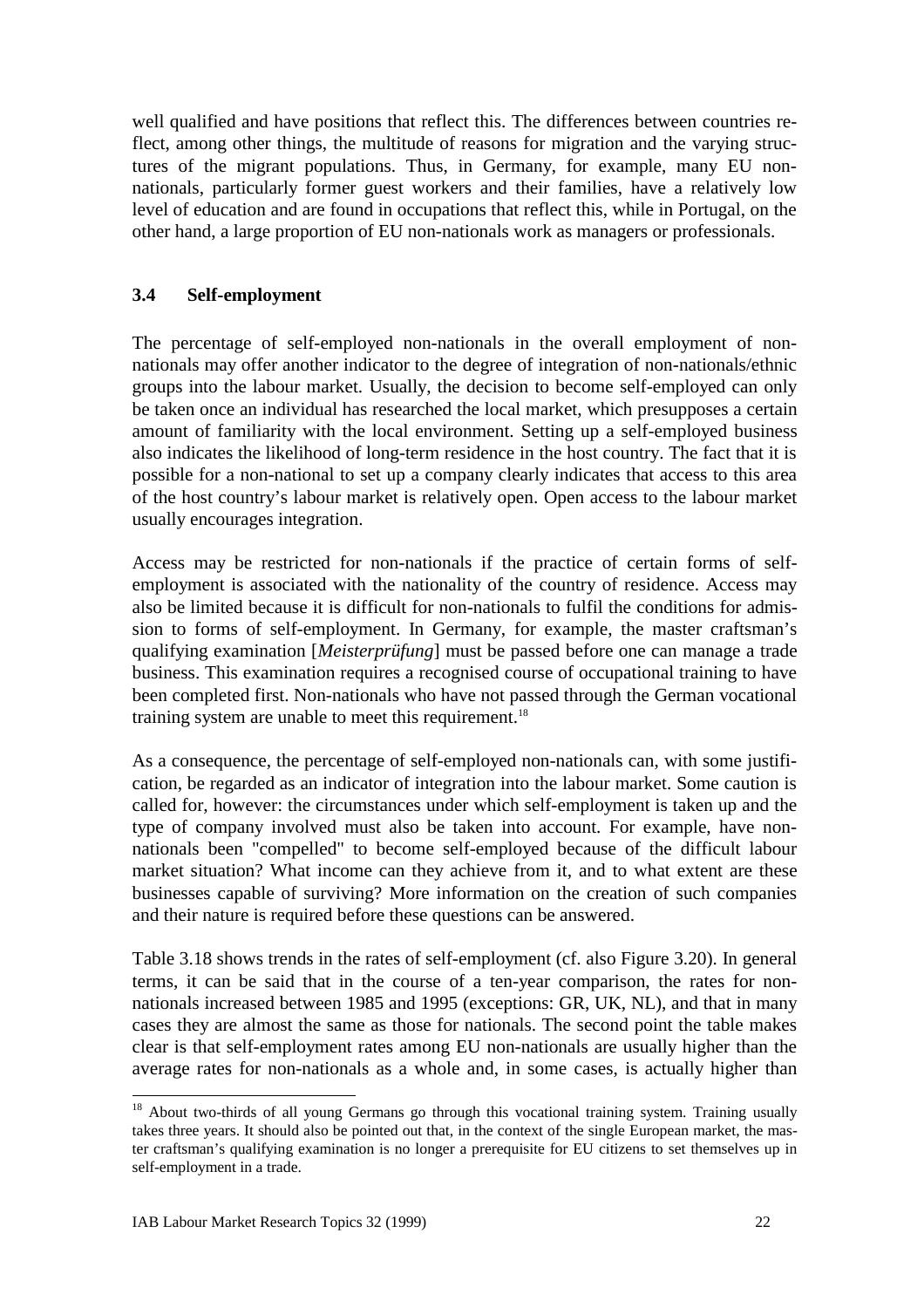well qualified and have positions that reflect this. The differences between countries reflect, among other things, the multitude of reasons for migration and the varying structures of the migrant populations. Thus, in Germany, for example, many EU non-nationals, particularly former guest workers and their families, have a relatively low level of education and are found in occupations that reflect this, while in Portugal, on the other hand, a large proportion of EU non-nationals work as managers or professionals.

### 3.4 Self-employment

The percentage of self-employed non-nationals in the overall employment of non-nationals may offer another indicator to the degree of integration of non-nationals/ethnic groups into the labour market. Usually, the decision to become self-employed can only be taken once an individual has researched the local market, which presupposes a certain amount of familiarity with the local environment. Setting up a self-employed business also indicates the likelihood of long-term residence in the host country. The fact that it is possible for a non-national to set up a company clearly indicates that access to this area of the host country's labour market is relatively open. Open access to the labour market usually encourages integration.

Access may be restricted for non-nationals if the practice of certain forms of self-employment is associated with the nationality of the country of residence. Access may also be limited because it is difficult for non-nationals to fulfil the conditions for admission to forms of self-employment. In Germany, for example, the master craftsman's qualifying examination [*Meisterprüfung*] must be passed before one can manage a trade business. This examination requires a recognised course of occupational training to have been completed first. Non-nationals who have not passed through the German vocational training system are unable to meet this requirement.[18]

As a consequence, the percentage of self-employed non-nationals can, with some justification, be regarded as an indicator of integration into the labour market. Some caution is called for, however: the circumstances under which self-employment is taken up and the type of company involved must also be taken into account. For example, have non-nationals been "compelled" to become self-employed because of the difficult labour market situation? What income can they achieve from it, and to what extent are these businesses capable of surviving? More information on the creation of such companies and their nature is required before these questions can be answered.

Table 3.18 shows trends in the rates of self-employment (cf. also Figure 3.20). In general terms, it can be said that in the course of a ten-year comparison, the rates for non-nationals increased between 1985 and 1995 (exceptions: GR, UK, NL), and that in many cases they are almost the same as those for nationals. The second point the table makes clear is that self-employment rates among EU non-nationals are usually higher than the average rates for non-nationals as a whole and, in some cases, is actually higher than

---

[18] About two-thirds of all young Germans go through this vocational training system. Training usually takes three years. It should also be pointed out that, in the context of the single European market, the master craftsman's qualifying examination is no longer a prerequisite for EU citizens to set themselves up in self-employment in a trade.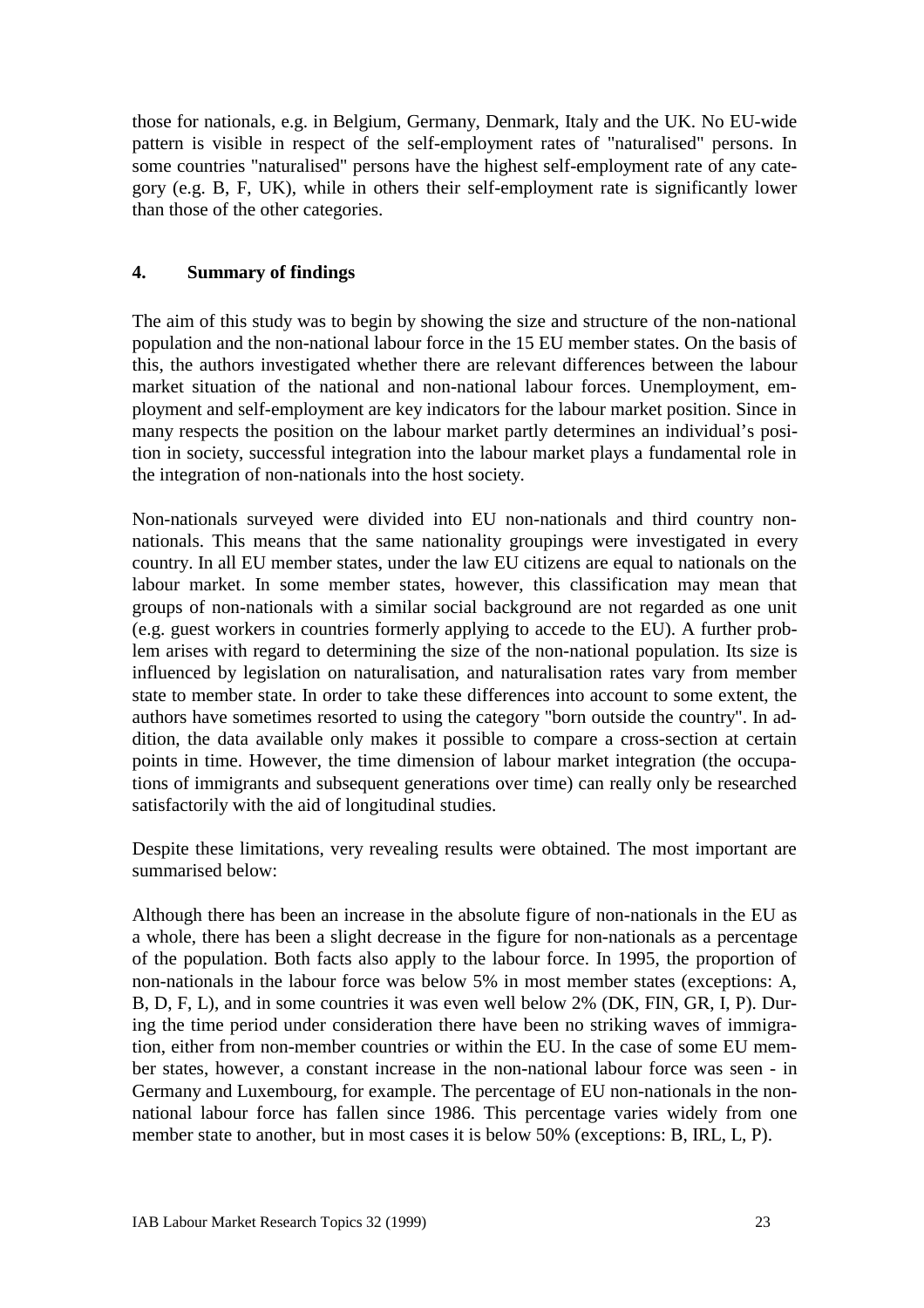those for nationals, e.g. in Belgium, Germany, Denmark, Italy and the UK. No EU-wide pattern is visible in respect of the self-employment rates of "naturalised" persons. In some countries "naturalised" persons have the highest self-employment rate of any category (e.g. B, F, UK), while in others their self-employment rate is significantly lower than those of the other categories.

## 4. Summary of findings

The aim of this study was to begin by showing the size and structure of the non-national population and the non-national labour force in the 15 EU member states. On the basis of this, the authors investigated whether there are relevant differences between the labour market situation of the national and non-national labour forces. Unemployment, employment and self-employment are key indicators for the labour market position. Since in many respects the position on the labour market partly determines an individual's position in society, successful integration into the labour market plays a fundamental role in the integration of non-nationals into the host society.

Non-nationals surveyed were divided into EU non-nationals and third country non-nationals. This means that the same nationality groupings were investigated in every country. In all EU member states, under the law EU citizens are equal to nationals on the labour market. In some member states, however, this classification may mean that groups of non-nationals with a similar social background are not regarded as one unit (e.g. guest workers in countries formerly applying to accede to the EU). A further problem arises with regard to determining the size of the non-national population. Its size is influenced by legislation on naturalisation, and naturalisation rates vary from member state to member state. In order to take these differences into account to some extent, the authors have sometimes resorted to using the category "born outside the country". In addition, the data available only makes it possible to compare a cross-section at certain points in time. However, the time dimension of labour market integration (the occupations of immigrants and subsequent generations over time) can really only be researched satisfactorily with the aid of longitudinal studies.

Despite these limitations, very revealing results were obtained. The most important are summarised below:

Although there has been an increase in the absolute figure of non-nationals in the EU as a whole, there has been a slight decrease in the figure for non-nationals as a percentage of the population. Both facts also apply to the labour force. In 1995, the proportion of non-nationals in the labour force was below 5% in most member states (exceptions: A, B, D, F, L), and in some countries it was even well below 2% (DK, FIN, GR, I, P). During the time period under consideration there have been no striking waves of immigration, either from non-member countries or within the EU. In the case of some EU member states, however, a constant increase in the non-national labour force was seen - in Germany and Luxembourg, for example. The percentage of EU non-nationals in the non-national labour force has fallen since 1986. This percentage varies widely from one member state to another, but in most cases it is below 50% (exceptions: B, IRL, L, P).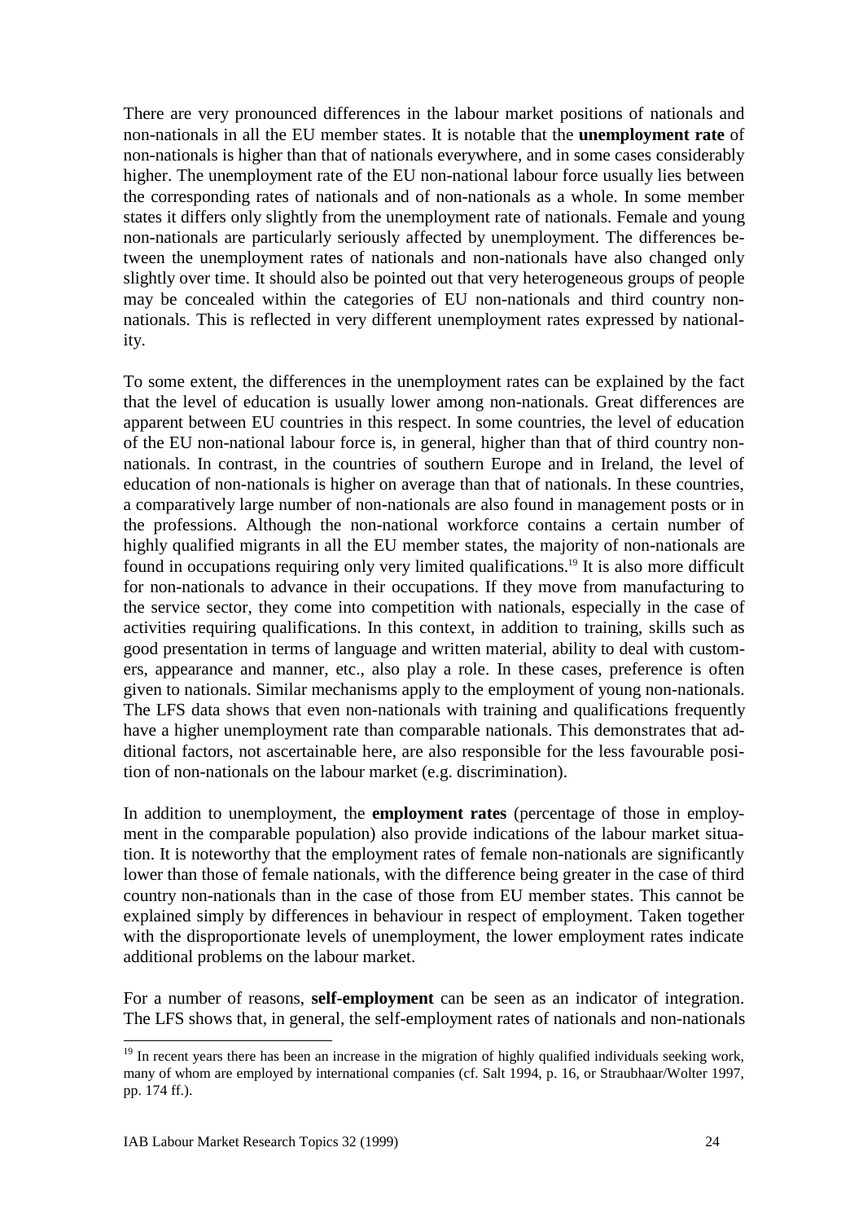There are very pronounced differences in the labour market positions of nationals and non-nationals in all the EU member states. It is notable that the **unemployment rate** of non-nationals is higher than that of nationals everywhere, and in some cases considerably higher. The unemployment rate of the EU non-national labour force usually lies between the corresponding rates of nationals and of non-nationals as a whole. In some member states it differs only slightly from the unemployment rate of nationals. Female and young non-nationals are particularly seriously affected by unemployment. The differences between the unemployment rates of nationals and non-nationals have also changed only slightly over time. It should also be pointed out that very heterogeneous groups of people may be concealed within the categories of EU non-nationals and third country non-nationals. This is reflected in very different unemployment rates expressed by nationality.

To some extent, the differences in the unemployment rates can be explained by the fact that the level of education is usually lower among non-nationals. Great differences are apparent between EU countries in this respect. In some countries, the level of education of the EU non-national labour force is, in general, higher than that of third country non-nationals. In contrast, in the countries of southern Europe and in Ireland, the level of education of non-nationals is higher on average than that of nationals. In these countries, a comparatively large number of non-nationals are also found in management posts or in the professions. Although the non-national workforce contains a certain number of highly qualified migrants in all the EU member states, the majority of non-nationals are found in occupations requiring only very limited qualifications.[19] It is also more difficult for non-nationals to advance in their occupations. If they move from manufacturing to the service sector, they come into competition with nationals, especially in the case of activities requiring qualifications. In this context, in addition to training, skills such as good presentation in terms of language and written material, ability to deal with customers, appearance and manner, etc., also play a role. In these cases, preference is often given to nationals. Similar mechanisms apply to the employment of young non-nationals. The LFS data shows that even non-nationals with training and qualifications frequently have a higher unemployment rate than comparable nationals. This demonstrates that additional factors, not ascertainable here, are also responsible for the less favourable position of non-nationals on the labour market (e.g. discrimination).

In addition to unemployment, the **employment rates** (percentage of those in employment in the comparable population) also provide indications of the labour market situation. It is noteworthy that the employment rates of female non-nationals are significantly lower than those of female nationals, with the difference being greater in the case of third country non-nationals than in the case of those from EU member states. This cannot be explained simply by differences in behaviour in respect of employment. Taken together with the disproportionate levels of unemployment, the lower employment rates indicate additional problems on the labour market.

For a number of reasons, **self-employment** can be seen as an indicator of integration. The LFS shows that, in general, the self-employment rates of nationals and non-nationals

---

[19] In recent years there has been an increase in the migration of highly qualified individuals seeking work, many of whom are employed by international companies (cf. Salt 1994, p. 16, or Straubhaar/Wolter 1997, pp. 174 ff.).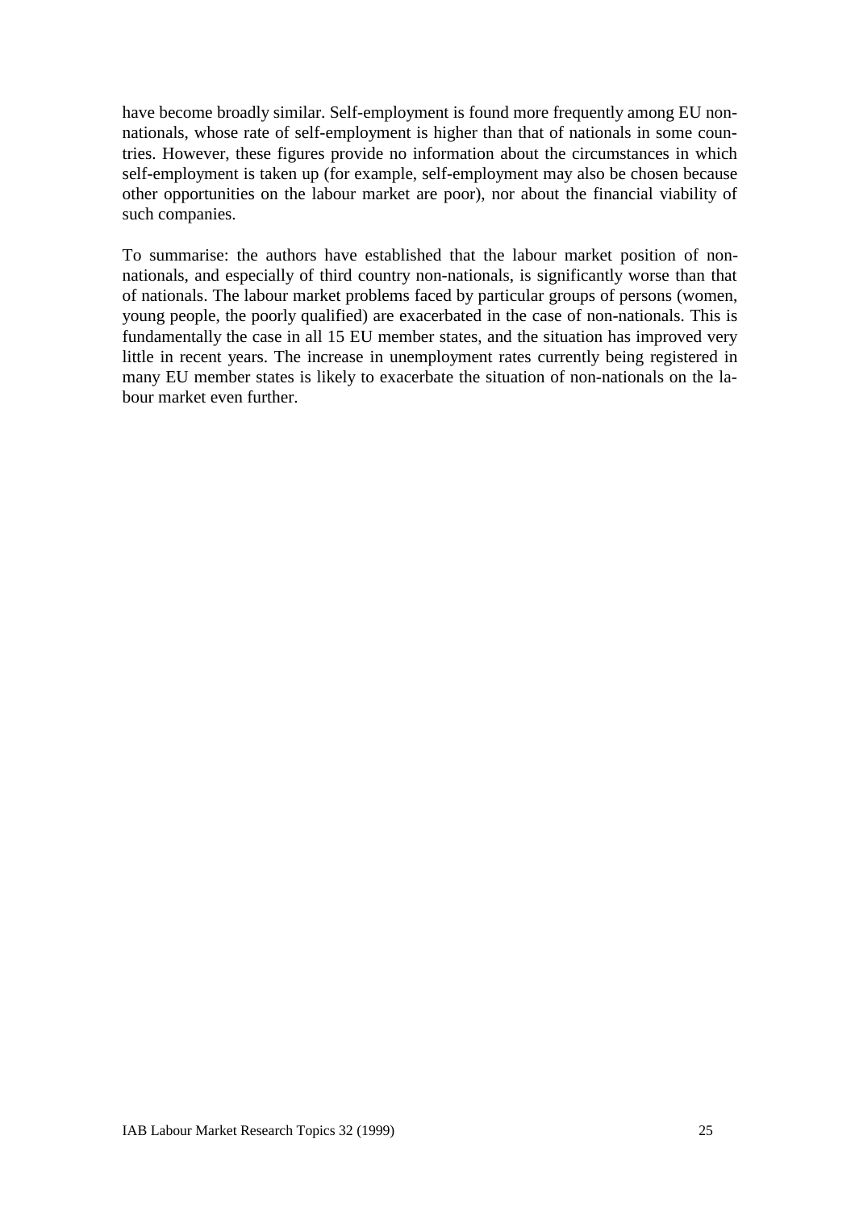have become broadly similar. Self-employment is found more frequently among EU non-nationals, whose rate of self-employment is higher than that of nationals in some countries. However, these figures provide no information about the circumstances in which self-employment is taken up (for example, self-employment may also be chosen because other opportunities on the labour market are poor), nor about the financial viability of such companies.

To summarise: the authors have established that the labour market position of non-nationals, and especially of third country non-nationals, is significantly worse than that of nationals. The labour market problems faced by particular groups of persons (women, young people, the poorly qualified) are exacerbated in the case of non-nationals. This is fundamentally the case in all 15 EU member states, and the situation has improved very little in recent years. The increase in unemployment rates currently being registered in many EU member states is likely to exacerbate the situation of non-nationals on the labour market even further.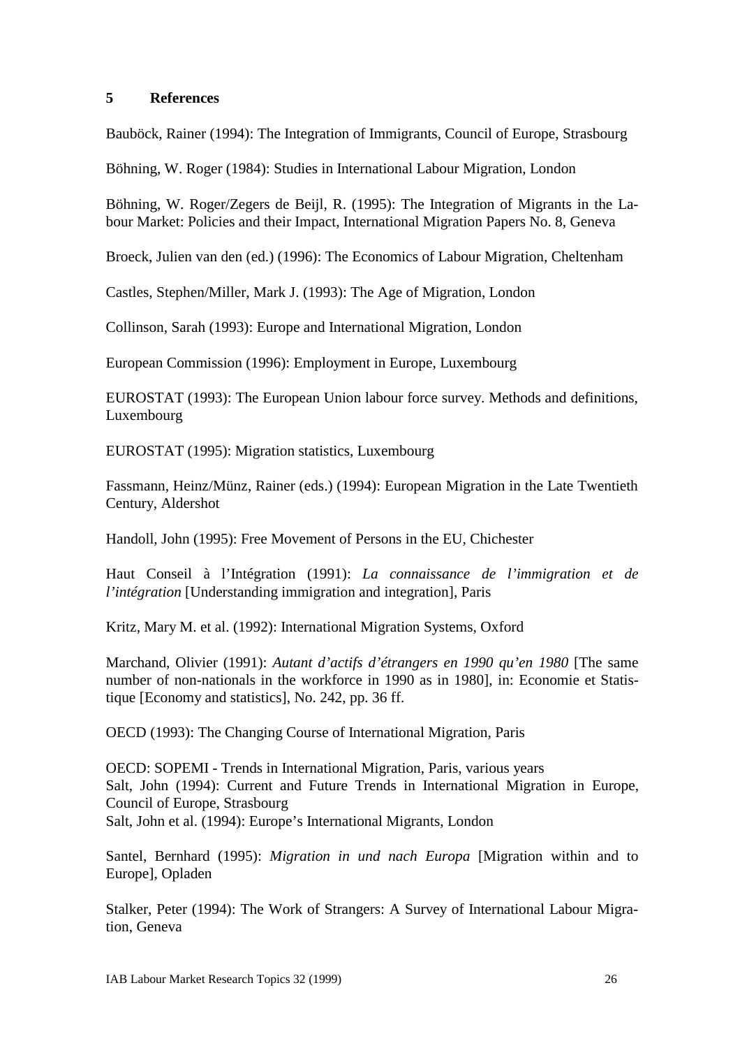## 5 References

Bauböck, Rainer (1994): The Integration of Immigrants, Council of Europe, Strasbourg

Böhning, W. Roger (1984): Studies in International Labour Migration, London

Böhning, W. Roger/Zegers de Beijl, R. (1995): The Integration of Migrants in the Labour Market: Policies and their Impact, International Migration Papers No. 8, Geneva

Broeck, Julien van den (ed.) (1996): The Economics of Labour Migration, Cheltenham

Castles, Stephen/Miller, Mark J. (1993): The Age of Migration, London

Collinson, Sarah (1993): Europe and International Migration, London

European Commission (1996): Employment in Europe, Luxembourg

EUROSTAT (1993): The European Union labour force survey. Methods and definitions, Luxembourg

EUROSTAT (1995): Migration statistics, Luxembourg

Fassmann, Heinz/Münz, Rainer (eds.) (1994): European Migration in the Late Twentieth Century, Aldershot

Handoll, John (1995): Free Movement of Persons in the EU, Chichester

Haut Conseil à l'Intégration (1991): *La connaissance de l'immigration et de l'intégration* [Understanding immigration and integration], Paris

Kritz, Mary M. et al. (1992): International Migration Systems, Oxford

Marchand, Olivier (1991): *Autant d'actifs d'étrangers en 1990 qu'en 1980* [The same number of non-nationals in the workforce in 1990 as in 1980], in: Economie et Statistique [Economy and statistics], No. 242, pp. 36 ff.

OECD (1993): The Changing Course of International Migration, Paris

OECD: SOPEMI - Trends in International Migration, Paris, various years

Salt, John (1994): Current and Future Trends in International Migration in Europe, Council of Europe, Strasbourg

Salt, John et al. (1994): Europe's International Migrants, London

Santel, Bernhard (1995): *Migration in und nach Europa* [Migration within and to Europe], Opladen

Stalker, Peter (1994): The Work of Strangers: A Survey of International Labour Migration, Geneva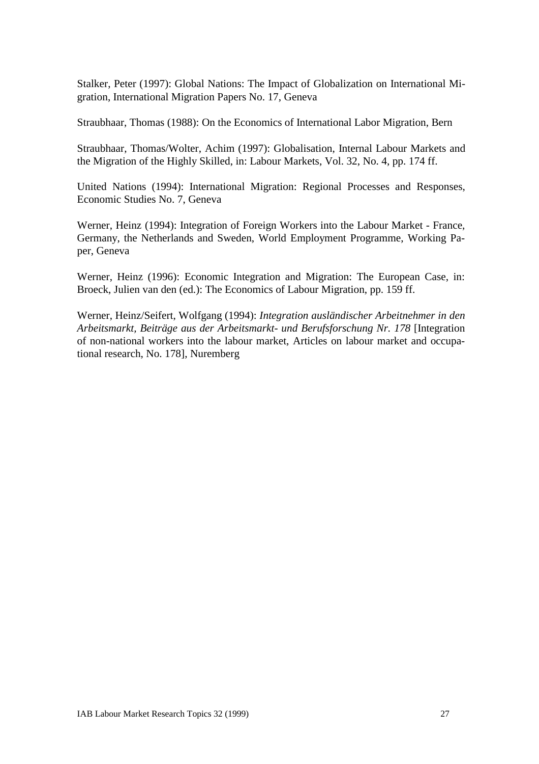Stalker, Peter (1997): Global Nations: The Impact of Globalization on International Migration, International Migration Papers No. 17, Geneva

Straubhaar, Thomas (1988): On the Economics of International Labor Migration, Bern

Straubhaar, Thomas/Wolter, Achim (1997): Globalisation, Internal Labour Markets and the Migration of the Highly Skilled, in: Labour Markets, Vol. 32, No. 4, pp. 174 ff.

United Nations (1994): International Migration: Regional Processes and Responses, Economic Studies No. 7, Geneva

Werner, Heinz (1994): Integration of Foreign Workers into the Labour Market - France, Germany, the Netherlands and Sweden, World Employment Programme, Working Paper, Geneva

Werner, Heinz (1996): Economic Integration and Migration: The European Case, in: Broeck, Julien van den (ed.): The Economics of Labour Migration, pp. 159 ff.

Werner, Heinz/Seifert, Wolfgang (1994): *Integration ausländischer Arbeitnehmer in den Arbeitsmarkt, Beiträge aus der Arbeitsmarkt- und Berufsforschung Nr. 178* [Integration of non-national workers into the labour market, Articles on labour market and occupational research, No. 178], Nuremberg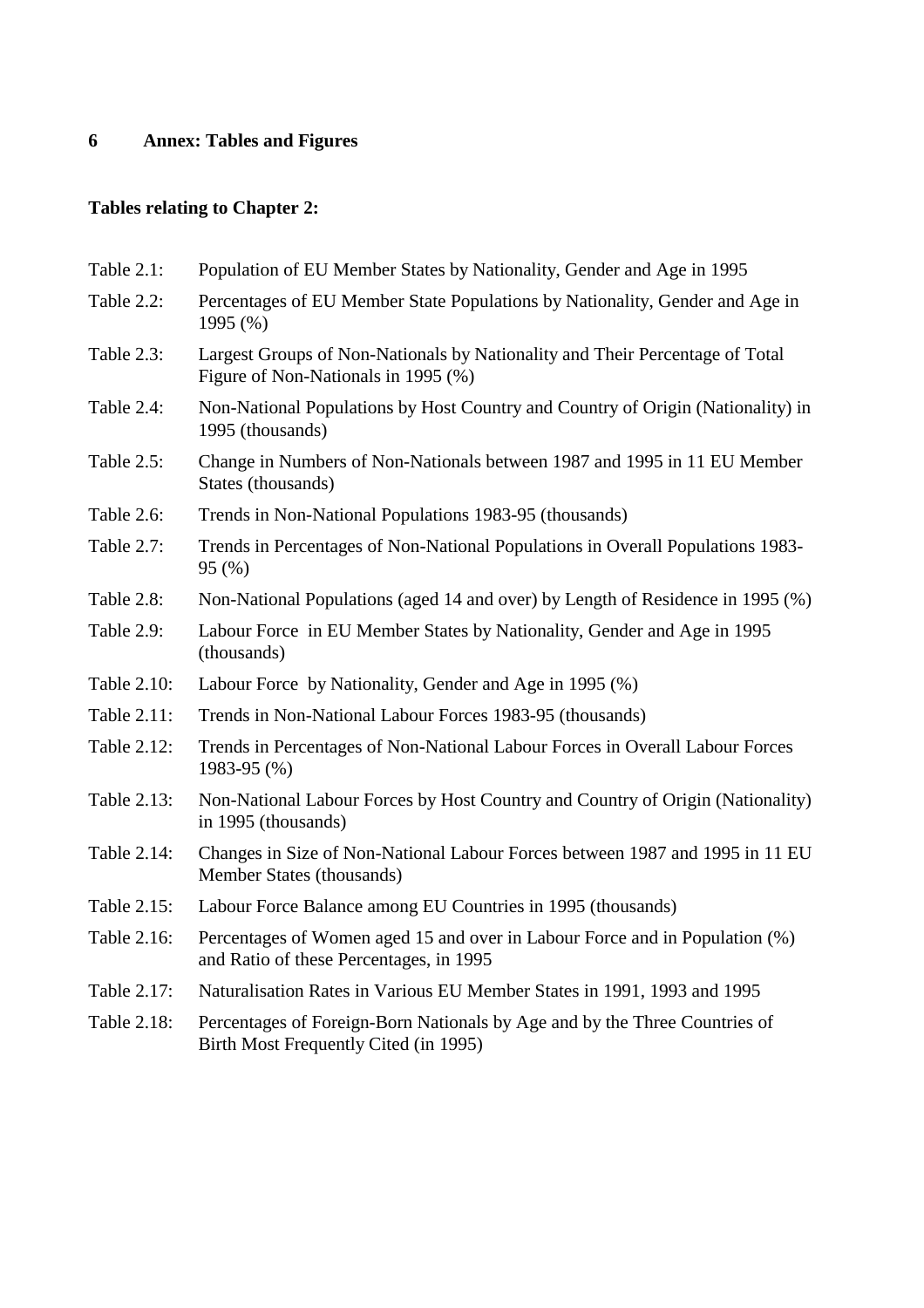# 6 Annex: Tables and Figures

**Tables relating to Chapter 2:**

| | |
|---|---|
| Table 2.1: | Population of EU Member States by Nationality, Gender and Age in 1995 |
| Table 2.2: | Percentages of EU Member State Populations by Nationality, Gender and Age in 1995 (%) |
| Table 2.3: | Largest Groups of Non-Nationals by Nationality and Their Percentage of Total Figure of Non-Nationals in 1995 (%) |
| Table 2.4: | Non-National Populations by Host Country and Country of Origin (Nationality) in 1995 (thousands) |
| Table 2.5: | Change in Numbers of Non-Nationals between 1987 and 1995 in 11 EU Member States (thousands) |
| Table 2.6: | Trends in Non-National Populations 1983-95 (thousands) |
| Table 2.7: | Trends in Percentages of Non-National Populations in Overall Populations 1983-95 (%) |
| Table 2.8: | Non-National Populations (aged 14 and over) by Length of Residence in 1995 (%) |
| Table 2.9: | Labour Force in EU Member States by Nationality, Gender and Age in 1995 (thousands) |
| Table 2.10: | Labour Force by Nationality, Gender and Age in 1995 (%) |
| Table 2.11: | Trends in Non-National Labour Forces 1983-95 (thousands) |
| Table 2.12: | Trends in Percentages of Non-National Labour Forces in Overall Labour Forces 1983-95 (%) |
| Table 2.13: | Non-National Labour Forces by Host Country and Country of Origin (Nationality) in 1995 (thousands) |
| Table 2.14: | Changes in Size of Non-National Labour Forces between 1987 and 1995 in 11 EU Member States (thousands) |
| Table 2.15: | Labour Force Balance among EU Countries in 1995 (thousands) |
| Table 2.16: | Percentages of Women aged 15 and over in Labour Force and in Population (%) and Ratio of these Percentages, in 1995 |
| Table 2.17: | Naturalisation Rates in Various EU Member States in 1991, 1993 and 1995 |
| Table 2.18: | Percentages of Foreign-Born Nationals by Age and by the Three Countries of Birth Most Frequently Cited (in 1995) |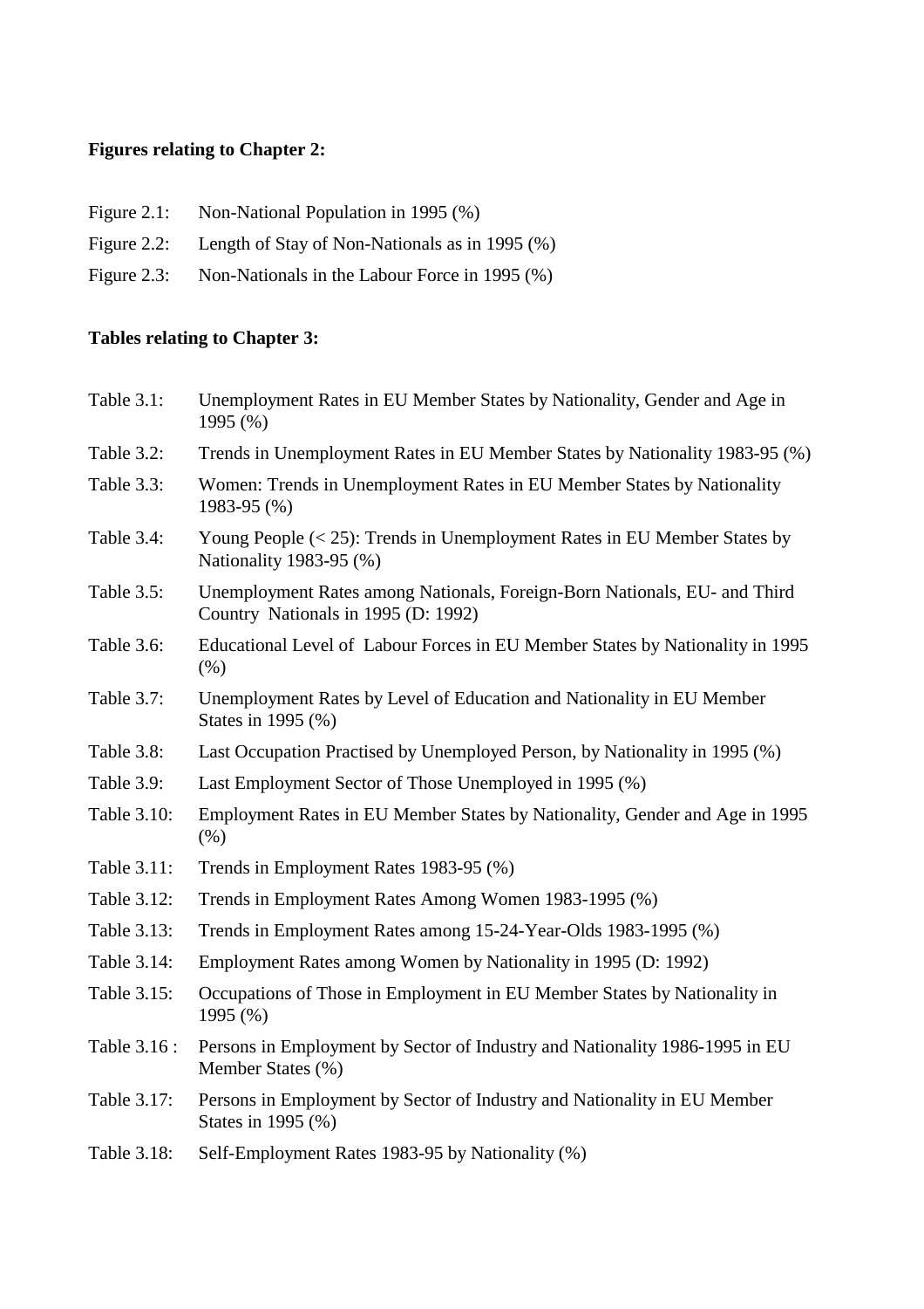**Figures relating to Chapter 2:**

Figure 2.1: Non-National Population in 1995 (%)

Figure 2.2: Length of Stay of Non-Nationals as in 1995 (%)

Figure 2.3: Non-Nationals in the Labour Force in 1995 (%)

**Tables relating to Chapter 3:**

Table 3.1: Unemployment Rates in EU Member States by Nationality, Gender and Age in 1995 (%)

Table 3.2: Trends in Unemployment Rates in EU Member States by Nationality 1983-95 (%)

Table 3.3: Women: Trends in Unemployment Rates in EU Member States by Nationality 1983-95 (%)

Table 3.4: Young People (< 25): Trends in Unemployment Rates in EU Member States by Nationality 1983-95 (%)

Table 3.5: Unemployment Rates among Nationals, Foreign-Born Nationals, EU- and Third Country Nationals in 1995 (D: 1992)

Table 3.6: Educational Level of Labour Forces in EU Member States by Nationality in 1995 (%)

Table 3.7: Unemployment Rates by Level of Education and Nationality in EU Member States in 1995 (%)

Table 3.8: Last Occupation Practised by Unemployed Person, by Nationality in 1995 (%)

Table 3.9: Last Employment Sector of Those Unemployed in 1995 (%)

Table 3.10: Employment Rates in EU Member States by Nationality, Gender and Age in 1995 (%)

Table 3.11: Trends in Employment Rates 1983-95 (%)

Table 3.12: Trends in Employment Rates Among Women 1983-1995 (%)

Table 3.13: Trends in Employment Rates among 15-24-Year-Olds 1983-1995 (%)

Table 3.14: Employment Rates among Women by Nationality in 1995 (D: 1992)

Table 3.15: Occupations of Those in Employment in EU Member States by Nationality in 1995 (%)

Table 3.16 : Persons in Employment by Sector of Industry and Nationality 1986-1995 in EU Member States (%)

Table 3.17: Persons in Employment by Sector of Industry and Nationality in EU Member States in 1995 (%)

Table 3.18: Self-Employment Rates 1983-95 by Nationality (%)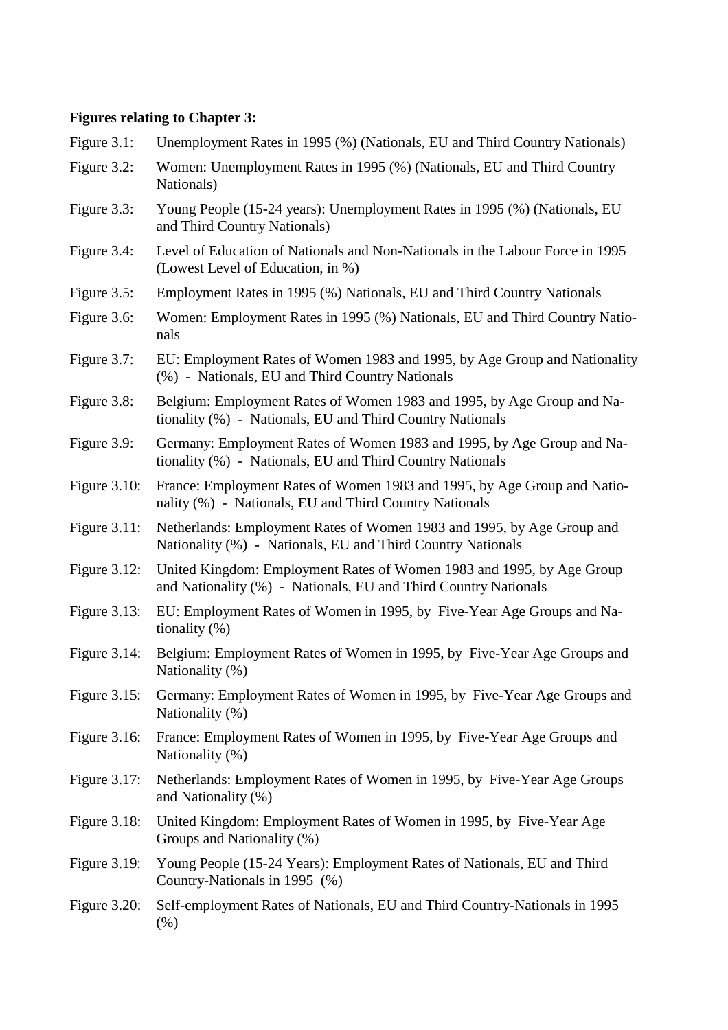**Figures relating to Chapter 3:**

| | |
|---|---|
| Figure 3.1: | Unemployment Rates in 1995 (%) (Nationals, EU and Third Country Nationals) |
| Figure 3.2: | Women: Unemployment Rates in 1995 (%) (Nationals, EU and Third Country Nationals) |
| Figure 3.3: | Young People (15-24 years): Unemployment Rates in 1995 (%) (Nationals, EU and Third Country Nationals) |
| Figure 3.4: | Level of Education of Nationals and Non-Nationals in the Labour Force in 1995 (Lowest Level of Education, in %) |
| Figure 3.5: | Employment Rates in 1995 (%) Nationals, EU and Third Country Nationals |
| Figure 3.6: | Women: Employment Rates in 1995 (%) Nationals, EU and Third Country Nationals |
| Figure 3.7: | EU: Employment Rates of Women 1983 and 1995, by Age Group and Nationality (%) - Nationals, EU and Third Country Nationals |
| Figure 3.8: | Belgium: Employment Rates of Women 1983 and 1995, by Age Group and Nationality (%) - Nationals, EU and Third Country Nationals |
| Figure 3.9: | Germany: Employment Rates of Women 1983 and 1995, by Age Group and Nationality (%) - Nationals, EU and Third Country Nationals |
| Figure 3.10: | France: Employment Rates of Women 1983 and 1995, by Age Group and Nationality (%) - Nationals, EU and Third Country Nationals |
| Figure 3.11: | Netherlands: Employment Rates of Women 1983 and 1995, by Age Group and Nationality (%) - Nationals, EU and Third Country Nationals |
| Figure 3.12: | United Kingdom: Employment Rates of Women 1983 and 1995, by Age Group and Nationality (%) - Nationals, EU and Third Country Nationals |
| Figure 3.13: | EU: Employment Rates of Women in 1995, by Five-Year Age Groups and Nationality (%) |
| Figure 3.14: | Belgium: Employment Rates of Women in 1995, by Five-Year Age Groups and Nationality (%) |
| Figure 3.15: | Germany: Employment Rates of Women in 1995, by Five-Year Age Groups and Nationality (%) |
| Figure 3.16: | France: Employment Rates of Women in 1995, by Five-Year Age Groups and Nationality (%) |
| Figure 3.17: | Netherlands: Employment Rates of Women in 1995, by Five-Year Age Groups and Nationality (%) |
| Figure 3.18: | United Kingdom: Employment Rates of Women in 1995, by Five-Year Age Groups and Nationality (%) |
| Figure 3.19: | Young People (15-24 Years): Employment Rates of Nationals, EU and Third Country-Nationals in 1995 (%) |
| Figure 3.20: | Self-employment Rates of Nationals, EU and Third Country-Nationals in 1995 (%) |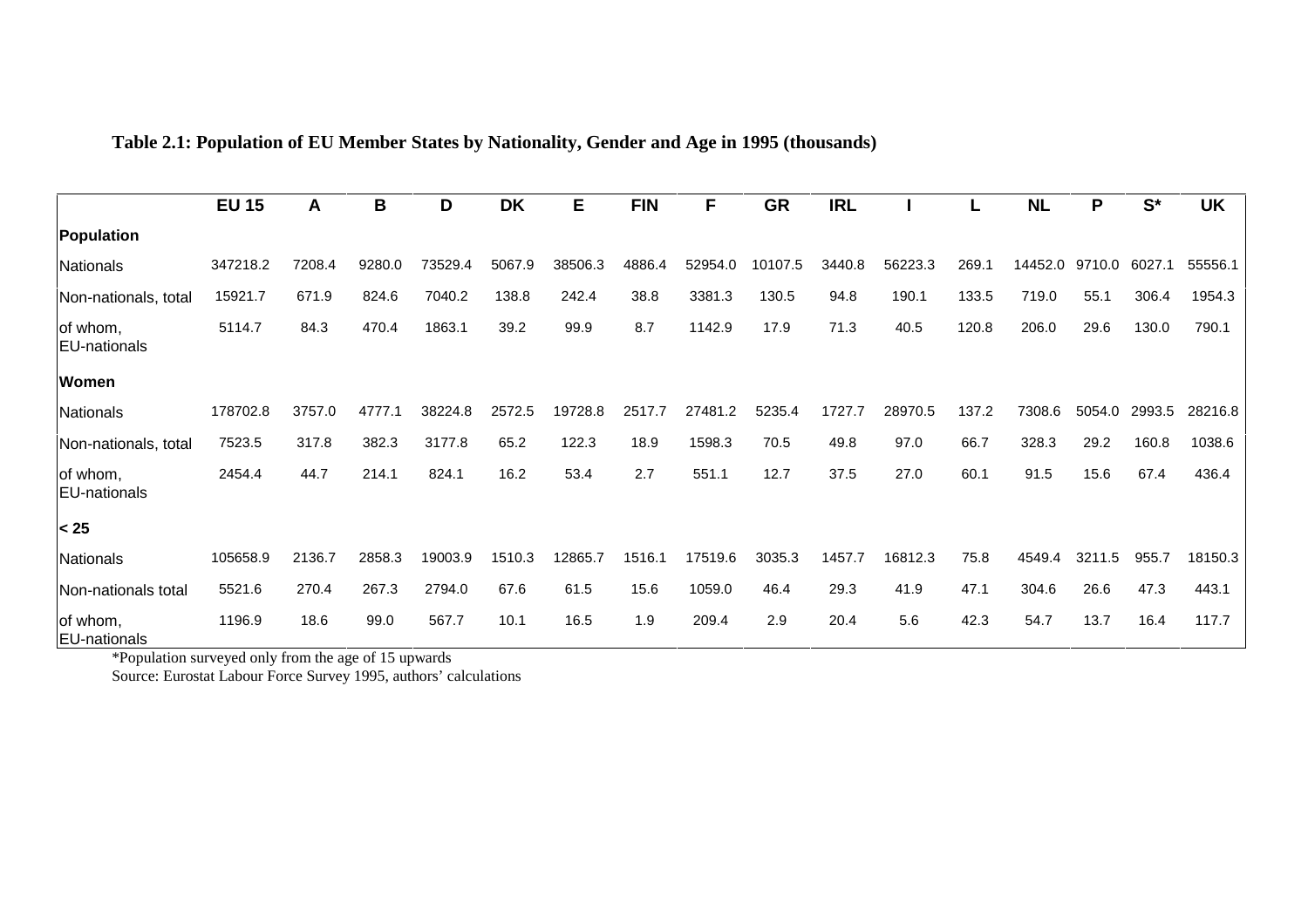**Table 2.1: Population of EU Member States by Nationality, Gender and Age in 1995 (thousands)**

| | EU 15 | A | B | D | DK | E | FIN | F | GR | IRL | I | L | NL | P | S* | UK |
|---|---|---|---|---|---|---|---|---|---|---|---|---|---|---|---|---|
| **Population** | | | | | | | | | | | | | | | | |
| Nationals | 347218.2 | 7208.4 | 9280.0 | 73529.4 | 5067.9 | 38506.3 | 4886.4 | 52954.0 | 10107.5 | 3440.8 | 56223.3 | 269.1 | 14452.0 | 9710.0 | 6027.1 | 55556.1 |
| Non-nationals, total | 15921.7 | 671.9 | 824.6 | 7040.2 | 138.8 | 242.4 | 38.8 | 3381.3 | 130.5 | 94.8 | 190.1 | 133.5 | 719.0 | 55.1 | 306.4 | 1954.3 |
| of whom, EU-nationals | 5114.7 | 84.3 | 470.4 | 1863.1 | 39.2 | 99.9 | 8.7 | 1142.9 | 17.9 | 71.3 | 40.5 | 120.8 | 206.0 | 29.6 | 130.0 | 790.1 |
| **Women** | | | | | | | | | | | | | | | | |
| Nationals | 178702.8 | 3757.0 | 4777.1 | 38224.8 | 2572.5 | 19728.8 | 2517.7 | 27481.2 | 5235.4 | 1727.7 | 28970.5 | 137.2 | 7308.6 | 5054.0 | 2993.5 | 28216.8 |
| Non-nationals, total | 7523.5 | 317.8 | 382.3 | 3177.8 | 65.2 | 122.3 | 18.9 | 1598.3 | 70.5 | 49.8 | 97.0 | 66.7 | 328.3 | 29.2 | 160.8 | 1038.6 |
| of whom, EU-nationals | 2454.4 | 44.7 | 214.1 | 824.1 | 16.2 | 53.4 | 2.7 | 551.1 | 12.7 | 37.5 | 27.0 | 60.1 | 91.5 | 15.6 | 67.4 | 436.4 |
| **< 25** | | | | | | | | | | | | | | | | |
| Nationals | 105658.9 | 2136.7 | 2858.3 | 19003.9 | 1510.3 | 12865.7 | 1516.1 | 17519.6 | 3035.3 | 1457.7 | 16812.3 | 75.8 | 4549.4 | 3211.5 | 955.7 | 18150.3 |
| Non-nationals total | 5521.6 | 270.4 | 267.3 | 2794.0 | 67.6 | 61.5 | 15.6 | 1059.0 | 46.4 | 29.3 | 41.9 | 47.1 | 304.6 | 26.6 | 47.3 | 443.1 |
| of whom, EU-nationals | 1196.9 | 18.6 | 99.0 | 567.7 | 10.1 | 16.5 | 1.9 | 209.4 | 2.9 | 20.4 | 5.6 | 42.3 | 54.7 | 13.7 | 16.4 | 117.7 |

*Population surveyed only from the age of 15 upwards

Source: Eurostat Labour Force Survey 1995, authors' calculations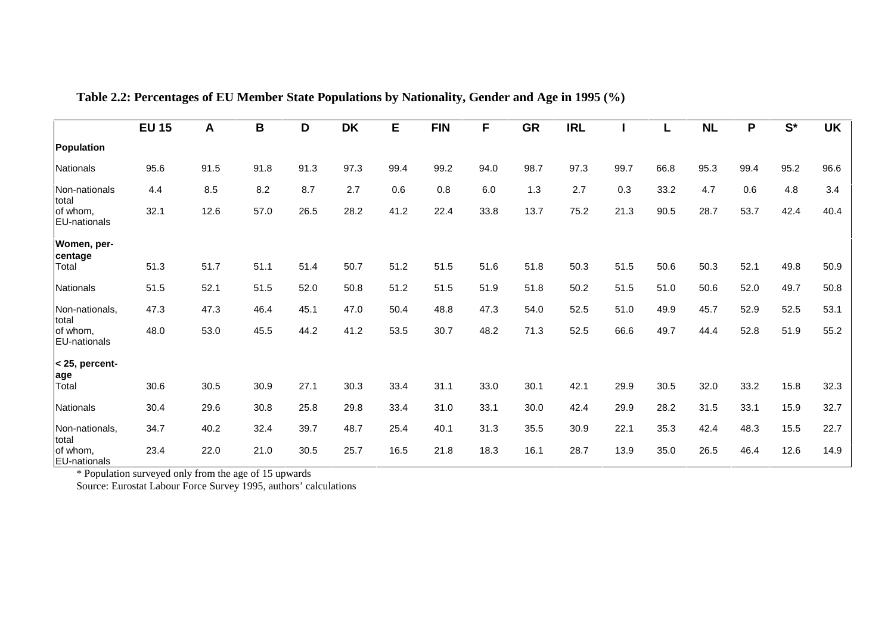**Table 2.2: Percentages of EU Member State Populations by Nationality, Gender and Age in 1995 (%)**

| | EU 15 | A | B | D | DK | E | FIN | F | GR | IRL | I | L | NL | P | S* | UK |
|---|---|---|---|---|---|---|---|---|---|---|---|---|---|---|---|---|
| **Population** | | | | | | | | | | | | | | | | |
| Nationals | 95.6 | 91.5 | 91.8 | 91.3 | 97.3 | 99.4 | 99.2 | 94.0 | 98.7 | 97.3 | 99.7 | 66.8 | 95.3 | 99.4 | 95.2 | 96.6 |
| Non-nationals total | 4.4 | 8.5 | 8.2 | 8.7 | 2.7 | 0.6 | 0.8 | 6.0 | 1.3 | 2.7 | 0.3 | 33.2 | 4.7 | 0.6 | 4.8 | 3.4 |
| of whom, EU-nationals | 32.1 | 12.6 | 57.0 | 26.5 | 28.2 | 41.2 | 22.4 | 33.8 | 13.7 | 75.2 | 21.3 | 90.5 | 28.7 | 53.7 | 42.4 | 40.4 |
| **Women, per-centage** | | | | | | | | | | | | | | | | |
| Total | 51.3 | 51.7 | 51.1 | 51.4 | 50.7 | 51.2 | 51.5 | 51.6 | 51.8 | 50.3 | 51.5 | 50.6 | 50.3 | 52.1 | 49.8 | 50.9 |
| Nationals | 51.5 | 52.1 | 51.5 | 52.0 | 50.8 | 51.2 | 51.5 | 51.9 | 51.8 | 50.2 | 51.5 | 51.0 | 50.6 | 52.0 | 49.7 | 50.8 |
| Non-nationals, total | 47.3 | 47.3 | 46.4 | 45.1 | 47.0 | 50.4 | 48.8 | 47.3 | 54.0 | 52.5 | 51.0 | 49.9 | 45.7 | 52.9 | 52.5 | 53.1 |
| of whom, EU-nationals | 48.0 | 53.0 | 45.5 | 44.2 | 41.2 | 53.5 | 30.7 | 48.2 | 71.3 | 52.5 | 66.6 | 49.7 | 44.4 | 52.8 | 51.9 | 55.2 |
| **< 25, percent-age** | | | | | | | | | | | | | | | | |
| Total | 30.6 | 30.5 | 30.9 | 27.1 | 30.3 | 33.4 | 31.1 | 33.0 | 30.1 | 42.1 | 29.9 | 30.5 | 32.0 | 33.2 | 15.8 | 32.3 |
| Nationals | 30.4 | 29.6 | 30.8 | 25.8 | 29.8 | 33.4 | 31.0 | 33.1 | 30.0 | 42.4 | 29.9 | 28.2 | 31.5 | 33.1 | 15.9 | 32.7 |
| Non-nationals, total | 34.7 | 40.2 | 32.4 | 39.7 | 48.7 | 25.4 | 40.1 | 31.3 | 35.5 | 30.9 | 22.1 | 35.3 | 42.4 | 48.3 | 15.5 | 22.7 |
| of whom, EU-nationals | 23.4 | 22.0 | 21.0 | 30.5 | 25.7 | 16.5 | 21.8 | 18.3 | 16.1 | 28.7 | 13.9 | 35.0 | 26.5 | 46.4 | 12.6 | 14.9 |

\* Population surveyed only from the age of 15 upwards

Source: Eurostat Labour Force Survey 1995, authors' calculations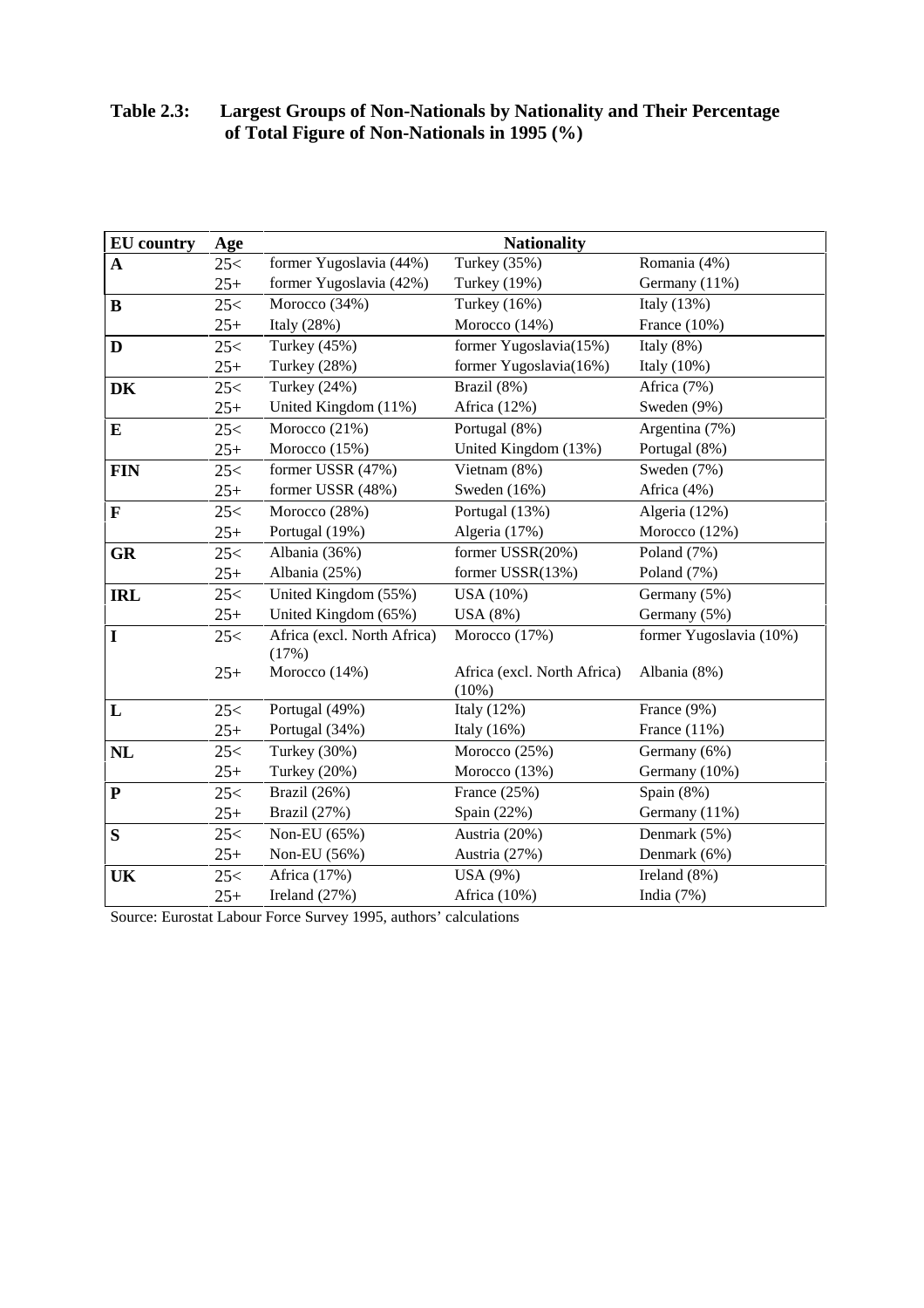**Table 2.3: Largest Groups of Non-Nationals by Nationality and Their Percentage of Total Figure of Non-Nationals in 1995 (%)**

| EU country | Age | Nationality | | |
|---|---|---|---|---|
| **A** | 25< | former Yugoslavia (44%) | Turkey (35%) | Romania (4%) |
| | 25+ | former Yugoslavia (42%) | Turkey (19%) | Germany (11%) |
| **B** | 25< | Morocco (34%) | Turkey (16%) | Italy (13%) |
| | 25+ | Italy (28%) | Morocco (14%) | France (10%) |
| **D** | 25< | Turkey (45%) | former Yugoslavia(15%) | Italy (8%) |
| | 25+ | Turkey (28%) | former Yugoslavia(16%) | Italy (10%) |
| **DK** | 25< | Turkey (24%) | Brazil (8%) | Africa (7%) |
| | 25+ | United Kingdom (11%) | Africa (12%) | Sweden (9%) |
| **E** | 25< | Morocco (21%) | Portugal (8%) | Argentina (7%) |
| | 25+ | Morocco (15%) | United Kingdom (13%) | Portugal (8%) |
| **FIN** | 25< | former USSR (47%) | Vietnam (8%) | Sweden (7%) |
| | 25+ | former USSR (48%) | Sweden (16%) | Africa (4%) |
| **F** | 25< | Morocco (28%) | Portugal (13%) | Algeria (12%) |
| | 25+ | Portugal (19%) | Algeria (17%) | Morocco (12%) |
| **GR** | 25< | Albania (36%) | former USSR(20%) | Poland (7%) |
| | 25+ | Albania (25%) | former USSR(13%) | Poland (7%) |
| **IRL** | 25< | United Kingdom (55%) | USA (10%) | Germany (5%) |
| | 25+ | United Kingdom (65%) | USA (8%) | Germany (5%) |
| **I** | 25< | Africa (excl. North Africa) (17%) | Morocco (17%) | former Yugoslavia (10%) |
| | 25+ | Morocco (14%) | Africa (excl. North Africa) (10%) | Albania (8%) |
| **L** | 25< | Portugal (49%) | Italy (12%) | France (9%) |
| | 25+ | Portugal (34%) | Italy (16%) | France (11%) |
| **NL** | 25< | Turkey (30%) | Morocco (25%) | Germany (6%) |
| | 25+ | Turkey (20%) | Morocco (13%) | Germany (10%) |
| **P** | 25< | Brazil (26%) | France (25%) | Spain (8%) |
| | 25+ | Brazil (27%) | Spain (22%) | Germany (11%) |
| **S** | 25< | Non-EU (65%) | Austria (20%) | Denmark (5%) |
| | 25+ | Non-EU (56%) | Austria (27%) | Denmark (6%) |
| **UK** | 25< | Africa (17%) | USA (9%) | Ireland (8%) |
| | 25+ | Ireland (27%) | Africa (10%) | India (7%) |

Source: Eurostat Labour Force Survey 1995, authors' calculations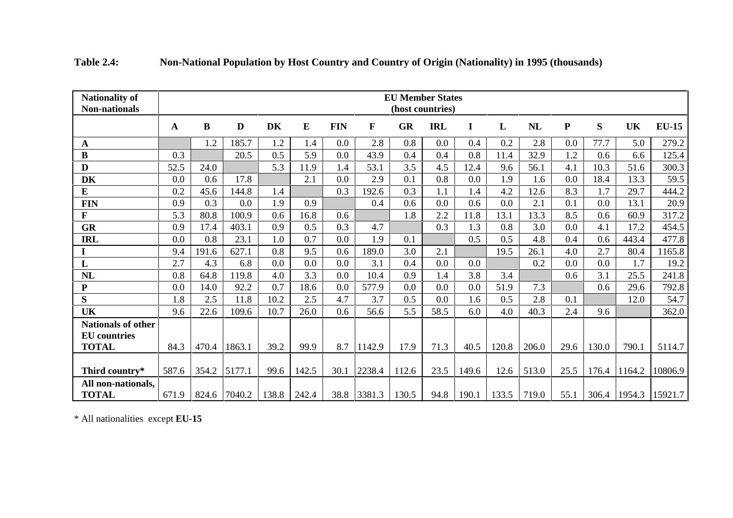**Table 2.4: Non-National Population by Host Country and Country of Origin (Nationality) in 1995 (thousands)**

| Nationality of Non-nationals | EU Member States (host countries) | | | | | | | | | | | | | | | |
|---|---|---|---|---|---|---|---|---|---|---|---|---|---|---|---|---|
| | **A** | **B** | **D** | **DK** | **E** | **FIN** | **F** | **GR** | **IRL** | **I** | **L** | **NL** | **P** | **S** | **UK** | **EU-15** |
| **A** | | 1.2 | 185.7 | 1.2 | 1.4 | 0.0 | 2.8 | 0.8 | 0.0 | 0.4 | 0.2 | 2.8 | 0.0 | 77.7 | 5.0 | 279.2 |
| **B** | 0.3 | | 20.5 | 0.5 | 5.9 | 0.0 | 43.9 | 0.4 | 0.4 | 0.8 | 11.4 | 32.9 | 1.2 | 0.6 | 6.6 | 125.4 |
| **D** | 52.5 | 24.0 | | 5.3 | 11.9 | 1.4 | 53.1 | 3.5 | 4.5 | 12.4 | 9.6 | 56.1 | 4.1 | 10.3 | 51.6 | 300.3 |
| **DK** | 0.0 | 0.6 | 17.8 | | 2.1 | 0.0 | 2.9 | 0.1 | 0.8 | 0.0 | 1.9 | 1.6 | 0.0 | 18.4 | 13.3 | 59.5 |
| **E** | 0.2 | 45.6 | 144.8 | 1.4 | | 0.3 | 192.6 | 0.3 | 1.1 | 1.4 | 4.2 | 12.6 | 8.3 | 1.7 | 29.7 | 444.2 |
| **FIN** | 0.9 | 0.3 | 0.0 | 1.9 | 0.9 | | 0.4 | 0.6 | 0.0 | 0.6 | 0.0 | 2.1 | 0.1 | 0.0 | 13.1 | 20.9 |
| **F** | 5.3 | 80.8 | 100.9 | 0.6 | 16.8 | 0.6 | | 1.8 | 2.2 | 11.8 | 13.1 | 13.3 | 8.5 | 0.6 | 60.9 | 317.2 |
| **GR** | 0.9 | 17.4 | 403.1 | 0.9 | 0.5 | 0.3 | 4.7 | | 0.3 | 1.3 | 0.8 | 3.0 | 0.0 | 4.1 | 17.2 | 454.5 |
| **IRL** | 0.0 | 0.8 | 23.1 | 1.0 | 0.7 | 0.0 | 1.9 | 0.1 | | 0.5 | 0.5 | 4.8 | 0.4 | 0.6 | 443.4 | 477.8 |
| **I** | 9.4 | 191.6 | 627.1 | 0.8 | 9.5 | 0.6 | 189.0 | 3.0 | 2.1 | | 19.5 | 26.1 | 4.0 | 2.7 | 80.4 | 1165.8 |
| **L** | 2.7 | 4.3 | 6.8 | 0.0 | 0.0 | 0.0 | 3.1 | 0.4 | 0.0 | 0.0 | | 0.2 | 0.0 | 0.0 | 1.7 | 19.2 |
| **NL** | 0.8 | 64.8 | 119.8 | 4.0 | 3.3 | 0.0 | 10.4 | 0.9 | 1.4 | 3.8 | 3.4 | | 0.6 | 3.1 | 25.5 | 241.8 |
| **P** | 0.0 | 14.0 | 92.2 | 0.7 | 18.6 | 0.0 | 577.9 | 0.0 | 0.0 | 0.0 | 51.9 | 7.3 | | 0.6 | 29.6 | 792.8 |
| **S** | 1.8 | 2.5 | 11.8 | 10.2 | 2.5 | 4.7 | 3.7 | 0.5 | 0.0 | 1.6 | 0.5 | 2.8 | 0.1 | | 12.0 | 54.7 |
| **UK** | 9.6 | 22.6 | 109.6 | 10.7 | 26.0 | 0.6 | 56.6 | 5.5 | 58.5 | 6.0 | 4.0 | 40.3 | 2.4 | 9.6 | | 362.0 |
| **Nationals of other EU countries TOTAL** | 84.3 | 470.4 | 1863.1 | 39.2 | 99.9 | 8.7 | 1142.9 | 17.9 | 71.3 | 40.5 | 120.8 | 206.0 | 29.6 | 130.0 | 790.1 | 5114.7 |
| **Third country*** | 587.6 | 354.2 | 5177.1 | 99.6 | 142.5 | 30.1 | 2238.4 | 112.6 | 23.5 | 149.6 | 12.6 | 513.0 | 25.5 | 176.4 | 1164.2 | 10806.9 |
| **All non-nationals, TOTAL** | 671.9 | 824.6 | 7040.2 | 138.8 | 242.4 | 38.8 | 3381.3 | 130.5 | 94.8 | 190.1 | 133.5 | 719.0 | 55.1 | 306.4 | 1954.3 | 15921.7 |

* All nationalities except **EU-15**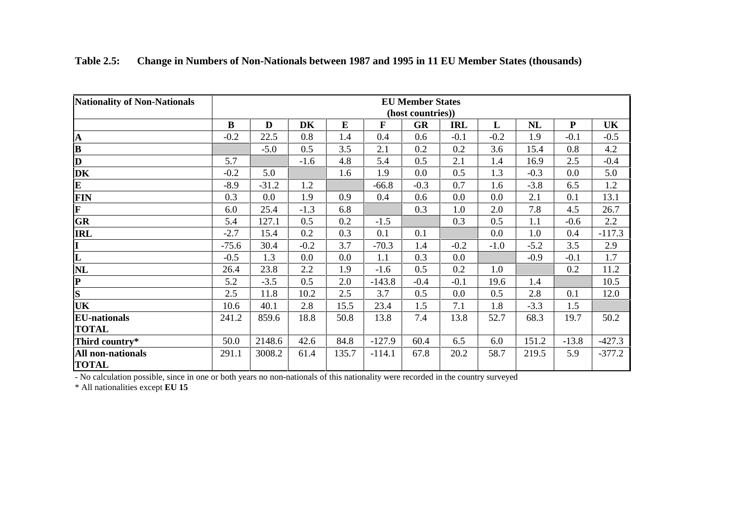**Table 2.5: Change in Numbers of Non-Nationals between 1987 and 1995 in 11 EU Member States (thousands)**

| Nationality of Non-Nationals | EU Member States (host countries)) | | | | | | | | | | |
|---|---|---|---|---|---|---|---|---|---|---|---|
| | **B** | **D** | **DK** | **E** | **F** | **GR** | **IRL** | **L** | **NL** | **P** | **UK** |
| **A** | -0.2 | 22.5 | 0.8 | 1.4 | 0.4 | 0.6 | -0.1 | -0.2 | 1.9 | -0.1 | -0.5 |
| **B** | | -5.0 | 0.5 | 3.5 | 2.1 | 0.2 | 0.2 | 3.6 | 15.4 | 0.8 | 4.2 |
| **D** | 5.7 | | -1.6 | 4.8 | 5.4 | 0.5 | 2.1 | 1.4 | 16.9 | 2.5 | -0.4 |
| **DK** | -0.2 | 5.0 | | 1.6 | 1.9 | 0.0 | 0.5 | 1.3 | -0.3 | 0.0 | 5.0 |
| **E** | -8.9 | -31.2 | 1.2 | | -66.8 | -0.3 | 0.7 | 1.6 | -3.8 | 6.5 | 1.2 |
| **FIN** | 0.3 | 0.0 | 1.9 | 0.9 | 0.4 | 0.6 | 0.0 | 0.0 | 2.1 | 0.1 | 13.1 |
| **F** | 6.0 | 25.4 | -1.3 | 6.8 | | 0.3 | 1.0 | 2.0 | 7.8 | 4.5 | 26.7 |
| **GR** | 5.4 | 127.1 | 0.5 | 0.2 | -1.5 | | 0.3 | 0.5 | 1.1 | -0.6 | 2.2 |
| **IRL** | -2.7 | 15.4 | 0.2 | 0.3 | 0.1 | 0.1 | | 0.0 | 1.0 | 0.4 | -117.3 |
| **I** | -75.6 | 30.4 | -0.2 | 3.7 | -70.3 | 1.4 | -0.2 | -1.0 | -5.2 | 3.5 | 2.9 |
| **L** | -0.5 | 1.3 | 0.0 | 0.0 | 1.1 | 0.3 | 0.0 | | -0.9 | -0.1 | 1.7 |
| **NL** | 26.4 | 23.8 | 2.2 | 1.9 | -1.6 | 0.5 | 0.2 | 1.0 | | 0.2 | 11.2 |
| **P** | 5.2 | -3.5 | 0.5 | 2.0 | -143.8 | -0.4 | -0.1 | 19.6 | 1.4 | | 10.5 |
| **S** | 2.5 | 11.8 | 10.2 | 2.5 | 3.7 | 0.5 | 0.0 | 0.5 | 2.8 | 0.1 | 12.0 |
| **UK** | 10.6 | 40.1 | 2.8 | 15.5 | 23.4 | 1.5 | 7.1 | 1.8 | -3.3 | 1.5 | |
| **EU-nationals TOTAL** | 241.2 | 859.6 | 18.8 | 50.8 | 13.8 | 7.4 | 13.8 | 52.7 | 68.3 | 19.7 | 50.2 |
| **Third country*** | 50.0 | 2148.6 | 42.6 | 84.8 | -127.9 | 60.4 | 6.5 | 6.0 | 151.2 | -13.8 | -427.3 |
| **All non-nationals TOTAL** | 291.1 | 3008.2 | 61.4 | 135.7 | -114.1 | 67.8 | 20.2 | 58.7 | 219.5 | 5.9 | -377.2 |

- No calculation possible, since in one or both years no non-nationals of this nationality were recorded in the country surveyed

* All nationalities except **EU 15**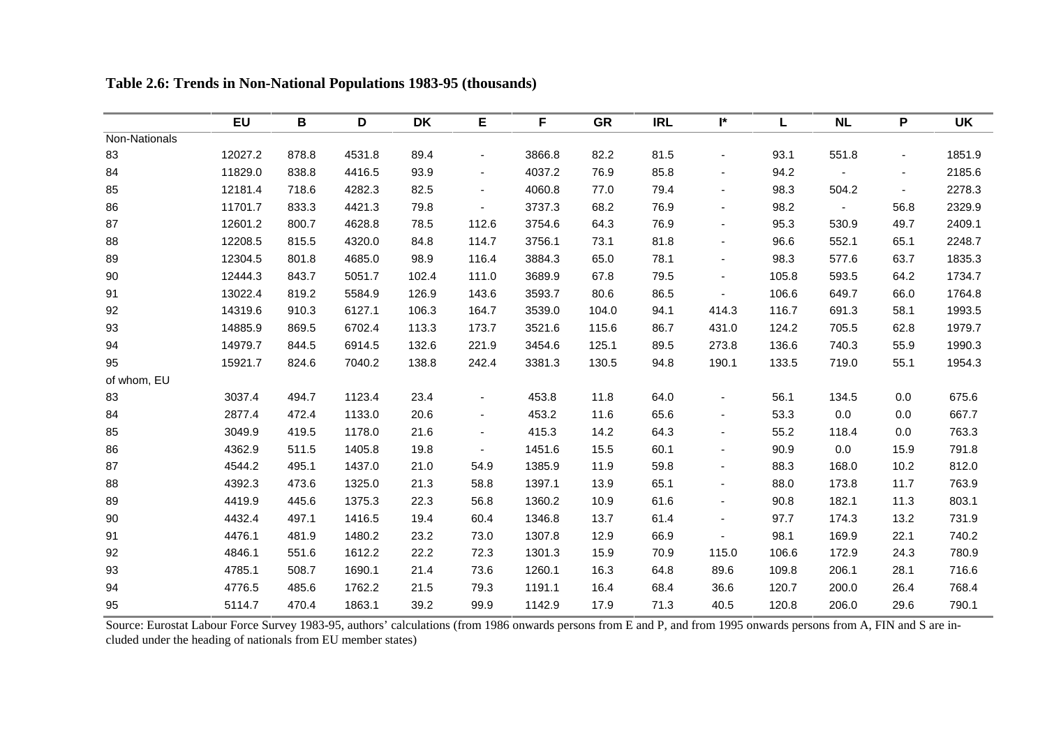**Table 2.6: Trends in Non-National Populations 1983-95 (thousands)**

| | EU | B | D | DK | E | F | GR | IRL | I* | L | NL | P | UK |
|---|---|---|---|---|---|---|---|---|---|---|---|---|---|
| Non-Nationals | | | | | | | | | | | | | |
| 83 | 12027.2 | 878.8 | 4531.8 | 89.4 | - | 3866.8 | 82.2 | 81.5 | - | 93.1 | 551.8 | - | 1851.9 |
| 84 | 11829.0 | 838.8 | 4416.5 | 93.9 | - | 4037.2 | 76.9 | 85.8 | - | 94.2 | - | - | 2185.6 |
| 85 | 12181.4 | 718.6 | 4282.3 | 82.5 | - | 4060.8 | 77.0 | 79.4 | - | 98.3 | 504.2 | - | 2278.3 |
| 86 | 11701.7 | 833.3 | 4421.3 | 79.8 | - | 3737.3 | 68.2 | 76.9 | - | 98.2 | - | 56.8 | 2329.9 |
| 87 | 12601.2 | 800.7 | 4628.8 | 78.5 | 112.6 | 3754.6 | 64.3 | 76.9 | - | 95.3 | 530.9 | 49.7 | 2409.1 |
| 88 | 12208.5 | 815.5 | 4320.0 | 84.8 | 114.7 | 3756.1 | 73.1 | 81.8 | - | 96.6 | 552.1 | 65.1 | 2248.7 |
| 89 | 12304.5 | 801.8 | 4685.0 | 98.9 | 116.4 | 3884.3 | 65.0 | 78.1 | - | 98.3 | 577.6 | 63.7 | 1835.3 |
| 90 | 12444.3 | 843.7 | 5051.7 | 102.4 | 111.0 | 3689.9 | 67.8 | 79.5 | - | 105.8 | 593.5 | 64.2 | 1734.7 |
| 91 | 13022.4 | 819.2 | 5584.9 | 126.9 | 143.6 | 3593.7 | 80.6 | 86.5 | - | 106.6 | 649.7 | 66.0 | 1764.8 |
| 92 | 14319.6 | 910.3 | 6127.1 | 106.3 | 164.7 | 3539.0 | 104.0 | 94.1 | 414.3 | 116.7 | 691.3 | 58.1 | 1993.5 |
| 93 | 14885.9 | 869.5 | 6702.4 | 113.3 | 173.7 | 3521.6 | 115.6 | 86.7 | 431.0 | 124.2 | 705.5 | 62.8 | 1979.7 |
| 94 | 14979.7 | 844.5 | 6914.5 | 132.6 | 221.9 | 3454.6 | 125.1 | 89.5 | 273.8 | 136.6 | 740.3 | 55.9 | 1990.3 |
| 95 | 15921.7 | 824.6 | 7040.2 | 138.8 | 242.4 | 3381.3 | 130.5 | 94.8 | 190.1 | 133.5 | 719.0 | 55.1 | 1954.3 |
| of whom, EU | | | | | | | | | | | | | |
| 83 | 3037.4 | 494.7 | 1123.4 | 23.4 | - | 453.8 | 11.8 | 64.0 | - | 56.1 | 134.5 | 0.0 | 675.6 |
| 84 | 2877.4 | 472.4 | 1133.0 | 20.6 | - | 453.2 | 11.6 | 65.6 | - | 53.3 | 0.0 | 0.0 | 667.7 |
| 85 | 3049.9 | 419.5 | 1178.0 | 21.6 | - | 415.3 | 14.2 | 64.3 | - | 55.2 | 118.4 | 0.0 | 763.3 |
| 86 | 4362.9 | 511.5 | 1405.8 | 19.8 | - | 1451.6 | 15.5 | 60.1 | - | 90.9 | 0.0 | 15.9 | 791.8 |
| 87 | 4544.2 | 495.1 | 1437.0 | 21.0 | 54.9 | 1385.9 | 11.9 | 59.8 | - | 88.3 | 168.0 | 10.2 | 812.0 |
| 88 | 4392.3 | 473.6 | 1325.0 | 21.3 | 58.8 | 1397.1 | 13.9 | 65.1 | - | 88.0 | 173.8 | 11.7 | 763.9 |
| 89 | 4419.9 | 445.6 | 1375.3 | 22.3 | 56.8 | 1360.2 | 10.9 | 61.6 | - | 90.8 | 182.1 | 11.3 | 803.1 |
| 90 | 4432.4 | 497.1 | 1416.5 | 19.4 | 60.4 | 1346.8 | 13.7 | 61.4 | - | 97.7 | 174.3 | 13.2 | 731.9 |
| 91 | 4476.1 | 481.9 | 1480.2 | 23.2 | 73.0 | 1307.8 | 12.9 | 66.9 | - | 98.1 | 169.9 | 22.1 | 740.2 |
| 92 | 4846.1 | 551.6 | 1612.2 | 22.2 | 72.3 | 1301.3 | 15.9 | 70.9 | 115.0 | 106.6 | 172.9 | 24.3 | 780.9 |
| 93 | 4785.1 | 508.7 | 1690.1 | 21.4 | 73.6 | 1260.1 | 16.3 | 64.8 | 89.6 | 109.8 | 206.1 | 28.1 | 716.6 |
| 94 | 4776.5 | 485.6 | 1762.2 | 21.5 | 79.3 | 1191.1 | 16.4 | 68.4 | 36.6 | 120.7 | 200.0 | 26.4 | 768.4 |
| 95 | 5114.7 | 470.4 | 1863.1 | 39.2 | 99.9 | 1142.9 | 17.9 | 71.3 | 40.5 | 120.8 | 206.0 | 29.6 | 790.1 |

Source: Eurostat Labour Force Survey 1983-95, authors' calculations (from 1986 onwards persons from E and P, and from 1995 onwards persons from A, FIN and S are included under the heading of nationals from EU member states)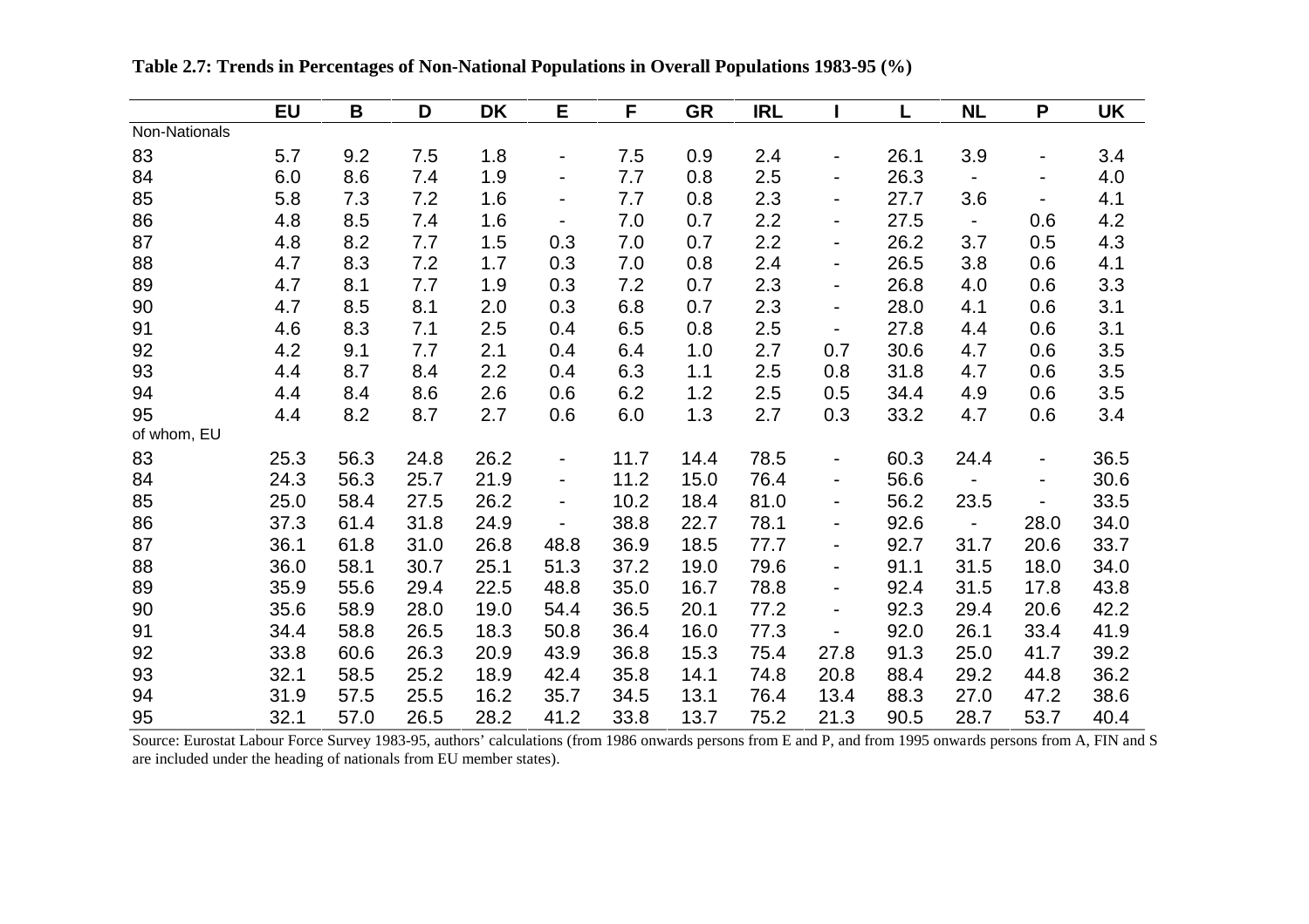**Table 2.7: Trends in Percentages of Non-National Populations in Overall Populations 1983-95 (%)**

| | EU | B | D | DK | E | F | GR | IRL | I | L | NL | P | UK |
|---|---|---|---|---|---|---|---|---|---|---|---|---|---|
| Non-Nationals | | | | | | | | | | | | | |
| 83 | 5.7 | 9.2 | 7.5 | 1.8 | - | 7.5 | 0.9 | 2.4 | - | 26.1 | 3.9 | - | 3.4 |
| 84 | 6.0 | 8.6 | 7.4 | 1.9 | - | 7.7 | 0.8 | 2.5 | - | 26.3 | - | - | 4.0 |
| 85 | 5.8 | 7.3 | 7.2 | 1.6 | - | 7.7 | 0.8 | 2.3 | - | 27.7 | 3.6 | - | 4.1 |
| 86 | 4.8 | 8.5 | 7.4 | 1.6 | - | 7.0 | 0.7 | 2.2 | - | 27.5 | - | 0.6 | 4.2 |
| 87 | 4.8 | 8.2 | 7.7 | 1.5 | 0.3 | 7.0 | 0.7 | 2.2 | - | 26.2 | 3.7 | 0.5 | 4.3 |
| 88 | 4.7 | 8.3 | 7.2 | 1.7 | 0.3 | 7.0 | 0.8 | 2.4 | - | 26.5 | 3.8 | 0.6 | 4.1 |
| 89 | 4.7 | 8.1 | 7.7 | 1.9 | 0.3 | 7.2 | 0.7 | 2.3 | - | 26.8 | 4.0 | 0.6 | 3.3 |
| 90 | 4.7 | 8.5 | 8.1 | 2.0 | 0.3 | 6.8 | 0.7 | 2.3 | - | 28.0 | 4.1 | 0.6 | 3.1 |
| 91 | 4.6 | 8.3 | 7.1 | 2.5 | 0.4 | 6.5 | 0.8 | 2.5 | - | 27.8 | 4.4 | 0.6 | 3.1 |
| 92 | 4.2 | 9.1 | 7.7 | 2.1 | 0.4 | 6.4 | 1.0 | 2.7 | 0.7 | 30.6 | 4.7 | 0.6 | 3.5 |
| 93 | 4.4 | 8.7 | 8.4 | 2.2 | 0.4 | 6.3 | 1.1 | 2.5 | 0.8 | 31.8 | 4.7 | 0.6 | 3.5 |
| 94 | 4.4 | 8.4 | 8.6 | 2.6 | 0.6 | 6.2 | 1.2 | 2.5 | 0.5 | 34.4 | 4.9 | 0.6 | 3.5 |
| 95 | 4.4 | 8.2 | 8.7 | 2.7 | 0.6 | 6.0 | 1.3 | 2.7 | 0.3 | 33.2 | 4.7 | 0.6 | 3.4 |
| of whom, EU | | | | | | | | | | | | | |
| 83 | 25.3 | 56.3 | 24.8 | 26.2 | - | 11.7 | 14.4 | 78.5 | - | 60.3 | 24.4 | - | 36.5 |
| 84 | 24.3 | 56.3 | 25.7 | 21.9 | - | 11.2 | 15.0 | 76.4 | - | 56.6 | - | - | 30.6 |
| 85 | 25.0 | 58.4 | 27.5 | 26.2 | - | 10.2 | 18.4 | 81.0 | - | 56.2 | 23.5 | - | 33.5 |
| 86 | 37.3 | 61.4 | 31.8 | 24.9 | - | 38.8 | 22.7 | 78.1 | - | 92.6 | - | 28.0 | 34.0 |
| 87 | 36.1 | 61.8 | 31.0 | 26.8 | 48.8 | 36.9 | 18.5 | 77.7 | - | 92.7 | 31.7 | 20.6 | 33.7 |
| 88 | 36.0 | 58.1 | 30.7 | 25.1 | 51.3 | 37.2 | 19.0 | 79.6 | - | 91.1 | 31.5 | 18.0 | 34.0 |
| 89 | 35.9 | 55.6 | 29.4 | 22.5 | 48.8 | 35.0 | 16.7 | 78.8 | - | 92.4 | 31.5 | 17.8 | 43.8 |
| 90 | 35.6 | 58.9 | 28.0 | 19.0 | 54.4 | 36.5 | 20.1 | 77.2 | - | 92.3 | 29.4 | 20.6 | 42.2 |
| 91 | 34.4 | 58.8 | 26.5 | 18.3 | 50.8 | 36.4 | 16.0 | 77.3 | - | 92.0 | 26.1 | 33.4 | 41.9 |
| 92 | 33.8 | 60.6 | 26.3 | 20.9 | 43.9 | 36.8 | 15.3 | 75.4 | 27.8 | 91.3 | 25.0 | 41.7 | 39.2 |
| 93 | 32.1 | 58.5 | 25.2 | 18.9 | 42.4 | 35.8 | 14.1 | 74.8 | 20.8 | 88.4 | 29.2 | 44.8 | 36.2 |
| 94 | 31.9 | 57.5 | 25.5 | 16.2 | 35.7 | 34.5 | 13.1 | 76.4 | 13.4 | 88.3 | 27.0 | 47.2 | 38.6 |
| 95 | 32.1 | 57.0 | 26.5 | 28.2 | 41.2 | 33.8 | 13.7 | 75.2 | 21.3 | 90.5 | 28.7 | 53.7 | 40.4 |

Source: Eurostat Labour Force Survey 1983-95, authors' calculations (from 1986 onwards persons from E and P, and from 1995 onwards persons from A, FIN and S are included under the heading of nationals from EU member states).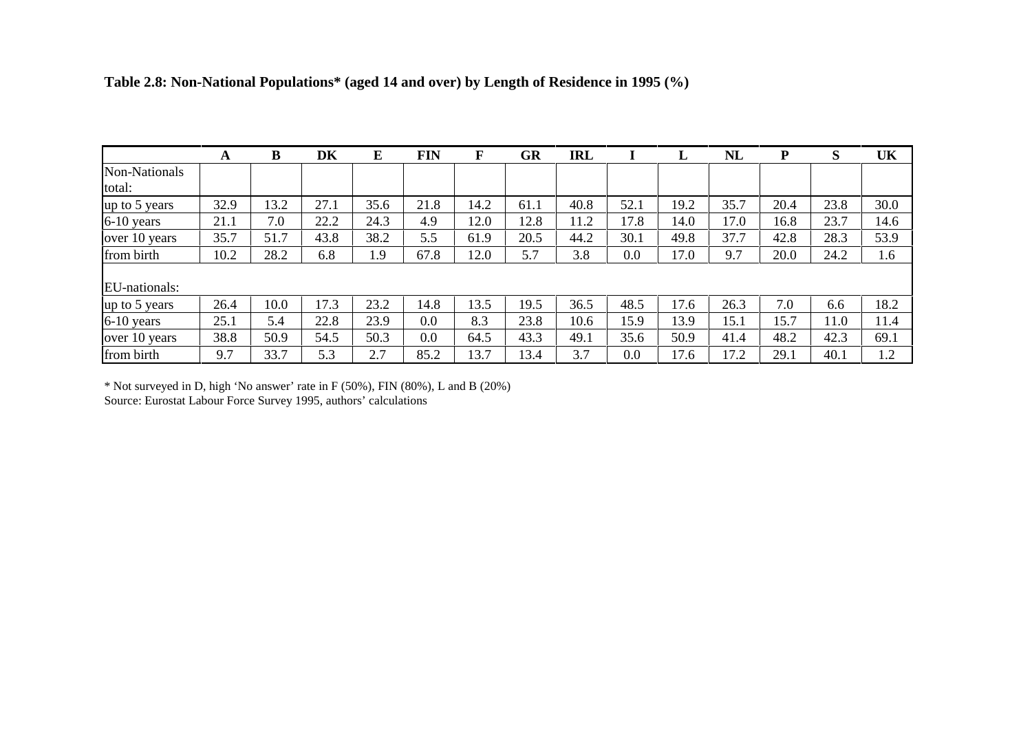**Table 2.8: Non-National Populations* (aged 14 and over) by Length of Residence in 1995 (%)**

| | A | B | DK | E | FIN | F | GR | IRL | I | L | NL | P | S | UK |
|---|---|---|---|---|---|---|---|---|---|---|---|---|---|---|
| Non-Nationals total: | | | | | | | | | | | | | | |
| up to 5 years | 32.9 | 13.2 | 27.1 | 35.6 | 21.8 | 14.2 | 61.1 | 40.8 | 52.1 | 19.2 | 35.7 | 20.4 | 23.8 | 30.0 |
| 6-10 years | 21.1 | 7.0 | 22.2 | 24.3 | 4.9 | 12.0 | 12.8 | 11.2 | 17.8 | 14.0 | 17.0 | 16.8 | 23.7 | 14.6 |
| over 10 years | 35.7 | 51.7 | 43.8 | 38.2 | 5.5 | 61.9 | 20.5 | 44.2 | 30.1 | 49.8 | 37.7 | 42.8 | 28.3 | 53.9 |
| from birth | 10.2 | 28.2 | 6.8 | 1.9 | 67.8 | 12.0 | 5.7 | 3.8 | 0.0 | 17.0 | 9.7 | 20.0 | 24.2 | 1.6 |
| EU-nationals: | | | | | | | | | | | | | | |
| up to 5 years | 26.4 | 10.0 | 17.3 | 23.2 | 14.8 | 13.5 | 19.5 | 36.5 | 48.5 | 17.6 | 26.3 | 7.0 | 6.6 | 18.2 |
| 6-10 years | 25.1 | 5.4 | 22.8 | 23.9 | 0.0 | 8.3 | 23.8 | 10.6 | 15.9 | 13.9 | 15.1 | 15.7 | 11.0 | 11.4 |
| over 10 years | 38.8 | 50.9 | 54.5 | 50.3 | 0.0 | 64.5 | 43.3 | 49.1 | 35.6 | 50.9 | 41.4 | 48.2 | 42.3 | 69.1 |
| from birth | 9.7 | 33.7 | 5.3 | 2.7 | 85.2 | 13.7 | 13.4 | 3.7 | 0.0 | 17.6 | 17.2 | 29.1 | 40.1 | 1.2 |

* Not surveyed in D, high 'No answer' rate in F (50%), FIN (80%), L and B (20%)
Source: Eurostat Labour Force Survey 1995, authors' calculations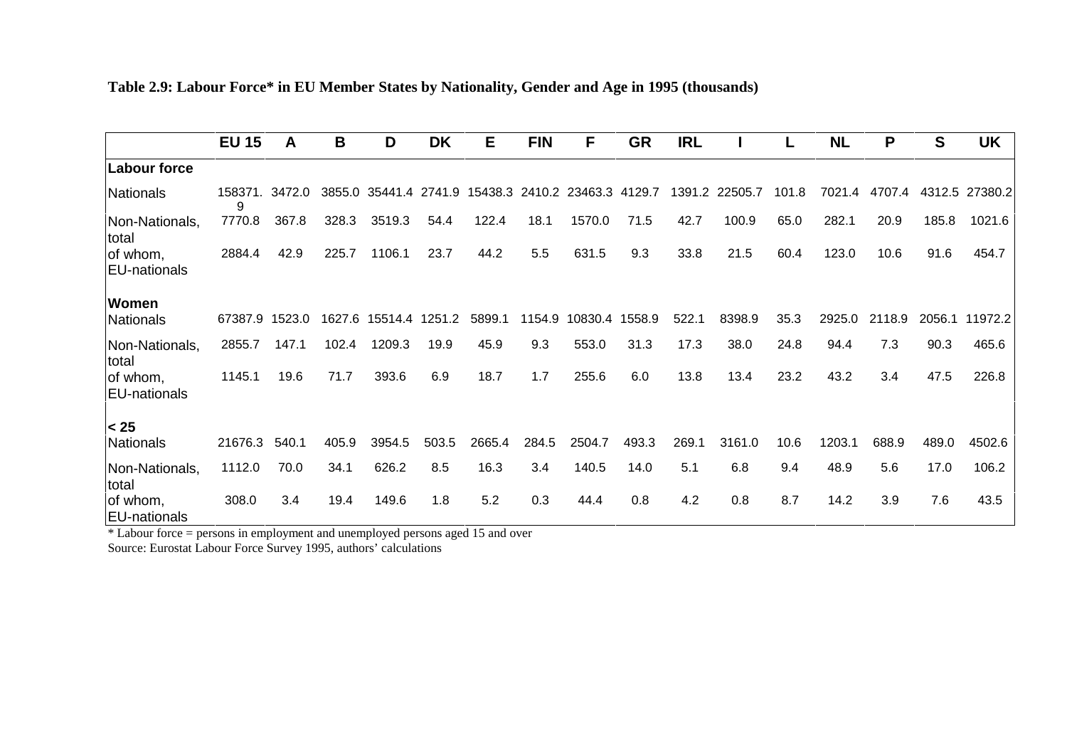**Table 2.9: Labour Force* in EU Member States by Nationality, Gender and Age in 1995 (thousands)**

| | EU 15 | A | B | D | DK | E | FIN | F | GR | IRL | I | L | NL | P | S | UK |
|---|---|---|---|---|---|---|---|---|---|---|---|---|---|---|---|---|
| **Labour force** | | | | | | | | | | | | | | | | |
| Nationals | 158371.9 | 3472.0 | 3855.0 | 35441.4 | 2741.9 | 15438.3 | 2410.2 | 23463.3 | 4129.7 | 1391.2 | 22505.7 | 101.8 | 7021.4 | 4707.4 | 4312.5 | 27380.2 |
| Non-Nationals, total | 7770.8 | 367.8 | 328.3 | 3519.3 | 54.4 | 122.4 | 18.1 | 1570.0 | 71.5 | 42.7 | 100.9 | 65.0 | 282.1 | 20.9 | 185.8 | 1021.6 |
| of whom, EU-nationals | 2884.4 | 42.9 | 225.7 | 1106.1 | 23.7 | 44.2 | 5.5 | 631.5 | 9.3 | 33.8 | 21.5 | 60.4 | 123.0 | 10.6 | 91.6 | 454.7 |
| **Women** | | | | | | | | | | | | | | | | |
| Nationals | 67387.9 | 1523.0 | 1627.6 | 15514.4 | 1251.2 | 5899.1 | 1154.9 | 10830.4 | 1558.9 | 522.1 | 8398.9 | 35.3 | 2925.0 | 2118.9 | 2056.1 | 11972.2 |
| Non-Nationals, total | 2855.7 | 147.1 | 102.4 | 1209.3 | 19.9 | 45.9 | 9.3 | 553.0 | 31.3 | 17.3 | 38.0 | 24.8 | 94.4 | 7.3 | 90.3 | 465.6 |
| of whom, EU-nationals | 1145.1 | 19.6 | 71.7 | 393.6 | 6.9 | 18.7 | 1.7 | 255.6 | 6.0 | 13.8 | 13.4 | 23.2 | 43.2 | 3.4 | 47.5 | 226.8 |
| **< 25** | | | | | | | | | | | | | | | | |
| Nationals | 21676.3 | 540.1 | 405.9 | 3954.5 | 503.5 | 2665.4 | 284.5 | 2504.7 | 493.3 | 269.1 | 3161.0 | 10.6 | 1203.1 | 688.9 | 489.0 | 4502.6 |
| Non-Nationals, total | 1112.0 | 70.0 | 34.1 | 626.2 | 8.5 | 16.3 | 3.4 | 140.5 | 14.0 | 5.1 | 6.8 | 9.4 | 48.9 | 5.6 | 17.0 | 106.2 |
| of whom, EU-nationals | 308.0 | 3.4 | 19.4 | 149.6 | 1.8 | 5.2 | 0.3 | 44.4 | 0.8 | 4.2 | 0.8 | 8.7 | 14.2 | 3.9 | 7.6 | 43.5 |

* Labour force = persons in employment and unemployed persons aged 15 and over

Source: Eurostat Labour Force Survey 1995, authors' calculations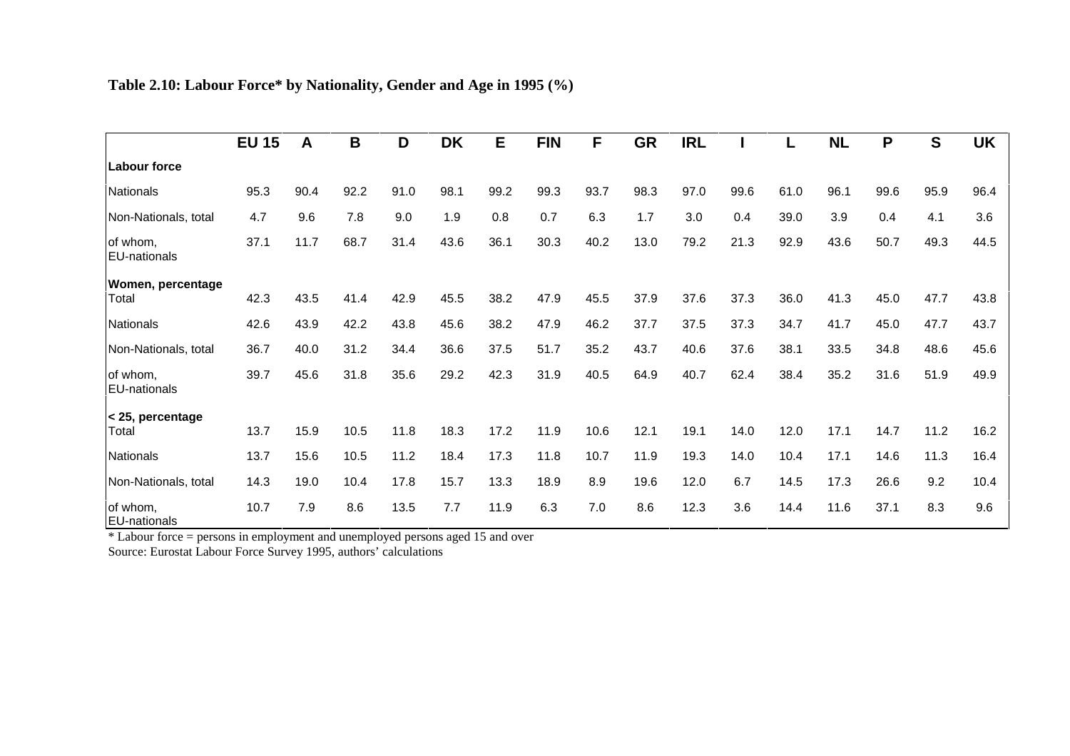**Table 2.10: Labour Force* by Nationality, Gender and Age in 1995 (%)**

| | EU 15 | A | B | D | DK | E | FIN | F | GR | IRL | I | L | NL | P | S | UK |
|---|---|---|---|---|---|---|---|---|---|---|---|---|---|---|---|---|
| **Labour force** | | | | | | | | | | | | | | | | |
| Nationals | 95.3 | 90.4 | 92.2 | 91.0 | 98.1 | 99.2 | 99.3 | 93.7 | 98.3 | 97.0 | 99.6 | 61.0 | 96.1 | 99.6 | 95.9 | 96.4 |
| Non-Nationals, total | 4.7 | 9.6 | 7.8 | 9.0 | 1.9 | 0.8 | 0.7 | 6.3 | 1.7 | 3.0 | 0.4 | 39.0 | 3.9 | 0.4 | 4.1 | 3.6 |
| of whom, EU-nationals | 37.1 | 11.7 | 68.7 | 31.4 | 43.6 | 36.1 | 30.3 | 40.2 | 13.0 | 79.2 | 21.3 | 92.9 | 43.6 | 50.7 | 49.3 | 44.5 |
| **Women, percentage** | | | | | | | | | | | | | | | | |
| Total | 42.3 | 43.5 | 41.4 | 42.9 | 45.5 | 38.2 | 47.9 | 45.5 | 37.9 | 37.6 | 37.3 | 36.0 | 41.3 | 45.0 | 47.7 | 43.8 |
| Nationals | 42.6 | 43.9 | 42.2 | 43.8 | 45.6 | 38.2 | 47.9 | 46.2 | 37.7 | 37.5 | 37.3 | 34.7 | 41.7 | 45.0 | 47.7 | 43.7 |
| Non-Nationals, total | 36.7 | 40.0 | 31.2 | 34.4 | 36.6 | 37.5 | 51.7 | 35.2 | 43.7 | 40.6 | 37.6 | 38.1 | 33.5 | 34.8 | 48.6 | 45.6 |
| of whom, EU-nationals | 39.7 | 45.6 | 31.8 | 35.6 | 29.2 | 42.3 | 31.9 | 40.5 | 64.9 | 40.7 | 62.4 | 38.4 | 35.2 | 31.6 | 51.9 | 49.9 |
| **< 25, percentage** | | | | | | | | | | | | | | | | |
| Total | 13.7 | 15.9 | 10.5 | 11.8 | 18.3 | 17.2 | 11.9 | 10.6 | 12.1 | 19.1 | 14.0 | 12.0 | 17.1 | 14.7 | 11.2 | 16.2 |
| Nationals | 13.7 | 15.6 | 10.5 | 11.2 | 18.4 | 17.3 | 11.8 | 10.7 | 11.9 | 19.3 | 14.0 | 10.4 | 17.1 | 14.6 | 11.3 | 16.4 |
| Non-Nationals, total | 14.3 | 19.0 | 10.4 | 17.8 | 15.7 | 13.3 | 18.9 | 8.9 | 19.6 | 12.0 | 6.7 | 14.5 | 17.3 | 26.6 | 9.2 | 10.4 |
| of whom, EU-nationals | 10.7 | 7.9 | 8.6 | 13.5 | 7.7 | 11.9 | 6.3 | 7.0 | 8.6 | 12.3 | 3.6 | 14.4 | 11.6 | 37.1 | 8.3 | 9.6 |

* Labour force = persons in employment and unemployed persons aged 15 and over

Source: Eurostat Labour Force Survey 1995, authors' calculations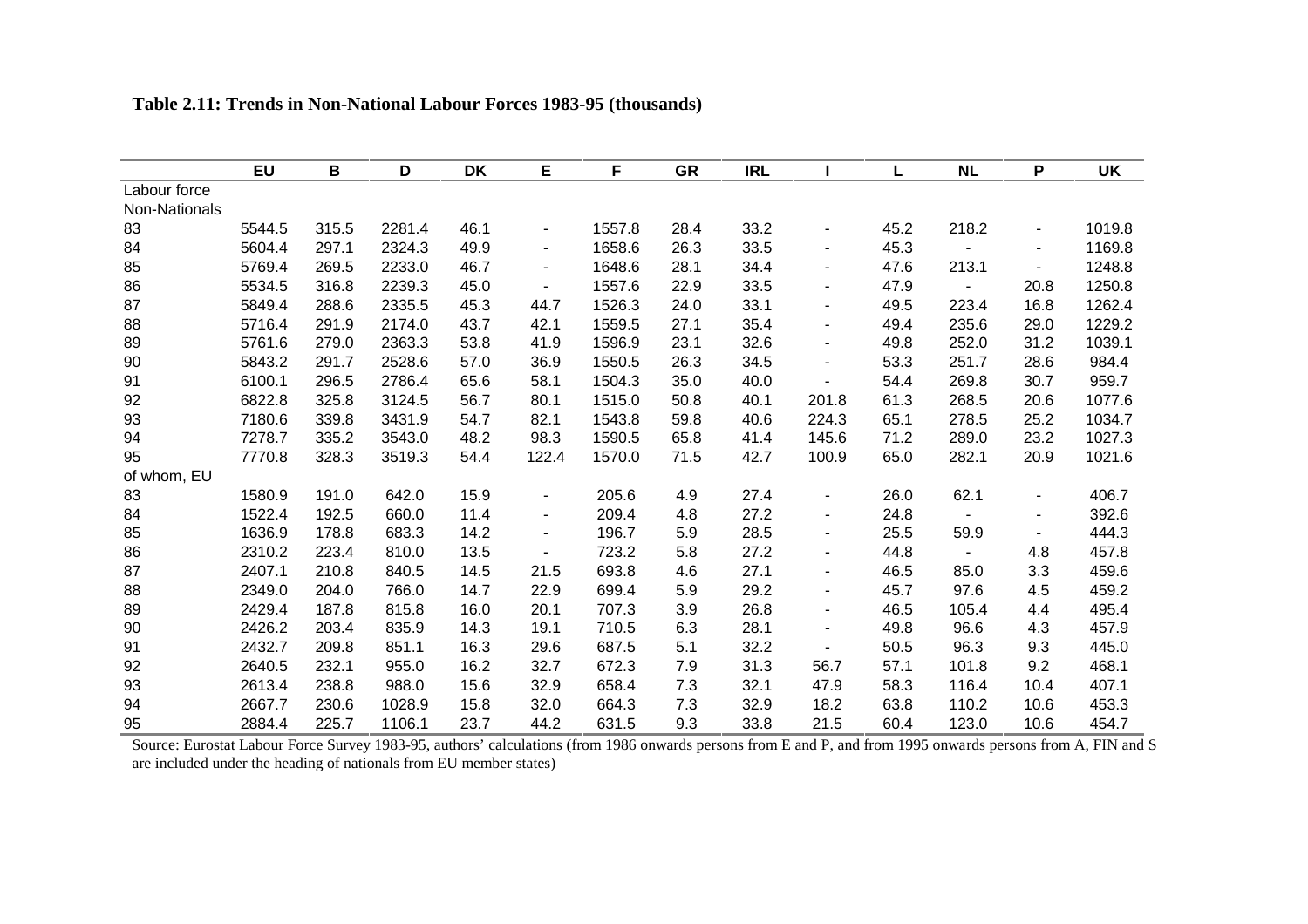**Table 2.11: Trends in Non-National Labour Forces 1983-95 (thousands)**

| | EU | B | D | DK | E | F | GR | IRL | I | L | NL | P | UK |
|---|---|---|---|---|---|---|---|---|---|---|---|---|---|
| Labour force Non-Nationals | | | | | | | | | | | | | |
| 83 | 5544.5 | 315.5 | 2281.4 | 46.1 | - | 1557.8 | 28.4 | 33.2 | - | 45.2 | 218.2 | - | 1019.8 |
| 84 | 5604.4 | 297.1 | 2324.3 | 49.9 | - | 1658.6 | 26.3 | 33.5 | - | 45.3 | - | - | 1169.8 |
| 85 | 5769.4 | 269.5 | 2233.0 | 46.7 | - | 1648.6 | 28.1 | 34.4 | - | 47.6 | 213.1 | - | 1248.8 |
| 86 | 5534.5 | 316.8 | 2239.3 | 45.0 | - | 1557.6 | 22.9 | 33.5 | - | 47.9 | - | 20.8 | 1250.8 |
| 87 | 5849.4 | 288.6 | 2335.5 | 45.3 | 44.7 | 1526.3 | 24.0 | 33.1 | - | 49.5 | 223.4 | 16.8 | 1262.4 |
| 88 | 5716.4 | 291.9 | 2174.0 | 43.7 | 42.1 | 1559.5 | 27.1 | 35.4 | - | 49.4 | 235.6 | 29.0 | 1229.2 |
| 89 | 5761.6 | 279.0 | 2363.3 | 53.8 | 41.9 | 1596.9 | 23.1 | 32.6 | - | 49.8 | 252.0 | 31.2 | 1039.1 |
| 90 | 5843.2 | 291.7 | 2528.6 | 57.0 | 36.9 | 1550.5 | 26.3 | 34.5 | - | 53.3 | 251.7 | 28.6 | 984.4 |
| 91 | 6100.1 | 296.5 | 2786.4 | 65.6 | 58.1 | 1504.3 | 35.0 | 40.0 | - | 54.4 | 269.8 | 30.7 | 959.7 |
| 92 | 6822.8 | 325.8 | 3124.5 | 56.7 | 80.1 | 1515.0 | 50.8 | 40.1 | 201.8 | 61.3 | 268.5 | 20.6 | 1077.6 |
| 93 | 7180.6 | 339.8 | 3431.9 | 54.7 | 82.1 | 1543.8 | 59.8 | 40.6 | 224.3 | 65.1 | 278.5 | 25.2 | 1034.7 |
| 94 | 7278.7 | 335.2 | 3543.0 | 48.2 | 98.3 | 1590.5 | 65.8 | 41.4 | 145.6 | 71.2 | 289.0 | 23.2 | 1027.3 |
| 95 | 7770.8 | 328.3 | 3519.3 | 54.4 | 122.4 | 1570.0 | 71.5 | 42.7 | 100.9 | 65.0 | 282.1 | 20.9 | 1021.6 |
| of whom, EU | | | | | | | | | | | | | |
| 83 | 1580.9 | 191.0 | 642.0 | 15.9 | - | 205.6 | 4.9 | 27.4 | - | 26.0 | 62.1 | - | 406.7 |
| 84 | 1522.4 | 192.5 | 660.0 | 11.4 | - | 209.4 | 4.8 | 27.2 | - | 24.8 | - | - | 392.6 |
| 85 | 1636.9 | 178.8 | 683.3 | 14.2 | - | 196.7 | 5.9 | 28.5 | - | 25.5 | 59.9 | - | 444.3 |
| 86 | 2310.2 | 223.4 | 810.0 | 13.5 | - | 723.2 | 5.8 | 27.2 | - | 44.8 | - | 4.8 | 457.8 |
| 87 | 2407.1 | 210.8 | 840.5 | 14.5 | 21.5 | 693.8 | 4.6 | 27.1 | - | 46.5 | 85.0 | 3.3 | 459.6 |
| 88 | 2349.0 | 204.0 | 766.0 | 14.7 | 22.9 | 699.4 | 5.9 | 29.2 | - | 45.7 | 97.6 | 4.5 | 459.2 |
| 89 | 2429.4 | 187.8 | 815.8 | 16.0 | 20.1 | 707.3 | 3.9 | 26.8 | - | 46.5 | 105.4 | 4.4 | 495.4 |
| 90 | 2426.2 | 203.4 | 835.9 | 14.3 | 19.1 | 710.5 | 6.3 | 28.1 | - | 49.8 | 96.6 | 4.3 | 457.9 |
| 91 | 2432.7 | 209.8 | 851.1 | 16.3 | 29.6 | 687.5 | 5.1 | 32.2 | - | 50.5 | 96.3 | 9.3 | 445.0 |
| 92 | 2640.5 | 232.1 | 955.0 | 16.2 | 32.7 | 672.3 | 7.9 | 31.3 | 56.7 | 57.1 | 101.8 | 9.2 | 468.1 |
| 93 | 2613.4 | 238.8 | 988.0 | 15.6 | 32.9 | 658.4 | 7.3 | 32.1 | 47.9 | 58.3 | 116.4 | 10.4 | 407.1 |
| 94 | 2667.7 | 230.6 | 1028.9 | 15.8 | 32.0 | 664.3 | 7.3 | 32.9 | 18.2 | 63.8 | 110.2 | 10.6 | 453.3 |
| 95 | 2884.4 | 225.7 | 1106.1 | 23.7 | 44.2 | 631.5 | 9.3 | 33.8 | 21.5 | 60.4 | 123.0 | 10.6 | 454.7 |

Source: Eurostat Labour Force Survey 1983-95, authors' calculations (from 1986 onwards persons from E and P, and from 1995 onwards persons from A, FIN and S are included under the heading of nationals from EU member states)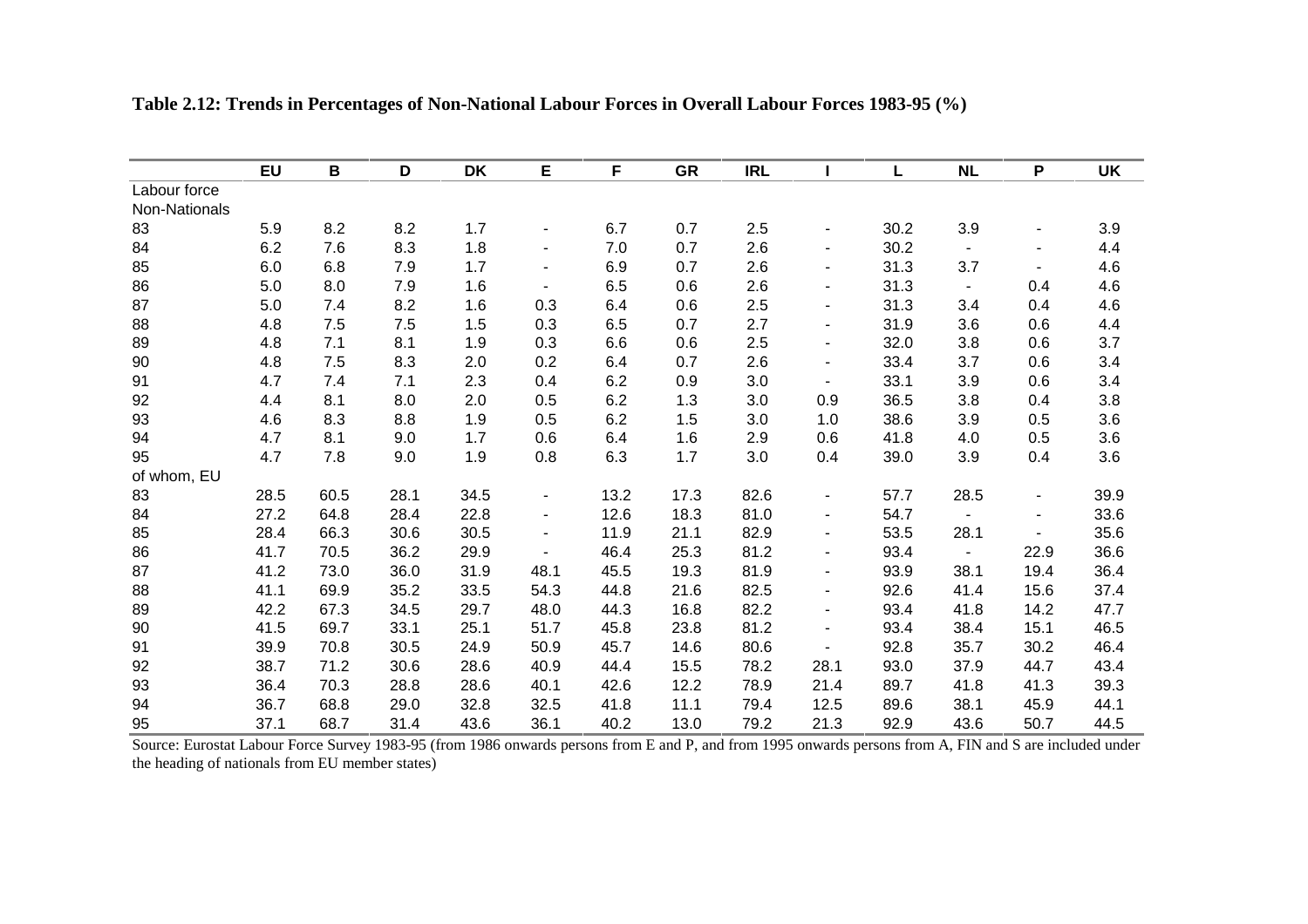**Table 2.12: Trends in Percentages of Non-National Labour Forces in Overall Labour Forces 1983-95 (%)**

| | EU | B | D | DK | E | F | GR | IRL | I | L | NL | P | UK |
|---|---|---|---|---|---|---|---|---|---|---|---|---|---|
| Labour force Non-Nationals | | | | | | | | | | | | | |
| 83 | 5.9 | 8.2 | 8.2 | 1.7 | - | 6.7 | 0.7 | 2.5 | - | 30.2 | 3.9 | - | 3.9 |
| 84 | 6.2 | 7.6 | 8.3 | 1.8 | - | 7.0 | 0.7 | 2.6 | - | 30.2 | - | - | 4.4 |
| 85 | 6.0 | 6.8 | 7.9 | 1.7 | - | 6.9 | 0.7 | 2.6 | - | 31.3 | 3.7 | - | 4.6 |
| 86 | 5.0 | 8.0 | 7.9 | 1.6 | - | 6.5 | 0.6 | 2.6 | - | 31.3 | - | 0.4 | 4.6 |
| 87 | 5.0 | 7.4 | 8.2 | 1.6 | 0.3 | 6.4 | 0.6 | 2.5 | - | 31.3 | 3.4 | 0.4 | 4.6 |
| 88 | 4.8 | 7.5 | 7.5 | 1.5 | 0.3 | 6.5 | 0.7 | 2.7 | - | 31.9 | 3.6 | 0.6 | 4.4 |
| 89 | 4.8 | 7.1 | 8.1 | 1.9 | 0.3 | 6.6 | 0.6 | 2.5 | - | 32.0 | 3.8 | 0.6 | 3.7 |
| 90 | 4.8 | 7.5 | 8.3 | 2.0 | 0.2 | 6.4 | 0.7 | 2.6 | - | 33.4 | 3.7 | 0.6 | 3.4 |
| 91 | 4.7 | 7.4 | 7.1 | 2.3 | 0.4 | 6.2 | 0.9 | 3.0 | - | 33.1 | 3.9 | 0.6 | 3.4 |
| 92 | 4.4 | 8.1 | 8.0 | 2.0 | 0.5 | 6.2 | 1.3 | 3.0 | 0.9 | 36.5 | 3.8 | 0.4 | 3.8 |
| 93 | 4.6 | 8.3 | 8.8 | 1.9 | 0.5 | 6.2 | 1.5 | 3.0 | 1.0 | 38.6 | 3.9 | 0.5 | 3.6 |
| 94 | 4.7 | 8.1 | 9.0 | 1.7 | 0.6 | 6.4 | 1.6 | 2.9 | 0.6 | 41.8 | 4.0 | 0.5 | 3.6 |
| 95 | 4.7 | 7.8 | 9.0 | 1.9 | 0.8 | 6.3 | 1.7 | 3.0 | 0.4 | 39.0 | 3.9 | 0.4 | 3.6 |
| of whom, EU | | | | | | | | | | | | | |
| 83 | 28.5 | 60.5 | 28.1 | 34.5 | - | 13.2 | 17.3 | 82.6 | - | 57.7 | 28.5 | - | 39.9 |
| 84 | 27.2 | 64.8 | 28.4 | 22.8 | - | 12.6 | 18.3 | 81.0 | - | 54.7 | - | - | 33.6 |
| 85 | 28.4 | 66.3 | 30.6 | 30.5 | - | 11.9 | 21.1 | 82.9 | - | 53.5 | 28.1 | - | 35.6 |
| 86 | 41.7 | 70.5 | 36.2 | 29.9 | - | 46.4 | 25.3 | 81.2 | - | 93.4 | - | 22.9 | 36.6 |
| 87 | 41.2 | 73.0 | 36.0 | 31.9 | 48.1 | 45.5 | 19.3 | 81.9 | - | 93.9 | 38.1 | 19.4 | 36.4 |
| 88 | 41.1 | 69.9 | 35.2 | 33.5 | 54.3 | 44.8 | 21.6 | 82.5 | - | 92.6 | 41.4 | 15.6 | 37.4 |
| 89 | 42.2 | 67.3 | 34.5 | 29.7 | 48.0 | 44.3 | 16.8 | 82.2 | - | 93.4 | 41.8 | 14.2 | 47.7 |
| 90 | 41.5 | 69.7 | 33.1 | 25.1 | 51.7 | 45.8 | 23.8 | 81.2 | - | 93.4 | 38.4 | 15.1 | 46.5 |
| 91 | 39.9 | 70.8 | 30.5 | 24.9 | 50.9 | 45.7 | 14.6 | 80.6 | - | 92.8 | 35.7 | 30.2 | 46.4 |
| 92 | 38.7 | 71.2 | 30.6 | 28.6 | 40.9 | 44.4 | 15.5 | 78.2 | 28.1 | 93.0 | 37.9 | 44.7 | 43.4 |
| 93 | 36.4 | 70.3 | 28.8 | 28.6 | 40.1 | 42.6 | 12.2 | 78.9 | 21.4 | 89.7 | 41.8 | 41.3 | 39.3 |
| 94 | 36.7 | 68.8 | 29.0 | 32.8 | 32.5 | 41.8 | 11.1 | 79.4 | 12.5 | 89.6 | 38.1 | 45.9 | 44.1 |
| 95 | 37.1 | 68.7 | 31.4 | 43.6 | 36.1 | 40.2 | 13.0 | 79.2 | 21.3 | 92.9 | 43.6 | 50.7 | 44.5 |

Source: Eurostat Labour Force Survey 1983-95 (from 1986 onwards persons from E and P, and from 1995 onwards persons from A, FIN and S are included under the heading of nationals from EU member states)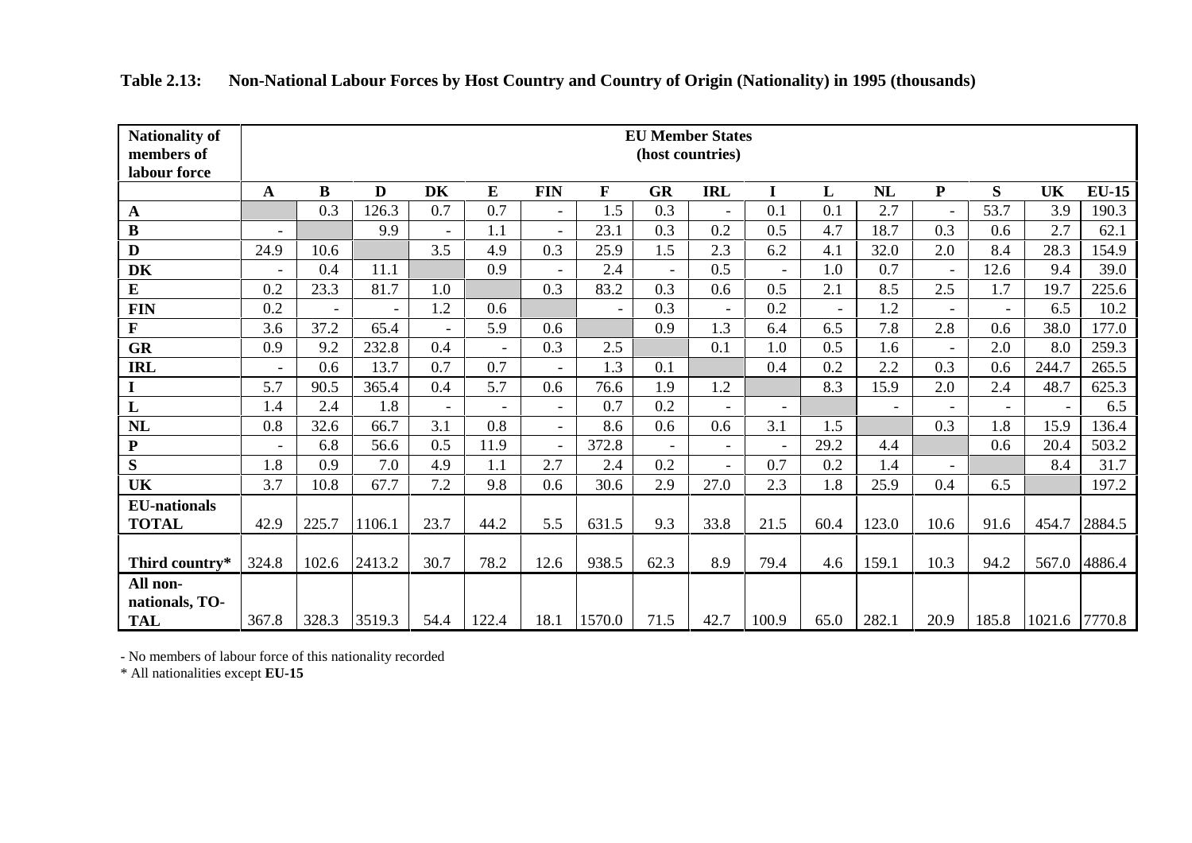**Table 2.13: Non-National Labour Forces by Host Country and Country of Origin (Nationality) in 1995 (thousands)**

| Nationality of members of labour force | EU Member States (host countries) | | | | | | | | | | | | | | | |
|---|---|---|---|---|---|---|---|---|---|---|---|---|---|---|---|---|
| | **A** | **B** | **D** | **DK** | **E** | **FIN** | **F** | **GR** | **IRL** | **I** | **L** | **NL** | **P** | **S** | **UK** | **EU-15** |
| **A** | | 0.3 | 126.3 | 0.7 | 0.7 | - | 1.5 | 0.3 | - | 0.1 | 0.1 | 2.7 | - | 53.7 | 3.9 | 190.3 |
| **B** | - | | 9.9 | - | 1.1 | - | 23.1 | 0.3 | 0.2 | 0.5 | 4.7 | 18.7 | 0.3 | 0.6 | 2.7 | 62.1 |
| **D** | 24.9 | 10.6 | | 3.5 | 4.9 | 0.3 | 25.9 | 1.5 | 2.3 | 6.2 | 4.1 | 32.0 | 2.0 | 8.4 | 28.3 | 154.9 |
| **DK** | - | 0.4 | 11.1 | | 0.9 | - | 2.4 | - | 0.5 | - | 1.0 | 0.7 | - | 12.6 | 9.4 | 39.0 |
| **E** | 0.2 | 23.3 | 81.7 | 1.0 | | 0.3 | 83.2 | 0.3 | 0.6 | 0.5 | 2.1 | 8.5 | 2.5 | 1.7 | 19.7 | 225.6 |
| **FIN** | 0.2 | - | - | 1.2 | 0.6 | | - | 0.3 | - | 0.2 | - | 1.2 | - | - | 6.5 | 10.2 |
| **F** | 3.6 | 37.2 | 65.4 | - | 5.9 | 0.6 | | 0.9 | 1.3 | 6.4 | 6.5 | 7.8 | 2.8 | 0.6 | 38.0 | 177.0 |
| **GR** | 0.9 | 9.2 | 232.8 | 0.4 | - | 0.3 | 2.5 | | 0.1 | 1.0 | 0.5 | 1.6 | - | 2.0 | 8.0 | 259.3 |
| **IRL** | - | 0.6 | 13.7 | 0.7 | 0.7 | - | 1.3 | 0.1 | | 0.4 | 0.2 | 2.2 | 0.3 | 0.6 | 244.7 | 265.5 |
| **I** | 5.7 | 90.5 | 365.4 | 0.4 | 5.7 | 0.6 | 76.6 | 1.9 | 1.2 | | 8.3 | 15.9 | 2.0 | 2.4 | 48.7 | 625.3 |
| **L** | 1.4 | 2.4 | 1.8 | - | - | - | 0.7 | 0.2 | - | - | | - | - | - | - | 6.5 |
| **NL** | 0.8 | 32.6 | 66.7 | 3.1 | 0.8 | - | 8.6 | 0.6 | 0.6 | 3.1 | 1.5 | | 0.3 | 1.8 | 15.9 | 136.4 |
| **P** | - | 6.8 | 56.6 | 0.5 | 11.9 | - | 372.8 | - | - | - | 29.2 | 4.4 | | 0.6 | 20.4 | 503.2 |
| **S** | 1.8 | 0.9 | 7.0 | 4.9 | 1.1 | 2.7 | 2.4 | 0.2 | - | 0.7 | 0.2 | 1.4 | - | | 8.4 | 31.7 |
| **UK** | 3.7 | 10.8 | 67.7 | 7.2 | 9.8 | 0.6 | 30.6 | 2.9 | 27.0 | 2.3 | 1.8 | 25.9 | 0.4 | 6.5 | | 197.2 |
| **EU-nationals TOTAL** | 42.9 | 225.7 | 1106.1 | 23.7 | 44.2 | 5.5 | 631.5 | 9.3 | 33.8 | 21.5 | 60.4 | 123.0 | 10.6 | 91.6 | 454.7 | 2884.5 |
| **Third country*** | 324.8 | 102.6 | 2413.2 | 30.7 | 78.2 | 12.6 | 938.5 | 62.3 | 8.9 | 79.4 | 4.6 | 159.1 | 10.3 | 94.2 | 567.0 | 4886.4 |
| **All non-nationals, TOTAL** | 367.8 | 328.3 | 3519.3 | 54.4 | 122.4 | 18.1 | 1570.0 | 71.5 | 42.7 | 100.9 | 65.0 | 282.1 | 20.9 | 185.8 | 1021.6 | 7770.8 |

- No members of labour force of this nationality recorded

* All nationalities except **EU-15**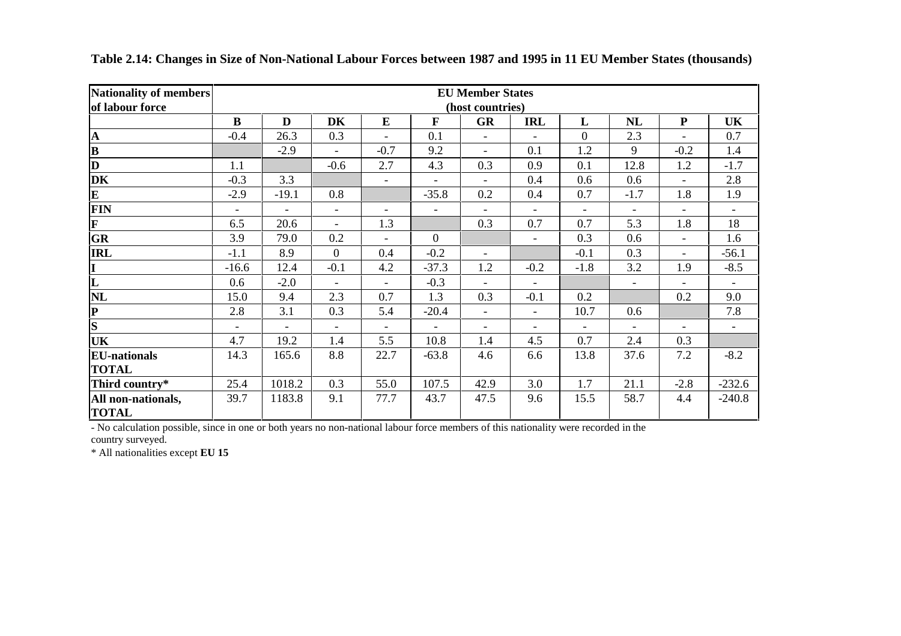**Table 2.14: Changes in Size of Non-National Labour Forces between 1987 and 1995 in 11 EU Member States (thousands)**

| Nationality of members of labour force | EU Member States (host countries) | | | | | | | | | | |
|---|---|---|---|---|---|---|---|---|---|---|---|
| | **B** | **D** | **DK** | **E** | **F** | **GR** | **IRL** | **L** | **NL** | **P** | **UK** |
| **A** | -0.4 | 26.3 | 0.3 | - | 0.1 | - | - | 0 | 2.3 | - | 0.7 |
| **B** | | -2.9 | - | -0.7 | 9.2 | - | 0.1 | 1.2 | 9 | -0.2 | 1.4 |
| **D** | 1.1 | | -0.6 | 2.7 | 4.3 | 0.3 | 0.9 | 0.1 | 12.8 | 1.2 | -1.7 |
| **DK** | -0.3 | 3.3 | | - | - | - | 0.4 | 0.6 | 0.6 | - | 2.8 |
| **E** | -2.9 | -19.1 | 0.8 | | -35.8 | 0.2 | 0.4 | 0.7 | -1.7 | 1.8 | 1.9 |
| **FIN** | - | - | - | - | - | - | - | - | - | - | - |
| **F** | 6.5 | 20.6 | - | 1.3 | | 0.3 | 0.7 | 0.7 | 5.3 | 1.8 | 18 |
| **GR** | 3.9 | 79.0 | 0.2 | - | 0 | | - | 0.3 | 0.6 | - | 1.6 |
| **IRL** | -1.1 | 8.9 | 0 | 0.4 | -0.2 | - | | -0.1 | 0.3 | - | -56.1 |
| **I** | -16.6 | 12.4 | -0.1 | 4.2 | -37.3 | 1.2 | -0.2 | -1.8 | 3.2 | 1.9 | -8.5 |
| **L** | 0.6 | -2.0 | - | - | -0.3 | - | - | | - | - | - |
| **NL** | 15.0 | 9.4 | 2.3 | 0.7 | 1.3 | 0.3 | -0.1 | 0.2 | | 0.2 | 9.0 |
| **P** | 2.8 | 3.1 | 0.3 | 5.4 | -20.4 | - | - | 10.7 | 0.6 | | 7.8 |
| **S** | - | - | - | - | - | - | - | - | - | - | - |
| **UK** | 4.7 | 19.2 | 1.4 | 5.5 | 10.8 | 1.4 | 4.5 | 0.7 | 2.4 | 0.3 | |
| **EU-nationals TOTAL** | 14.3 | 165.6 | 8.8 | 22.7 | -63.8 | 4.6 | 6.6 | 13.8 | 37.6 | 7.2 | -8.2 |
| **Third country*** | 25.4 | 1018.2 | 0.3 | 55.0 | 107.5 | 42.9 | 3.0 | 1.7 | 21.1 | -2.8 | -232.6 |
| **All non-nationals, TOTAL** | 39.7 | 1183.8 | 9.1 | 77.7 | 43.7 | 47.5 | 9.6 | 15.5 | 58.7 | 4.4 | -240.8 |

- No calculation possible, since in one or both years no non-national labour force members of this nationality were recorded in the country surveyed.

* All nationalities except **EU 15**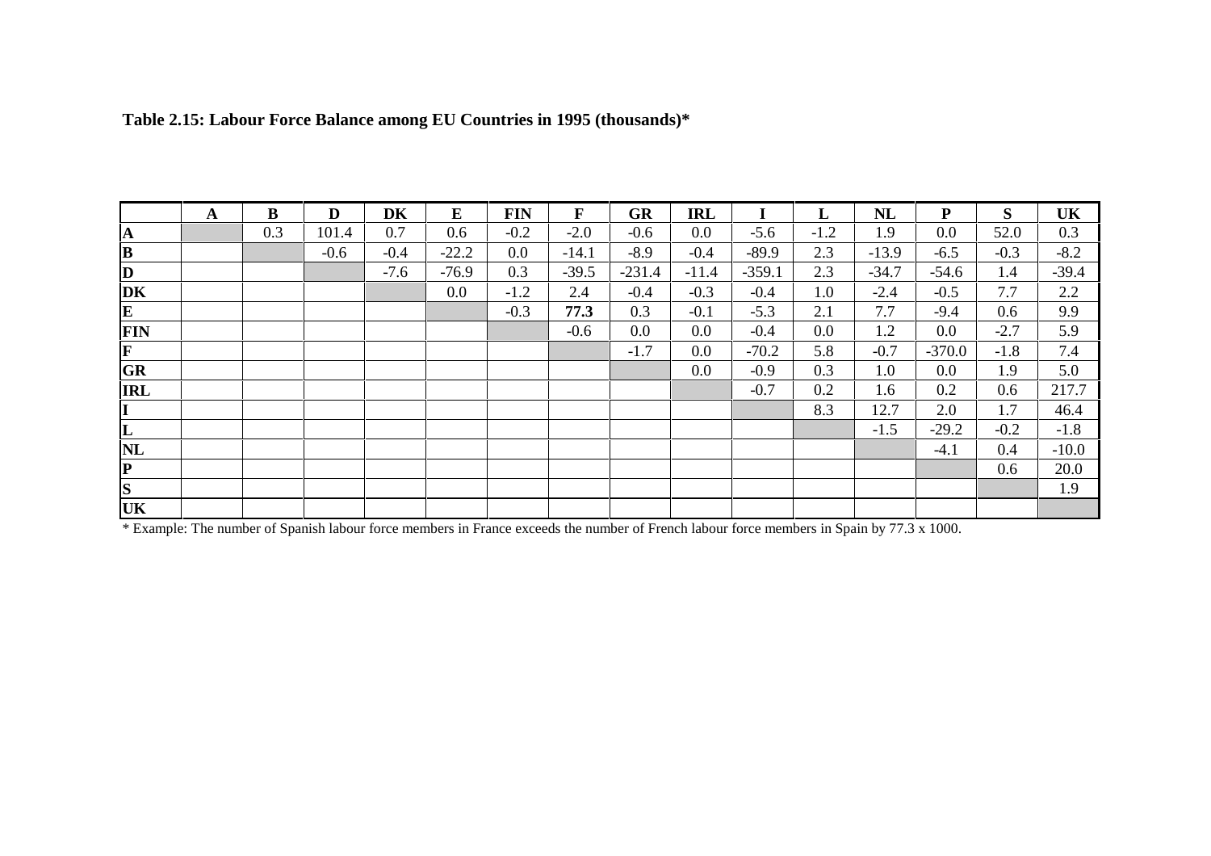**Table 2.15: Labour Force Balance among EU Countries in 1995 (thousands)***

| | A | B | D | DK | E | FIN | F | GR | IRL | I | L | NL | P | S | UK |
|---|---|---|---|---|---|---|---|---|---|---|---|---|---|---|---|
| **A** | | 0.3 | 101.4 | 0.7 | 0.6 | -0.2 | -2.0 | -0.6 | 0.0 | -5.6 | -1.2 | 1.9 | 0.0 | 52.0 | 0.3 |
| **B** | | | -0.6 | -0.4 | -22.2 | 0.0 | -14.1 | -8.9 | -0.4 | -89.9 | 2.3 | -13.9 | -6.5 | -0.3 | -8.2 |
| **D** | | | | -7.6 | -76.9 | 0.3 | -39.5 | -231.4 | -11.4 | -359.1 | 2.3 | -34.7 | -54.6 | 1.4 | -39.4 |
| **DK** | | | | | 0.0 | -1.2 | 2.4 | -0.4 | -0.3 | -0.4 | 1.0 | -2.4 | -0.5 | 7.7 | 2.2 |
| **E** | | | | | | -0.3 | **77.3** | 0.3 | -0.1 | -5.3 | 2.1 | 7.7 | -9.4 | 0.6 | 9.9 |
| **FIN** | | | | | | | -0.6 | 0.0 | 0.0 | -0.4 | 0.0 | 1.2 | 0.0 | -2.7 | 5.9 |
| **F** | | | | | | | | -1.7 | 0.0 | -70.2 | 5.8 | -0.7 | -370.0 | -1.8 | 7.4 |
| **GR** | | | | | | | | | 0.0 | -0.9 | 0.3 | 1.0 | 0.0 | 1.9 | 5.0 |
| **IRL** | | | | | | | | | | -0.7 | 0.2 | 1.6 | 0.2 | 0.6 | 217.7 |
| **I** | | | | | | | | | | | 8.3 | 12.7 | 2.0 | 1.7 | 46.4 |
| **L** | | | | | | | | | | | | -1.5 | -29.2 | -0.2 | -1.8 |
| **NL** | | | | | | | | | | | | | -4.1 | 0.4 | -10.0 |
| **P** | | | | | | | | | | | | | | 0.6 | 20.0 |
| **S** | | | | | | | | | | | | | | | 1.9 |
| **UK** | | | | | | | | | | | | | | | |

* Example: The number of Spanish labour force members in France exceeds the number of French labour force members in Spain by 77.3 x 1000.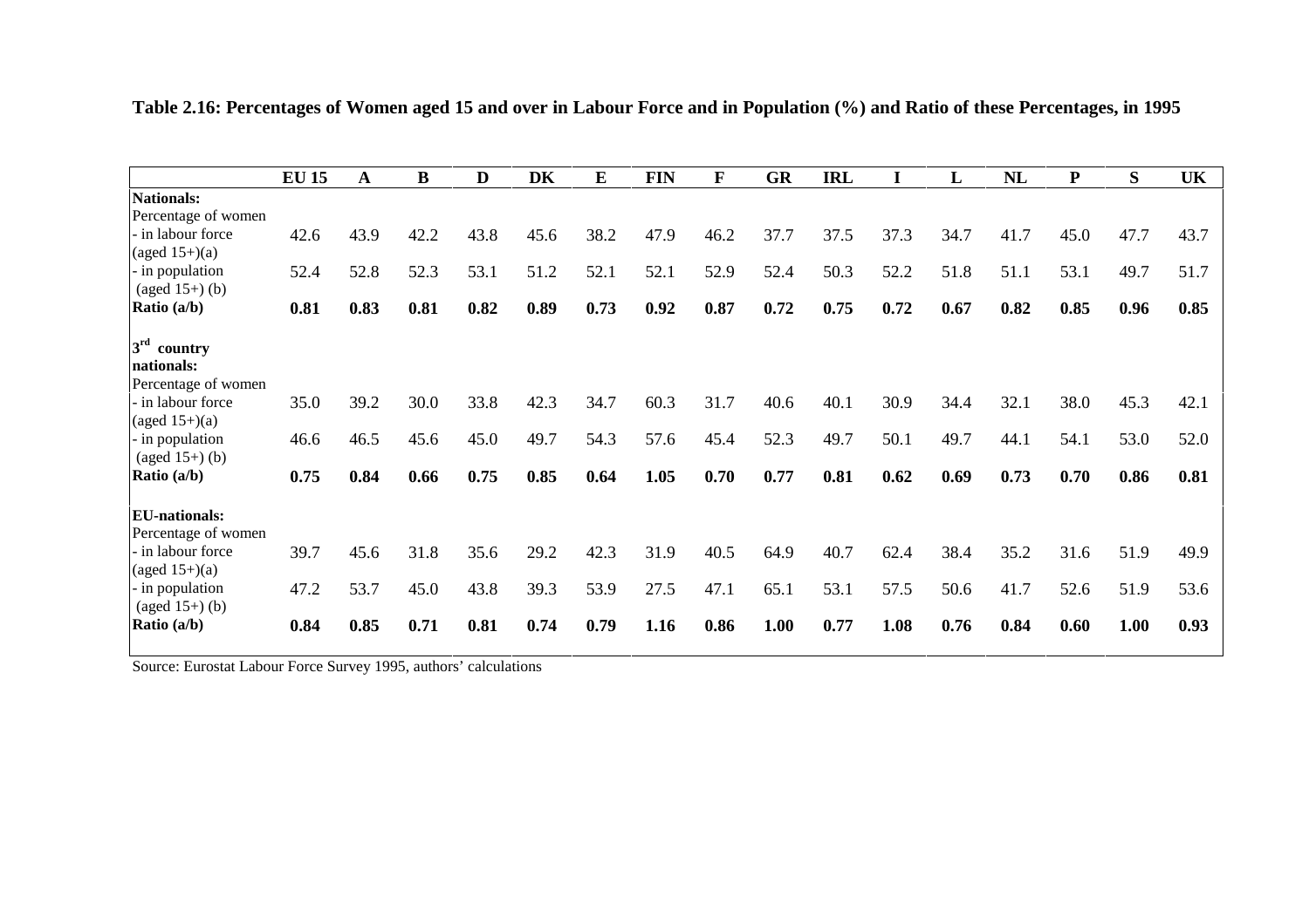**Table 2.16: Percentages of Women aged 15 and over in Labour Force and in Population (%) and Ratio of these Percentages, in 1995**

| | EU 15 | A | B | D | DK | E | FIN | F | GR | IRL | I | L | NL | P | S | UK |
|---|---|---|---|---|---|---|---|---|---|---|---|---|---|---|---|---|
| **Nationals:** | | | | | | | | | | | | | | | | |
| Percentage of women | | | | | | | | | | | | | | | | |
| - in labour force (aged 15+)(a) | 42.6 | 43.9 | 42.2 | 43.8 | 45.6 | 38.2 | 47.9 | 46.2 | 37.7 | 37.5 | 37.3 | 34.7 | 41.7 | 45.0 | 47.7 | 43.7 |
| - in population (aged 15+) (b) | 52.4 | 52.8 | 52.3 | 53.1 | 51.2 | 52.1 | 52.1 | 52.9 | 52.4 | 50.3 | 52.2 | 51.8 | 51.1 | 53.1 | 49.7 | 51.7 |
| **Ratio (a/b)** | **0.81** | **0.83** | **0.81** | **0.82** | **0.89** | **0.73** | **0.92** | **0.87** | **0.72** | **0.75** | **0.72** | **0.67** | **0.82** | **0.85** | **0.96** | **0.85** |
| **3rd country nationals:** | | | | | | | | | | | | | | | | |
| Percentage of women | | | | | | | | | | | | | | | | |
| - in labour force (aged 15+)(a) | 35.0 | 39.2 | 30.0 | 33.8 | 42.3 | 34.7 | 60.3 | 31.7 | 40.6 | 40.1 | 30.9 | 34.4 | 32.1 | 38.0 | 45.3 | 42.1 |
| - in population (aged 15+) (b) | 46.6 | 46.5 | 45.6 | 45.0 | 49.7 | 54.3 | 57.6 | 45.4 | 52.3 | 49.7 | 50.1 | 49.7 | 44.1 | 54.1 | 53.0 | 52.0 |
| **Ratio (a/b)** | **0.75** | **0.84** | **0.66** | **0.75** | **0.85** | **0.64** | **1.05** | **0.70** | **0.77** | **0.81** | **0.62** | **0.69** | **0.73** | **0.70** | **0.86** | **0.81** |
| **EU-nationals:** | | | | | | | | | | | | | | | | |
| Percentage of women | | | | | | | | | | | | | | | | |
| - in labour force (aged 15+)(a) | 39.7 | 45.6 | 31.8 | 35.6 | 29.2 | 42.3 | 31.9 | 40.5 | 64.9 | 40.7 | 62.4 | 38.4 | 35.2 | 31.6 | 51.9 | 49.9 |
| - in population (aged 15+) (b) | 47.2 | 53.7 | 45.0 | 43.8 | 39.3 | 53.9 | 27.5 | 47.1 | 65.1 | 53.1 | 57.5 | 50.6 | 41.7 | 52.6 | 51.9 | 53.6 |
| **Ratio (a/b)** | **0.84** | **0.85** | **0.71** | **0.81** | **0.74** | **0.79** | **1.16** | **0.86** | **1.00** | **0.77** | **1.08** | **0.76** | **0.84** | **0.60** | **1.00** | **0.93** |

Source: Eurostat Labour Force Survey 1995, authors' calculations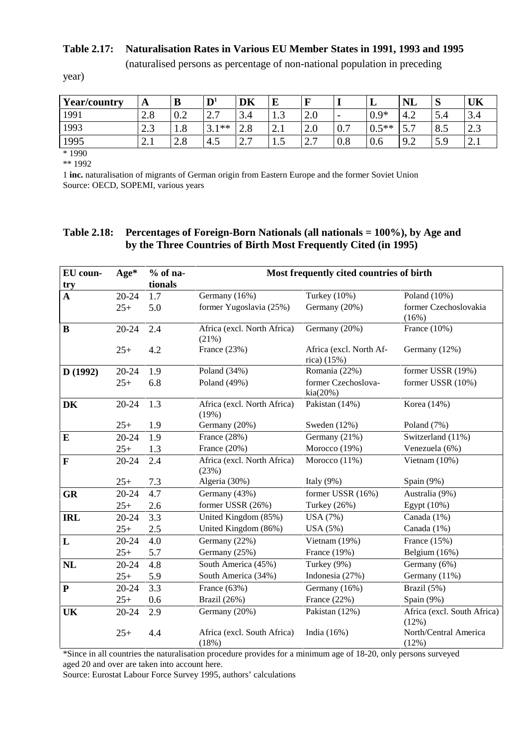**Table 2.17: Naturalisation Rates in Various EU Member States in 1991, 1993 and 1995**
(naturalised persons as percentage of non-national population in preceding year)

| Year/country | A | B | D[1] | DK | E | F | I | L | NL | S | UK |
|---|---|---|---|---|---|---|---|---|---|---|---|
| 1991 | 2.8 | 0.2 | 2.7 | 3.4 | 1.3 | 2.0 | - | 0.9* | 4.2 | 5.4 | 3.4 |
| 1993 | 2.3 | 1.8 | 3.1** | 2.8 | 2.1 | 2.0 | 0.7 | 0.5** | 5.7 | 8.5 | 2.3 |
| 1995 | 2.1 | 2.8 | 4.5 | 2.7 | 1.5 | 2.7 | 0.8 | 0.6 | 9.2 | 5.9 | 2.1 |

\* 1990

\*\* 1992

1 **inc.** naturalisation of migrants of German origin from Eastern Europe and the former Soviet Union

Source: OECD, SOPEMI, various years

**Table 2.18: Percentages of Foreign-Born Nationals (all nationals = 100%), by Age and by the Three Countries of Birth Most Frequently Cited (in 1995)**

| EU country | Age* | % of nationals | Most frequently cited countries of birth | | |
|---|---|---|---|---|---|
| **A** | 20-24 | 1.7 | Germany (16%) | Turkey (10%) | Poland (10%) |
| | 25+ | 5.0 | former Yugoslavia (25%) | Germany (20%) | former Czechoslovakia (16%) |
| **B** | 20-24 | 2.4 | Africa (excl. North Africa) (21%) | Germany (20%) | France (10%) |
| | 25+ | 4.2 | France (23%) | Africa (excl. North Africa) (15%) | Germany (12%) |
| **D (1992)** | 20-24 | 1.9 | Poland (34%) | Romania (22%) | former USSR (19%) |
| | 25+ | 6.8 | Poland (49%) | former Czechoslovakia(20%) | former USSR (10%) |
| **DK** | 20-24 | 1.3 | Africa (excl. North Africa) (19%) | Pakistan (14%) | Korea (14%) |
| | 25+ | 1.9 | Germany (20%) | Sweden (12%) | Poland (7%) |
| **E** | 20-24 | 1.9 | France (28%) | Germany (21%) | Switzerland (11%) |
| | 25+ | 1.3 | France (20%) | Morocco (19%) | Venezuela (6%) |
| **F** | 20-24 | 2.4 | Africa (excl. North Africa) (23%) | Morocco (11%) | Vietnam (10%) |
| | 25+ | 7.3 | Algeria (30%) | Italy (9%) | Spain (9%) |
| **GR** | 20-24 | 4.7 | Germany (43%) | former USSR (16%) | Australia (9%) |
| | 25+ | 2.6 | former USSR (26%) | Turkey (26%) | Egypt (10%) |
| **IRL** | 20-24 | 3.3 | United Kingdom (85%) | USA (7%) | Canada (1%) |
| | 25+ | 2.5 | United Kingdom (86%) | USA (5%) | Canada (1%) |
| **L** | 20-24 | 4.0 | Germany (22%) | Vietnam (19%) | France (15%) |
| | 25+ | 5.7 | Germany (25%) | France (19%) | Belgium (16%) |
| **NL** | 20-24 | 4.8 | South America (45%) | Turkey (9%) | Germany (6%) |
| | 25+ | 5.9 | South America (34%) | Indonesia (27%) | Germany (11%) |
| **P** | 20-24 | 3.3 | France (63%) | Germany (16%) | Brazil (5%) |
| | 25+ | 0.6 | Brazil (26%) | France (22%) | Spain (9%) |
| **UK** | 20-24 | 2.9 | Germany (20%) | Pakistan (12%) | Africa (excl. South Africa) (12%) |
| | 25+ | 4.4 | Africa (excl. South Africa) (18%) | India (16%) | North/Central America (12%) |

\*Since in all countries the naturalisation procedure provides for a minimum age of 18-20, only persons surveyed aged 20 and over are taken into account here.

Source: Eurostat Labour Force Survey 1995, authors' calculations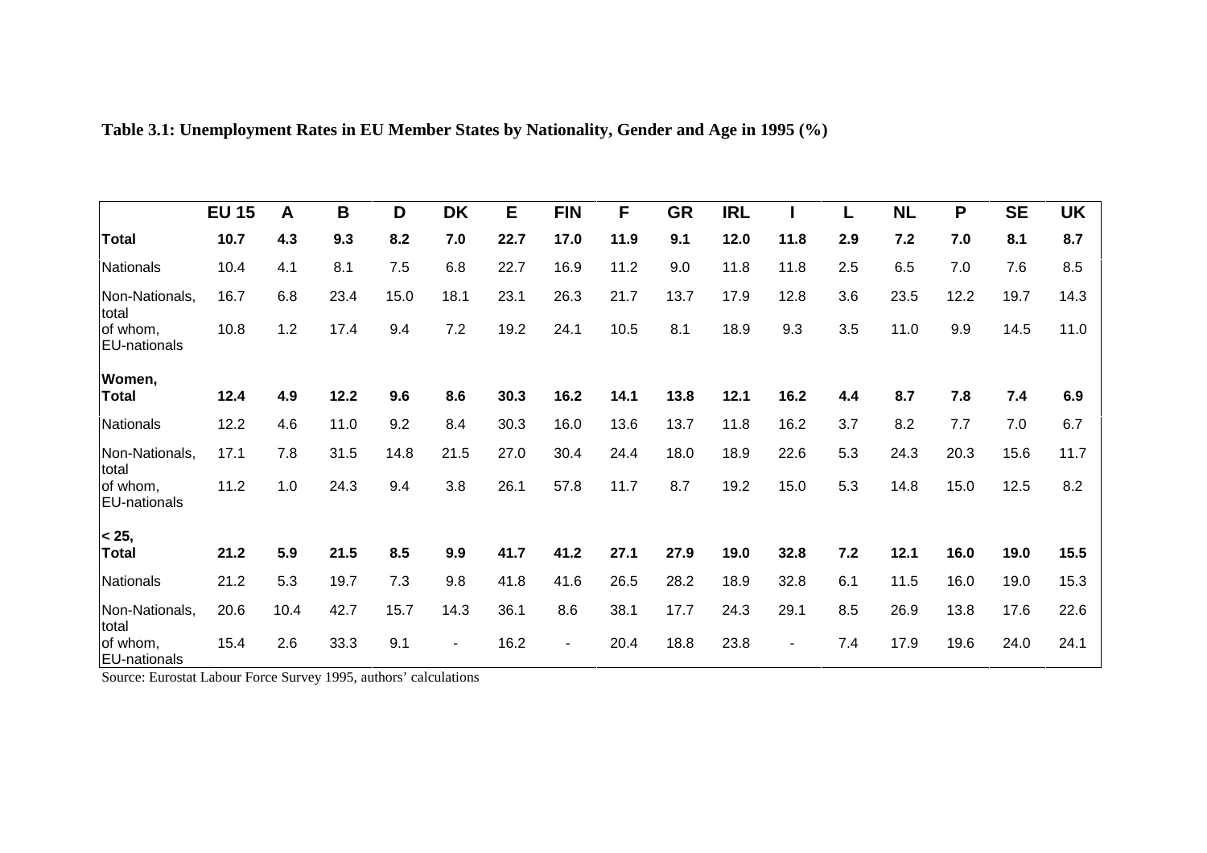**Table 3.1: Unemployment Rates in EU Member States by Nationality, Gender and Age in 1995 (%)**

| | EU 15 | A | B | D | DK | E | FIN | F | GR | IRL | I | L | NL | P | SE | UK |
|---|---|---|---|---|---|---|---|---|---|---|---|---|---|---|---|---|
| **Total** | **10.7** | **4.3** | **9.3** | **8.2** | **7.0** | **22.7** | **17.0** | **11.9** | **9.1** | **12.0** | **11.8** | **2.9** | **7.2** | **7.0** | **8.1** | **8.7** |
| Nationals | 10.4 | 4.1 | 8.1 | 7.5 | 6.8 | 22.7 | 16.9 | 11.2 | 9.0 | 11.8 | 11.8 | 2.5 | 6.5 | 7.0 | 7.6 | 8.5 |
| Non-Nationals, total | 16.7 | 6.8 | 23.4 | 15.0 | 18.1 | 23.1 | 26.3 | 21.7 | 13.7 | 17.9 | 12.8 | 3.6 | 23.5 | 12.2 | 19.7 | 14.3 |
| of whom, EU-nationals | 10.8 | 1.2 | 17.4 | 9.4 | 7.2 | 19.2 | 24.1 | 10.5 | 8.1 | 18.9 | 9.3 | 3.5 | 11.0 | 9.9 | 14.5 | 11.0 |
| **Women, Total** | **12.4** | **4.9** | **12.2** | **9.6** | **8.6** | **30.3** | **16.2** | **14.1** | **13.8** | **12.1** | **16.2** | **4.4** | **8.7** | **7.8** | **7.4** | **6.9** |
| Nationals | 12.2 | 4.6 | 11.0 | 9.2 | 8.4 | 30.3 | 16.0 | 13.6 | 13.7 | 11.8 | 16.2 | 3.7 | 8.2 | 7.7 | 7.0 | 6.7 |
| Non-Nationals, total | 17.1 | 7.8 | 31.5 | 14.8 | 21.5 | 27.0 | 30.4 | 24.4 | 18.0 | 18.9 | 22.6 | 5.3 | 24.3 | 20.3 | 15.6 | 11.7 |
| of whom, EU-nationals | 11.2 | 1.0 | 24.3 | 9.4 | 3.8 | 26.1 | 57.8 | 11.7 | 8.7 | 19.2 | 15.0 | 5.3 | 14.8 | 15.0 | 12.5 | 8.2 |
| **< 25, Total** | **21.2** | **5.9** | **21.5** | **8.5** | **9.9** | **41.7** | **41.2** | **27.1** | **27.9** | **19.0** | **32.8** | **7.2** | **12.1** | **16.0** | **19.0** | **15.5** |
| Nationals | 21.2 | 5.3 | 19.7 | 7.3 | 9.8 | 41.8 | 41.6 | 26.5 | 28.2 | 18.9 | 32.8 | 6.1 | 11.5 | 16.0 | 19.0 | 15.3 |
| Non-Nationals, total | 20.6 | 10.4 | 42.7 | 15.7 | 14.3 | 36.1 | 8.6 | 38.1 | 17.7 | 24.3 | 29.1 | 8.5 | 26.9 | 13.8 | 17.6 | 22.6 |
| of whom, EU-nationals | 15.4 | 2.6 | 33.3 | 9.1 | - | 16.2 | - | 20.4 | 18.8 | 23.8 | - | 7.4 | 17.9 | 19.6 | 24.0 | 24.1 |

Source: Eurostat Labour Force Survey 1995, authors' calculations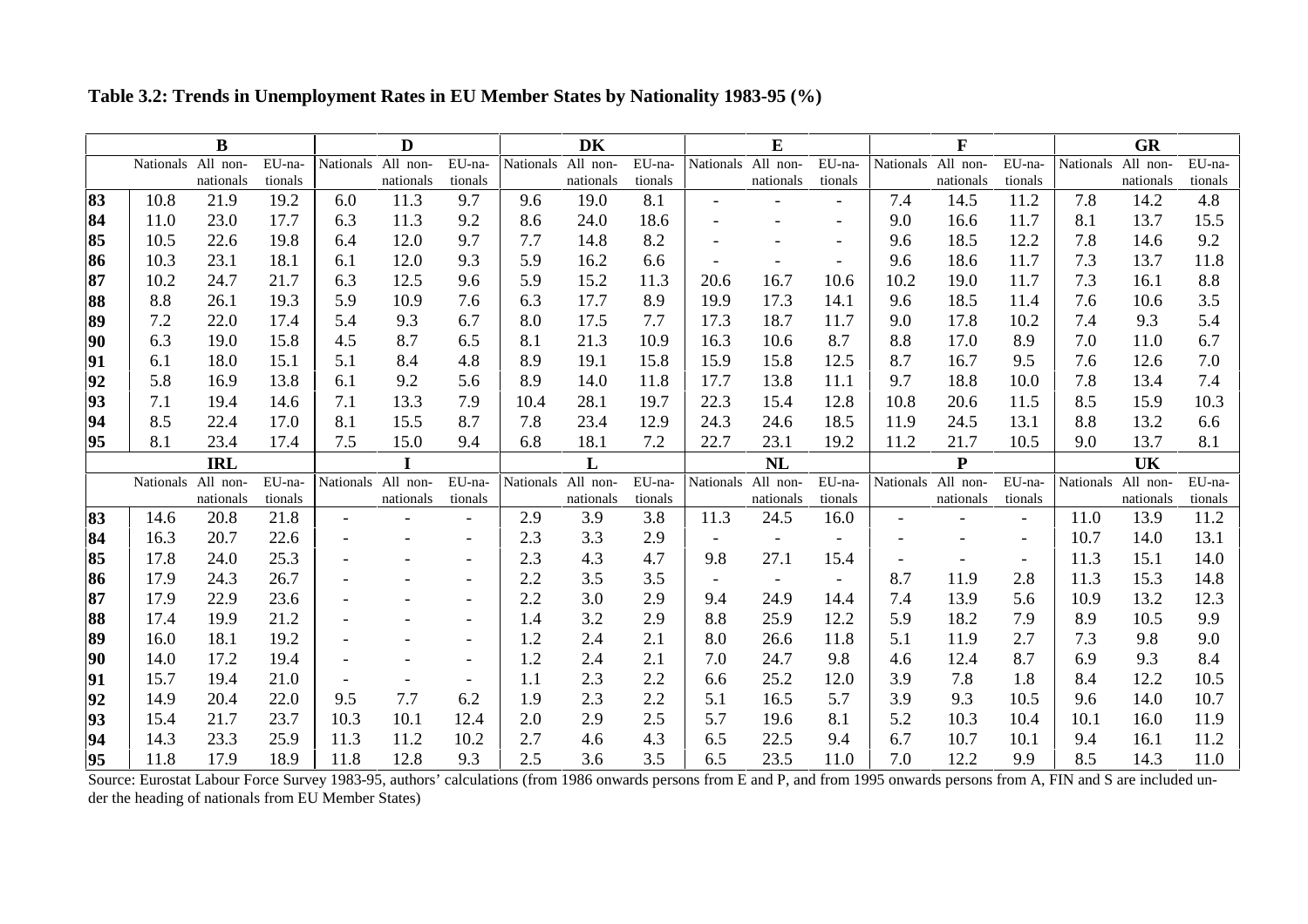**Table 3.2: Trends in Unemployment Rates in EU Member States by Nationality 1983-95 (%)**

| | B | | | D | | | DK | | | E | | | F | | | GR | | |
|---|---|---|---|---|---|---|---|---|---|---|---|---|---|---|---|---|---|---|
| | Nationals | All non-nationals | EU-nationals | Nationals | All non-nationals | EU-nationals | Nationals | All non-nationals | EU-nationals | Nationals | All non-nationals | EU-nationals | Nationals | All non-nationals | EU-nationals | Nationals | All non-nationals | EU-nationals |
| **83** | 10.8 | 21.9 | 19.2 | 6.0 | 11.3 | 9.7 | 9.6 | 19.0 | 8.1 | - | - | - | 7.4 | 14.5 | 11.2 | 7.8 | 14.2 | 4.8 |
| **84** | 11.0 | 23.0 | 17.7 | 6.3 | 11.3 | 9.2 | 8.6 | 24.0 | 18.6 | - | - | - | 9.0 | 16.6 | 11.7 | 8.1 | 13.7 | 15.5 |
| **85** | 10.5 | 22.6 | 19.8 | 6.4 | 12.0 | 9.7 | 7.7 | 14.8 | 8.2 | - | - | - | 9.6 | 18.5 | 12.2 | 7.8 | 14.6 | 9.2 |
| **86** | 10.3 | 23.1 | 18.1 | 6.1 | 12.0 | 9.3 | 5.9 | 16.2 | 6.6 | - | - | - | 9.6 | 18.6 | 11.7 | 7.3 | 13.7 | 11.8 |
| **87** | 10.2 | 24.7 | 21.7 | 6.3 | 12.5 | 9.6 | 5.9 | 15.2 | 11.3 | 20.6 | 16.7 | 10.6 | 10.2 | 19.0 | 11.7 | 7.3 | 16.1 | 8.8 |
| **88** | 8.8 | 26.1 | 19.3 | 5.9 | 10.9 | 7.6 | 6.3 | 17.7 | 8.9 | 19.9 | 17.3 | 14.1 | 9.6 | 18.5 | 11.4 | 7.6 | 10.6 | 3.5 |
| **89** | 7.2 | 22.0 | 17.4 | 5.4 | 9.3 | 6.7 | 8.0 | 17.5 | 7.7 | 17.3 | 18.7 | 11.7 | 9.0 | 17.8 | 10.2 | 7.4 | 9.3 | 5.4 |
| **90** | 6.3 | 19.0 | 15.8 | 4.5 | 8.7 | 6.5 | 8.1 | 21.3 | 10.9 | 16.3 | 10.6 | 8.7 | 8.8 | 17.0 | 8.9 | 7.0 | 11.0 | 6.7 |
| **91** | 6.1 | 18.0 | 15.1 | 5.1 | 8.4 | 4.8 | 8.9 | 19.1 | 15.8 | 15.9 | 15.8 | 12.5 | 8.7 | 16.7 | 9.5 | 7.6 | 12.6 | 7.0 |
| **92** | 5.8 | 16.9 | 13.8 | 6.1 | 9.2 | 5.6 | 8.9 | 14.0 | 11.8 | 17.7 | 13.8 | 11.1 | 9.7 | 18.8 | 10.0 | 7.8 | 13.4 | 7.4 |
| **93** | 7.1 | 19.4 | 14.6 | 7.1 | 13.3 | 7.9 | 10.4 | 28.1 | 19.7 | 22.3 | 15.4 | 12.8 | 10.8 | 20.6 | 11.5 | 8.5 | 15.9 | 10.3 |
| **94** | 8.5 | 22.4 | 17.0 | 8.1 | 15.5 | 8.7 | 7.8 | 23.4 | 12.9 | 24.3 | 24.6 | 18.5 | 11.9 | 24.5 | 13.1 | 8.8 | 13.2 | 6.6 |
| **95** | 8.1 | 23.4 | 17.4 | 7.5 | 15.0 | 9.4 | 6.8 | 18.1 | 7.2 | 22.7 | 23.1 | 19.2 | 11.2 | 21.7 | 10.5 | 9.0 | 13.7 | 8.1 |
| | **IRL** | | | **I** | | | **L** | | | **NL** | | | **P** | | | **UK** | | |
| | Nationals | All non-nationals | EU-nationals | Nationals | All non-nationals | EU-nationals | Nationals | All non-nationals | EU-nationals | Nationals | All non-nationals | EU-nationals | Nationals | All non-nationals | EU-nationals | Nationals | All non-nationals | EU-nationals |
| **83** | 14.6 | 20.8 | 21.8 | - | - | - | 2.9 | 3.9 | 3.8 | 11.3 | 24.5 | 16.0 | - | - | - | 11.0 | 13.9 | 11.2 |
| **84** | 16.3 | 20.7 | 22.6 | - | - | - | 2.3 | 3.3 | 2.9 | - | - | - | - | - | - | 10.7 | 14.0 | 13.1 |
| **85** | 17.8 | 24.0 | 25.3 | - | - | - | 2.3 | 4.3 | 4.7 | 9.8 | 27.1 | 15.4 | - | - | - | 11.3 | 15.1 | 14.0 |
| **86** | 17.9 | 24.3 | 26.7 | - | - | - | 2.2 | 3.5 | 3.5 | - | - | - | 8.7 | 11.9 | 2.8 | 11.3 | 15.3 | 14.8 |
| **87** | 17.9 | 22.9 | 23.6 | - | - | - | 2.2 | 3.0 | 2.9 | 9.4 | 24.9 | 14.4 | 7.4 | 13.9 | 5.6 | 10.9 | 13.2 | 12.3 |
| **88** | 17.4 | 19.9 | 21.2 | - | - | - | 1.4 | 3.2 | 2.9 | 8.8 | 25.9 | 12.2 | 5.9 | 18.2 | 7.9 | 8.9 | 10.5 | 9.9 |
| **89** | 16.0 | 18.1 | 19.2 | - | - | - | 1.2 | 2.4 | 2.1 | 8.0 | 26.6 | 11.8 | 5.1 | 11.9 | 2.7 | 7.3 | 9.8 | 9.0 |
| **90** | 14.0 | 17.2 | 19.4 | - | - | - | 1.2 | 2.4 | 2.1 | 7.0 | 24.7 | 9.8 | 4.6 | 12.4 | 8.7 | 6.9 | 9.3 | 8.4 |
| **91** | 15.7 | 19.4 | 21.0 | - | - | - | 1.1 | 2.3 | 2.2 | 6.6 | 25.2 | 12.0 | 3.9 | 7.8 | 1.8 | 8.4 | 12.2 | 10.5 |
| **92** | 14.9 | 20.4 | 22.0 | 9.5 | 7.7 | 6.2 | 1.9 | 2.3 | 2.2 | 5.1 | 16.5 | 5.7 | 3.9 | 9.3 | 10.5 | 9.6 | 14.0 | 10.7 |
| **93** | 15.4 | 21.7 | 23.7 | 10.3 | 10.1 | 12.4 | 2.0 | 2.9 | 2.5 | 5.7 | 19.6 | 8.1 | 5.2 | 10.3 | 10.4 | 10.1 | 16.0 | 11.9 |
| **94** | 14.3 | 23.3 | 25.9 | 11.3 | 11.2 | 10.2 | 2.7 | 4.6 | 4.3 | 6.5 | 22.5 | 9.4 | 6.7 | 10.7 | 10.1 | 9.4 | 16.1 | 11.2 |
| **95** | 11.8 | 17.9 | 18.9 | 11.8 | 12.8 | 9.3 | 2.5 | 3.6 | 3.5 | 6.5 | 23.5 | 11.0 | 7.0 | 12.2 | 9.9 | 8.5 | 14.3 | 11.0 |

Source: Eurostat Labour Force Survey 1983-95, authors' calculations (from 1986 onwards persons from E and P, and from 1995 onwards persons from A, FIN and S are included under the heading of nationals from EU Member States)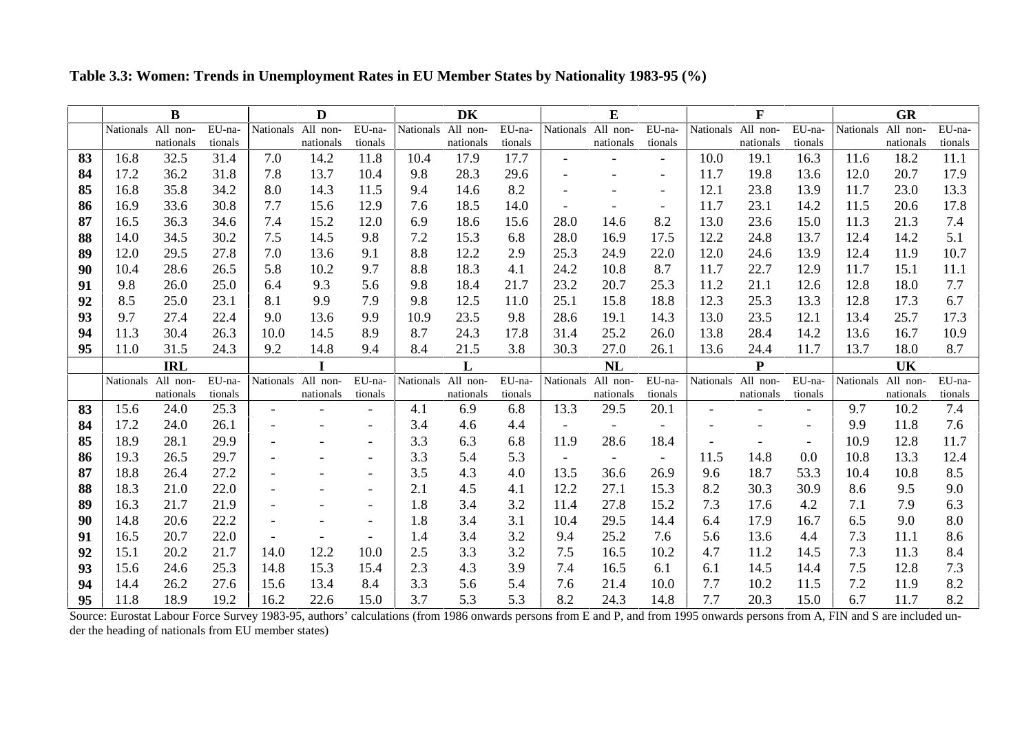**Table 3.3: Women: Trends in Unemployment Rates in EU Member States by Nationality 1983-95 (%)**

| | B | | | D | | | DK | | | E | | | F | | | GR | | |
|---|---|---|---|---|---|---|---|---|---|---|---|---|---|---|---|---|---|---|
| | Nationals | All non-nationals | EU-nationals | Nationals | All non-nationals | EU-nationals | Nationals | All non-nationals | EU-nationals | Nationals | All non-nationals | EU-nationals | Nationals | All non-nationals | EU-nationals | Nationals | All non-nationals | EU-nationals |
| **83** | 16.8 | 32.5 | 31.4 | 7.0 | 14.2 | 11.8 | 10.4 | 17.9 | 17.7 | - | - | - | 10.0 | 19.1 | 16.3 | 11.6 | 18.2 | 11.1 |
| **84** | 17.2 | 36.2 | 31.8 | 7.8 | 13.7 | 10.4 | 9.8 | 28.3 | 29.6 | - | - | - | 11.7 | 19.8 | 13.6 | 12.0 | 20.7 | 17.9 |
| **85** | 16.8 | 35.8 | 34.2 | 8.0 | 14.3 | 11.5 | 9.4 | 14.6 | 8.2 | - | - | - | 12.1 | 23.8 | 13.9 | 11.7 | 23.0 | 13.3 |
| **86** | 16.9 | 33.6 | 30.8 | 7.7 | 15.6 | 12.9 | 7.6 | 18.5 | 14.0 | - | - | - | 11.7 | 23.1 | 14.2 | 11.5 | 20.6 | 17.8 |
| **87** | 16.5 | 36.3 | 34.6 | 7.4 | 15.2 | 12.0 | 6.9 | 18.6 | 15.6 | 28.0 | 14.6 | 8.2 | 13.0 | 23.6 | 15.0 | 11.3 | 21.3 | 7.4 |
| **88** | 14.0 | 34.5 | 30.2 | 7.5 | 14.5 | 9.8 | 7.2 | 15.3 | 6.8 | 28.0 | 16.9 | 17.5 | 12.2 | 24.8 | 13.7 | 12.4 | 14.2 | 5.1 |
| **89** | 12.0 | 29.5 | 27.8 | 7.0 | 13.6 | 9.1 | 8.8 | 12.2 | 2.9 | 25.3 | 24.9 | 22.0 | 12.0 | 24.6 | 13.9 | 12.4 | 11.9 | 10.7 |
| **90** | 10.4 | 28.6 | 26.5 | 5.8 | 10.2 | 9.7 | 8.8 | 18.3 | 4.1 | 24.2 | 10.8 | 8.7 | 11.7 | 22.7 | 12.9 | 11.7 | 15.1 | 11.1 |
| **91** | 9.8 | 26.0 | 25.0 | 6.4 | 9.3 | 5.6 | 9.8 | 18.4 | 21.7 | 23.2 | 20.7 | 25.3 | 11.2 | 21.1 | 12.6 | 12.8 | 18.0 | 7.7 |
| **92** | 8.5 | 25.0 | 23.1 | 8.1 | 9.9 | 7.9 | 9.8 | 12.5 | 11.0 | 25.1 | 15.8 | 18.8 | 12.3 | 25.3 | 13.3 | 12.8 | 17.3 | 6.7 |
| **93** | 9.7 | 27.4 | 22.4 | 9.0 | 13.6 | 9.9 | 10.9 | 23.5 | 9.8 | 28.6 | 19.1 | 14.3 | 13.0 | 23.5 | 12.1 | 13.4 | 25.7 | 17.3 |
| **94** | 11.3 | 30.4 | 26.3 | 10.0 | 14.5 | 8.9 | 8.7 | 24.3 | 17.8 | 31.4 | 25.2 | 26.0 | 13.8 | 28.4 | 14.2 | 13.6 | 16.7 | 10.9 |
| **95** | 11.0 | 31.5 | 24.3 | 9.2 | 14.8 | 9.4 | 8.4 | 21.5 | 3.8 | 30.3 | 27.0 | 26.1 | 13.6 | 24.4 | 11.7 | 13.7 | 18.0 | 8.7 |
| | **IRL** | | | **I** | | | **L** | | | **NL** | | | **P** | | | **UK** | | |
| | Nationals | All non-nationals | EU-nationals | Nationals | All non-nationals | EU-nationals | Nationals | All non-nationals | EU-nationals | Nationals | All non-nationals | EU-nationals | Nationals | All non-nationals | EU-nationals | Nationals | All non-nationals | EU-nationals |
| **83** | 15.6 | 24.0 | 25.3 | - | - | - | 4.1 | 6.9 | 6.8 | 13.3 | 29.5 | 20.1 | - | - | - | 9.7 | 10.2 | 7.4 |
| **84** | 17.2 | 24.0 | 26.1 | - | - | - | 3.4 | 4.6 | 4.4 | - | - | - | - | - | - | 9.9 | 11.8 | 7.6 |
| **85** | 18.9 | 28.1 | 29.9 | - | - | - | 3.3 | 6.3 | 6.8 | 11.9 | 28.6 | 18.4 | - | - | - | 10.9 | 12.8 | 11.7 |
| **86** | 19.3 | 26.5 | 29.7 | - | - | - | 3.3 | 5.4 | 5.3 | - | - | - | 11.5 | 14.8 | 0.0 | 10.8 | 13.3 | 12.4 |
| **87** | 18.8 | 26.4 | 27.2 | - | - | - | 3.5 | 4.3 | 4.0 | 13.5 | 36.6 | 26.9 | 9.6 | 18.7 | 53.3 | 10.4 | 10.8 | 8.5 |
| **88** | 18.3 | 21.0 | 22.0 | - | - | - | 2.1 | 4.5 | 4.1 | 12.2 | 27.1 | 15.3 | 8.2 | 30.3 | 30.9 | 8.6 | 9.5 | 9.0 |
| **89** | 16.3 | 21.7 | 21.9 | - | - | - | 1.8 | 3.4 | 3.2 | 11.4 | 27.8 | 15.2 | 7.3 | 17.6 | 4.2 | 7.1 | 7.9 | 6.3 |
| **90** | 14.8 | 20.6 | 22.2 | - | - | - | 1.8 | 3.4 | 3.1 | 10.4 | 29.5 | 14.4 | 6.4 | 17.9 | 16.7 | 6.5 | 9.0 | 8.0 |
| **91** | 16.5 | 20.7 | 22.0 | - | - | - | 1.4 | 3.4 | 3.2 | 9.4 | 25.2 | 7.6 | 5.6 | 13.6 | 4.4 | 7.3 | 11.1 | 8.6 |
| **92** | 15.1 | 20.2 | 21.7 | 14.0 | 12.2 | 10.0 | 2.5 | 3.3 | 3.2 | 7.5 | 16.5 | 10.2 | 4.7 | 11.2 | 14.5 | 7.3 | 11.3 | 8.4 |
| **93** | 15.6 | 24.6 | 25.3 | 14.8 | 15.3 | 15.4 | 2.3 | 4.3 | 3.9 | 7.4 | 16.5 | 6.1 | 6.1 | 14.5 | 14.4 | 7.5 | 12.8 | 7.3 |
| **94** | 14.4 | 26.2 | 27.6 | 15.6 | 13.4 | 8.4 | 3.3 | 5.6 | 5.4 | 7.6 | 21.4 | 10.0 | 7.7 | 10.2 | 11.5 | 7.2 | 11.9 | 8.2 |
| **95** | 11.8 | 18.9 | 19.2 | 16.2 | 22.6 | 15.0 | 3.7 | 5.3 | 5.3 | 8.2 | 24.3 | 14.8 | 7.7 | 20.3 | 15.0 | 6.7 | 11.7 | 8.2 |

Source: Eurostat Labour Force Survey 1983-95, authors' calculations (from 1986 onwards persons from E and P, and from 1995 onwards persons from A, FIN and S are included under the heading of nationals from EU member states)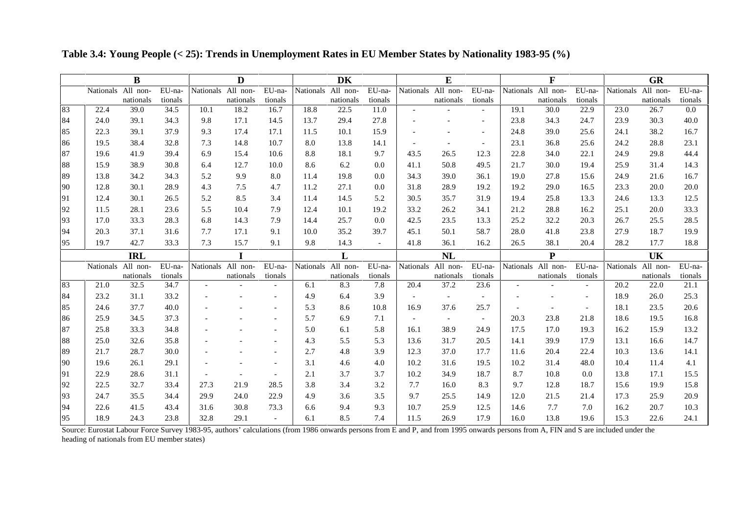**Table 3.4: Young People (< 25): Trends in Unemployment Rates in EU Member States by Nationality 1983-95 (%)**

| | B | | | D | | | DK | | | E | | | F | | | GR | | |
|---|---|---|---|---|---|---|---|---|---|---|---|---|---|---|---|---|---|---|
| | Nationals | All non-nationals | EU-nationals | Nationals | All non-nationals | EU-nationals | Nationals | All non-nationals | EU-nationals | Nationals | All non-nationals | EU-nationals | Nationals | All non-nationals | EU-nationals | Nationals | All non-nationals | EU-nationals |
| 83 | 22.4 | 39.0 | 34.5 | 10.1 | 18.2 | 16.7 | 18.8 | 22.5 | 11.0 | - | - | - | 19.1 | 30.0 | 22.9 | 23.0 | 26.7 | 0.0 |
| 84 | 24.0 | 39.1 | 34.3 | 9.8 | 17.1 | 14.5 | 13.7 | 29.4 | 27.8 | - | - | - | 23.8 | 34.3 | 24.7 | 23.9 | 30.3 | 40.0 |
| 85 | 22.3 | 39.1 | 37.9 | 9.3 | 17.4 | 17.1 | 11.5 | 10.1 | 15.9 | - | - | - | 24.8 | 39.0 | 25.6 | 24.1 | 38.2 | 16.7 |
| 86 | 19.5 | 38.4 | 32.8 | 7.3 | 14.8 | 10.7 | 8.0 | 13.8 | 14.1 | - | - | - | 23.1 | 36.8 | 25.6 | 24.2 | 28.8 | 23.1 |
| 87 | 19.6 | 41.9 | 39.4 | 6.9 | 15.4 | 10.6 | 8.8 | 18.1 | 9.7 | 43.5 | 26.5 | 12.3 | 22.8 | 34.0 | 22.1 | 24.9 | 29.8 | 44.4 |
| 88 | 15.9 | 38.9 | 30.8 | 6.4 | 12.7 | 10.0 | 8.6 | 6.2 | 0.0 | 41.1 | 50.8 | 49.5 | 21.7 | 30.0 | 19.4 | 25.9 | 31.4 | 14.3 |
| 89 | 13.8 | 34.2 | 34.3 | 5.2 | 9.9 | 8.0 | 11.4 | 19.8 | 0.0 | 34.3 | 39.0 | 36.1 | 19.0 | 27.8 | 15.6 | 24.9 | 21.6 | 16.7 |
| 90 | 12.8 | 30.1 | 28.9 | 4.3 | 7.5 | 4.7 | 11.2 | 27.1 | 0.0 | 31.8 | 28.9 | 19.2 | 19.2 | 29.0 | 16.5 | 23.3 | 20.0 | 20.0 |
| 91 | 12.4 | 30.1 | 26.5 | 5.2 | 8.5 | 3.4 | 11.4 | 14.5 | 5.2 | 30.5 | 35.7 | 31.9 | 19.4 | 25.8 | 13.3 | 24.6 | 13.3 | 12.5 |
| 92 | 11.5 | 28.1 | 23.6 | 5.5 | 10.4 | 7.9 | 12.4 | 10.1 | 19.2 | 33.2 | 26.2 | 34.1 | 21.2 | 28.8 | 16.2 | 25.1 | 20.0 | 33.3 |
| 93 | 17.0 | 33.3 | 28.3 | 6.8 | 14.3 | 7.9 | 14.4 | 25.7 | 0.0 | 42.5 | 23.5 | 13.3 | 25.2 | 32.2 | 20.3 | 26.7 | 25.5 | 28.5 |
| 94 | 20.3 | 37.1 | 31.6 | 7.7 | 17.1 | 9.1 | 10.0 | 35.2 | 39.7 | 45.1 | 50.1 | 58.7 | 28.0 | 41.8 | 23.8 | 27.9 | 18.7 | 19.9 |
| 95 | 19.7 | 42.7 | 33.3 | 7.3 | 15.7 | 9.1 | 9.8 | 14.3 | - | 41.8 | 36.1 | 16.2 | 26.5 | 38.1 | 20.4 | 28.2 | 17.7 | 18.8 |
| | **IRL** | | | **I** | | | **L** | | | **NL** | | | **P** | | | **UK** | | |
| | Nationals | All non-nationals | EU-nationals | Nationals | All non-nationals | EU-nationals | Nationals | All non-nationals | EU-nationals | Nationals | All non-nationals | EU-nationals | Nationals | All non-nationals | EU-nationals | Nationals | All non-nationals | EU-nationals |
| 83 | 21.0 | 32.5 | 34.7 | - | - | - | 6.1 | 8.3 | 7.8 | 20.4 | 37.2 | 23.6 | - | - | - | 20.2 | 22.0 | 21.1 |
| 84 | 23.2 | 31.1 | 33.2 | - | - | - | 4.9 | 6.4 | 3.9 | - | - | - | - | - | - | 18.9 | 26.0 | 25.3 |
| 85 | 24.6 | 37.7 | 40.0 | - | - | - | 5.3 | 8.6 | 10.8 | 16.9 | 37.6 | 25.7 | - | - | - | 18.1 | 23.5 | 20.6 |
| 86 | 25.9 | 34.5 | 37.3 | - | - | - | 5.7 | 6.9 | 7.1 | - | - | - | 20.3 | 23.8 | 21.8 | 18.6 | 19.5 | 16.8 |
| 87 | 25.8 | 33.3 | 34.8 | - | - | - | 5.0 | 6.1 | 5.8 | 16.1 | 38.9 | 24.9 | 17.5 | 17.0 | 19.3 | 16.2 | 15.9 | 13.2 |
| 88 | 25.0 | 32.6 | 35.8 | - | - | - | 4.3 | 5.5 | 5.3 | 13.6 | 31.7 | 20.5 | 14.1 | 39.9 | 17.9 | 13.1 | 16.6 | 14.7 |
| 89 | 21.7 | 28.7 | 30.0 | - | - | - | 2.7 | 4.8 | 3.9 | 12.3 | 37.0 | 17.7 | 11.6 | 20.4 | 22.4 | 10.3 | 13.6 | 14.1 |
| 90 | 19.6 | 26.1 | 29.1 | - | - | - | 3.1 | 4.6 | 4.0 | 10.2 | 31.6 | 19.5 | 10.2 | 31.4 | 48.0 | 10.4 | 11.4 | 4.1 |
| 91 | 22.9 | 28.6 | 31.1 | - | - | - | 2.1 | 3.7 | 3.7 | 10.2 | 34.9 | 18.7 | 8.7 | 10.8 | 0.0 | 13.8 | 17.1 | 15.5 |
| 92 | 22.5 | 32.7 | 33.4 | 27.3 | 21.9 | 28.5 | 3.8 | 3.4 | 3.2 | 7.7 | 16.0 | 8.3 | 9.7 | 12.8 | 18.7 | 15.6 | 19.9 | 15.8 |
| 93 | 24.7 | 35.5 | 34.4 | 29.9 | 24.0 | 22.9 | 4.9 | 3.6 | 3.5 | 9.7 | 25.5 | 14.9 | 12.0 | 21.5 | 21.4 | 17.3 | 25.9 | 20.9 |
| 94 | 22.6 | 41.5 | 43.4 | 31.6 | 30.8 | 73.3 | 6.6 | 9.4 | 9.3 | 10.7 | 25.9 | 12.5 | 14.6 | 7.7 | 7.0 | 16.2 | 20.7 | 10.3 |
| 95 | 18.9 | 24.3 | 23.8 | 32.8 | 29.1 | - | 6.1 | 8.5 | 7.4 | 11.5 | 26.9 | 17.9 | 16.0 | 13.8 | 19.6 | 15.3 | 22.6 | 24.1 |

Source: Eurostat Labour Force Survey 1983-95, authors' calculations (from 1986 onwards persons from E and P, and from 1995 onwards persons from A, FIN and S are included under the heading of nationals from EU member states)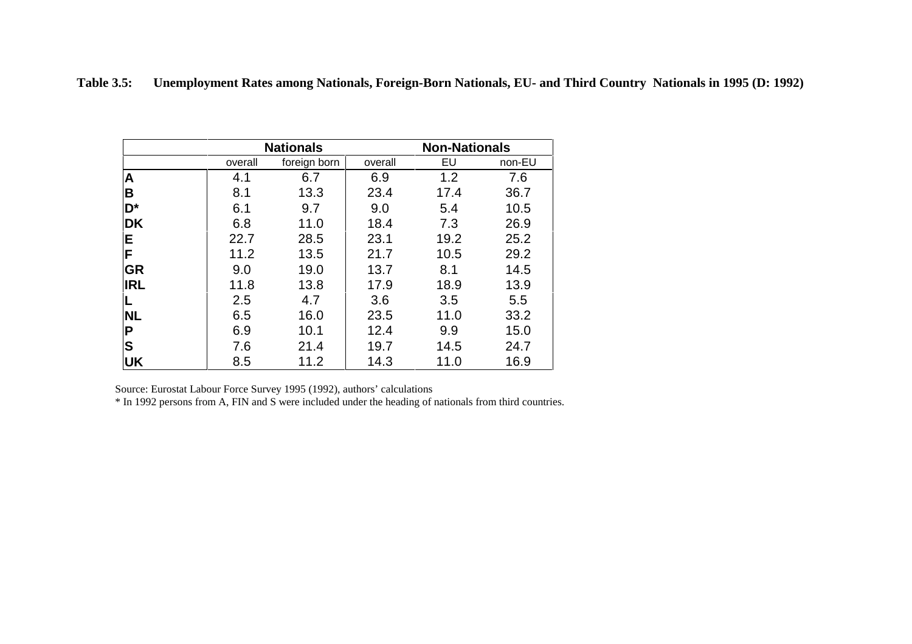**Table 3.5: Unemployment Rates among Nationals, Foreign-Born Nationals, EU- and Third Country Nationals in 1995 (D: 1992)**

| | Nationals | | Non-Nationals | | |
|---|---|---|---|---|---|
| | overall | foreign born | overall | EU | non-EU |
| **A** | 4.1 | 6.7 | 6.9 | 1.2 | 7.6 |
| **B** | 8.1 | 13.3 | 23.4 | 17.4 | 36.7 |
| **D*** | 6.1 | 9.7 | 9.0 | 5.4 | 10.5 |
| **DK** | 6.8 | 11.0 | 18.4 | 7.3 | 26.9 |
| **E** | 22.7 | 28.5 | 23.1 | 19.2 | 25.2 |
| **F** | 11.2 | 13.5 | 21.7 | 10.5 | 29.2 |
| **GR** | 9.0 | 19.0 | 13.7 | 8.1 | 14.5 |
| **IRL** | 11.8 | 13.8 | 17.9 | 18.9 | 13.9 |
| **L** | 2.5 | 4.7 | 3.6 | 3.5 | 5.5 |
| **NL** | 6.5 | 16.0 | 23.5 | 11.0 | 33.2 |
| **P** | 6.9 | 10.1 | 12.4 | 9.9 | 15.0 |
| **S** | 7.6 | 21.4 | 19.7 | 14.5 | 24.7 |
| **UK** | 8.5 | 11.2 | 14.3 | 11.0 | 16.9 |

Source: Eurostat Labour Force Survey 1995 (1992), authors' calculations
* In 1992 persons from A, FIN and S were included under the heading of nationals from third countries.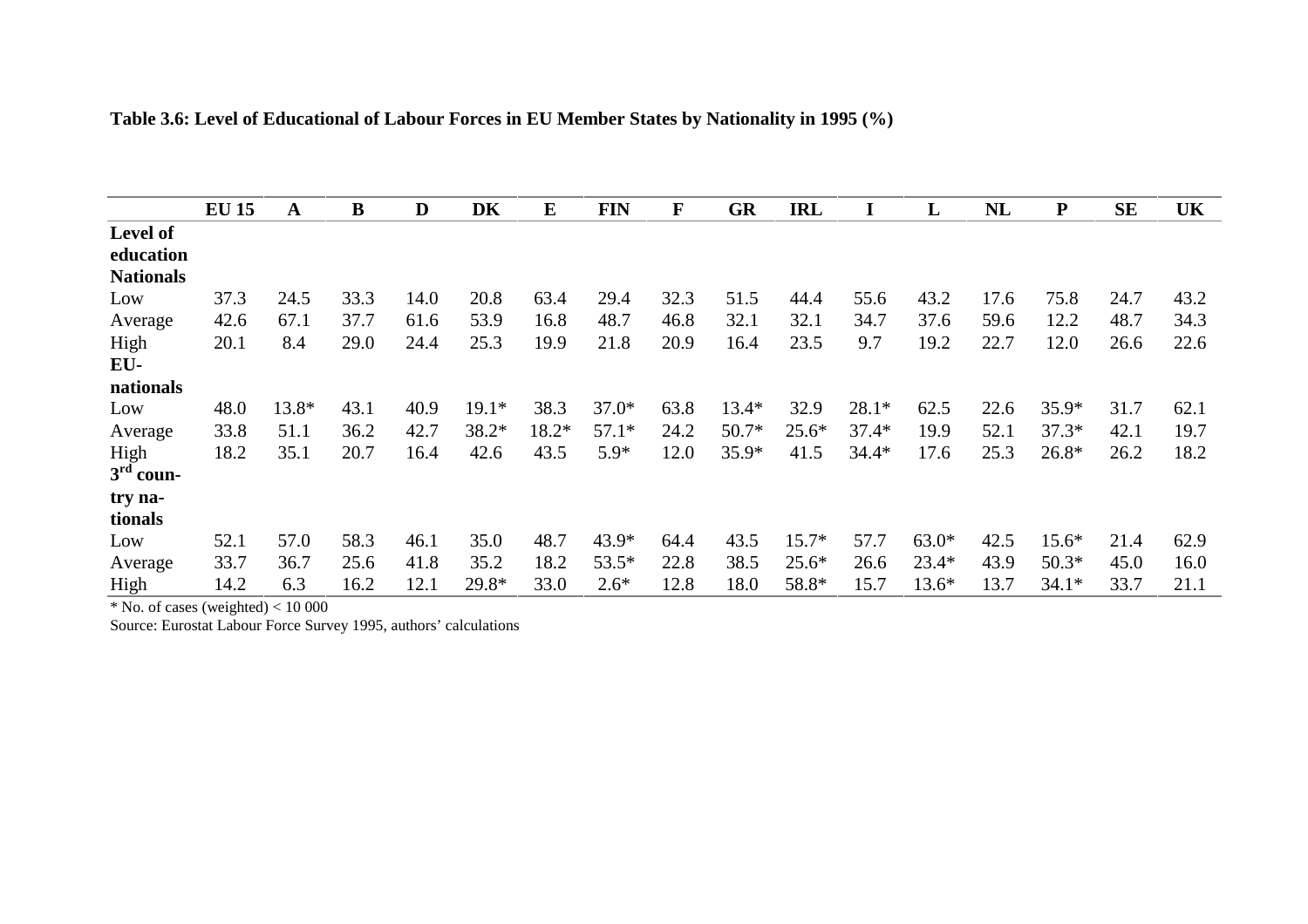**Table 3.6: Level of Educational of Labour Forces in EU Member States by Nationality in 1995 (%)**

| | **EU 15** | **A** | **B** | **D** | **DK** | **E** | **FIN** | **F** | **GR** | **IRL** | **I** | **L** | **NL** | **P** | **SE** | **UK** |
|---|---|---|---|---|---|---|---|---|---|---|---|---|---|---|---|---|
| **Level of education** | | | | | | | | | | | | | | | | |
| **Nationals** | | | | | | | | | | | | | | | | |
| Low | 37.3 | 24.5 | 33.3 | 14.0 | 20.8 | 63.4 | 29.4 | 32.3 | 51.5 | 44.4 | 55.6 | 43.2 | 17.6 | 75.8 | 24.7 | 43.2 |
| Average | 42.6 | 67.1 | 37.7 | 61.6 | 53.9 | 16.8 | 48.7 | 46.8 | 32.1 | 32.1 | 34.7 | 37.6 | 59.6 | 12.2 | 48.7 | 34.3 |
| High | 20.1 | 8.4 | 29.0 | 24.4 | 25.3 | 19.9 | 21.8 | 20.9 | 16.4 | 23.5 | 9.7 | 19.2 | 22.7 | 12.0 | 26.6 | 22.6 |
| **EU-nationals** | | | | | | | | | | | | | | | | |
| Low | 48.0 | 13.8* | 43.1 | 40.9 | 19.1* | 38.3 | 37.0* | 63.8 | 13.4* | 32.9 | 28.1* | 62.5 | 22.6 | 35.9* | 31.7 | 62.1 |
| Average | 33.8 | 51.1 | 36.2 | 42.7 | 38.2* | 18.2* | 57.1* | 24.2 | 50.7* | 25.6* | 37.4* | 19.9 | 52.1 | 37.3* | 42.1 | 19.7 |
| High | 18.2 | 35.1 | 20.7 | 16.4 | 42.6 | 43.5 | 5.9* | 12.0 | 35.9* | 41.5 | 34.4* | 17.6 | 25.3 | 26.8* | 26.2 | 18.2 |
| **3rd country nationals** | | | | | | | | | | | | | | | | |
| Low | 52.1 | 57.0 | 58.3 | 46.1 | 35.0 | 48.7 | 43.9* | 64.4 | 43.5 | 15.7* | 57.7 | 63.0* | 42.5 | 15.6* | 21.4 | 62.9 |
| Average | 33.7 | 36.7 | 25.6 | 41.8 | 35.2 | 18.2 | 53.5* | 22.8 | 38.5 | 25.6* | 26.6 | 23.4* | 43.9 | 50.3* | 45.0 | 16.0 |
| High | 14.2 | 6.3 | 16.2 | 12.1 | 29.8* | 33.0 | 2.6* | 12.8 | 18.0 | 58.8* | 15.7 | 13.6* | 13.7 | 34.1* | 33.7 | 21.1 |

\* No. of cases (weighted) < 10 000

Source: Eurostat Labour Force Survey 1995, authors' calculations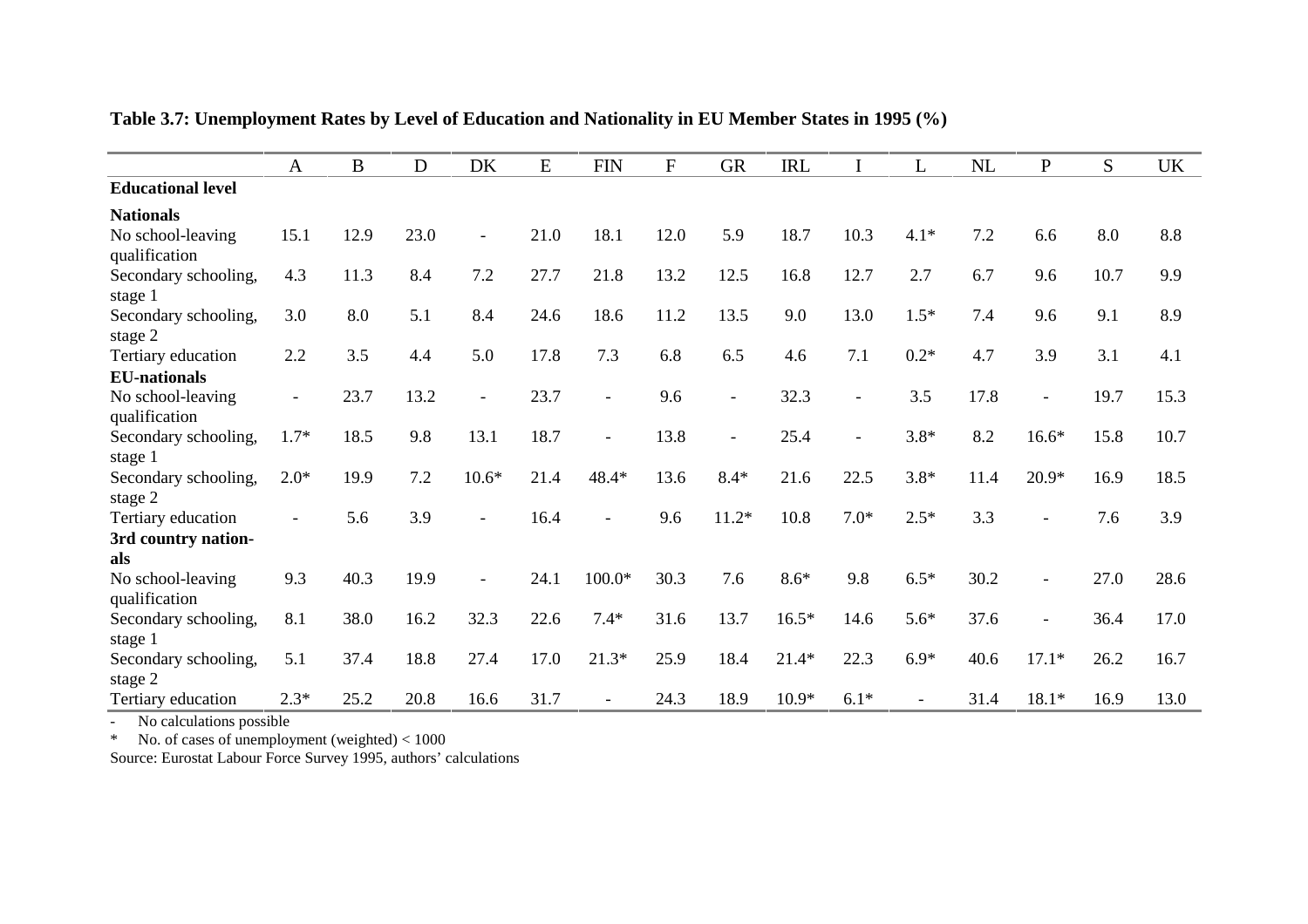**Table 3.7: Unemployment Rates by Level of Education and Nationality in EU Member States in 1995 (%)**

| | A | B | D | DK | E | FIN | F | GR | IRL | I | L | NL | P | S | UK |
|---|---|---|---|---|---|---|---|---|---|---|---|---|---|---|---|
| **Educational level** | | | | | | | | | | | | | | | |
| **Nationals** | | | | | | | | | | | | | | | |
| No school-leaving qualification | 15.1 | 12.9 | 23.0 | - | 21.0 | 18.1 | 12.0 | 5.9 | 18.7 | 10.3 | 4.1* | 7.2 | 6.6 | 8.0 | 8.8 |
| Secondary schooling, stage 1 | 4.3 | 11.3 | 8.4 | 7.2 | 27.7 | 21.8 | 13.2 | 12.5 | 16.8 | 12.7 | 2.7 | 6.7 | 9.6 | 10.7 | 9.9 |
| Secondary schooling, stage 2 | 3.0 | 8.0 | 5.1 | 8.4 | 24.6 | 18.6 | 11.2 | 13.5 | 9.0 | 13.0 | 1.5* | 7.4 | 9.6 | 9.1 | 8.9 |
| Tertiary education | 2.2 | 3.5 | 4.4 | 5.0 | 17.8 | 7.3 | 6.8 | 6.5 | 4.6 | 7.1 | 0.2* | 4.7 | 3.9 | 3.1 | 4.1 |
| **EU-nationals** | | | | | | | | | | | | | | | |
| No school-leaving qualification | - | 23.7 | 13.2 | - | 23.7 | - | 9.6 | - | 32.3 | - | 3.5 | 17.8 | - | 19.7 | 15.3 |
| Secondary schooling, stage 1 | 1.7* | 18.5 | 9.8 | 13.1 | 18.7 | - | 13.8 | - | 25.4 | - | 3.8* | 8.2 | 16.6* | 15.8 | 10.7 |
| Secondary schooling, stage 2 | 2.0* | 19.9 | 7.2 | 10.6* | 21.4 | 48.4* | 13.6 | 8.4* | 21.6 | 22.5 | 3.8* | 11.4 | 20.9* | 16.9 | 18.5 |
| Tertiary education | - | 5.6 | 3.9 | - | 16.4 | - | 9.6 | 11.2* | 10.8 | 7.0* | 2.5* | 3.3 | - | 7.6 | 3.9 |
| **3rd country nationals** | | | | | | | | | | | | | | | |
| No school-leaving qualification | 9.3 | 40.3 | 19.9 | - | 24.1 | 100.0* | 30.3 | 7.6 | 8.6* | 9.8 | 6.5* | 30.2 | - | 27.0 | 28.6 |
| Secondary schooling, stage 1 | 8.1 | 38.0 | 16.2 | 32.3 | 22.6 | 7.4* | 31.6 | 13.7 | 16.5* | 14.6 | 5.6* | 37.6 | - | 36.4 | 17.0 |
| Secondary schooling, stage 2 | 5.1 | 37.4 | 18.8 | 27.4 | 17.0 | 21.3* | 25.9 | 18.4 | 21.4* | 22.3 | 6.9* | 40.6 | 17.1* | 26.2 | 16.7 |
| Tertiary education | 2.3* | 25.2 | 20.8 | 16.6 | 31.7 | - | 24.3 | 18.9 | 10.9* | 6.1* | - | 31.4 | 18.1* | 16.9 | 13.0 |

- No calculations possible

\* No. of cases of unemployment (weighted) < 1000

Source: Eurostat Labour Force Survey 1995, authors' calculations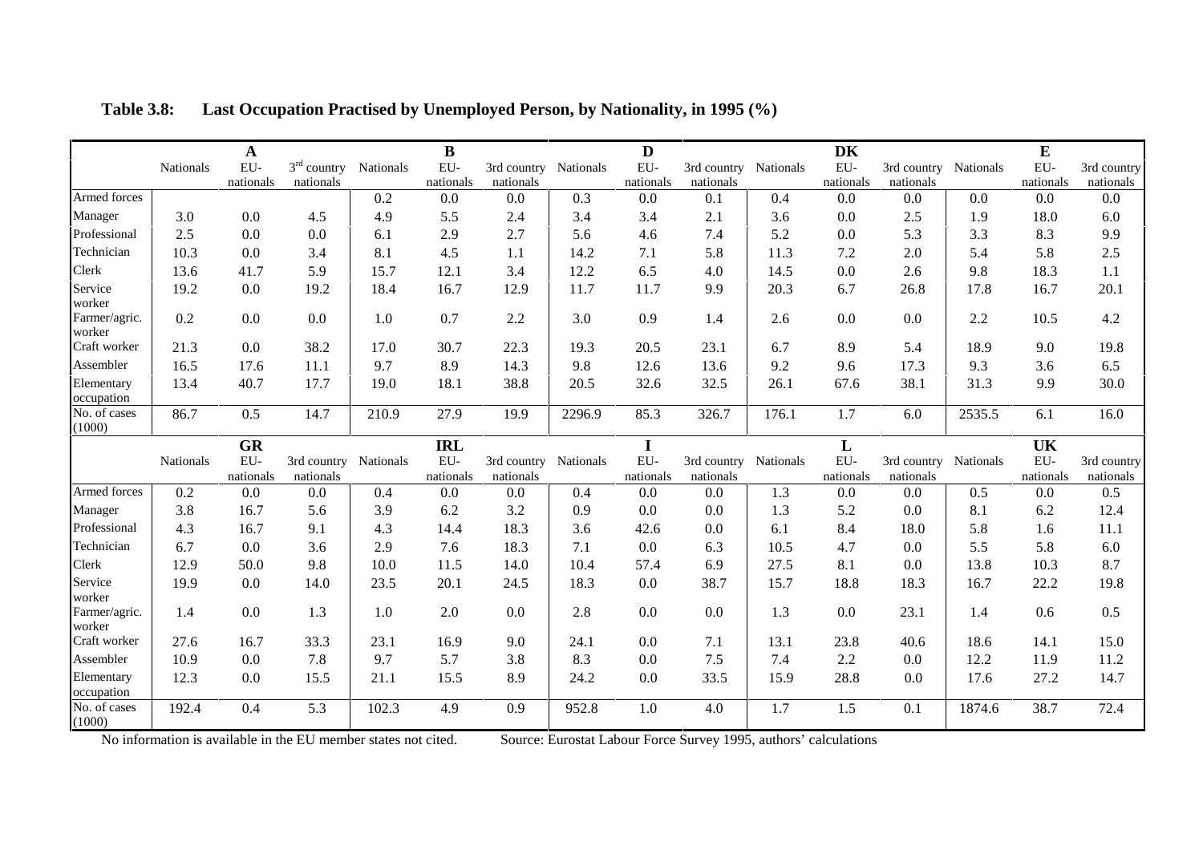**Table 3.8: Last Occupation Practised by Unemployed Person, by Nationality, in 1995 (%)**

| | A | | | B | | | D | | | DK | | | E | | |
|---|---|---|---|---|---|---|---|---|---|---|---|---|---|---|---|
| | Nationals | EU-nationals | 3rd country nationals | Nationals | EU-nationals | 3rd country nationals | Nationals | EU-nationals | 3rd country nationals | Nationals | EU-nationals | 3rd country nationals | Nationals | EU-nationals | 3rd country nationals |
| Armed forces | | | | 0.2 | 0.0 | 0.0 | 0.3 | 0.0 | 0.1 | 0.4 | 0.0 | 0.0 | 0.0 | 0.0 | 0.0 |
| Manager | 3.0 | 0.0 | 4.5 | 4.9 | 5.5 | 2.4 | 3.4 | 3.4 | 2.1 | 3.6 | 0.0 | 2.5 | 1.9 | 18.0 | 6.0 |
| Professional | 2.5 | 0.0 | 0.0 | 6.1 | 2.9 | 2.7 | 5.6 | 4.6 | 7.4 | 5.2 | 0.0 | 5.3 | 3.3 | 8.3 | 9.9 |
| Technician | 10.3 | 0.0 | 3.4 | 8.1 | 4.5 | 1.1 | 14.2 | 7.1 | 5.8 | 11.3 | 7.2 | 2.0 | 5.4 | 5.8 | 2.5 |
| Clerk | 13.6 | 41.7 | 5.9 | 15.7 | 12.1 | 3.4 | 12.2 | 6.5 | 4.0 | 14.5 | 0.0 | 2.6 | 9.8 | 18.3 | 1.1 |
| Service worker | 19.2 | 0.0 | 19.2 | 18.4 | 16.7 | 12.9 | 11.7 | 11.7 | 9.9 | 20.3 | 6.7 | 26.8 | 17.8 | 16.7 | 20.1 |
| Farmer/agric. worker | 0.2 | 0.0 | 0.0 | 1.0 | 0.7 | 2.2 | 3.0 | 0.9 | 1.4 | 2.6 | 0.0 | 0.0 | 2.2 | 10.5 | 4.2 |
| Craft worker | 21.3 | 0.0 | 38.2 | 17.0 | 30.7 | 22.3 | 19.3 | 20.5 | 23.1 | 6.7 | 8.9 | 5.4 | 18.9 | 9.0 | 19.8 |
| Assembler | 16.5 | 17.6 | 11.1 | 9.7 | 8.9 | 14.3 | 9.8 | 12.6 | 13.6 | 9.2 | 9.6 | 17.3 | 9.3 | 3.6 | 6.5 |
| Elementary occupation | 13.4 | 40.7 | 17.7 | 19.0 | 18.1 | 38.8 | 20.5 | 32.6 | 32.5 | 26.1 | 67.6 | 38.1 | 31.3 | 9.9 | 30.0 |
| No. of cases (1000) | 86.7 | 0.5 | 14.7 | 210.9 | 27.9 | 19.9 | 2296.9 | 85.3 | 326.7 | 176.1 | 1.7 | 6.0 | 2535.5 | 6.1 | 16.0 |
| | **GR** | | | **IRL** | | | **I** | | | **L** | | | **UK** | | |
| | Nationals | EU-nationals | 3rd country nationals | Nationals | EU-nationals | 3rd country nationals | Nationals | EU-nationals | 3rd country nationals | Nationals | EU-nationals | 3rd country nationals | Nationals | EU-nationals | 3rd country nationals |
| Armed forces | 0.2 | 0.0 | 0.0 | 0.4 | 0.0 | 0.0 | 0.4 | 0.0 | 0.0 | 1.3 | 0.0 | 0.0 | 0.5 | 0.0 | 0.5 |
| Manager | 3.8 | 16.7 | 5.6 | 3.9 | 6.2 | 3.2 | 0.9 | 0.0 | 0.0 | 1.3 | 5.2 | 0.0 | 8.1 | 6.2 | 12.4 |
| Professional | 4.3 | 16.7 | 9.1 | 4.3 | 14.4 | 18.3 | 3.6 | 42.6 | 0.0 | 6.1 | 8.4 | 18.0 | 5.8 | 1.6 | 11.1 |
| Technician | 6.7 | 0.0 | 3.6 | 2.9 | 7.6 | 18.3 | 7.1 | 0.0 | 6.3 | 10.5 | 4.7 | 0.0 | 5.5 | 5.8 | 6.0 |
| Clerk | 12.9 | 50.0 | 9.8 | 10.0 | 11.5 | 14.0 | 10.4 | 57.4 | 6.9 | 27.5 | 8.1 | 0.0 | 13.8 | 10.3 | 8.7 |
| Service worker | 19.9 | 0.0 | 14.0 | 23.5 | 20.1 | 24.5 | 18.3 | 0.0 | 38.7 | 15.7 | 18.8 | 18.3 | 16.7 | 22.2 | 19.8 |
| Farmer/agric. worker | 1.4 | 0.0 | 1.3 | 1.0 | 2.0 | 0.0 | 2.8 | 0.0 | 0.0 | 1.3 | 0.0 | 23.1 | 1.4 | 0.6 | 0.5 |
| Craft worker | 27.6 | 16.7 | 33.3 | 23.1 | 16.9 | 9.0 | 24.1 | 0.0 | 7.1 | 13.1 | 23.8 | 40.6 | 18.6 | 14.1 | 15.0 |
| Assembler | 10.9 | 0.0 | 7.8 | 9.7 | 5.7 | 3.8 | 8.3 | 0.0 | 7.5 | 7.4 | 2.2 | 0.0 | 12.2 | 11.9 | 11.2 |
| Elementary occupation | 12.3 | 0.0 | 15.5 | 21.1 | 15.5 | 8.9 | 24.2 | 0.0 | 33.5 | 15.9 | 28.8 | 0.0 | 17.6 | 27.2 | 14.7 |
| No. of cases (1000) | 192.4 | 0.4 | 5.3 | 102.3 | 4.9 | 0.9 | 952.8 | 1.0 | 4.0 | 1.7 | 1.5 | 0.1 | 1874.6 | 38.7 | 72.4 |

No information is available in the EU member states not cited. Source: Eurostat Labour Force Survey 1995, authors' calculations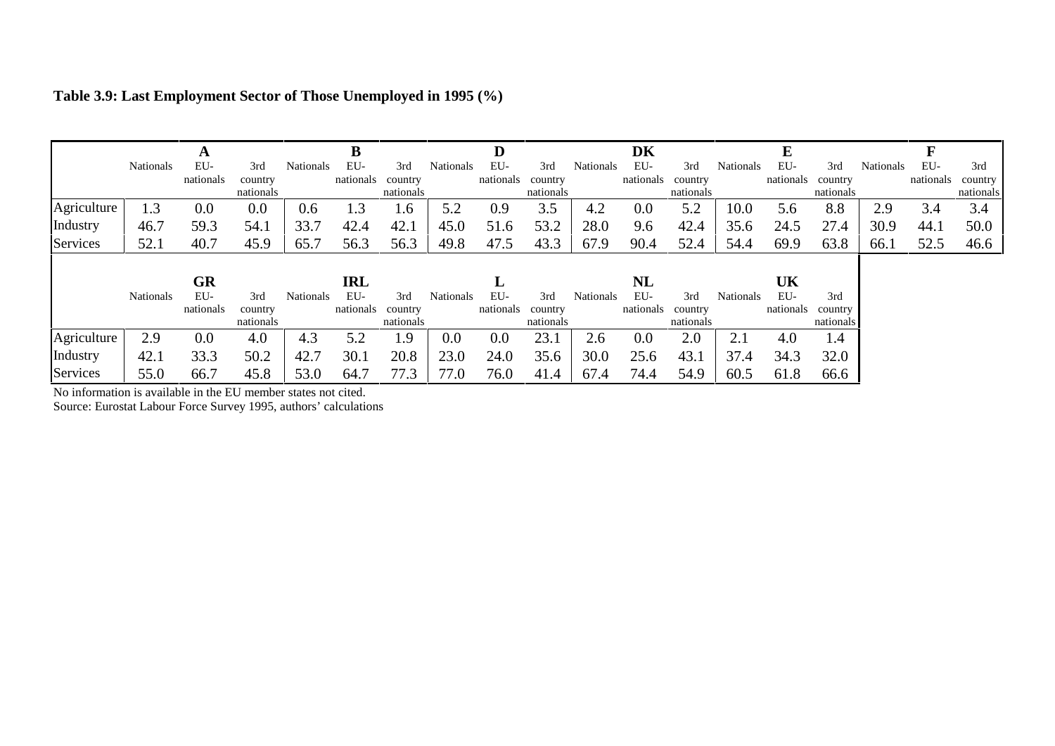**Table 3.9: Last Employment Sector of Those Unemployed in 1995 (%)**

| | A | | | B | | | D | | | DK | | | E | | | F | | |
|---|---|---|---|---|---|---|---|---|---|---|---|---|---|---|---|---|---|---|
| | Nationals | EU-nationals | 3rd country nationals | Nationals | EU-nationals | 3rd country nationals | Nationals | EU-nationals | 3rd country nationals | Nationals | EU-nationals | 3rd country nationals | Nationals | EU-nationals | 3rd country nationals | Nationals | EU-nationals | 3rd country nationals |
| Agriculture | 1.3 | 0.0 | 0.0 | 0.6 | 1.3 | 1.6 | 5.2 | 0.9 | 3.5 | 4.2 | 0.0 | 5.2 | 10.0 | 5.6 | 8.8 | 2.9 | 3.4 | 3.4 |
| Industry | 46.7 | 59.3 | 54.1 | 33.7 | 42.4 | 42.1 | 45.0 | 51.6 | 53.2 | 28.0 | 9.6 | 42.4 | 35.6 | 24.5 | 27.4 | 30.9 | 44.1 | 50.0 |
| Services | 52.1 | 40.7 | 45.9 | 65.7 | 56.3 | 56.3 | 49.8 | 47.5 | 43.3 | 67.9 | 90.4 | 52.4 | 54.4 | 69.9 | 63.8 | 66.1 | 52.5 | 46.6 |

| | GR | | | IRL | | | L | | | NL | | | UK | | |
|---|---|---|---|---|---|---|---|---|---|---|---|---|---|---|---|
| | Nationals | EU-nationals | 3rd country nationals | Nationals | EU-nationals | 3rd country nationals | Nationals | EU-nationals | 3rd country nationals | Nationals | EU-nationals | 3rd country nationals | Nationals | EU-nationals | 3rd country nationals |
| Agriculture | 2.9 | 0.0 | 4.0 | 4.3 | 5.2 | 1.9 | 0.0 | 0.0 | 23.1 | 2.6 | 0.0 | 2.0 | 2.1 | 4.0 | 1.4 |
| Industry | 42.1 | 33.3 | 50.2 | 42.7 | 30.1 | 20.8 | 23.0 | 24.0 | 35.6 | 30.0 | 25.6 | 43.1 | 37.4 | 34.3 | 32.0 |
| Services | 55.0 | 66.7 | 45.8 | 53.0 | 64.7 | 77.3 | 77.0 | 76.0 | 41.4 | 67.4 | 74.4 | 54.9 | 60.5 | 61.8 | 66.6 |

No information is available in the EU member states not cited.
Source: Eurostat Labour Force Survey 1995, authors' calculations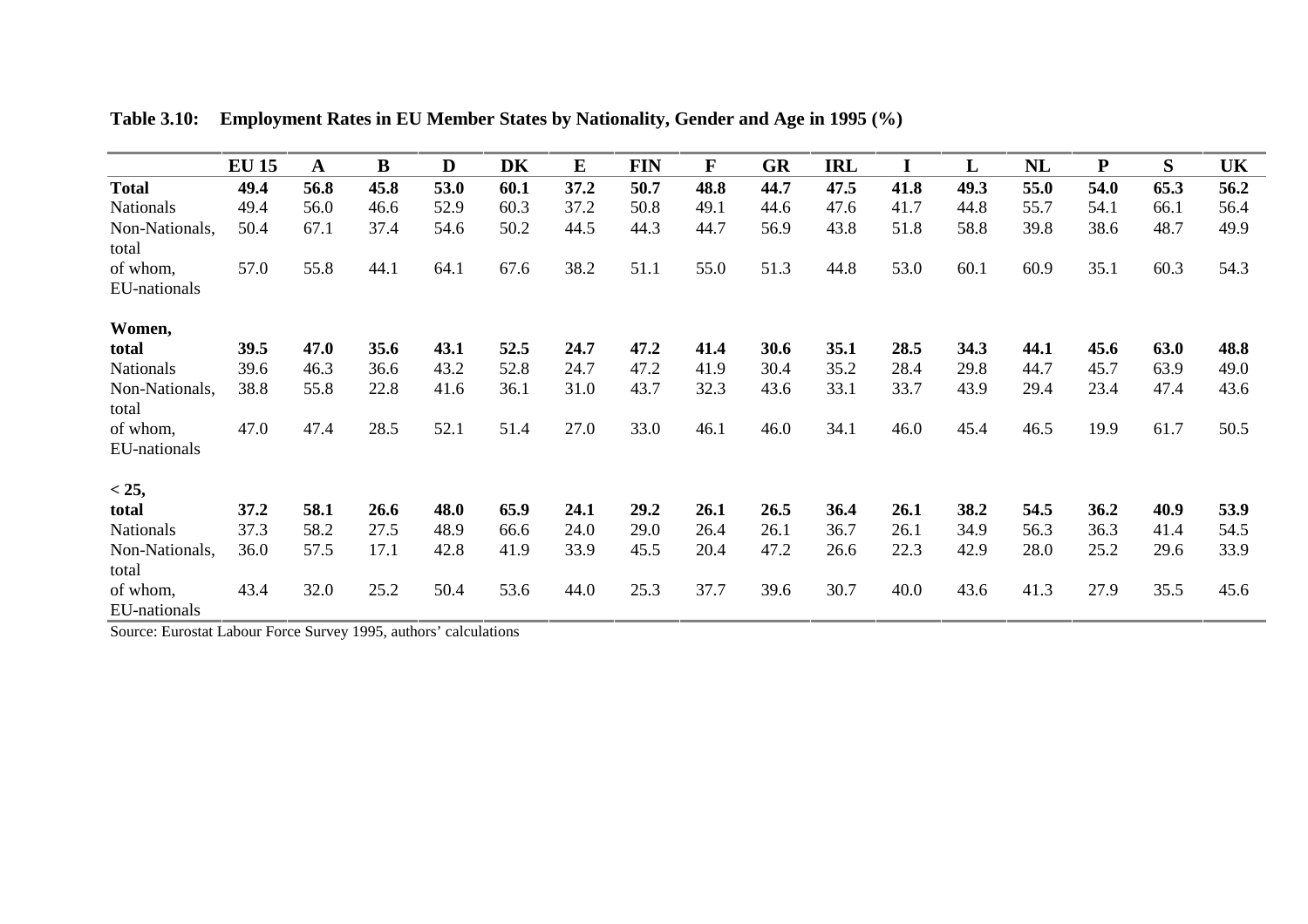**Table 3.10: Employment Rates in EU Member States by Nationality, Gender and Age in 1995 (%)**

| | EU 15 | A | B | D | DK | E | FIN | F | GR | IRL | I | L | NL | P | S | UK |
|---|---|---|---|---|---|---|---|---|---|---|---|---|---|---|---|---|
| **Total** | **49.4** | **56.8** | **45.8** | **53.0** | **60.1** | **37.2** | **50.7** | **48.8** | **44.7** | **47.5** | **41.8** | **49.3** | **55.0** | **54.0** | **65.3** | **56.2** |
| Nationals | 49.4 | 56.0 | 46.6 | 52.9 | 60.3 | 37.2 | 50.8 | 49.1 | 44.6 | 47.6 | 41.7 | 44.8 | 55.7 | 54.1 | 66.1 | 56.4 |
| Non-Nationals, total | 50.4 | 67.1 | 37.4 | 54.6 | 50.2 | 44.5 | 44.3 | 44.7 | 56.9 | 43.8 | 51.8 | 58.8 | 39.8 | 38.6 | 48.7 | 49.9 |
| of whom, EU-nationals | 57.0 | 55.8 | 44.1 | 64.1 | 67.6 | 38.2 | 51.1 | 55.0 | 51.3 | 44.8 | 53.0 | 60.1 | 60.9 | 35.1 | 60.3 | 54.3 |
| **Women, total** | **39.5** | **47.0** | **35.6** | **43.1** | **52.5** | **24.7** | **47.2** | **41.4** | **30.6** | **35.1** | **28.5** | **34.3** | **44.1** | **45.6** | **63.0** | **48.8** |
| Nationals | 39.6 | 46.3 | 36.6 | 43.2 | 52.8 | 24.7 | 47.2 | 41.9 | 30.4 | 35.2 | 28.4 | 29.8 | 44.7 | 45.7 | 63.9 | 49.0 |
| Non-Nationals, total | 38.8 | 55.8 | 22.8 | 41.6 | 36.1 | 31.0 | 43.7 | 32.3 | 43.6 | 33.1 | 33.7 | 43.9 | 29.4 | 23.4 | 47.4 | 43.6 |
| of whom, EU-nationals | 47.0 | 47.4 | 28.5 | 52.1 | 51.4 | 27.0 | 33.0 | 46.1 | 46.0 | 34.1 | 46.0 | 45.4 | 46.5 | 19.9 | 61.7 | 50.5 |
| **< 25, total** | **37.2** | **58.1** | **26.6** | **48.0** | **65.9** | **24.1** | **29.2** | **26.1** | **26.5** | **36.4** | **26.1** | **38.2** | **54.5** | **36.2** | **40.9** | **53.9** |
| Nationals | 37.3 | 58.2 | 27.5 | 48.9 | 66.6 | 24.0 | 29.0 | 26.4 | 26.1 | 36.7 | 26.1 | 34.9 | 56.3 | 36.3 | 41.4 | 54.5 |
| Non-Nationals, total | 36.0 | 57.5 | 17.1 | 42.8 | 41.9 | 33.9 | 45.5 | 20.4 | 47.2 | 26.6 | 22.3 | 42.9 | 28.0 | 25.2 | 29.6 | 33.9 |
| of whom, EU-nationals | 43.4 | 32.0 | 25.2 | 50.4 | 53.6 | 44.0 | 25.3 | 37.7 | 39.6 | 30.7 | 40.0 | 43.6 | 41.3 | 27.9 | 35.5 | 45.6 |

Source: Eurostat Labour Force Survey 1995, authors' calculations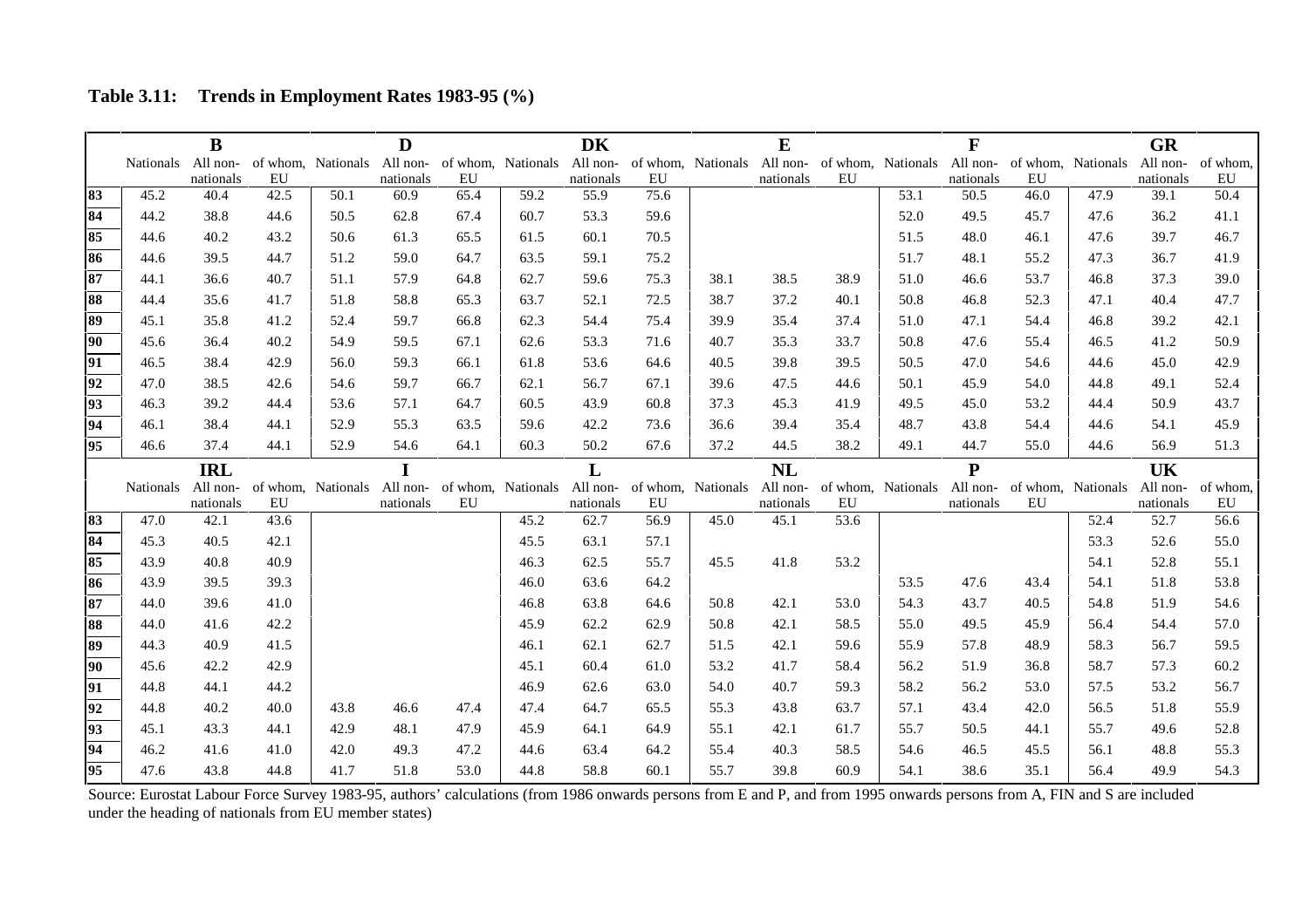**Table 3.11: Trends in Employment Rates 1983-95 (%)**

| | B | | | D | | | DK | | | E | | | F | | | GR | | |
|---|---|---|---|---|---|---|---|---|---|---|---|---|---|---|---|---|---|---|
| | Nationals | All non-nationals | of whom, EU | Nationals | All non-nationals | of whom, EU | Nationals | All non-nationals | of whom, EU | Nationals | All non-nationals | of whom, EU | Nationals | All non-nationals | of whom, EU | Nationals | All non-nationals | of whom, EU |
| 83 | 45.2 | 40.4 | 42.5 | 50.1 | 60.9 | 65.4 | 59.2 | 55.9 | 75.6 | | | | 53.1 | 50.5 | 46.0 | 47.9 | 39.1 | 50.4 |
| 84 | 44.2 | 38.8 | 44.6 | 50.5 | 62.8 | 67.4 | 60.7 | 53.3 | 59.6 | | | | 52.0 | 49.5 | 45.7 | 47.6 | 36.2 | 41.1 |
| 85 | 44.6 | 40.2 | 43.2 | 50.6 | 61.3 | 65.5 | 61.5 | 60.1 | 70.5 | | | | 51.5 | 48.0 | 46.1 | 47.6 | 39.7 | 46.7 |
| 86 | 44.6 | 39.5 | 44.7 | 51.2 | 59.0 | 64.7 | 63.5 | 59.1 | 75.2 | | | | 51.7 | 48.1 | 55.2 | 47.3 | 36.7 | 41.9 |
| 87 | 44.1 | 36.6 | 40.7 | 51.1 | 57.9 | 64.8 | 62.7 | 59.6 | 75.3 | 38.1 | 38.5 | 38.9 | 51.0 | 46.6 | 53.7 | 46.8 | 37.3 | 39.0 |
| 88 | 44.4 | 35.6 | 41.7 | 51.8 | 58.8 | 65.3 | 63.7 | 52.1 | 72.5 | 38.7 | 37.2 | 40.1 | 50.8 | 46.8 | 52.3 | 47.1 | 40.4 | 47.7 |
| 89 | 45.1 | 35.8 | 41.2 | 52.4 | 59.7 | 66.8 | 62.3 | 54.4 | 75.4 | 39.9 | 35.4 | 37.4 | 51.0 | 47.1 | 54.4 | 46.8 | 39.2 | 42.1 |
| 90 | 45.6 | 36.4 | 40.2 | 54.9 | 59.5 | 67.1 | 62.6 | 53.3 | 71.6 | 40.7 | 35.3 | 33.7 | 50.8 | 47.6 | 55.4 | 46.5 | 41.2 | 50.9 |
| 91 | 46.5 | 38.4 | 42.9 | 56.0 | 59.3 | 66.1 | 61.8 | 53.6 | 64.6 | 40.5 | 39.8 | 39.5 | 50.5 | 47.0 | 54.6 | 44.6 | 45.0 | 42.9 |
| 92 | 47.0 | 38.5 | 42.6 | 54.6 | 59.7 | 66.7 | 62.1 | 56.7 | 67.1 | 39.6 | 47.5 | 44.6 | 50.1 | 45.9 | 54.0 | 44.8 | 49.1 | 52.4 |
| 93 | 46.3 | 39.2 | 44.4 | 53.6 | 57.1 | 64.7 | 60.5 | 43.9 | 60.8 | 37.3 | 45.3 | 41.9 | 49.5 | 45.0 | 53.2 | 44.4 | 50.9 | 43.7 |
| 94 | 46.1 | 38.4 | 44.1 | 52.9 | 55.3 | 63.5 | 59.6 | 42.2 | 73.6 | 36.6 | 39.4 | 35.4 | 48.7 | 43.8 | 54.4 | 44.6 | 54.1 | 45.9 |
| 95 | 46.6 | 37.4 | 44.1 | 52.9 | 54.6 | 64.1 | 60.3 | 50.2 | 67.6 | 37.2 | 44.5 | 38.2 | 49.1 | 44.7 | 55.0 | 44.6 | 56.9 | 51.3 |
| | **IRL** | | | **I** | | | **L** | | | **NL** | | | **P** | | | **UK** | | |
| | Nationals | All non-nationals | of whom, EU | Nationals | All non-nationals | of whom, EU | Nationals | All non-nationals | of whom, EU | Nationals | All non-nationals | of whom, EU | Nationals | All non-nationals | of whom, EU | Nationals | All non-nationals | of whom, EU |
| 83 | 47.0 | 42.1 | 43.6 | | | | 45.2 | 62.7 | 56.9 | 45.0 | 45.1 | 53.6 | | | | 52.4 | 52.7 | 56.6 |
| 84 | 45.3 | 40.5 | 42.1 | | | | 45.5 | 63.1 | 57.1 | | | | | | | 53.3 | 52.6 | 55.0 |
| 85 | 43.9 | 40.8 | 40.9 | | | | 46.3 | 62.5 | 55.7 | 45.5 | 41.8 | 53.2 | | | | 54.1 | 52.8 | 55.1 |
| 86 | 43.9 | 39.5 | 39.3 | | | | 46.0 | 63.6 | 64.2 | | | | 53.5 | 47.6 | 43.4 | 54.1 | 51.8 | 53.8 |
| 87 | 44.0 | 39.6 | 41.0 | | | | 46.8 | 63.8 | 64.6 | 50.8 | 42.1 | 53.0 | 54.3 | 43.7 | 40.5 | 54.8 | 51.9 | 54.6 |
| 88 | 44.0 | 41.6 | 42.2 | | | | 45.9 | 62.2 | 62.9 | 50.8 | 42.1 | 58.5 | 55.0 | 49.5 | 45.9 | 56.4 | 54.4 | 57.0 |
| 89 | 44.3 | 40.9 | 41.5 | | | | 46.1 | 62.1 | 62.7 | 51.5 | 42.1 | 59.6 | 55.9 | 57.8 | 48.9 | 58.3 | 56.7 | 59.5 |
| 90 | 45.6 | 42.2 | 42.9 | | | | 45.1 | 60.4 | 61.0 | 53.2 | 41.7 | 58.4 | 56.2 | 51.9 | 36.8 | 58.7 | 57.3 | 60.2 |
| 91 | 44.8 | 44.1 | 44.2 | | | | 46.9 | 62.6 | 63.0 | 54.0 | 40.7 | 59.3 | 58.2 | 56.2 | 53.0 | 57.5 | 53.2 | 56.7 |
| 92 | 44.8 | 40.2 | 40.0 | 43.8 | 46.6 | 47.4 | 47.4 | 64.7 | 65.5 | 55.3 | 43.8 | 63.7 | 57.1 | 43.4 | 42.0 | 56.5 | 51.8 | 55.9 |
| 93 | 45.1 | 43.3 | 44.1 | 42.9 | 48.1 | 47.9 | 45.9 | 64.1 | 64.9 | 55.1 | 42.1 | 61.7 | 55.7 | 50.5 | 44.1 | 55.7 | 49.6 | 52.8 |
| 94 | 46.2 | 41.6 | 41.0 | 42.0 | 49.3 | 47.2 | 44.6 | 63.4 | 64.2 | 55.4 | 40.3 | 58.5 | 54.6 | 46.5 | 45.5 | 56.1 | 48.8 | 55.3 |
| 95 | 47.6 | 43.8 | 44.8 | 41.7 | 51.8 | 53.0 | 44.8 | 58.8 | 60.1 | 55.7 | 39.8 | 60.9 | 54.1 | 38.6 | 35.1 | 56.4 | 49.9 | 54.3 |

Source: Eurostat Labour Force Survey 1983-95, authors' calculations (from 1986 onwards persons from E and P, and from 1995 onwards persons from A, FIN and S are included under the heading of nationals from EU member states)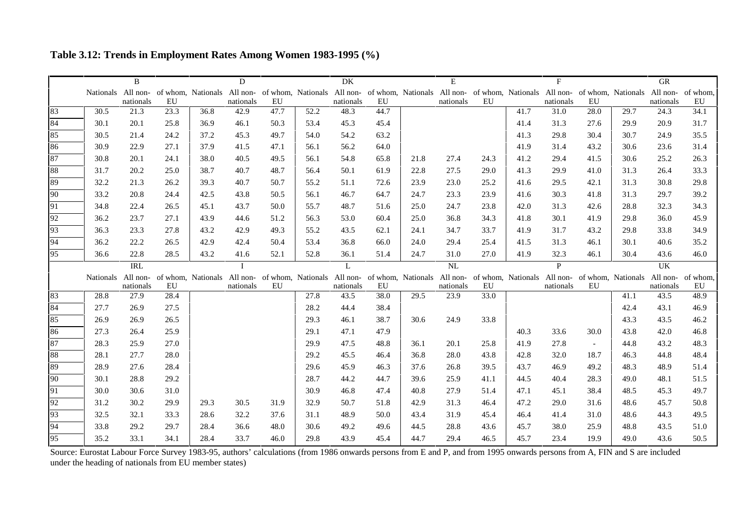**Table 3.12: Trends in Employment Rates Among Women 1983-1995 (%)**

| | B | | | D | | | DK | | | E | | | F | | | GR | | |
|---|---|---|---|---|---|---|---|---|---|---|---|---|---|---|---|---|---|---|
| | Nationals | All non-nationals | of whom, EU | Nationals | All non-nationals | of whom, EU | Nationals | All non-nationals | of whom, EU | Nationals | All non-nationals | of whom, EU | Nationals | All non-nationals | of whom, EU | Nationals | All non-nationals | of whom, EU |
| 83 | 30.5 | 21.3 | 23.3 | 36.8 | 42.9 | 47.7 | 52.2 | 48.3 | 44.7 | | | | 41.7 | 31.0 | 28.0 | 29.7 | 24.3 | 34.1 |
| 84 | 30.1 | 20.1 | 25.8 | 36.9 | 46.1 | 50.3 | 53.4 | 45.3 | 45.4 | | | | 41.4 | 31.3 | 27.6 | 29.9 | 20.9 | 31.7 |
| 85 | 30.5 | 21.4 | 24.2 | 37.2 | 45.3 | 49.7 | 54.0 | 54.2 | 63.2 | | | | 41.3 | 29.8 | 30.4 | 30.7 | 24.9 | 35.5 |
| 86 | 30.9 | 22.9 | 27.1 | 37.9 | 41.5 | 47.1 | 56.1 | 56.2 | 64.0 | | | | 41.9 | 31.4 | 43.2 | 30.6 | 23.6 | 31.4 |
| 87 | 30.8 | 20.1 | 24.1 | 38.0 | 40.5 | 49.5 | 56.1 | 54.8 | 65.8 | 21.8 | 27.4 | 24.3 | 41.2 | 29.4 | 41.5 | 30.6 | 25.2 | 26.3 |
| 88 | 31.7 | 20.2 | 25.0 | 38.7 | 40.7 | 48.7 | 56.4 | 50.1 | 61.9 | 22.8 | 27.5 | 29.0 | 41.3 | 29.9 | 41.0 | 31.3 | 26.4 | 33.3 |
| 89 | 32.2 | 21.3 | 26.2 | 39.3 | 40.7 | 50.7 | 55.2 | 51.1 | 72.6 | 23.9 | 23.0 | 25.2 | 41.6 | 29.5 | 42.1 | 31.3 | 30.8 | 29.8 |
| 90 | 33.2 | 20.8 | 24.4 | 42.5 | 43.8 | 50.5 | 56.1 | 46.7 | 64.7 | 24.7 | 23.3 | 23.9 | 41.6 | 30.3 | 41.8 | 31.3 | 29.7 | 39.2 |
| 91 | 34.8 | 22.4 | 26.5 | 45.1 | 43.7 | 50.0 | 55.7 | 48.7 | 51.6 | 25.0 | 24.7 | 23.8 | 42.0 | 31.3 | 42.6 | 28.8 | 32.3 | 34.3 |
| 92 | 36.2 | 23.7 | 27.1 | 43.9 | 44.6 | 51.2 | 56.3 | 53.0 | 60.4 | 25.0 | 36.8 | 34.3 | 41.8 | 30.1 | 41.9 | 29.8 | 36.0 | 45.9 |
| 93 | 36.3 | 23.3 | 27.8 | 43.2 | 42.9 | 49.3 | 55.2 | 43.5 | 62.1 | 24.1 | 34.7 | 33.7 | 41.9 | 31.7 | 43.2 | 29.8 | 33.8 | 34.9 |
| 94 | 36.2 | 22.2 | 26.5 | 42.9 | 42.4 | 50.4 | 53.4 | 36.8 | 66.0 | 24.0 | 29.4 | 25.4 | 41.5 | 31.3 | 46.1 | 30.1 | 40.6 | 35.2 |
| 95 | 36.6 | 22.8 | 28.5 | 43.2 | 41.6 | 52.1 | 52.8 | 36.1 | 51.4 | 24.7 | 31.0 | 27.0 | 41.9 | 32.3 | 46.1 | 30.4 | 43.6 | 46.0 |
| | **IRL** | | | **I** | | | **L** | | | **NL** | | | **P** | | | **UK** | | |
| | Nationals | All non-nationals | of whom, EU | Nationals | All non-nationals | of whom, EU | Nationals | All non-nationals | of whom, EU | Nationals | All non-nationals | of whom, EU | Nationals | All non-nationals | of whom, EU | Nationals | All non-nationals | of whom, EU |
| 83 | 28.8 | 27.9 | 28.4 | | | | 27.8 | 43.5 | 38.0 | 29.5 | 23.9 | 33.0 | | | | 41.1 | 43.5 | 48.9 |
| 84 | 27.7 | 26.9 | 27.5 | | | | 28.2 | 44.4 | 38.4 | | | | | | | 42.4 | 43.1 | 46.9 |
| 85 | 26.9 | 26.9 | 26.5 | | | | 29.3 | 46.1 | 38.7 | 30.6 | 24.9 | 33.8 | | | | 43.3 | 43.5 | 46.2 |
| 86 | 27.3 | 26.4 | 25.9 | | | | 29.1 | 47.1 | 47.9 | | | | 40.3 | 33.6 | 30.0 | 43.8 | 42.0 | 46.8 |
| 87 | 28.3 | 25.9 | 27.0 | | | | 29.9 | 47.5 | 48.8 | 36.1 | 20.1 | 25.8 | 41.9 | 27.8 | - | 44.8 | 43.2 | 48.3 |
| 88 | 28.1 | 27.7 | 28.0 | | | | 29.2 | 45.5 | 46.4 | 36.8 | 28.0 | 43.8 | 42.8 | 32.0 | 18.7 | 46.3 | 44.8 | 48.4 |
| 89 | 28.9 | 27.6 | 28.4 | | | | 29.6 | 45.9 | 46.3 | 37.6 | 26.8 | 39.5 | 43.7 | 46.9 | 49.2 | 48.3 | 48.9 | 51.4 |
| 90 | 30.1 | 28.8 | 29.2 | | | | 28.7 | 44.2 | 44.7 | 39.6 | 25.9 | 41.1 | 44.5 | 40.4 | 28.3 | 49.0 | 48.1 | 51.5 |
| 91 | 30.0 | 30.6 | 31.0 | | | | 30.9 | 46.8 | 47.4 | 40.8 | 27.9 | 51.4 | 47.1 | 45.1 | 38.4 | 48.5 | 45.3 | 49.7 |
| 92 | 31.2 | 30.2 | 29.9 | 29.3 | 30.5 | 31.9 | 32.9 | 50.7 | 51.8 | 42.9 | 31.3 | 46.4 | 47.2 | 29.0 | 31.6 | 48.6 | 45.7 | 50.8 |
| 93 | 32.5 | 32.1 | 33.3 | 28.6 | 32.2 | 37.6 | 31.1 | 48.9 | 50.0 | 43.4 | 31.9 | 45.4 | 46.4 | 41.4 | 31.0 | 48.6 | 44.3 | 49.5 |
| 94 | 33.8 | 29.2 | 29.7 | 28.4 | 36.6 | 48.0 | 30.6 | 49.2 | 49.6 | 44.5 | 28.8 | 43.6 | 45.7 | 38.0 | 25.9 | 48.8 | 43.5 | 51.0 |
| 95 | 35.2 | 33.1 | 34.1 | 28.4 | 33.7 | 46.0 | 29.8 | 43.9 | 45.4 | 44.7 | 29.4 | 46.5 | 45.7 | 23.4 | 19.9 | 49.0 | 43.6 | 50.5 |

Source: Eurostat Labour Force Survey 1983-95, authors' calculations (from 1986 onwards persons from E and P, and from 1995 onwards persons from A, FIN and S are included under the heading of nationals from EU member states)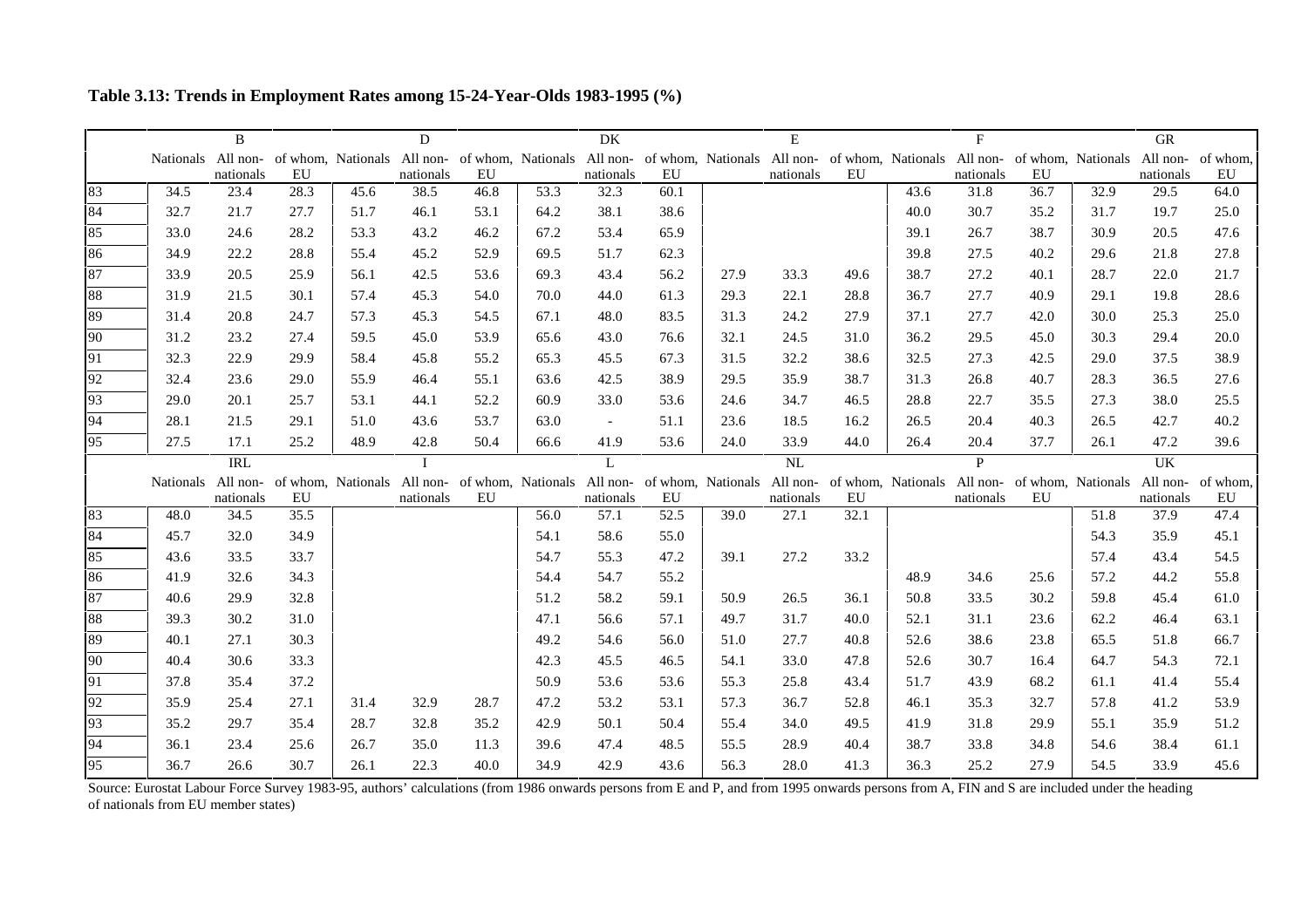**Table 3.13: Trends in Employment Rates among 15-24-Year-Olds 1983-1995 (%)**

| | B | | | D | | | DK | | | E | | | F | | | GR | | |
|---|---|---|---|---|---|---|---|---|---|---|---|---|---|---|---|---|---|---|
| | Nationals | All non-nationals | of whom, EU | Nationals | All non-nationals | of whom, EU | Nationals | All non-nationals | of whom, EU | Nationals | All non-nationals | of whom, EU | Nationals | All non-nationals | of whom, EU | Nationals | All non-nationals | of whom, EU |
| 83 | 34.5 | 23.4 | 28.3 | 45.6 | 38.5 | 46.8 | 53.3 | 32.3 | 60.1 | | | | 43.6 | 31.8 | 36.7 | 32.9 | 29.5 | 64.0 |
| 84 | 32.7 | 21.7 | 27.7 | 51.7 | 46.1 | 53.1 | 64.2 | 38.1 | 38.6 | | | | 40.0 | 30.7 | 35.2 | 31.7 | 19.7 | 25.0 |
| 85 | 33.0 | 24.6 | 28.2 | 53.3 | 43.2 | 46.2 | 67.2 | 53.4 | 65.9 | | | | 39.1 | 26.7 | 38.7 | 30.9 | 20.5 | 47.6 |
| 86 | 34.9 | 22.2 | 28.8 | 55.4 | 45.2 | 52.9 | 69.5 | 51.7 | 62.3 | | | | 39.8 | 27.5 | 40.2 | 29.6 | 21.8 | 27.8 |
| 87 | 33.9 | 20.5 | 25.9 | 56.1 | 42.5 | 53.6 | 69.3 | 43.4 | 56.2 | 27.9 | 33.3 | 49.6 | 38.7 | 27.2 | 40.1 | 28.7 | 22.0 | 21.7 |
| 88 | 31.9 | 21.5 | 30.1 | 57.4 | 45.3 | 54.0 | 70.0 | 44.0 | 61.3 | 29.3 | 22.1 | 28.8 | 36.7 | 27.7 | 40.9 | 29.1 | 19.8 | 28.6 |
| 89 | 31.4 | 20.8 | 24.7 | 57.3 | 45.3 | 54.5 | 67.1 | 48.0 | 83.5 | 31.3 | 24.2 | 27.9 | 37.1 | 27.7 | 42.0 | 30.0 | 25.3 | 25.0 |
| 90 | 31.2 | 23.2 | 27.4 | 59.5 | 45.0 | 53.9 | 65.6 | 43.0 | 76.6 | 32.1 | 24.5 | 31.0 | 36.2 | 29.5 | 45.0 | 30.3 | 29.4 | 20.0 |
| 91 | 32.3 | 22.9 | 29.9 | 58.4 | 45.8 | 55.2 | 65.3 | 45.5 | 67.3 | 31.5 | 32.2 | 38.6 | 32.5 | 27.3 | 42.5 | 29.0 | 37.5 | 38.9 |
| 92 | 32.4 | 23.6 | 29.0 | 55.9 | 46.4 | 55.1 | 63.6 | 42.5 | 38.9 | 29.5 | 35.9 | 38.7 | 31.3 | 26.8 | 40.7 | 28.3 | 36.5 | 27.6 |
| 93 | 29.0 | 20.1 | 25.7 | 53.1 | 44.1 | 52.2 | 60.9 | 33.0 | 53.6 | 24.6 | 34.7 | 46.5 | 28.8 | 22.7 | 35.5 | 27.3 | 38.0 | 25.5 |
| 94 | 28.1 | 21.5 | 29.1 | 51.0 | 43.6 | 53.7 | 63.0 | - | 51.1 | 23.6 | 18.5 | 16.2 | 26.5 | 20.4 | 40.3 | 26.5 | 42.7 | 40.2 |
| 95 | 27.5 | 17.1 | 25.2 | 48.9 | 42.8 | 50.4 | 66.6 | 41.9 | 53.6 | 24.0 | 33.9 | 44.0 | 26.4 | 20.4 | 37.7 | 26.1 | 47.2 | 39.6 |
| | IRL | | | I | | | L | | | NL | | | P | | | UK | | |
| | Nationals | All non-nationals | of whom, EU | Nationals | All non-nationals | of whom, EU | Nationals | All non-nationals | of whom, EU | Nationals | All non-nationals | of whom, EU | Nationals | All non-nationals | of whom, EU | Nationals | All non-nationals | of whom, EU |
| 83 | 48.0 | 34.5 | 35.5 | | | | 56.0 | 57.1 | 52.5 | 39.0 | 27.1 | 32.1 | | | | 51.8 | 37.9 | 47.4 |
| 84 | 45.7 | 32.0 | 34.9 | | | | 54.1 | 58.6 | 55.0 | | | | | | | 54.3 | 35.9 | 45.1 |
| 85 | 43.6 | 33.5 | 33.7 | | | | 54.7 | 55.3 | 47.2 | 39.1 | 27.2 | 33.2 | | | | 57.4 | 43.4 | 54.5 |
| 86 | 41.9 | 32.6 | 34.3 | | | | 54.4 | 54.7 | 55.2 | | | | 48.9 | 34.6 | 25.6 | 57.2 | 44.2 | 55.8 |
| 87 | 40.6 | 29.9 | 32.8 | | | | 51.2 | 58.2 | 59.1 | 50.9 | 26.5 | 36.1 | 50.8 | 33.5 | 30.2 | 59.8 | 45.4 | 61.0 |
| 88 | 39.3 | 30.2 | 31.0 | | | | 47.1 | 56.6 | 57.1 | 49.7 | 31.7 | 40.0 | 52.1 | 31.1 | 23.6 | 62.2 | 46.4 | 63.1 |
| 89 | 40.1 | 27.1 | 30.3 | | | | 49.2 | 54.6 | 56.0 | 51.0 | 27.7 | 40.8 | 52.6 | 38.6 | 23.8 | 65.5 | 51.8 | 66.7 |
| 90 | 40.4 | 30.6 | 33.3 | | | | 42.3 | 45.5 | 46.5 | 54.1 | 33.0 | 47.8 | 52.6 | 30.7 | 16.4 | 64.7 | 54.3 | 72.1 |
| 91 | 37.8 | 35.4 | 37.2 | | | | 50.9 | 53.6 | 53.6 | 55.3 | 25.8 | 43.4 | 51.7 | 43.9 | 68.2 | 61.1 | 41.4 | 55.4 |
| 92 | 35.9 | 25.4 | 27.1 | 31.4 | 32.9 | 28.7 | 47.2 | 53.2 | 53.1 | 57.3 | 36.7 | 52.8 | 46.1 | 35.3 | 32.7 | 57.8 | 41.2 | 53.9 |
| 93 | 35.2 | 29.7 | 35.4 | 28.7 | 32.8 | 35.2 | 42.9 | 50.1 | 50.4 | 55.4 | 34.0 | 49.5 | 41.9 | 31.8 | 29.9 | 55.1 | 35.9 | 51.2 |
| 94 | 36.1 | 23.4 | 25.6 | 26.7 | 35.0 | 11.3 | 39.6 | 47.4 | 48.5 | 55.5 | 28.9 | 40.4 | 38.7 | 33.8 | 34.8 | 54.6 | 38.4 | 61.1 |
| 95 | 36.7 | 26.6 | 30.7 | 26.1 | 22.3 | 40.0 | 34.9 | 42.9 | 43.6 | 56.3 | 28.0 | 41.3 | 36.3 | 25.2 | 27.9 | 54.5 | 33.9 | 45.6 |

Source: Eurostat Labour Force Survey 1983-95, authors' calculations (from 1986 onwards persons from E and P, and from 1995 onwards persons from A, FIN and S are included under the heading of nationals from EU member states)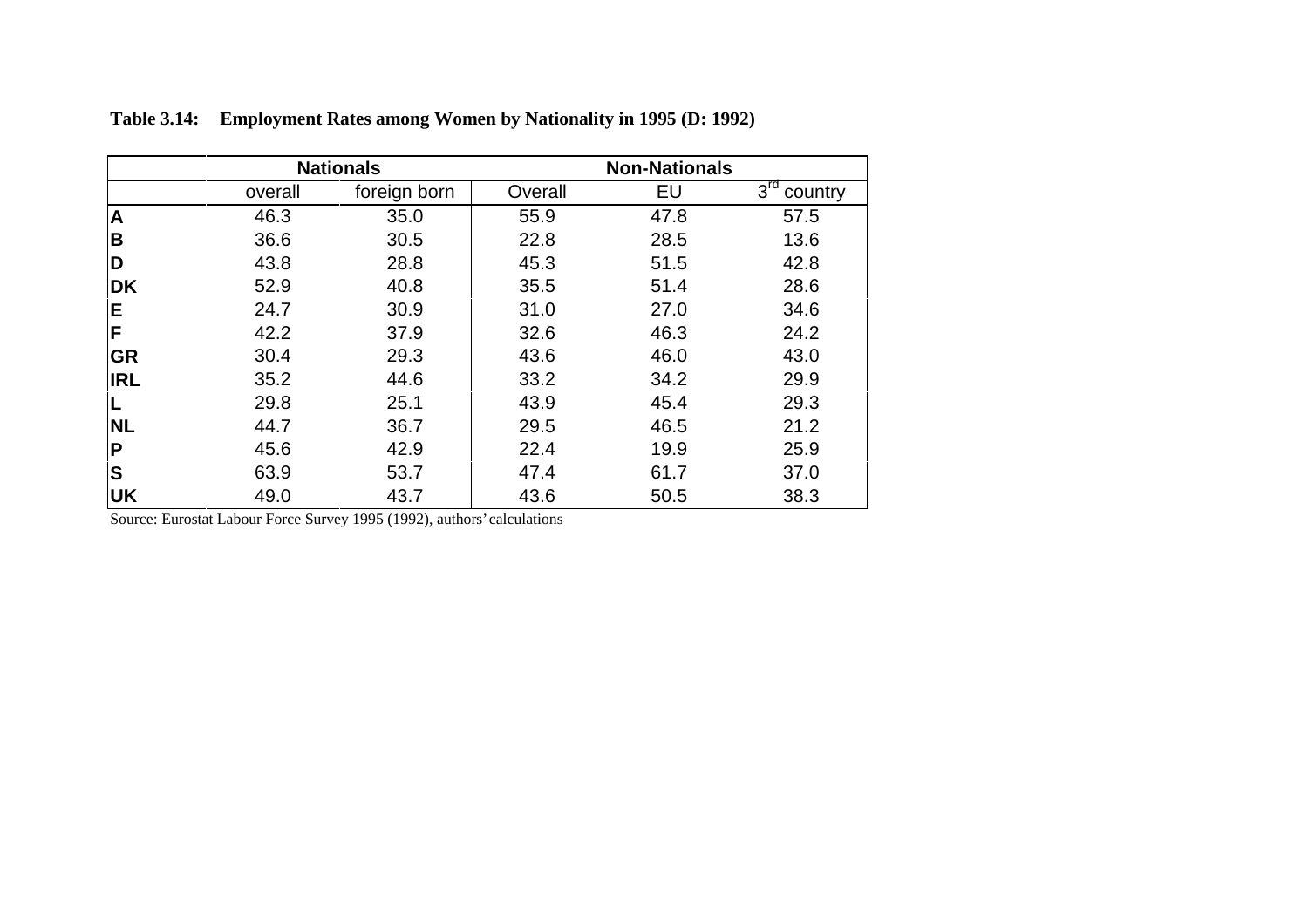**Table 3.14: Employment Rates among Women by Nationality in 1995 (D: 1992)**

| | Nationals | | Non-Nationals | | |
|---|---|---|---|---|---|
| | overall | foreign born | Overall | EU | 3rd country |
| **A** | 46.3 | 35.0 | 55.9 | 47.8 | 57.5 |
| **B** | 36.6 | 30.5 | 22.8 | 28.5 | 13.6 |
| **D** | 43.8 | 28.8 | 45.3 | 51.5 | 42.8 |
| **DK** | 52.9 | 40.8 | 35.5 | 51.4 | 28.6 |
| **E** | 24.7 | 30.9 | 31.0 | 27.0 | 34.6 |
| **F** | 42.2 | 37.9 | 32.6 | 46.3 | 24.2 |
| **GR** | 30.4 | 29.3 | 43.6 | 46.0 | 43.0 |
| **IRL** | 35.2 | 44.6 | 33.2 | 34.2 | 29.9 |
| **L** | 29.8 | 25.1 | 43.9 | 45.4 | 29.3 |
| **NL** | 44.7 | 36.7 | 29.5 | 46.5 | 21.2 |
| **P** | 45.6 | 42.9 | 22.4 | 19.9 | 25.9 |
| **S** | 63.9 | 53.7 | 47.4 | 61.7 | 37.0 |
| **UK** | 49.0 | 43.7 | 43.6 | 50.5 | 38.3 |

Source: Eurostat Labour Force Survey 1995 (1992), authors' calculations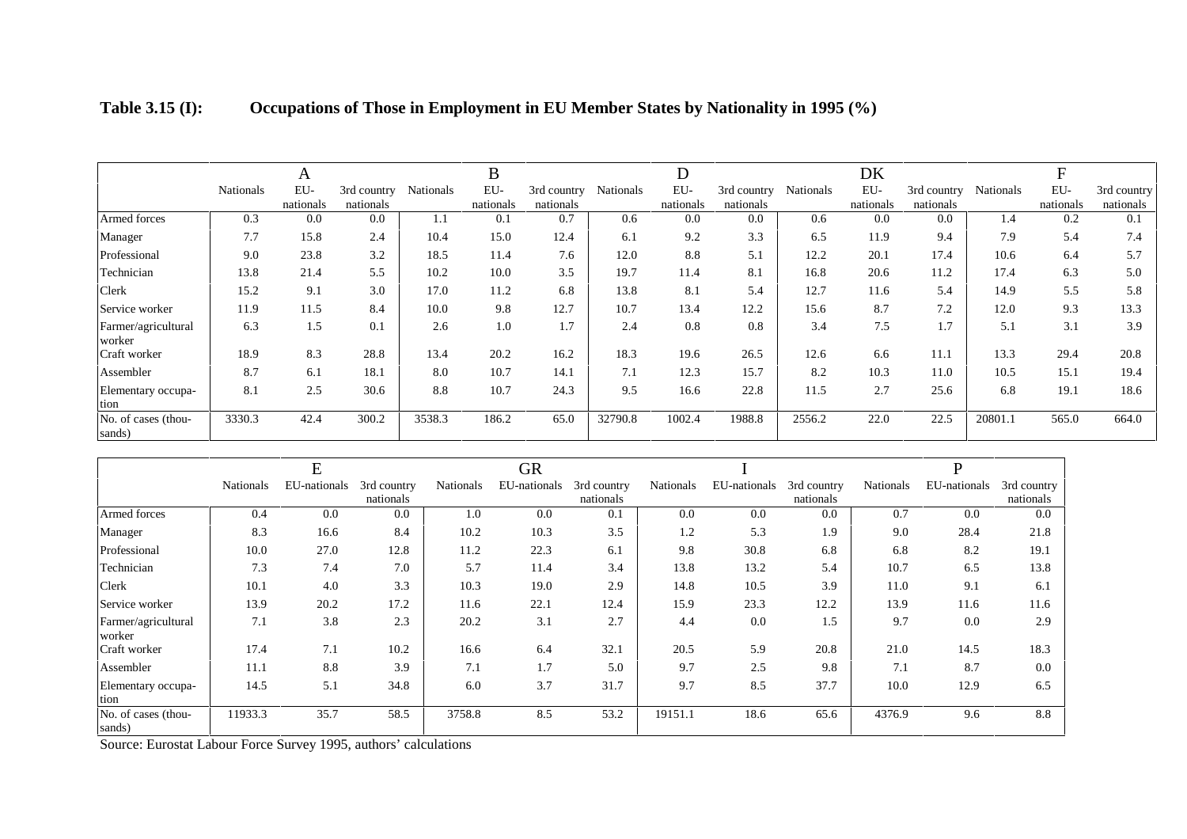**Table 3.15 (I): Occupations of Those in Employment in EU Member States by Nationality in 1995 (%)**

| | A | | | B | | | D | | | DK | | | F | | |
|---|---|---|---|---|---|---|---|---|---|---|---|---|---|---|---|
| | Nationals | EU-nationals | 3rd country nationals | Nationals | EU-nationals | 3rd country nationals | Nationals | EU-nationals | 3rd country nationals | Nationals | EU-nationals | 3rd country nationals | Nationals | EU-nationals | 3rd country nationals |
| Armed forces | 0.3 | 0.0 | 0.0 | 1.1 | 0.1 | 0.7 | 0.6 | 0.0 | 0.0 | 0.6 | 0.0 | 0.0 | 1.4 | 0.2 | 0.1 |
| Manager | 7.7 | 15.8 | 2.4 | 10.4 | 15.0 | 12.4 | 6.1 | 9.2 | 3.3 | 6.5 | 11.9 | 9.4 | 7.9 | 5.4 | 7.4 |
| Professional | 9.0 | 23.8 | 3.2 | 18.5 | 11.4 | 7.6 | 12.0 | 8.8 | 5.1 | 12.2 | 20.1 | 17.4 | 10.6 | 6.4 | 5.7 |
| Technician | 13.8 | 21.4 | 5.5 | 10.2 | 10.0 | 3.5 | 19.7 | 11.4 | 8.1 | 16.8 | 20.6 | 11.2 | 17.4 | 6.3 | 5.0 |
| Clerk | 15.2 | 9.1 | 3.0 | 17.0 | 11.2 | 6.8 | 13.8 | 8.1 | 5.4 | 12.7 | 11.6 | 5.4 | 14.9 | 5.5 | 5.8 |
| Service worker | 11.9 | 11.5 | 8.4 | 10.0 | 9.8 | 12.7 | 10.7 | 13.4 | 12.2 | 15.6 | 8.7 | 7.2 | 12.0 | 9.3 | 13.3 |
| Farmer/agricultural worker | 6.3 | 1.5 | 0.1 | 2.6 | 1.0 | 1.7 | 2.4 | 0.8 | 0.8 | 3.4 | 7.5 | 1.7 | 5.1 | 3.1 | 3.9 |
| Craft worker | 18.9 | 8.3 | 28.8 | 13.4 | 20.2 | 16.2 | 18.3 | 19.6 | 26.5 | 12.6 | 6.6 | 11.1 | 13.3 | 29.4 | 20.8 |
| Assembler | 8.7 | 6.1 | 18.1 | 8.0 | 10.7 | 14.1 | 7.1 | 12.3 | 15.7 | 8.2 | 10.3 | 11.0 | 10.5 | 15.1 | 19.4 |
| Elementary occupation | 8.1 | 2.5 | 30.6 | 8.8 | 10.7 | 24.3 | 9.5 | 16.6 | 22.8 | 11.5 | 2.7 | 25.6 | 6.8 | 19.1 | 18.6 |
| No. of cases (thousands) | 3330.3 | 42.4 | 300.2 | 3538.3 | 186.2 | 65.0 | 32790.8 | 1002.4 | 1988.8 | 2556.2 | 22.0 | 22.5 | 20801.1 | 565.0 | 664.0 |

| | E | | | GR | | | I | | | P | | |
|---|---|---|---|---|---|---|---|---|---|---|---|---|
| | Nationals | EU-nationals | 3rd country nationals | Nationals | EU-nationals | 3rd country nationals | Nationals | EU-nationals | 3rd country nationals | Nationals | EU-nationals | 3rd country nationals |
| Armed forces | 0.4 | 0.0 | 0.0 | 1.0 | 0.0 | 0.1 | 0.0 | 0.0 | 0.0 | 0.7 | 0.0 | 0.0 |
| Manager | 8.3 | 16.6 | 8.4 | 10.2 | 10.3 | 3.5 | 1.2 | 5.3 | 1.9 | 9.0 | 28.4 | 21.8 |
| Professional | 10.0 | 27.0 | 12.8 | 11.2 | 22.3 | 6.1 | 9.8 | 30.8 | 6.8 | 6.8 | 8.2 | 19.1 |
| Technician | 7.3 | 7.4 | 7.0 | 5.7 | 11.4 | 3.4 | 13.8 | 13.2 | 5.4 | 10.7 | 6.5 | 13.8 |
| Clerk | 10.1 | 4.0 | 3.3 | 10.3 | 19.0 | 2.9 | 14.8 | 10.5 | 3.9 | 11.0 | 9.1 | 6.1 |
| Service worker | 13.9 | 20.2 | 17.2 | 11.6 | 22.1 | 12.4 | 15.9 | 23.3 | 12.2 | 13.9 | 11.6 | 11.6 |
| Farmer/agricultural worker | 7.1 | 3.8 | 2.3 | 20.2 | 3.1 | 2.7 | 4.4 | 0.0 | 1.5 | 9.7 | 0.0 | 2.9 |
| Craft worker | 17.4 | 7.1 | 10.2 | 16.6 | 6.4 | 32.1 | 20.5 | 5.9 | 20.8 | 21.0 | 14.5 | 18.3 |
| Assembler | 11.1 | 8.8 | 3.9 | 7.1 | 1.7 | 5.0 | 9.7 | 2.5 | 9.8 | 7.1 | 8.7 | 0.0 |
| Elementary occupation | 14.5 | 5.1 | 34.8 | 6.0 | 3.7 | 31.7 | 9.7 | 8.5 | 37.7 | 10.0 | 12.9 | 6.5 |
| No. of cases (thousands) | 11933.3 | 35.7 | 58.5 | 3758.8 | 8.5 | 53.2 | 19151.1 | 18.6 | 65.6 | 4376.9 | 9.6 | 8.8 |

Source: Eurostat Labour Force Survey 1995, authors' calculations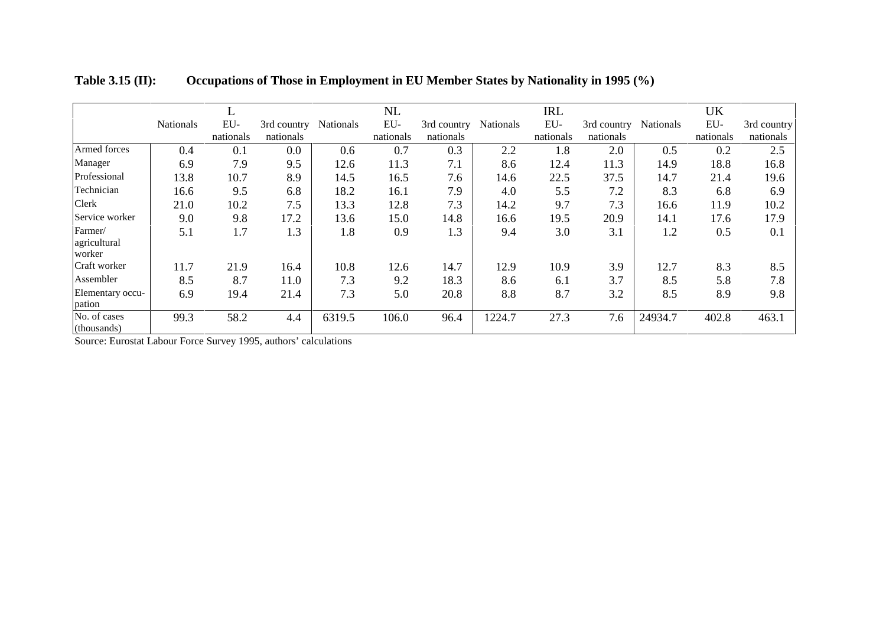**Table 3.15 (II): Occupations of Those in Employment in EU Member States by Nationality in 1995 (%)**

| | L | | | NL | | | IRL | | | UK | | |
|---|---|---|---|---|---|---|---|---|---|---|---|---|
| | Nationals | EU-nationals | 3rd country nationals | Nationals | EU-nationals | 3rd country nationals | Nationals | EU-nationals | 3rd country nationals | Nationals | EU-nationals | 3rd country nationals |
| Armed forces | 0.4 | 0.1 | 0.0 | 0.6 | 0.7 | 0.3 | 2.2 | 1.8 | 2.0 | 0.5 | 0.2 | 2.5 |
| Manager | 6.9 | 7.9 | 9.5 | 12.6 | 11.3 | 7.1 | 8.6 | 12.4 | 11.3 | 14.9 | 18.8 | 16.8 |
| Professional | 13.8 | 10.7 | 8.9 | 14.5 | 16.5 | 7.6 | 14.6 | 22.5 | 37.5 | 14.7 | 21.4 | 19.6 |
| Technician | 16.6 | 9.5 | 6.8 | 18.2 | 16.1 | 7.9 | 4.0 | 5.5 | 7.2 | 8.3 | 6.8 | 6.9 |
| Clerk | 21.0 | 10.2 | 7.5 | 13.3 | 12.8 | 7.3 | 14.2 | 9.7 | 7.3 | 16.6 | 11.9 | 10.2 |
| Service worker | 9.0 | 9.8 | 17.2 | 13.6 | 15.0 | 14.8 | 16.6 | 19.5 | 20.9 | 14.1 | 17.6 | 17.9 |
| Farmer/ agricultural worker | 5.1 | 1.7 | 1.3 | 1.8 | 0.9 | 1.3 | 9.4 | 3.0 | 3.1 | 1.2 | 0.5 | 0.1 |
| Craft worker | 11.7 | 21.9 | 16.4 | 10.8 | 12.6 | 14.7 | 12.9 | 10.9 | 3.9 | 12.7 | 8.3 | 8.5 |
| Assembler | 8.5 | 8.7 | 11.0 | 7.3 | 9.2 | 18.3 | 8.6 | 6.1 | 3.7 | 8.5 | 5.8 | 7.8 |
| Elementary occupation | 6.9 | 19.4 | 21.4 | 7.3 | 5.0 | 20.8 | 8.8 | 8.7 | 3.2 | 8.5 | 8.9 | 9.8 |
| No. of cases (thousands) | 99.3 | 58.2 | 4.4 | 6319.5 | 106.0 | 96.4 | 1224.7 | 27.3 | 7.6 | 24934.7 | 402.8 | 463.1 |

Source: Eurostat Labour Force Survey 1995, authors' calculations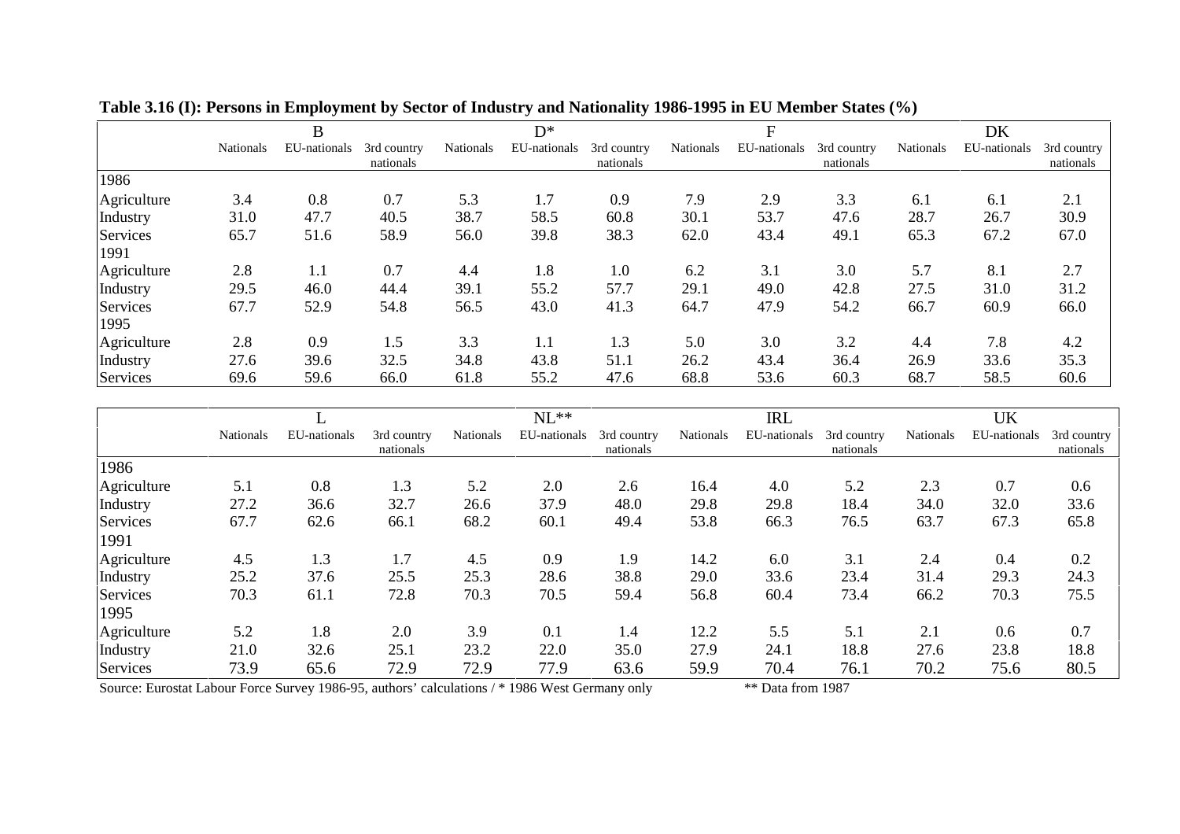**Table 3.16 (I): Persons in Employment by Sector of Industry and Nationality 1986-1995 in EU Member States (%)**

| | B | | | D* | | | F | | | DK | | |
|---|---|---|---|---|---|---|---|---|---|---|---|---|
| | Nationals | EU-nationals | 3rd country nationals | Nationals | EU-nationals | 3rd country nationals | Nationals | EU-nationals | 3rd country nationals | Nationals | EU-nationals | 3rd country nationals |
| 1986 | | | | | | | | | | | | |
| Agriculture | 3.4 | 0.8 | 0.7 | 5.3 | 1.7 | 0.9 | 7.9 | 2.9 | 3.3 | 6.1 | 6.1 | 2.1 |
| Industry | 31.0 | 47.7 | 40.5 | 38.7 | 58.5 | 60.8 | 30.1 | 53.7 | 47.6 | 28.7 | 26.7 | 30.9 |
| Services | 65.7 | 51.6 | 58.9 | 56.0 | 39.8 | 38.3 | 62.0 | 43.4 | 49.1 | 65.3 | 67.2 | 67.0 |
| 1991 | | | | | | | | | | | | |
| Agriculture | 2.8 | 1.1 | 0.7 | 4.4 | 1.8 | 1.0 | 6.2 | 3.1 | 3.0 | 5.7 | 8.1 | 2.7 |
| Industry | 29.5 | 46.0 | 44.4 | 39.1 | 55.2 | 57.7 | 29.1 | 49.0 | 42.8 | 27.5 | 31.0 | 31.2 |
| Services | 67.7 | 52.9 | 54.8 | 56.5 | 43.0 | 41.3 | 64.7 | 47.9 | 54.2 | 66.7 | 60.9 | 66.0 |
| 1995 | | | | | | | | | | | | |
| Agriculture | 2.8 | 0.9 | 1.5 | 3.3 | 1.1 | 1.3 | 5.0 | 3.0 | 3.2 | 4.4 | 7.8 | 4.2 |
| Industry | 27.6 | 39.6 | 32.5 | 34.8 | 43.8 | 51.1 | 26.2 | 43.4 | 36.4 | 26.9 | 33.6 | 35.3 |
| Services | 69.6 | 59.6 | 66.0 | 61.8 | 55.2 | 47.6 | 68.8 | 53.6 | 60.3 | 68.7 | 58.5 | 60.6 |

| | L | | | NL** | | | IRL | | | UK | | |
|---|---|---|---|---|---|---|---|---|---|---|---|---|
| | Nationals | EU-nationals | 3rd country nationals | Nationals | EU-nationals | 3rd country nationals | Nationals | EU-nationals | 3rd country nationals | Nationals | EU-nationals | 3rd country nationals |
| 1986 | | | | | | | | | | | | |
| Agriculture | 5.1 | 0.8 | 1.3 | 5.2 | 2.0 | 2.6 | 16.4 | 4.0 | 5.2 | 2.3 | 0.7 | 0.6 |
| Industry | 27.2 | 36.6 | 32.7 | 26.6 | 37.9 | 48.0 | 29.8 | 29.8 | 18.4 | 34.0 | 32.0 | 33.6 |
| Services | 67.7 | 62.6 | 66.1 | 68.2 | 60.1 | 49.4 | 53.8 | 66.3 | 76.5 | 63.7 | 67.3 | 65.8 |
| 1991 | | | | | | | | | | | | |
| Agriculture | 4.5 | 1.3 | 1.7 | 4.5 | 0.9 | 1.9 | 14.2 | 6.0 | 3.1 | 2.4 | 0.4 | 0.2 |
| Industry | 25.2 | 37.6 | 25.5 | 25.3 | 28.6 | 38.8 | 29.0 | 33.6 | 23.4 | 31.4 | 29.3 | 24.3 |
| Services | 70.3 | 61.1 | 72.8 | 70.3 | 70.5 | 59.4 | 56.8 | 60.4 | 73.4 | 66.2 | 70.3 | 75.5 |
| 1995 | | | | | | | | | | | | |
| Agriculture | 5.2 | 1.8 | 2.0 | 3.9 | 0.1 | 1.4 | 12.2 | 5.5 | 5.1 | 2.1 | 0.6 | 0.7 |
| Industry | 21.0 | 32.6 | 25.1 | 23.2 | 22.0 | 35.0 | 27.9 | 24.1 | 18.8 | 27.6 | 23.8 | 18.8 |
| Services | 73.9 | 65.6 | 72.9 | 72.9 | 77.9 | 63.6 | 59.9 | 70.4 | 76.1 | 70.2 | 75.6 | 80.5 |

Source: Eurostat Labour Force Survey 1986-95, authors' calculations / * 1986 West Germany only ** Data from 1987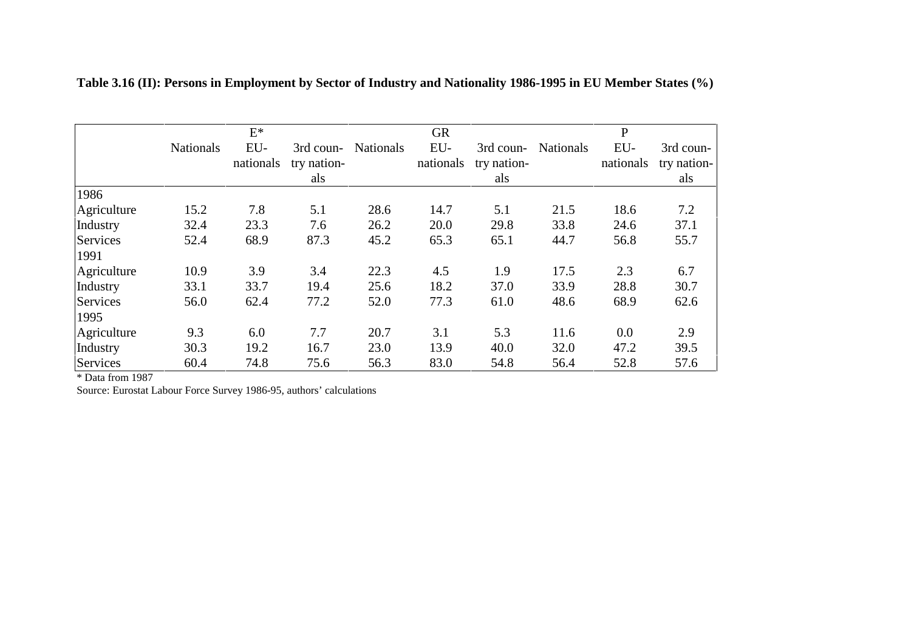**Table 3.16 (II): Persons in Employment by Sector of Industry and Nationality 1986-1995 in EU Member States (%)**

| | E* | | | GR | | | P | | |
|---|---|---|---|---|---|---|---|---|---|
| | Nationals | EU-nationals | 3rd country nationals | Nationals | EU-nationals | 3rd country nationals | Nationals | EU-nationals | 3rd country nationals |
| 1986 | | | | | | | | | |
| Agriculture | 15.2 | 7.8 | 5.1 | 28.6 | 14.7 | 5.1 | 21.5 | 18.6 | 7.2 |
| Industry | 32.4 | 23.3 | 7.6 | 26.2 | 20.0 | 29.8 | 33.8 | 24.6 | 37.1 |
| Services | 52.4 | 68.9 | 87.3 | 45.2 | 65.3 | 65.1 | 44.7 | 56.8 | 55.7 |
| 1991 | | | | | | | | | |
| Agriculture | 10.9 | 3.9 | 3.4 | 22.3 | 4.5 | 1.9 | 17.5 | 2.3 | 6.7 |
| Industry | 33.1 | 33.7 | 19.4 | 25.6 | 18.2 | 37.0 | 33.9 | 28.8 | 30.7 |
| Services | 56.0 | 62.4 | 77.2 | 52.0 | 77.3 | 61.0 | 48.6 | 68.9 | 62.6 |
| 1995 | | | | | | | | | |
| Agriculture | 9.3 | 6.0 | 7.7 | 20.7 | 3.1 | 5.3 | 11.6 | 0.0 | 2.9 |
| Industry | 30.3 | 19.2 | 16.7 | 23.0 | 13.9 | 40.0 | 32.0 | 47.2 | 39.5 |
| Services | 60.4 | 74.8 | 75.6 | 56.3 | 83.0 | 54.8 | 56.4 | 52.8 | 57.6 |

* Data from 1987

Source: Eurostat Labour Force Survey 1986-95, authors' calculations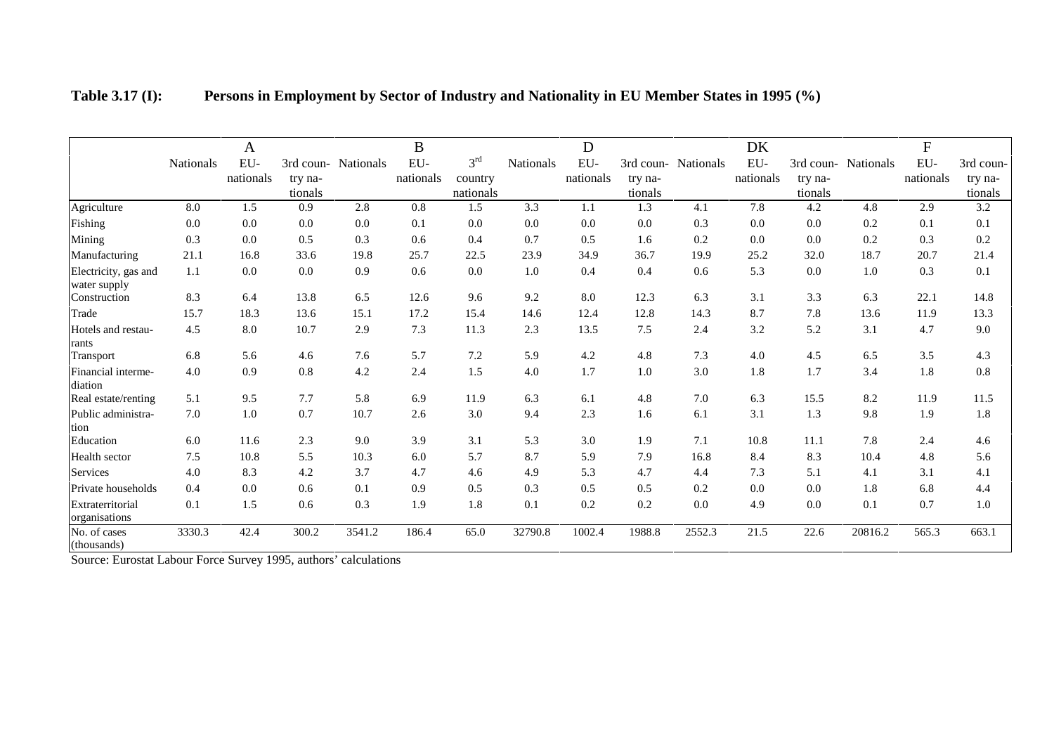**Table 3.17 (I): Persons in Employment by Sector of Industry and Nationality in EU Member States in 1995 (%)**

| | A | | | B | | | D | | | DK | | | F | | |
|---|---|---|---|---|---|---|---|---|---|---|---|---|---|---|---|
| | Nationals | EU-nationals | 3rd country nationals | Nationals | EU-nationals | 3rd country nationals | Nationals | EU-nationals | 3rd country nationals | Nationals | EU-nationals | 3rd country nationals | Nationals | EU-nationals | 3rd country nationals |
| Agriculture | 8.0 | 1.5 | 0.9 | 2.8 | 0.8 | 1.5 | 3.3 | 1.1 | 1.3 | 4.1 | 7.8 | 4.2 | 4.8 | 2.9 | 3.2 |
| Fishing | 0.0 | 0.0 | 0.0 | 0.0 | 0.1 | 0.0 | 0.0 | 0.0 | 0.0 | 0.3 | 0.0 | 0.0 | 0.2 | 0.1 | 0.1 |
| Mining | 0.3 | 0.0 | 0.5 | 0.3 | 0.6 | 0.4 | 0.7 | 0.5 | 1.6 | 0.2 | 0.0 | 0.0 | 0.2 | 0.3 | 0.2 |
| Manufacturing | 21.1 | 16.8 | 33.6 | 19.8 | 25.7 | 22.5 | 23.9 | 34.9 | 36.7 | 19.9 | 25.2 | 32.0 | 18.7 | 20.7 | 21.4 |
| Electricity, gas and water supply | 1.1 | 0.0 | 0.0 | 0.9 | 0.6 | 0.0 | 1.0 | 0.4 | 0.4 | 0.6 | 5.3 | 0.0 | 1.0 | 0.3 | 0.1 |
| Construction | 8.3 | 6.4 | 13.8 | 6.5 | 12.6 | 9.6 | 9.2 | 8.0 | 12.3 | 6.3 | 3.1 | 3.3 | 6.3 | 22.1 | 14.8 |
| Trade | 15.7 | 18.3 | 13.6 | 15.1 | 17.2 | 15.4 | 14.6 | 12.4 | 12.8 | 14.3 | 8.7 | 7.8 | 13.6 | 11.9 | 13.3 |
| Hotels and restaurants | 4.5 | 8.0 | 10.7 | 2.9 | 7.3 | 11.3 | 2.3 | 13.5 | 7.5 | 2.4 | 3.2 | 5.2 | 3.1 | 4.7 | 9.0 |
| Transport | 6.8 | 5.6 | 4.6 | 7.6 | 5.7 | 7.2 | 5.9 | 4.2 | 4.8 | 7.3 | 4.0 | 4.5 | 6.5 | 3.5 | 4.3 |
| Financial intermediation | 4.0 | 0.9 | 0.8 | 4.2 | 2.4 | 1.5 | 4.0 | 1.7 | 1.0 | 3.0 | 1.8 | 1.7 | 3.4 | 1.8 | 0.8 |
| Real estate/renting | 5.1 | 9.5 | 7.7 | 5.8 | 6.9 | 11.9 | 6.3 | 6.1 | 4.8 | 7.0 | 6.3 | 15.5 | 8.2 | 11.9 | 11.5 |
| Public administration | 7.0 | 1.0 | 0.7 | 10.7 | 2.6 | 3.0 | 9.4 | 2.3 | 1.6 | 6.1 | 3.1 | 1.3 | 9.8 | 1.9 | 1.8 |
| Education | 6.0 | 11.6 | 2.3 | 9.0 | 3.9 | 3.1 | 5.3 | 3.0 | 1.9 | 7.1 | 10.8 | 11.1 | 7.8 | 2.4 | 4.6 |
| Health sector | 7.5 | 10.8 | 5.5 | 10.3 | 6.0 | 5.7 | 8.7 | 5.9 | 7.9 | 16.8 | 8.4 | 8.3 | 10.4 | 4.8 | 5.6 |
| Services | 4.0 | 8.3 | 4.2 | 3.7 | 4.7 | 4.6 | 4.9 | 5.3 | 4.7 | 4.4 | 7.3 | 5.1 | 4.1 | 3.1 | 4.1 |
| Private households | 0.4 | 0.0 | 0.6 | 0.1 | 0.9 | 0.5 | 0.3 | 0.5 | 0.5 | 0.2 | 0.0 | 0.0 | 1.8 | 6.8 | 4.4 |
| Extraterritorial organisations | 0.1 | 1.5 | 0.6 | 0.3 | 1.9 | 1.8 | 0.1 | 0.2 | 0.2 | 0.0 | 4.9 | 0.0 | 0.1 | 0.7 | 1.0 |
| No. of cases (thousands) | 3330.3 | 42.4 | 300.2 | 3541.2 | 186.4 | 65.0 | 32790.8 | 1002.4 | 1988.8 | 2552.3 | 21.5 | 22.6 | 20816.2 | 565.3 | 663.1 |

Source: Eurostat Labour Force Survey 1995, authors' calculations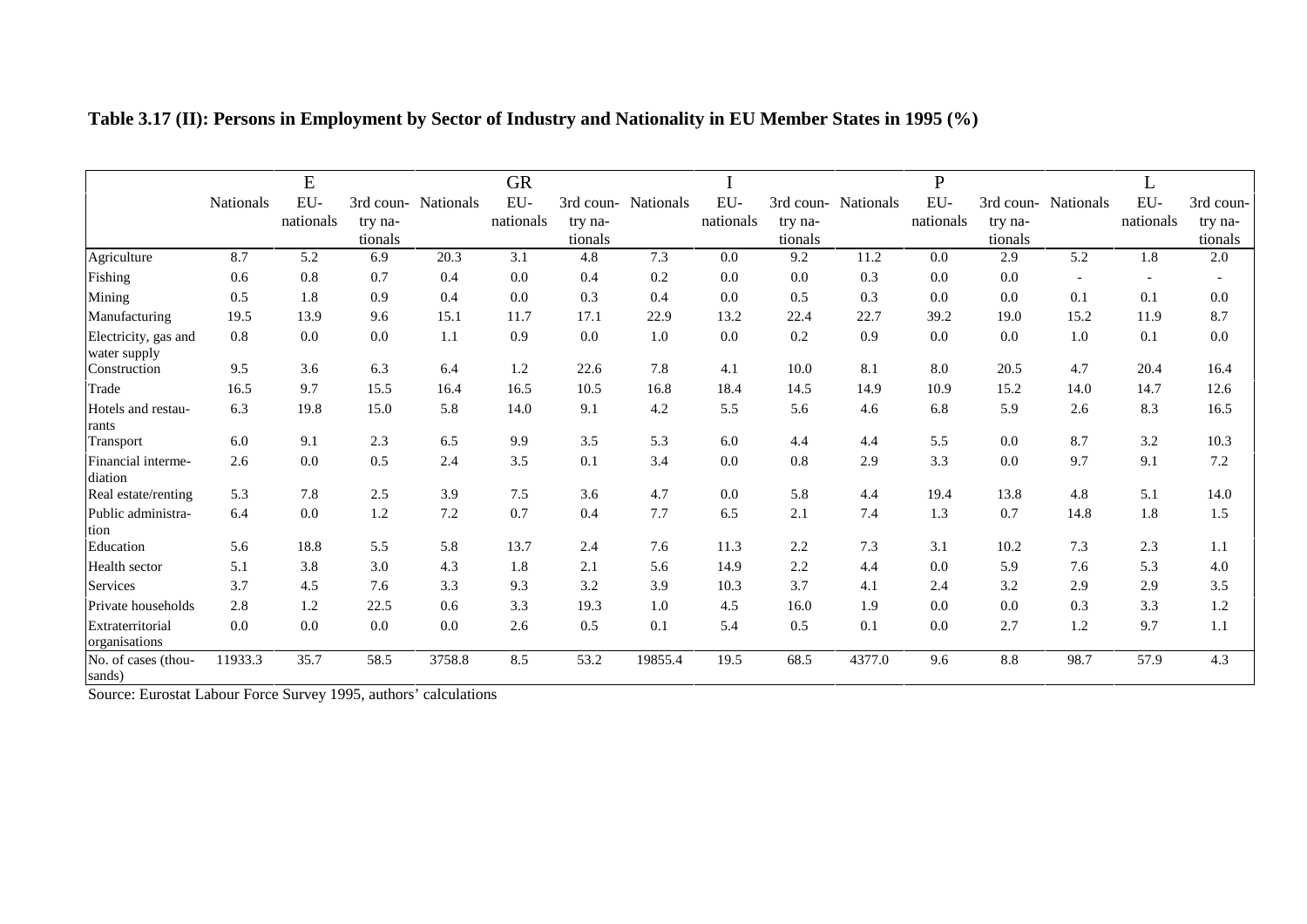**Table 3.17 (II): Persons in Employment by Sector of Industry and Nationality in EU Member States in 1995 (%)**

| | E | | | GR | | | I | | | P | | | L | | |
|---|---|---|---|---|---|---|---|---|---|---|---|---|---|---|---|
| | Nationals | EU-nationals | 3rd country nationals | Nationals | EU-nationals | 3rd country nationals | Nationals | EU-nationals | 3rd country nationals | Nationals | EU-nationals | 3rd country nationals | Nationals | EU-nationals | 3rd country nationals |
| Agriculture | 8.7 | 5.2 | 6.9 | 20.3 | 3.1 | 4.8 | 7.3 | 0.0 | 9.2 | 11.2 | 0.0 | 2.9 | 5.2 | 1.8 | 2.0 |
| Fishing | 0.6 | 0.8 | 0.7 | 0.4 | 0.0 | 0.4 | 0.2 | 0.0 | 0.0 | 0.3 | 0.0 | 0.0 | - | - | - |
| Mining | 0.5 | 1.8 | 0.9 | 0.4 | 0.0 | 0.3 | 0.4 | 0.0 | 0.5 | 0.3 | 0.0 | 0.0 | 0.1 | 0.1 | 0.0 |
| Manufacturing | 19.5 | 13.9 | 9.6 | 15.1 | 11.7 | 17.1 | 22.9 | 13.2 | 22.4 | 22.7 | 39.2 | 19.0 | 15.2 | 11.9 | 8.7 |
| Electricity, gas and water supply | 0.8 | 0.0 | 0.0 | 1.1 | 0.9 | 0.0 | 1.0 | 0.0 | 0.2 | 0.9 | 0.0 | 0.0 | 1.0 | 0.1 | 0.0 |
| Construction | 9.5 | 3.6 | 6.3 | 6.4 | 1.2 | 22.6 | 7.8 | 4.1 | 10.0 | 8.1 | 8.0 | 20.5 | 4.7 | 20.4 | 16.4 |
| Trade | 16.5 | 9.7 | 15.5 | 16.4 | 16.5 | 10.5 | 16.8 | 18.4 | 14.5 | 14.9 | 10.9 | 15.2 | 14.0 | 14.7 | 12.6 |
| Hotels and restaurants | 6.3 | 19.8 | 15.0 | 5.8 | 14.0 | 9.1 | 4.2 | 5.5 | 5.6 | 4.6 | 6.8 | 5.9 | 2.6 | 8.3 | 16.5 |
| Transport | 6.0 | 9.1 | 2.3 | 6.5 | 9.9 | 3.5 | 5.3 | 6.0 | 4.4 | 4.4 | 5.5 | 0.0 | 8.7 | 3.2 | 10.3 |
| Financial intermediation | 2.6 | 0.0 | 0.5 | 2.4 | 3.5 | 0.1 | 3.4 | 0.0 | 0.8 | 2.9 | 3.3 | 0.0 | 9.7 | 9.1 | 7.2 |
| Real estate/renting | 5.3 | 7.8 | 2.5 | 3.9 | 7.5 | 3.6 | 4.7 | 0.0 | 5.8 | 4.4 | 19.4 | 13.8 | 4.8 | 5.1 | 14.0 |
| Public administration | 6.4 | 0.0 | 1.2 | 7.2 | 0.7 | 0.4 | 7.7 | 6.5 | 2.1 | 7.4 | 1.3 | 0.7 | 14.8 | 1.8 | 1.5 |
| Education | 5.6 | 18.8 | 5.5 | 5.8 | 13.7 | 2.4 | 7.6 | 11.3 | 2.2 | 7.3 | 3.1 | 10.2 | 7.3 | 2.3 | 1.1 |
| Health sector | 5.1 | 3.8 | 3.0 | 4.3 | 1.8 | 2.1 | 5.6 | 14.9 | 2.2 | 4.4 | 0.0 | 5.9 | 7.6 | 5.3 | 4.0 |
| Services | 3.7 | 4.5 | 7.6 | 3.3 | 9.3 | 3.2 | 3.9 | 10.3 | 3.7 | 4.1 | 2.4 | 3.2 | 2.9 | 2.9 | 3.5 |
| Private households | 2.8 | 1.2 | 22.5 | 0.6 | 3.3 | 19.3 | 1.0 | 4.5 | 16.0 | 1.9 | 0.0 | 0.0 | 0.3 | 3.3 | 1.2 |
| Extraterritorial organisations | 0.0 | 0.0 | 0.0 | 0.0 | 2.6 | 0.5 | 0.1 | 5.4 | 0.5 | 0.1 | 0.0 | 2.7 | 1.2 | 9.7 | 1.1 |
| No. of cases (thousands) | 11933.3 | 35.7 | 58.5 | 3758.8 | 8.5 | 53.2 | 19855.4 | 19.5 | 68.5 | 4377.0 | 9.6 | 8.8 | 98.7 | 57.9 | 4.3 |

Source: Eurostat Labour Force Survey 1995, authors' calculations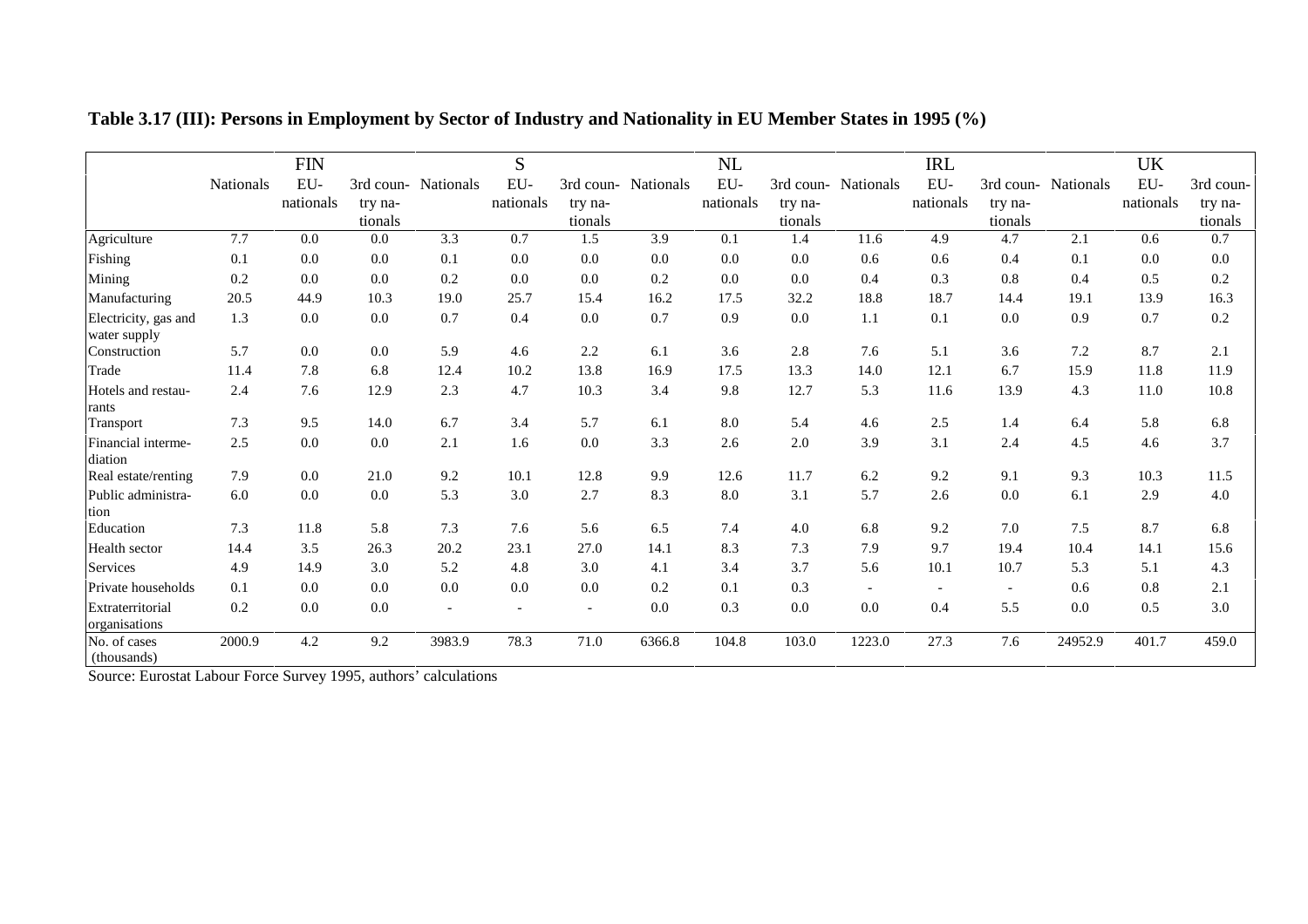**Table 3.17 (III): Persons in Employment by Sector of Industry and Nationality in EU Member States in 1995 (%)**

| | FIN | | | S | | | NL | | | IRL | | | UK | | |
|---|---|---|---|---|---|---|---|---|---|---|---|---|---|---|---|
| | Nationals | EU-nationals | 3rd country nationals | Nationals | EU-nationals | 3rd country nationals | Nationals | EU-nationals | 3rd country nationals | Nationals | EU-nationals | 3rd country nationals | Nationals | EU-nationals | 3rd country nationals |
| Agriculture | 7.7 | 0.0 | 0.0 | 3.3 | 0.7 | 1.5 | 3.9 | 0.1 | 1.4 | 11.6 | 4.9 | 4.7 | 2.1 | 0.6 | 0.7 |
| Fishing | 0.1 | 0.0 | 0.0 | 0.1 | 0.0 | 0.0 | 0.0 | 0.0 | 0.0 | 0.6 | 0.6 | 0.4 | 0.1 | 0.0 | 0.0 |
| Mining | 0.2 | 0.0 | 0.0 | 0.2 | 0.0 | 0.0 | 0.2 | 0.0 | 0.0 | 0.4 | 0.3 | 0.8 | 0.4 | 0.5 | 0.2 |
| Manufacturing | 20.5 | 44.9 | 10.3 | 19.0 | 25.7 | 15.4 | 16.2 | 17.5 | 32.2 | 18.8 | 18.7 | 14.4 | 19.1 | 13.9 | 16.3 |
| Electricity, gas and water supply | 1.3 | 0.0 | 0.0 | 0.7 | 0.4 | 0.0 | 0.7 | 0.9 | 0.0 | 1.1 | 0.1 | 0.0 | 0.9 | 0.7 | 0.2 |
| Construction | 5.7 | 0.0 | 0.0 | 5.9 | 4.6 | 2.2 | 6.1 | 3.6 | 2.8 | 7.6 | 5.1 | 3.6 | 7.2 | 8.7 | 2.1 |
| Trade | 11.4 | 7.8 | 6.8 | 12.4 | 10.2 | 13.8 | 16.9 | 17.5 | 13.3 | 14.0 | 12.1 | 6.7 | 15.9 | 11.8 | 11.9 |
| Hotels and restaurants | 2.4 | 7.6 | 12.9 | 2.3 | 4.7 | 10.3 | 3.4 | 9.8 | 12.7 | 5.3 | 11.6 | 13.9 | 4.3 | 11.0 | 10.8 |
| Transport | 7.3 | 9.5 | 14.0 | 6.7 | 3.4 | 5.7 | 6.1 | 8.0 | 5.4 | 4.6 | 2.5 | 1.4 | 6.4 | 5.8 | 6.8 |
| Financial intermediation | 2.5 | 0.0 | 0.0 | 2.1 | 1.6 | 0.0 | 3.3 | 2.6 | 2.0 | 3.9 | 3.1 | 2.4 | 4.5 | 4.6 | 3.7 |
| Real estate/renting | 7.9 | 0.0 | 21.0 | 9.2 | 10.1 | 12.8 | 9.9 | 12.6 | 11.7 | 6.2 | 9.2 | 9.1 | 9.3 | 10.3 | 11.5 |
| Public administration | 6.0 | 0.0 | 0.0 | 5.3 | 3.0 | 2.7 | 8.3 | 8.0 | 3.1 | 5.7 | 2.6 | 0.0 | 6.1 | 2.9 | 4.0 |
| Education | 7.3 | 11.8 | 5.8 | 7.3 | 7.6 | 5.6 | 6.5 | 7.4 | 4.0 | 6.8 | 9.2 | 7.0 | 7.5 | 8.7 | 6.8 |
| Health sector | 14.4 | 3.5 | 26.3 | 20.2 | 23.1 | 27.0 | 14.1 | 8.3 | 7.3 | 7.9 | 9.7 | 19.4 | 10.4 | 14.1 | 15.6 |
| Services | 4.9 | 14.9 | 3.0 | 5.2 | 4.8 | 3.0 | 4.1 | 3.4 | 3.7 | 5.6 | 10.1 | 10.7 | 5.3 | 5.1 | 4.3 |
| Private households | 0.1 | 0.0 | 0.0 | 0.0 | 0.0 | 0.0 | 0.2 | 0.1 | 0.3 | - | - | - | 0.6 | 0.8 | 2.1 |
| Extraterritorial organisations | 0.2 | 0.0 | 0.0 | - | - | - | 0.0 | 0.3 | 0.0 | 0.0 | 0.4 | 5.5 | 0.0 | 0.5 | 3.0 |
| No. of cases (thousands) | 2000.9 | 4.2 | 9.2 | 3983.9 | 78.3 | 71.0 | 6366.8 | 104.8 | 103.0 | 1223.0 | 27.3 | 7.6 | 24952.9 | 401.7 | 459.0 |

Source: Eurostat Labour Force Survey 1995, authors' calculations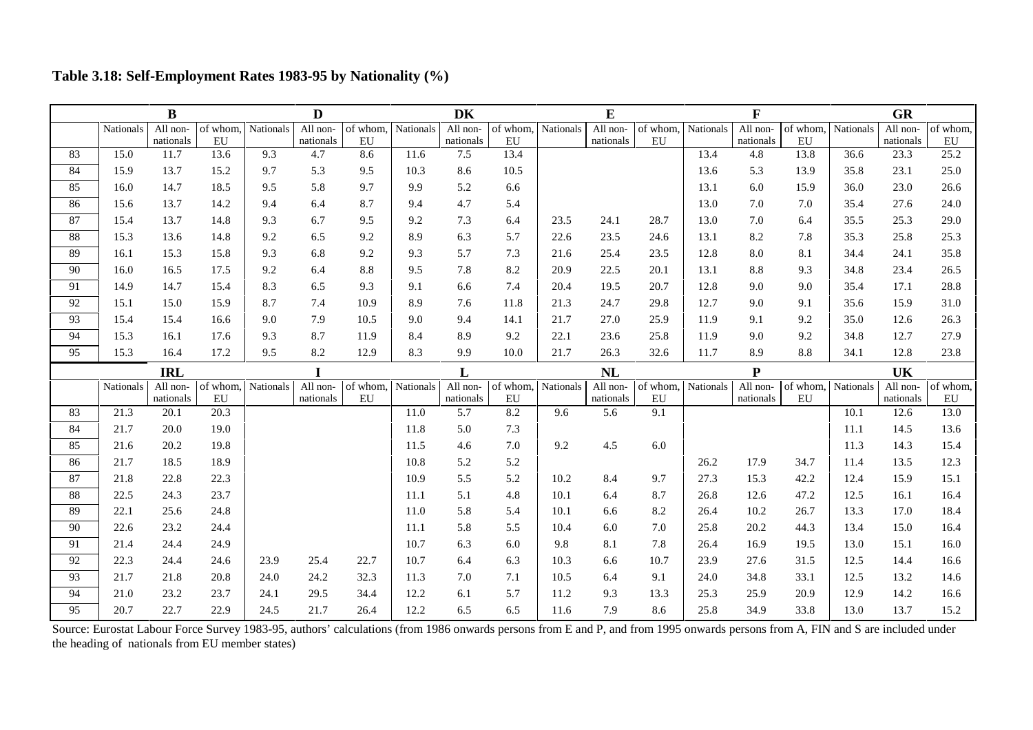**Table 3.18: Self-Employment Rates 1983-95 by Nationality (%)**

| | B | | | D | | | DK | | | E | | | F | | | GR | | |
|---|---|---|---|---|---|---|---|---|---|---|---|---|---|---|---|---|---|---|
| | Nationals | All non-nationals | of whom, EU | Nationals | All non-nationals | of whom, EU | Nationals | All non-nationals | of whom, EU | Nationals | All non-nationals | of whom, EU | Nationals | All non-nationals | of whom, EU | Nationals | All non-nationals | of whom, EU |
| 83 | 15.0 | 11.7 | 13.6 | 9.3 | 4.7 | 8.6 | 11.6 | 7.5 | 13.4 | | | | 13.4 | 4.8 | 13.8 | 36.6 | 23.3 | 25.2 |
| 84 | 15.9 | 13.7 | 15.2 | 9.7 | 5.3 | 9.5 | 10.3 | 8.6 | 10.5 | | | | 13.6 | 5.3 | 13.9 | 35.8 | 23.1 | 25.0 |
| 85 | 16.0 | 14.7 | 18.5 | 9.5 | 5.8 | 9.7 | 9.9 | 5.2 | 6.6 | | | | 13.1 | 6.0 | 15.9 | 36.0 | 23.0 | 26.6 |
| 86 | 15.6 | 13.7 | 14.2 | 9.4 | 6.4 | 8.7 | 9.4 | 4.7 | 5.4 | | | | 13.0 | 7.0 | 7.0 | 35.4 | 27.6 | 24.0 |
| 87 | 15.4 | 13.7 | 14.8 | 9.3 | 6.7 | 9.5 | 9.2 | 7.3 | 6.4 | 23.5 | 24.1 | 28.7 | 13.0 | 7.0 | 6.4 | 35.5 | 25.3 | 29.0 |
| 88 | 15.3 | 13.6 | 14.8 | 9.2 | 6.5 | 9.2 | 8.9 | 6.3 | 5.7 | 22.6 | 23.5 | 24.6 | 13.1 | 8.2 | 7.8 | 35.3 | 25.8 | 25.3 |
| 89 | 16.1 | 15.3 | 15.8 | 9.3 | 6.8 | 9.2 | 9.3 | 5.7 | 7.3 | 21.6 | 25.4 | 23.5 | 12.8 | 8.0 | 8.1 | 34.4 | 24.1 | 35.8 |
| 90 | 16.0 | 16.5 | 17.5 | 9.2 | 6.4 | 8.8 | 9.5 | 7.8 | 8.2 | 20.9 | 22.5 | 20.1 | 13.1 | 8.8 | 9.3 | 34.8 | 23.4 | 26.5 |
| 91 | 14.9 | 14.7 | 15.4 | 8.3 | 6.5 | 9.3 | 9.1 | 6.6 | 7.4 | 20.4 | 19.5 | 20.7 | 12.8 | 9.0 | 9.0 | 35.4 | 17.1 | 28.8 |
| 92 | 15.1 | 15.0 | 15.9 | 8.7 | 7.4 | 10.9 | 8.9 | 7.6 | 11.8 | 21.3 | 24.7 | 29.8 | 12.7 | 9.0 | 9.1 | 35.6 | 15.9 | 31.0 |
| 93 | 15.4 | 15.4 | 16.6 | 9.0 | 7.9 | 10.5 | 9.0 | 9.4 | 14.1 | 21.7 | 27.0 | 25.9 | 11.9 | 9.1 | 9.2 | 35.0 | 12.6 | 26.3 |
| 94 | 15.3 | 16.1 | 17.6 | 9.3 | 8.7 | 11.9 | 8.4 | 8.9 | 9.2 | 22.1 | 23.6 | 25.8 | 11.9 | 9.0 | 9.2 | 34.8 | 12.7 | 27.9 |
| 95 | 15.3 | 16.4 | 17.2 | 9.5 | 8.2 | 12.9 | 8.3 | 9.9 | 10.0 | 21.7 | 26.3 | 32.6 | 11.7 | 8.9 | 8.8 | 34.1 | 12.8 | 23.8 |
| | **IRL** | | | **I** | | | **L** | | | **NL** | | | **P** | | | **UK** | | |
| | Nationals | All non-nationals | of whom, EU | Nationals | All non-nationals | of whom, EU | Nationals | All non-nationals | of whom, EU | Nationals | All non-nationals | of whom, EU | Nationals | All non-nationals | of whom, EU | Nationals | All non-nationals | of whom, EU |
| 83 | 21.3 | 20.1 | 20.3 | | | | 11.0 | 5.7 | 8.2 | 9.6 | 5.6 | 9.1 | | | | 10.1 | 12.6 | 13.0 |
| 84 | 21.7 | 20.0 | 19.0 | | | | 11.8 | 5.0 | 7.3 | | | | | | | 11.1 | 14.5 | 13.6 |
| 85 | 21.6 | 20.2 | 19.8 | | | | 11.5 | 4.6 | 7.0 | 9.2 | 4.5 | 6.0 | | | | 11.3 | 14.3 | 15.4 |
| 86 | 21.7 | 18.5 | 18.9 | | | | 10.8 | 5.2 | 5.2 | | | | 26.2 | 17.9 | 34.7 | 11.4 | 13.5 | 12.3 |
| 87 | 21.8 | 22.8 | 22.3 | | | | 10.9 | 5.5 | 5.2 | 10.2 | 8.4 | 9.7 | 27.3 | 15.3 | 42.2 | 12.4 | 15.9 | 15.1 |
| 88 | 22.5 | 24.3 | 23.7 | | | | 11.1 | 5.1 | 4.8 | 10.1 | 6.4 | 8.7 | 26.8 | 12.6 | 47.2 | 12.5 | 16.1 | 16.4 |
| 89 | 22.1 | 25.6 | 24.8 | | | | 11.0 | 5.8 | 5.4 | 10.1 | 6.6 | 8.2 | 26.4 | 10.2 | 26.7 | 13.3 | 17.0 | 18.4 |
| 90 | 22.6 | 23.2 | 24.4 | | | | 11.1 | 5.8 | 5.5 | 10.4 | 6.0 | 7.0 | 25.8 | 20.2 | 44.3 | 13.4 | 15.0 | 16.4 |
| 91 | 21.4 | 24.4 | 24.9 | | | | 10.7 | 6.3 | 6.0 | 9.8 | 8.1 | 7.8 | 26.4 | 16.9 | 19.5 | 13.0 | 15.1 | 16.0 |
| 92 | 22.3 | 24.4 | 24.6 | 23.9 | 25.4 | 22.7 | 10.7 | 6.4 | 6.3 | 10.3 | 6.6 | 10.7 | 23.9 | 27.6 | 31.5 | 12.5 | 14.4 | 16.6 |
| 93 | 21.7 | 21.8 | 20.8 | 24.0 | 24.2 | 32.3 | 11.3 | 7.0 | 7.1 | 10.5 | 6.4 | 9.1 | 24.0 | 34.8 | 33.1 | 12.5 | 13.2 | 14.6 |
| 94 | 21.0 | 23.2 | 23.7 | 24.1 | 29.5 | 34.4 | 12.2 | 6.1 | 5.7 | 11.2 | 9.3 | 13.3 | 25.3 | 25.9 | 20.9 | 12.9 | 14.2 | 16.6 |
| 95 | 20.7 | 22.7 | 22.9 | 24.5 | 21.7 | 26.4 | 12.2 | 6.5 | 6.5 | 11.6 | 7.9 | 8.6 | 25.8 | 34.9 | 33.8 | 13.0 | 13.7 | 15.2 |

Source: Eurostat Labour Force Survey 1983-95, authors' calculations (from 1986 onwards persons from E and P, and from 1995 onwards persons from A, FIN and S are included under the heading of nationals from EU member states)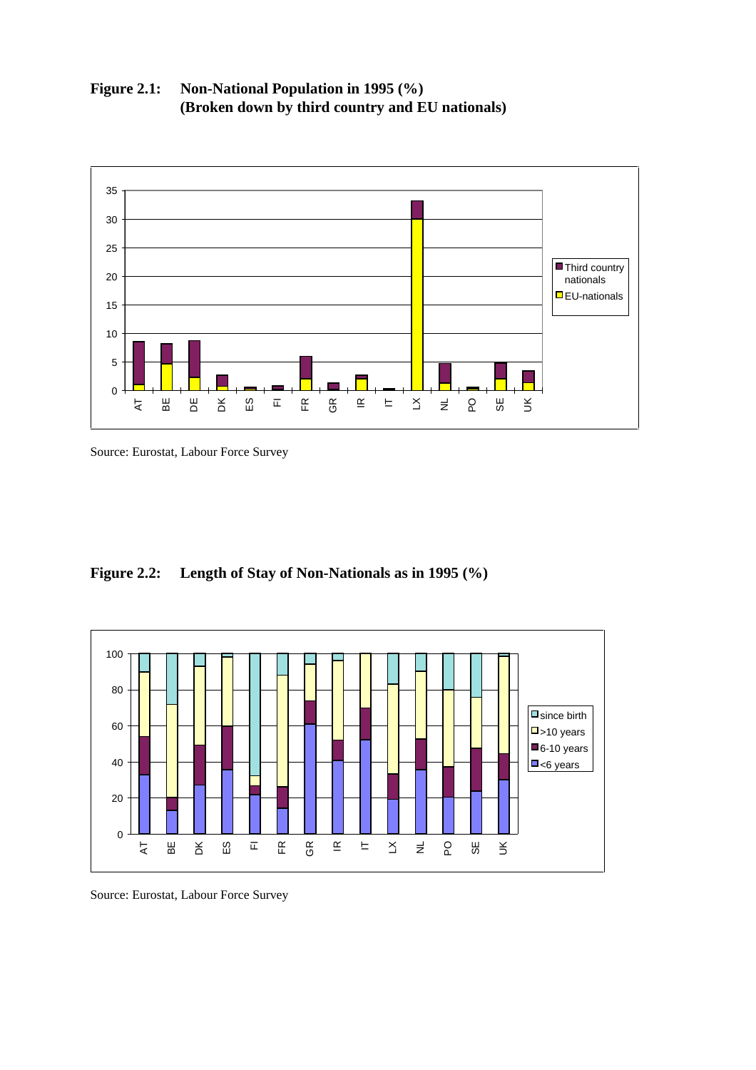**Figure 2.1: Non-National Population in 1995 (%)**
**(Broken down by third country and EU nationals)**

Source: Eurostat, Labour Force Survey

**Figure 2.2: Length of Stay of Non-Nationals as in 1995 (%)**

Source: Eurostat, Labour Force Survey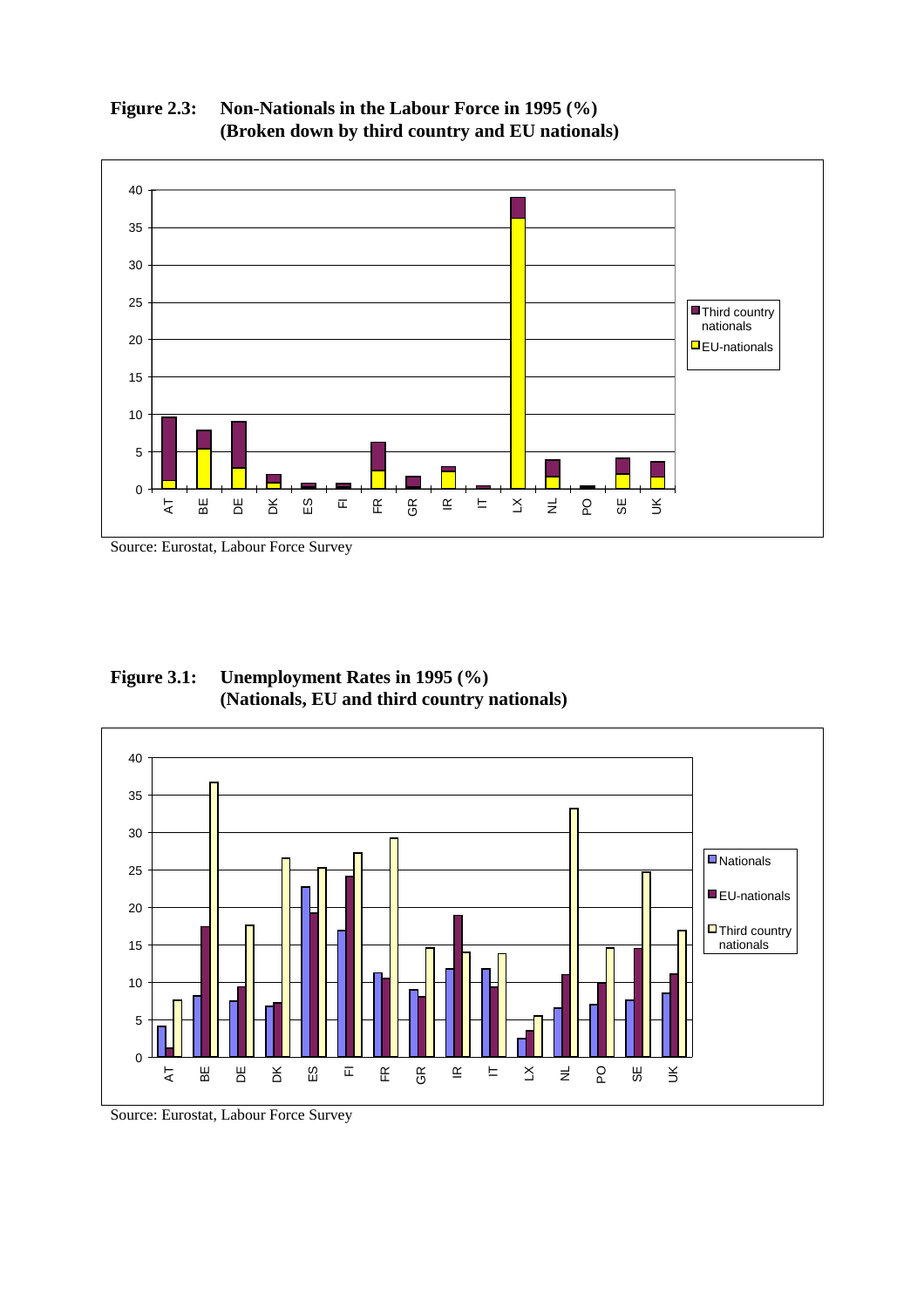**Figure 2.3: Non-Nationals in the Labour Force in 1995 (%) (Broken down by third country and EU nationals)**

Source: Eurostat, Labour Force Survey

**Figure 3.1: Unemployment Rates in 1995 (%) (Nationals, EU and third country nationals)**

Source: Eurostat, Labour Force Survey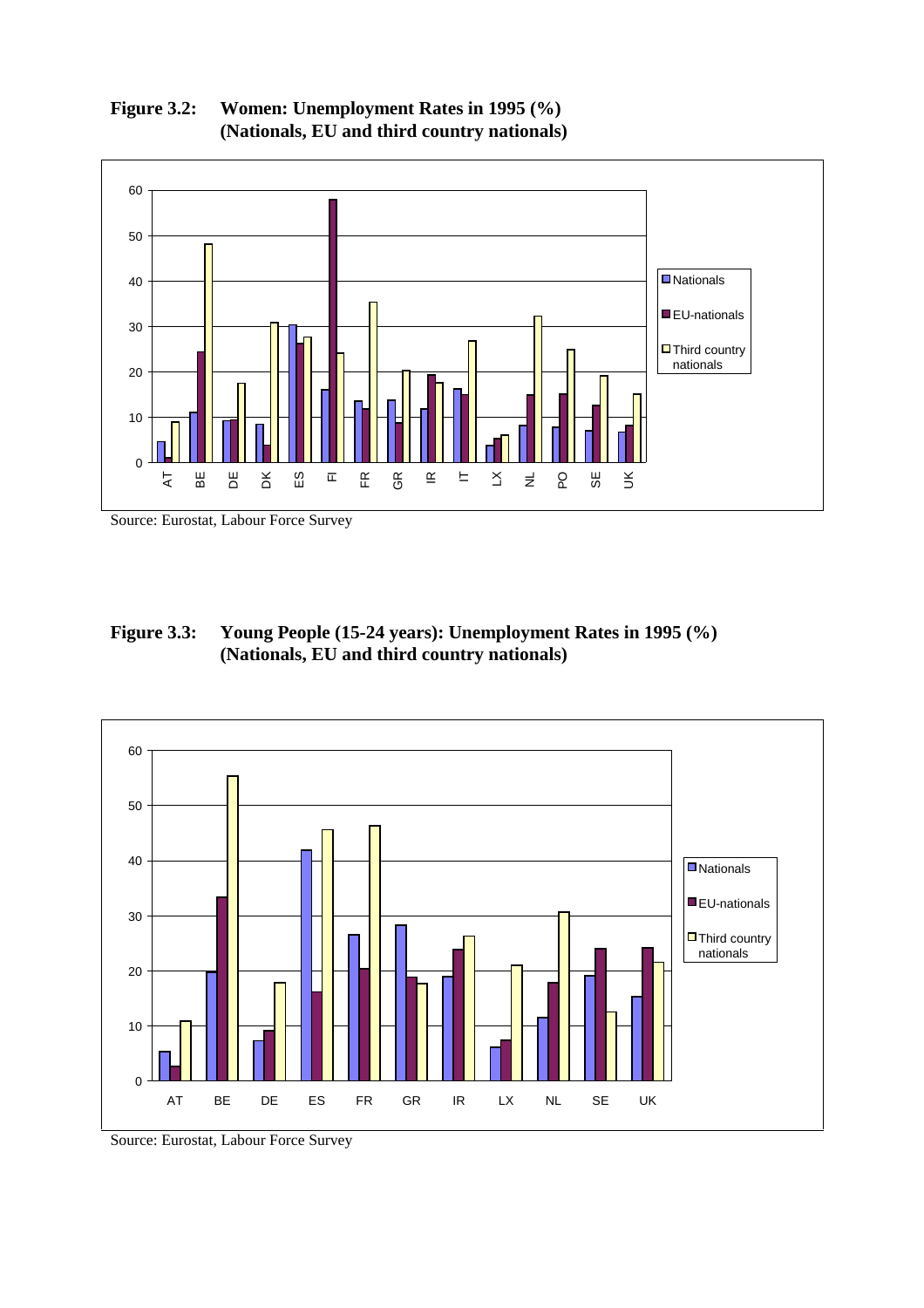**Figure 3.2: Women: Unemployment Rates in 1995 (%) (Nationals, EU and third country nationals)**

Source: Eurostat, Labour Force Survey

**Figure 3.3: Young People (15-24 years): Unemployment Rates in 1995 (%) (Nationals, EU and third country nationals)**

Source: Eurostat, Labour Force Survey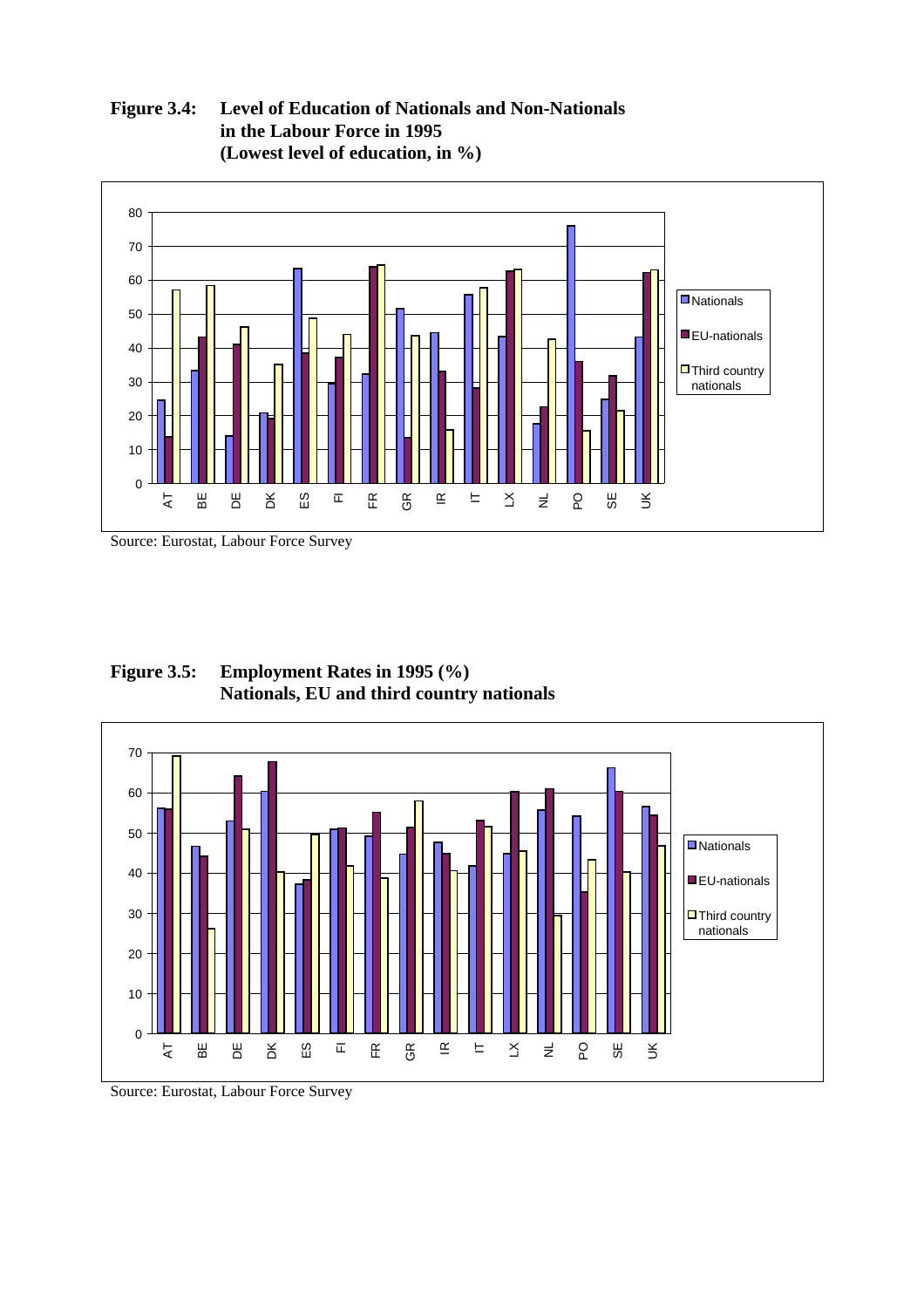**Figure 3.4: Level of Education of Nationals and Non-Nationals in the Labour Force in 1995 (Lowest level of education, in %)**

Source: Eurostat, Labour Force Survey

**Figure 3.5: Employment Rates in 1995 (%) Nationals, EU and third country nationals**

Source: Eurostat, Labour Force Survey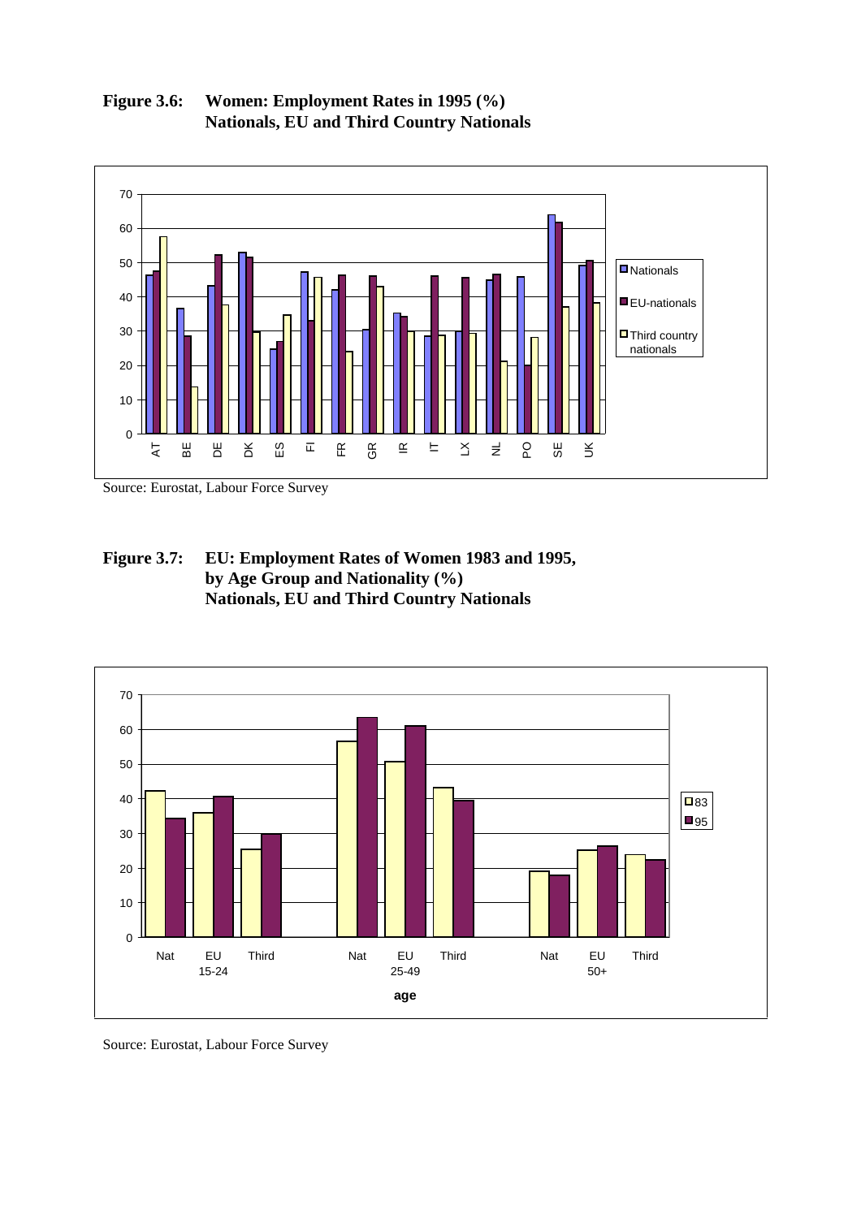**Figure 3.6: Women: Employment Rates in 1995 (%)**
**Nationals, EU and Third Country Nationals**

Source: Eurostat, Labour Force Survey

**Figure 3.7: EU: Employment Rates of Women 1983 and 1995, by Age Group and Nationality (%)**
**Nationals, EU and Third Country Nationals**

Source: Eurostat, Labour Force Survey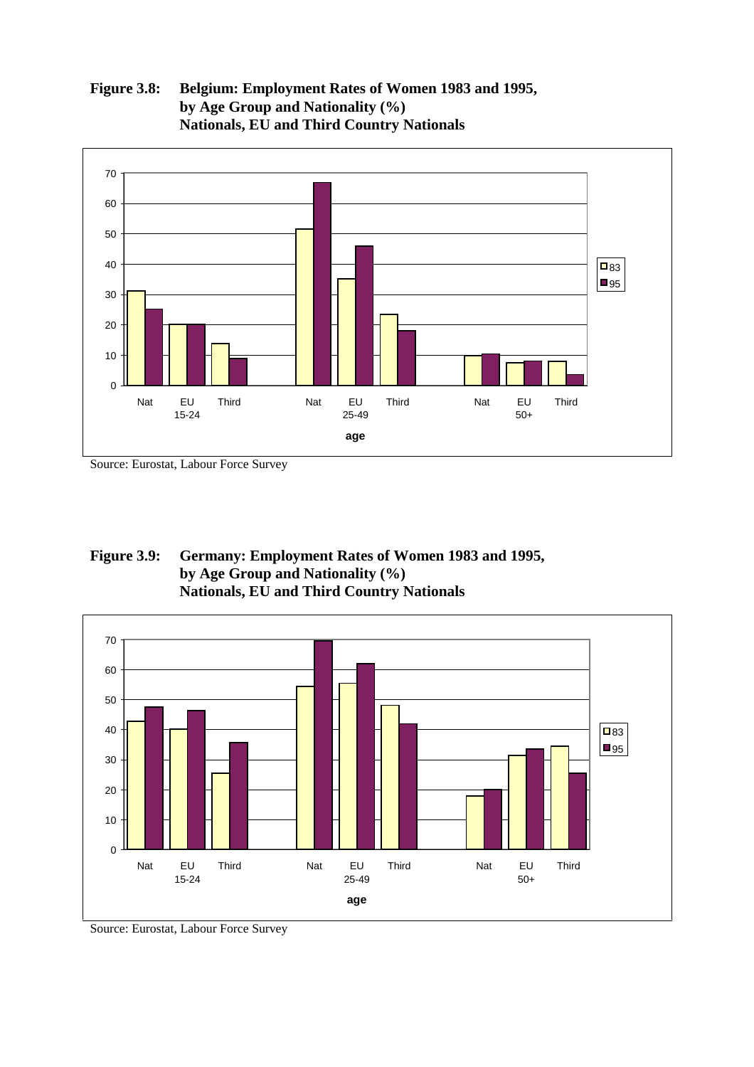**Figure 3.8: Belgium: Employment Rates of Women 1983 and 1995, by Age Group and Nationality (%) Nationals, EU and Third Country Nationals**

Source: Eurostat, Labour Force Survey

**Figure 3.9: Germany: Employment Rates of Women 1983 and 1995, by Age Group and Nationality (%) Nationals, EU and Third Country Nationals**

Source: Eurostat, Labour Force Survey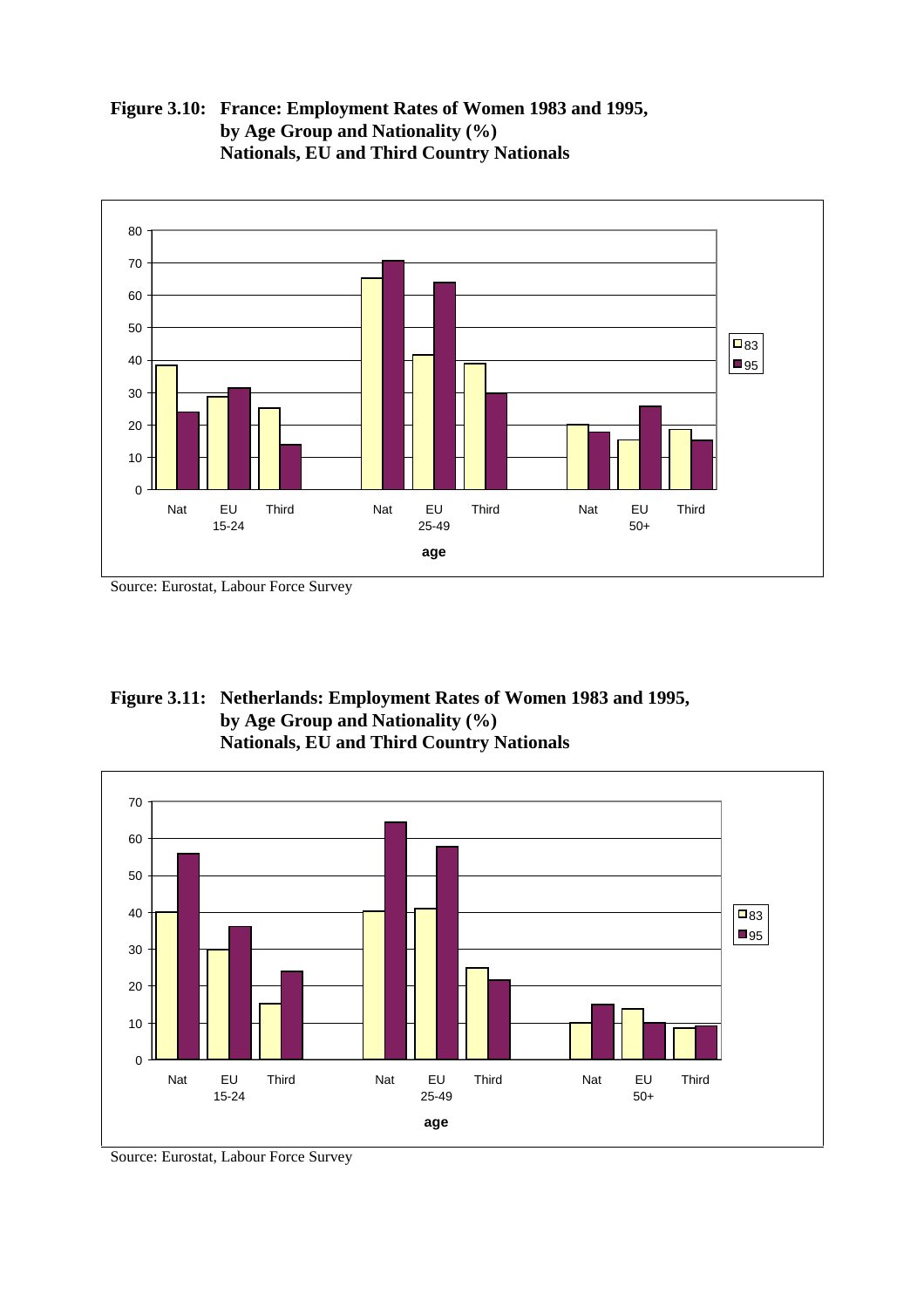**Figure 3.10: France: Employment Rates of Women 1983 and 1995, by Age Group and Nationality (%) Nationals, EU and Third Country Nationals**

Source: Eurostat, Labour Force Survey

**Figure 3.11: Netherlands: Employment Rates of Women 1983 and 1995, by Age Group and Nationality (%) Nationals, EU and Third Country Nationals**

Source: Eurostat, Labour Force Survey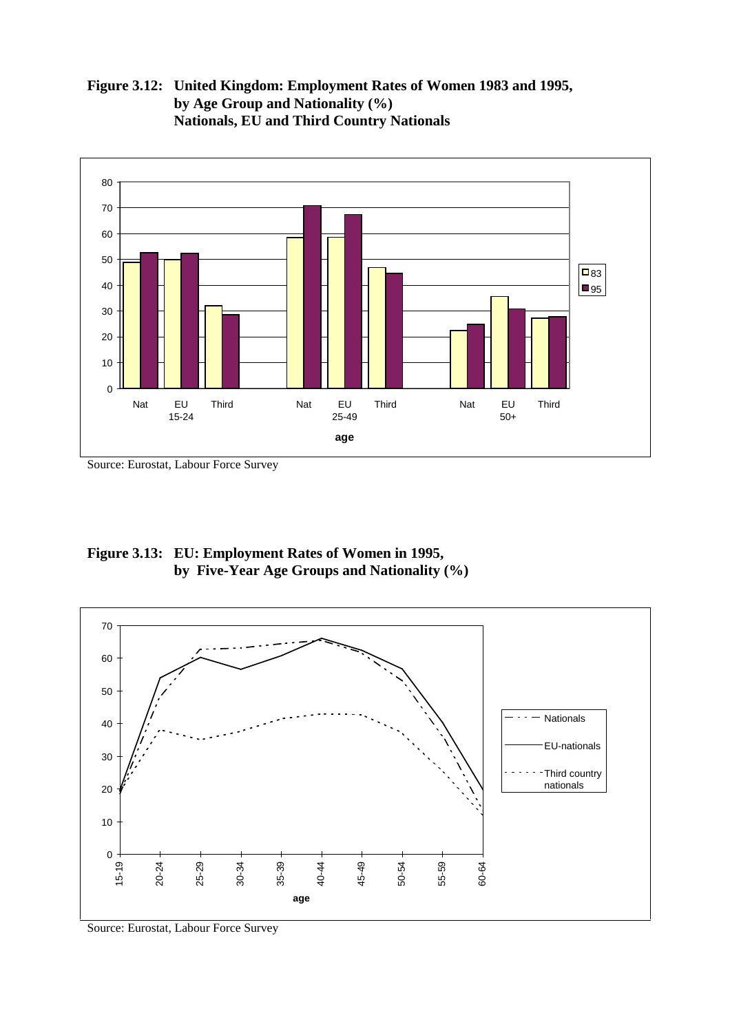**Figure 3.12: United Kingdom: Employment Rates of Women 1983 and 1995, by Age Group and Nationality (%) Nationals, EU and Third Country Nationals**

Source: Eurostat, Labour Force Survey

**Figure 3.13: EU: Employment Rates of Women in 1995, by Five-Year Age Groups and Nationality (%)**

Source: Eurostat, Labour Force Survey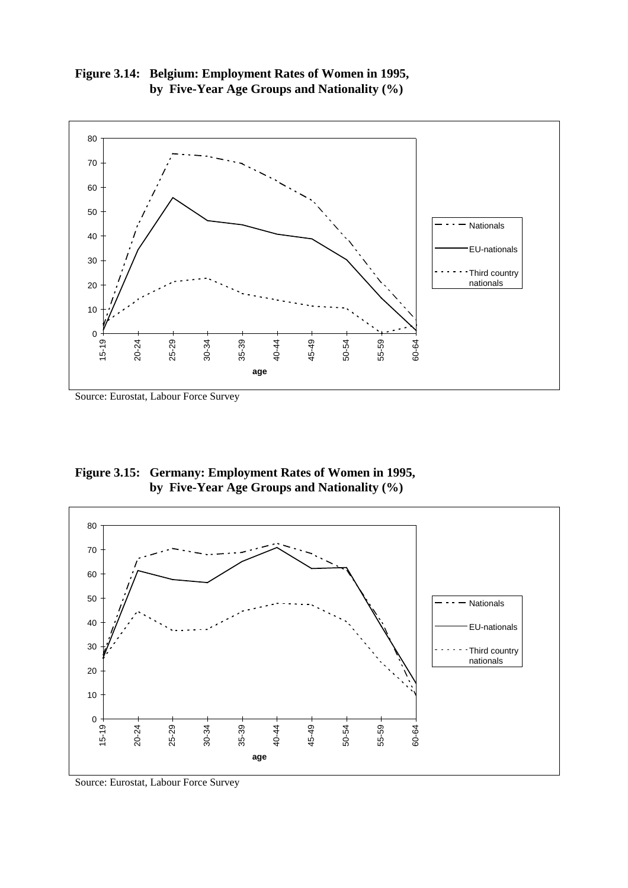**Figure 3.14: Belgium: Employment Rates of Women in 1995, by Five-Year Age Groups and Nationality (%)**

Source: Eurostat, Labour Force Survey

**Figure 3.15: Germany: Employment Rates of Women in 1995, by Five-Year Age Groups and Nationality (%)**

Source: Eurostat, Labour Force Survey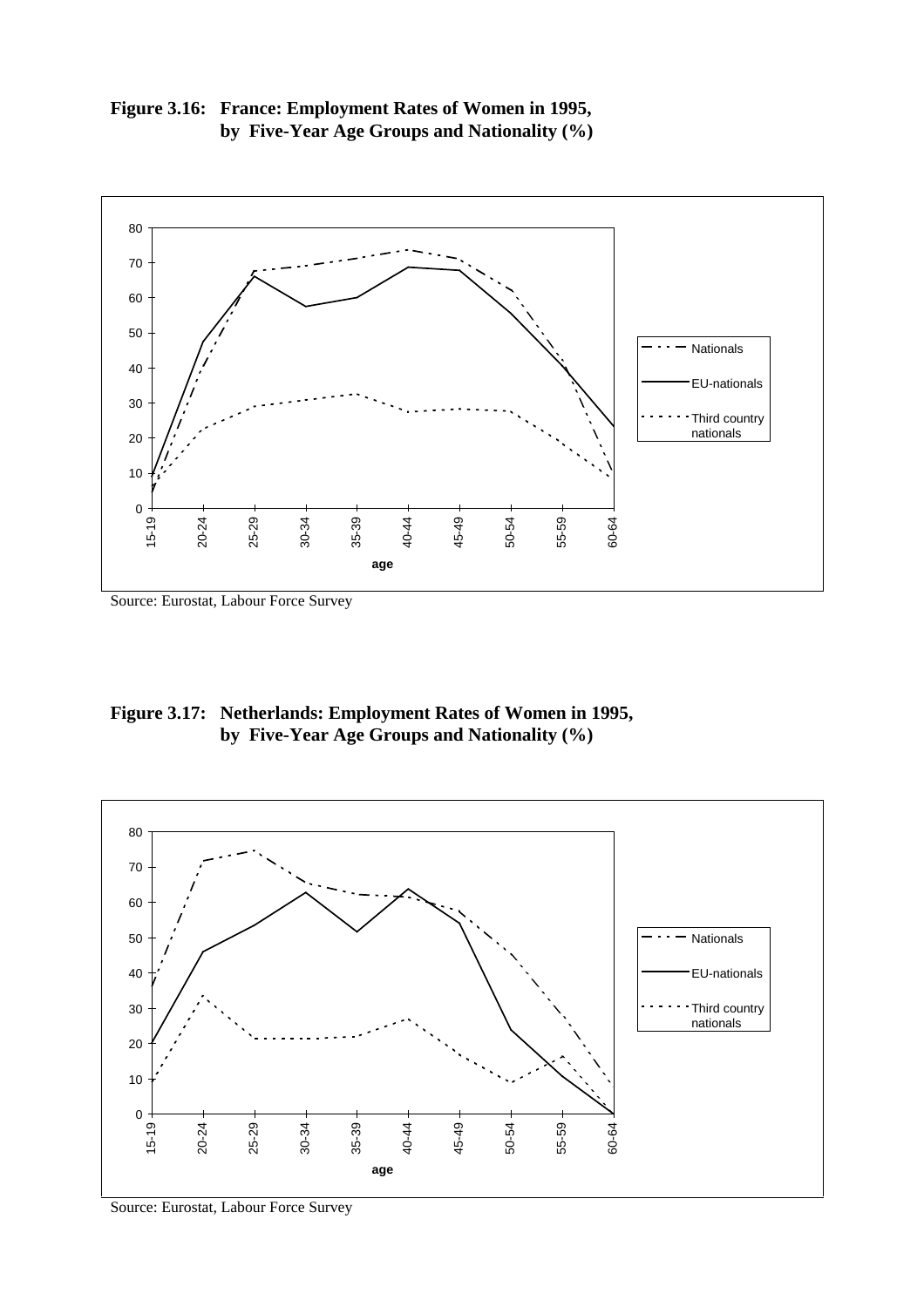**Figure 3.16: France: Employment Rates of Women in 1995, by Five-Year Age Groups and Nationality (%)**

Source: Eurostat, Labour Force Survey

**Figure 3.17: Netherlands: Employment Rates of Women in 1995, by Five-Year Age Groups and Nationality (%)**

Source: Eurostat, Labour Force Survey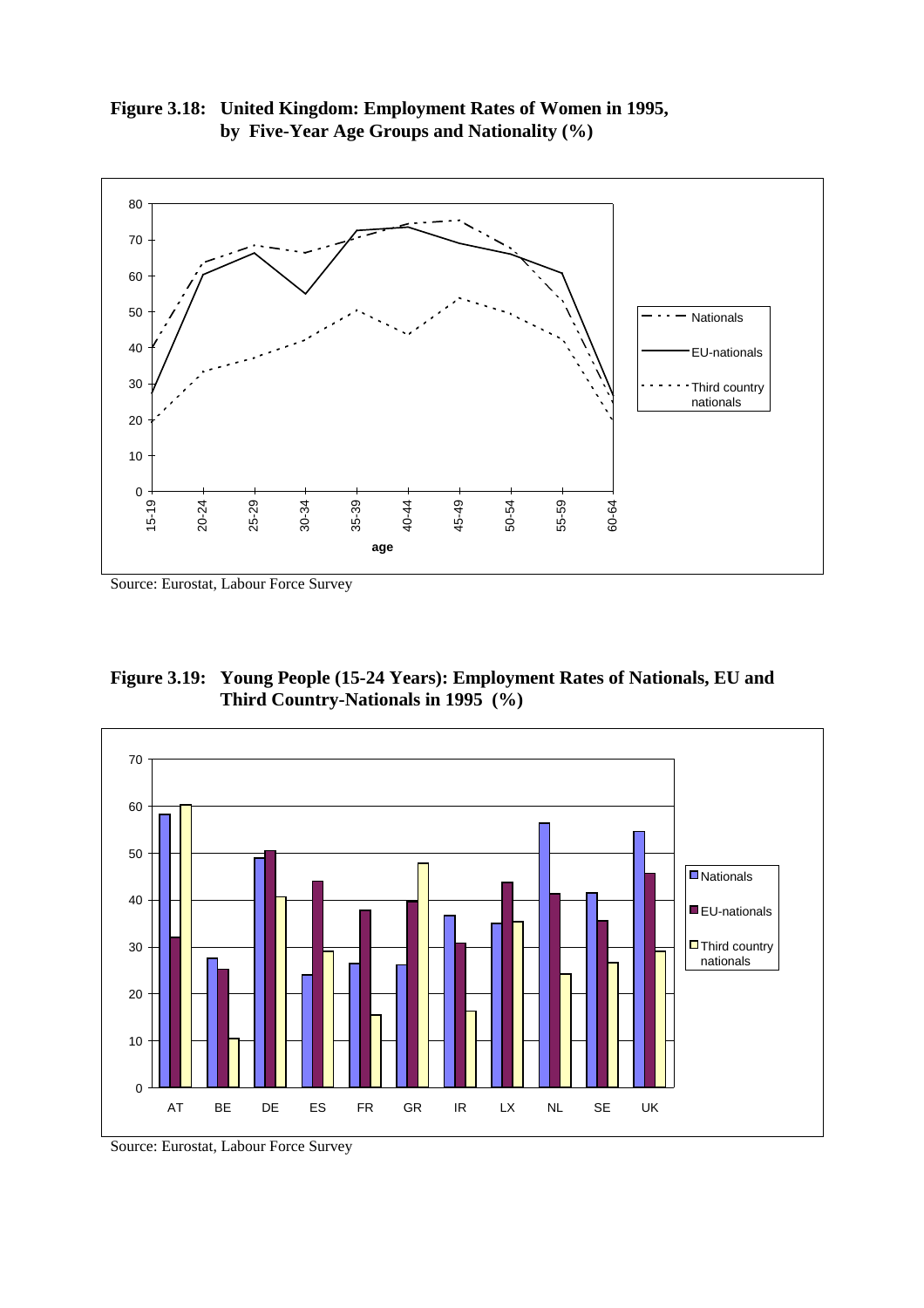**Figure 3.18: United Kingdom: Employment Rates of Women in 1995, by Five-Year Age Groups and Nationality (%)**

Source: Eurostat, Labour Force Survey

**Figure 3.19: Young People (15-24 Years): Employment Rates of Nationals, EU and Third Country-Nationals in 1995 (%)**

Source: Eurostat, Labour Force Survey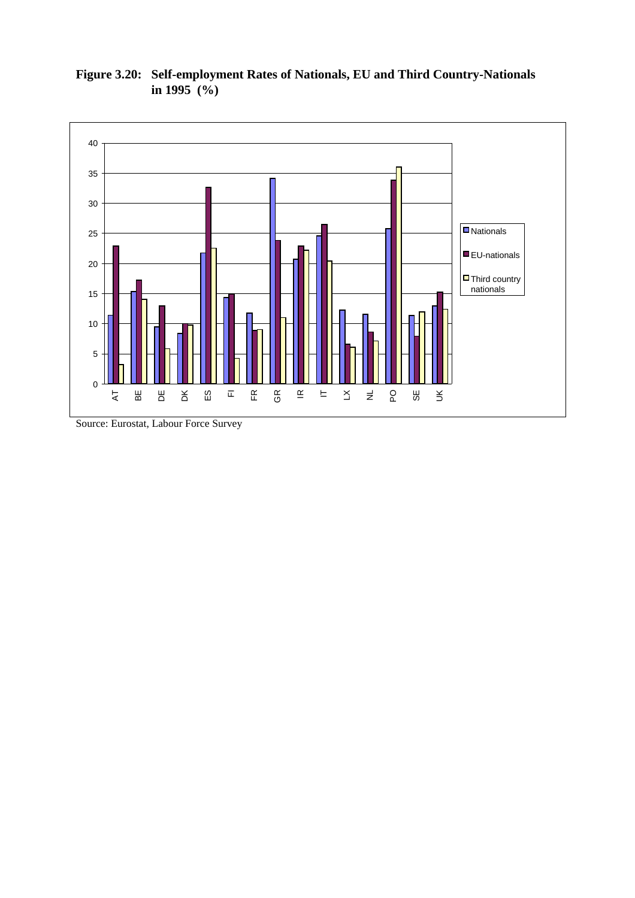**Figure 3.20: Self-employment Rates of Nationals, EU and Third Country-Nationals in 1995 (%)**

40
35
30
25
20
15
10
5
0

AT BE DE DK ES FI FR GR IR IT LX NL PO SE UK

Nationals
EU-nationals
Third country nationals

Source: Eurostat, Labour Force Survey